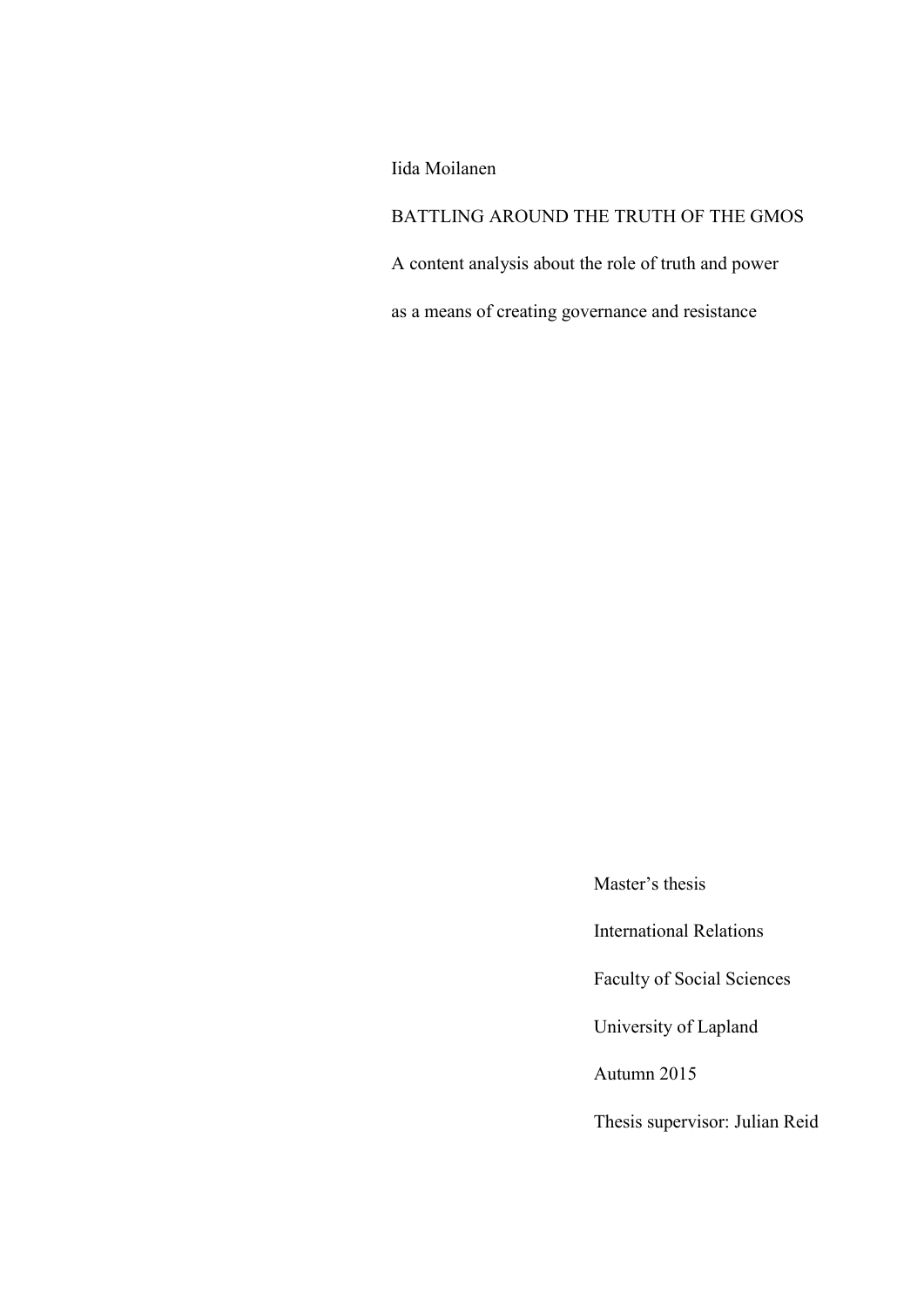Iida Moilanen

# BATTLING AROUND THE TRUTH OF THE GMOS

A content analysis about the role of truth and power

as a means of creating governance and resistance

Master's thesis

International Relations

Faculty of Social Sciences

University of Lapland

Autumn 2015

Thesis supervisor: Julian Reid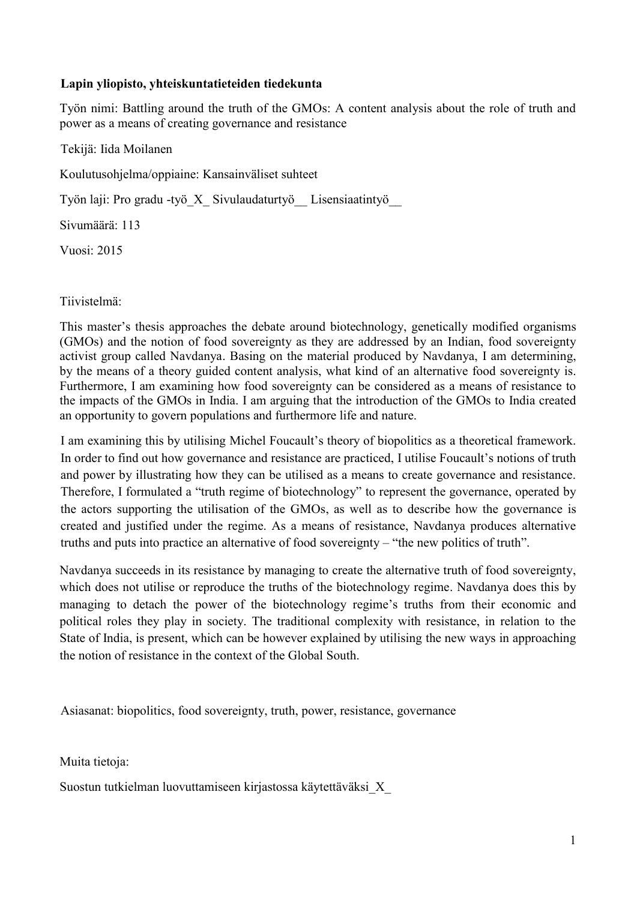**Lapin yliopisto, yhteiskuntatieteiden tiedekunta**

Työn nimi: Battling around the truth of the GMOs: A content analysis about the role of truth and power as a means of creating governance and resistance

Tekijä: Iida Moilanen

Koulutusohjelma/oppiaine: Kansainväliset suhteet

Työn laji: Pro gradu -työ_X_ Sivulaudaturtyö__ Lisensiaatintyö__

Sivumäärä: 113

Vuosi: 2015

Tiivistelmä:

This master's thesis approaches the debate around biotechnology, genetically modified organisms (GMOs) and the notion of food sovereignty as they are addressed by an Indian, food sovereignty activist group called Navdanya. Basing on the material produced by Navdanya, I am determining, by the means of a theory guided content analysis, what kind of an alternative food sovereignty is. Furthermore, I am examining how food sovereignty can be considered as a means of resistance to the impacts of the GMOs in India. I am arguing that the introduction of the GMOs to India created an opportunity to govern populations and furthermore life and nature.

I am examining this by utilising Michel Foucault's theory of biopolitics as a theoretical framework. In order to find out how governance and resistance are practiced, I utilise Foucault's notions of truth and power by illustrating how they can be utilised as a means to create governance and resistance. Therefore, I formulated a "truth regime of biotechnology" to represent the governance, operated by the actors supporting the utilisation of the GMOs, as well as to describe how the governance is created and justified under the regime. As a means of resistance, Navdanya produces alternative truths and puts into practice an alternative of food sovereignty – "the new politics of truth".

Navdanya succeeds in its resistance by managing to create the alternative truth of food sovereignty, which does not utilise or reproduce the truths of the biotechnology regime. Navdanya does this by managing to detach the power of the biotechnology regime's truths from their economic and political roles they play in society. The traditional complexity with resistance, in relation to the State of India, is present, which can be however explained by utilising the new ways in approaching the notion of resistance in the context of the Global South.

Asiasanat: biopolitics, food sovereignty, truth, power, resistance, governance

Muita tietoja:

Suostun tutkielman luovuttamiseen kirjastossa käytettäväksi_X_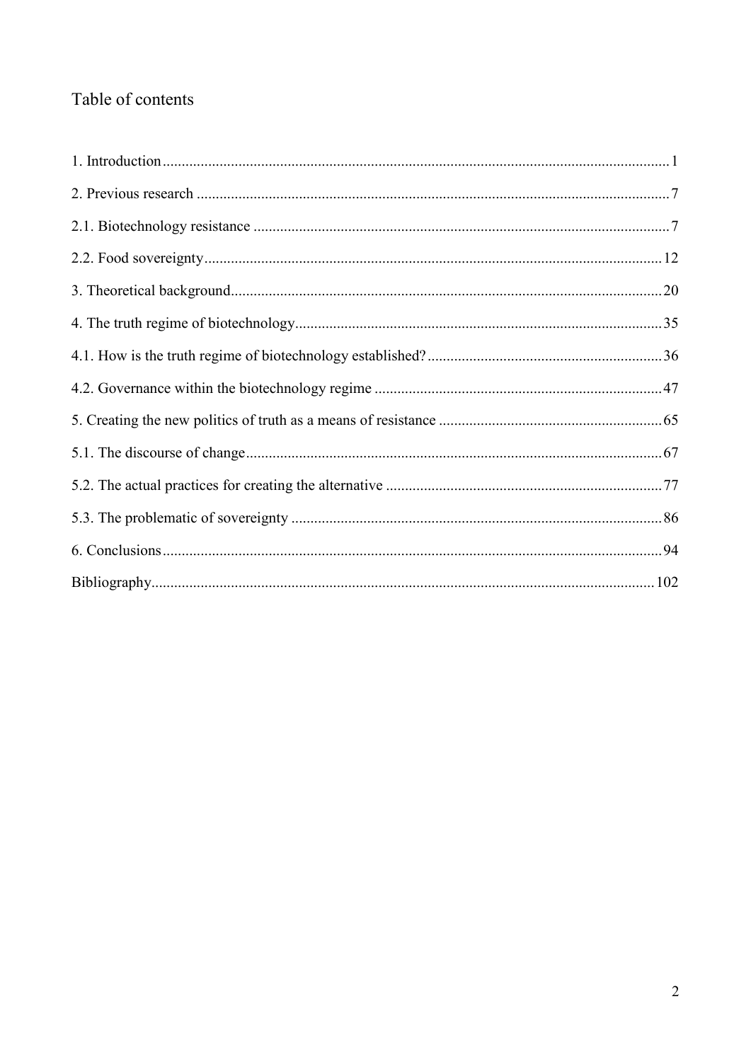# Table of contents

1. Introduction .......... 1
2. Previous research .......... 7
2.1. Biotechnology resistance .......... 7
2.2. Food sovereignty .......... 12
3. Theoretical background .......... 20
4. The truth regime of biotechnology .......... 35
4.1. How is the truth regime of biotechnology established? .......... 36
4.2. Governance within the biotechnology regime .......... 47
5. Creating the new politics of truth as a means of resistance .......... 65
5.1. The discourse of change .......... 67
5.2. The actual practices for creating the alternative .......... 77
5.3. The problematic of sovereignty .......... 86
6. Conclusions .......... 94
Bibliography .......... 102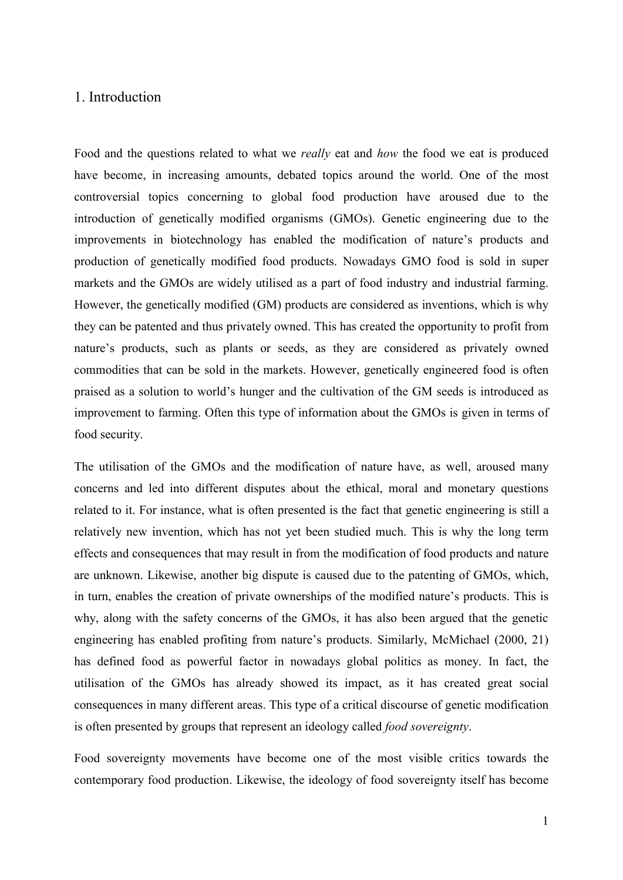# 1. Introduction

Food and the questions related to what we *really* eat and *how* the food we eat is produced have become, in increasing amounts, debated topics around the world. One of the most controversial topics concerning to global food production have aroused due to the introduction of genetically modified organisms (GMOs). Genetic engineering due to the improvements in biotechnology has enabled the modification of nature's products and production of genetically modified food products. Nowadays GMO food is sold in super markets and the GMOs are widely utilised as a part of food industry and industrial farming. However, the genetically modified (GM) products are considered as inventions, which is why they can be patented and thus privately owned. This has created the opportunity to profit from nature's products, such as plants or seeds, as they are considered as privately owned commodities that can be sold in the markets. However, genetically engineered food is often praised as a solution to world's hunger and the cultivation of the GM seeds is introduced as improvement to farming. Often this type of information about the GMOs is given in terms of food security.

The utilisation of the GMOs and the modification of nature have, as well, aroused many concerns and led into different disputes about the ethical, moral and monetary questions related to it. For instance, what is often presented is the fact that genetic engineering is still a relatively new invention, which has not yet been studied much. This is why the long term effects and consequences that may result in from the modification of food products and nature are unknown. Likewise, another big dispute is caused due to the patenting of GMOs, which, in turn, enables the creation of private ownerships of the modified nature's products. This is why, along with the safety concerns of the GMOs, it has also been argued that the genetic engineering has enabled profiting from nature's products. Similarly, McMichael (2000, 21) has defined food as powerful factor in nowadays global politics as money. In fact, the utilisation of the GMOs has already showed its impact, as it has created great social consequences in many different areas. This type of a critical discourse of genetic modification is often presented by groups that represent an ideology called *food sovereignty*.

Food sovereignty movements have become one of the most visible critics towards the contemporary food production. Likewise, the ideology of food sovereignty itself has become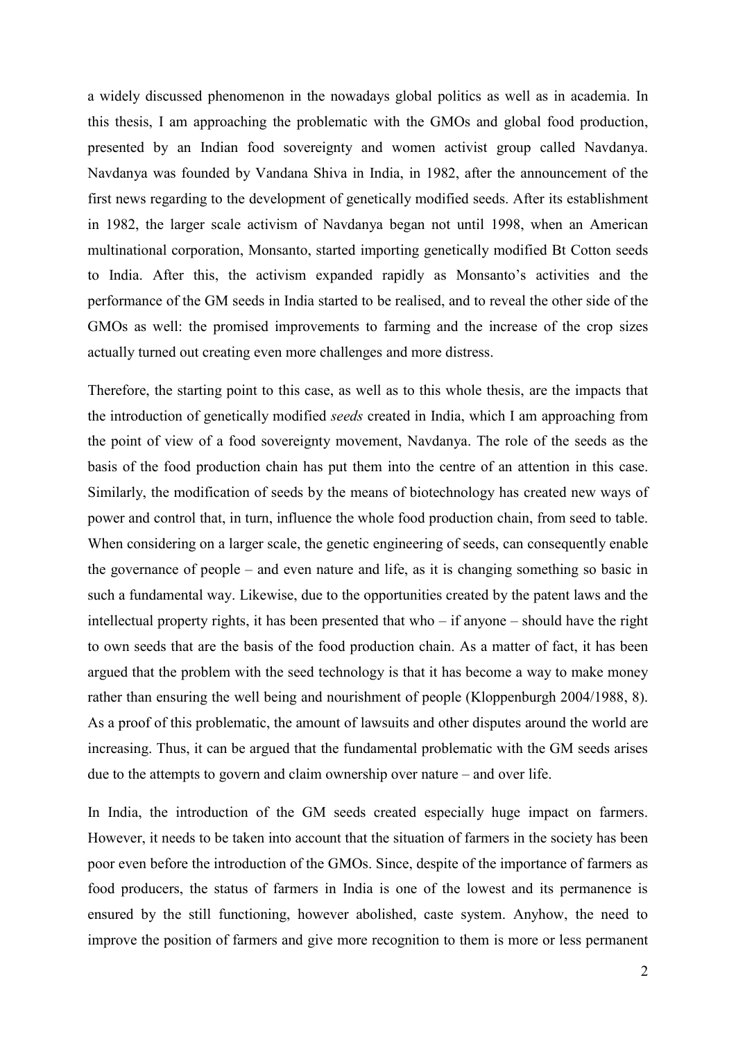a widely discussed phenomenon in the nowadays global politics as well as in academia. In this thesis, I am approaching the problematic with the GMOs and global food production, presented by an Indian food sovereignty and women activist group called Navdanya. Navdanya was founded by Vandana Shiva in India, in 1982, after the announcement of the first news regarding to the development of genetically modified seeds. After its establishment in 1982, the larger scale activism of Navdanya began not until 1998, when an American multinational corporation, Monsanto, started importing genetically modified Bt Cotton seeds to India. After this, the activism expanded rapidly as Monsanto's activities and the performance of the GM seeds in India started to be realised, and to reveal the other side of the GMOs as well: the promised improvements to farming and the increase of the crop sizes actually turned out creating even more challenges and more distress.

Therefore, the starting point to this case, as well as to this whole thesis, are the impacts that the introduction of genetically modified *seeds* created in India, which I am approaching from the point of view of a food sovereignty movement, Navdanya. The role of the seeds as the basis of the food production chain has put them into the centre of an attention in this case. Similarly, the modification of seeds by the means of biotechnology has created new ways of power and control that, in turn, influence the whole food production chain, from seed to table. When considering on a larger scale, the genetic engineering of seeds, can consequently enable the governance of people – and even nature and life, as it is changing something so basic in such a fundamental way. Likewise, due to the opportunities created by the patent laws and the intellectual property rights, it has been presented that who – if anyone – should have the right to own seeds that are the basis of the food production chain. As a matter of fact, it has been argued that the problem with the seed technology is that it has become a way to make money rather than ensuring the well being and nourishment of people (Kloppenburgh 2004/1988, 8). As a proof of this problematic, the amount of lawsuits and other disputes around the world are increasing. Thus, it can be argued that the fundamental problematic with the GM seeds arises due to the attempts to govern and claim ownership over nature – and over life.

In India, the introduction of the GM seeds created especially huge impact on farmers. However, it needs to be taken into account that the situation of farmers in the society has been poor even before the introduction of the GMOs. Since, despite of the importance of farmers as food producers, the status of farmers in India is one of the lowest and its permanence is ensured by the still functioning, however abolished, caste system. Anyhow, the need to improve the position of farmers and give more recognition to them is more or less permanent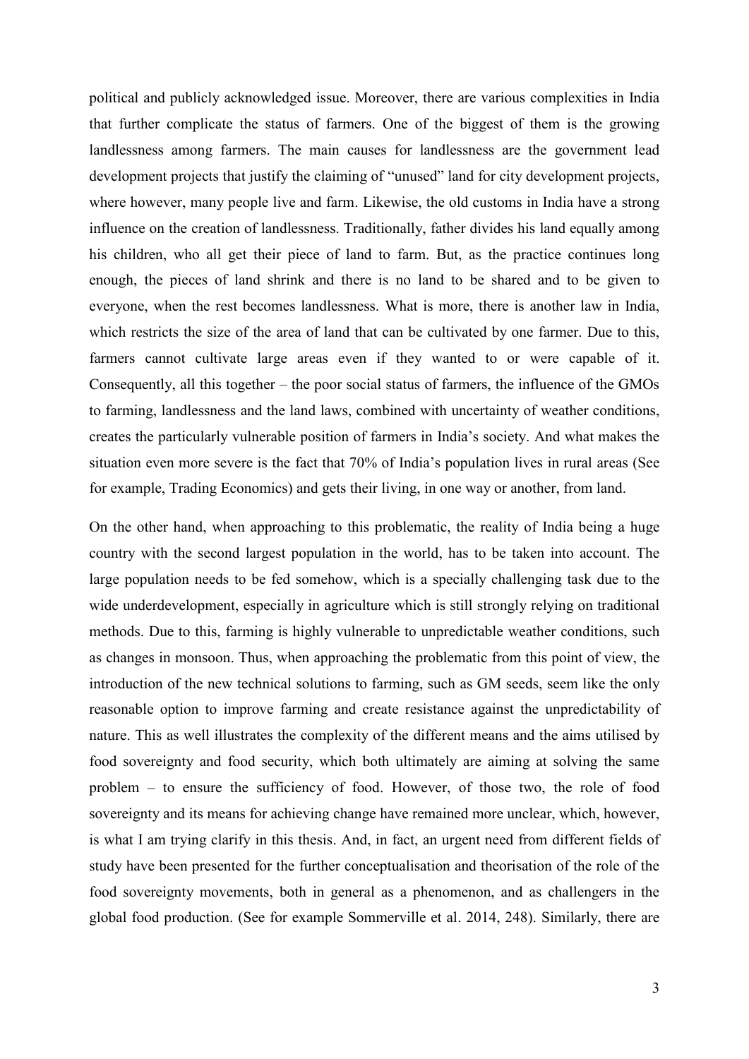political and publicly acknowledged issue. Moreover, there are various complexities in India that further complicate the status of farmers. One of the biggest of them is the growing landlessness among farmers. The main causes for landlessness are the government lead development projects that justify the claiming of "unused" land for city development projects, where however, many people live and farm. Likewise, the old customs in India have a strong influence on the creation of landlessness. Traditionally, father divides his land equally among his children, who all get their piece of land to farm. But, as the practice continues long enough, the pieces of land shrink and there is no land to be shared and to be given to everyone, when the rest becomes landlessness. What is more, there is another law in India, which restricts the size of the area of land that can be cultivated by one farmer. Due to this, farmers cannot cultivate large areas even if they wanted to or were capable of it. Consequently, all this together – the poor social status of farmers, the influence of the GMOs to farming, landlessness and the land laws, combined with uncertainty of weather conditions, creates the particularly vulnerable position of farmers in India's society. And what makes the situation even more severe is the fact that 70% of India's population lives in rural areas (See for example, Trading Economics) and gets their living, in one way or another, from land.

On the other hand, when approaching to this problematic, the reality of India being a huge country with the second largest population in the world, has to be taken into account. The large population needs to be fed somehow, which is a specially challenging task due to the wide underdevelopment, especially in agriculture which is still strongly relying on traditional methods. Due to this, farming is highly vulnerable to unpredictable weather conditions, such as changes in monsoon. Thus, when approaching the problematic from this point of view, the introduction of the new technical solutions to farming, such as GM seeds, seem like the only reasonable option to improve farming and create resistance against the unpredictability of nature. This as well illustrates the complexity of the different means and the aims utilised by food sovereignty and food security, which both ultimately are aiming at solving the same problem – to ensure the sufficiency of food. However, of those two, the role of food sovereignty and its means for achieving change have remained more unclear, which, however, is what I am trying clarify in this thesis. And, in fact, an urgent need from different fields of study have been presented for the further conceptualisation and theorisation of the role of the food sovereignty movements, both in general as a phenomenon, and as challengers in the global food production. (See for example Sommerville et al. 2014, 248). Similarly, there are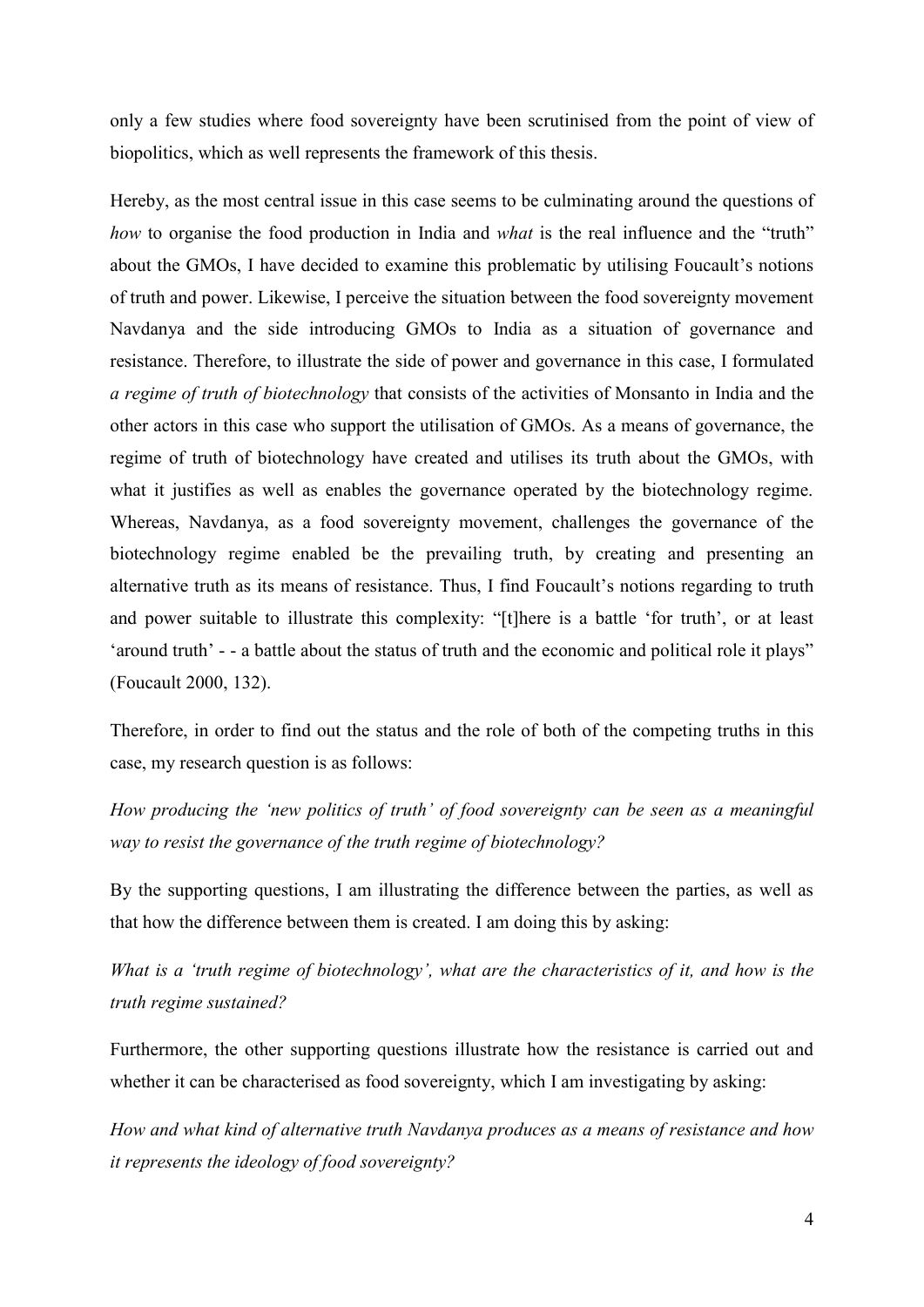only a few studies where food sovereignty have been scrutinised from the point of view of biopolitics, which as well represents the framework of this thesis.

Hereby, as the most central issue in this case seems to be culminating around the questions of *how* to organise the food production in India and *what* is the real influence and the "truth" about the GMOs, I have decided to examine this problematic by utilising Foucault's notions of truth and power. Likewise, I perceive the situation between the food sovereignty movement Navdanya and the side introducing GMOs to India as a situation of governance and resistance. Therefore, to illustrate the side of power and governance in this case, I formulated *a regime of truth of biotechnology* that consists of the activities of Monsanto in India and the other actors in this case who support the utilisation of GMOs. As a means of governance, the regime of truth of biotechnology have created and utilises its truth about the GMOs, with what it justifies as well as enables the governance operated by the biotechnology regime. Whereas, Navdanya, as a food sovereignty movement, challenges the governance of the biotechnology regime enabled be the prevailing truth, by creating and presenting an alternative truth as its means of resistance. Thus, I find Foucault's notions regarding to truth and power suitable to illustrate this complexity: "[t]here is a battle 'for truth', or at least 'around truth' - - a battle about the status of truth and the economic and political role it plays" (Foucault 2000, 132).

Therefore, in order to find out the status and the role of both of the competing truths in this case, my research question is as follows:

*How producing the 'new politics of truth' of food sovereignty can be seen as a meaningful way to resist the governance of the truth regime of biotechnology?*

By the supporting questions, I am illustrating the difference between the parties, as well as that how the difference between them is created. I am doing this by asking:

*What is a 'truth regime of biotechnology', what are the characteristics of it, and how is the truth regime sustained?*

Furthermore, the other supporting questions illustrate how the resistance is carried out and whether it can be characterised as food sovereignty, which I am investigating by asking:

*How and what kind of alternative truth Navdanya produces as a means of resistance and how it represents the ideology of food sovereignty?*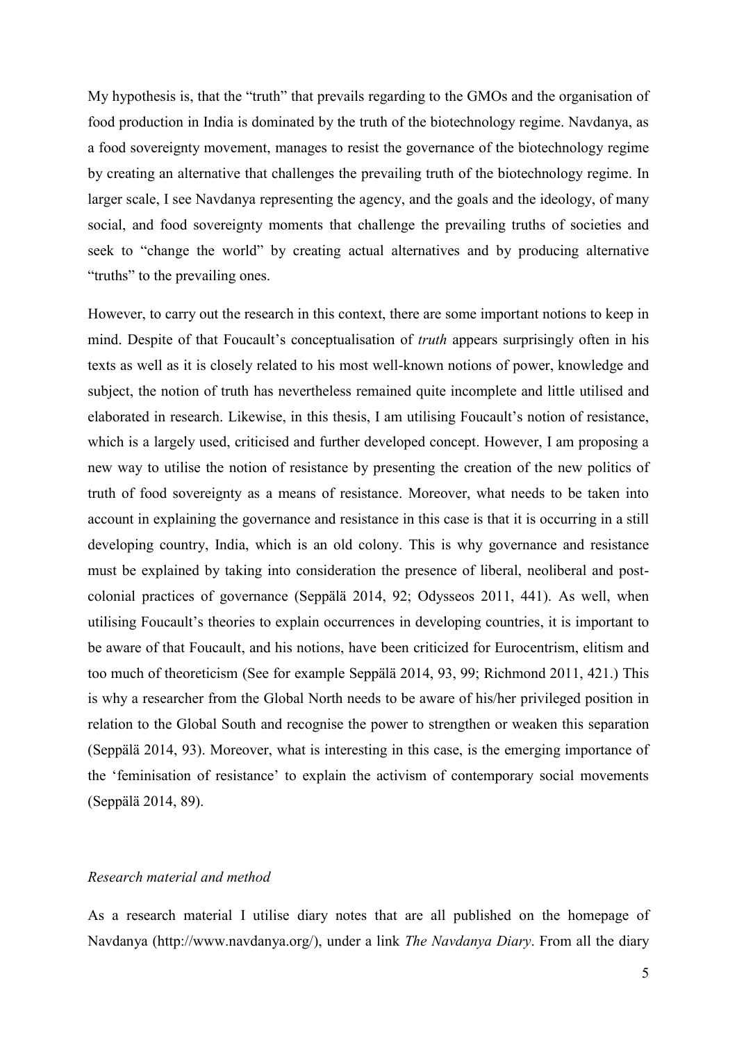My hypothesis is, that the "truth" that prevails regarding to the GMOs and the organisation of food production in India is dominated by the truth of the biotechnology regime. Navdanya, as a food sovereignty movement, manages to resist the governance of the biotechnology regime by creating an alternative that challenges the prevailing truth of the biotechnology regime. In larger scale, I see Navdanya representing the agency, and the goals and the ideology, of many social, and food sovereignty moments that challenge the prevailing truths of societies and seek to "change the world" by creating actual alternatives and by producing alternative "truths" to the prevailing ones.

However, to carry out the research in this context, there are some important notions to keep in mind. Despite of that Foucault's conceptualisation of *truth* appears surprisingly often in his texts as well as it is closely related to his most well-known notions of power, knowledge and subject, the notion of truth has nevertheless remained quite incomplete and little utilised and elaborated in research. Likewise, in this thesis, I am utilising Foucault's notion of resistance, which is a largely used, criticised and further developed concept. However, I am proposing a new way to utilise the notion of resistance by presenting the creation of the new politics of truth of food sovereignty as a means of resistance. Moreover, what needs to be taken into account in explaining the governance and resistance in this case is that it is occurring in a still developing country, India, which is an old colony. This is why governance and resistance must be explained by taking into consideration the presence of liberal, neoliberal and post-colonial practices of governance (Seppälä 2014, 92; Odysseos 2011, 441). As well, when utilising Foucault's theories to explain occurrences in developing countries, it is important to be aware of that Foucault, and his notions, have been criticized for Eurocentrism, elitism and too much of theoreticism (See for example Seppälä 2014, 93, 99; Richmond 2011, 421.) This is why a researcher from the Global North needs to be aware of his/her privileged position in relation to the Global South and recognise the power to strengthen or weaken this separation (Seppälä 2014, 93). Moreover, what is interesting in this case, is the emerging importance of the 'feminisation of resistance' to explain the activism of contemporary social movements (Seppälä 2014, 89).

### *Research material and method*

As a research material I utilise diary notes that are all published on the homepage of Navdanya (http://www.navdanya.org/), under a link *The Navdanya Diary*. From all the diary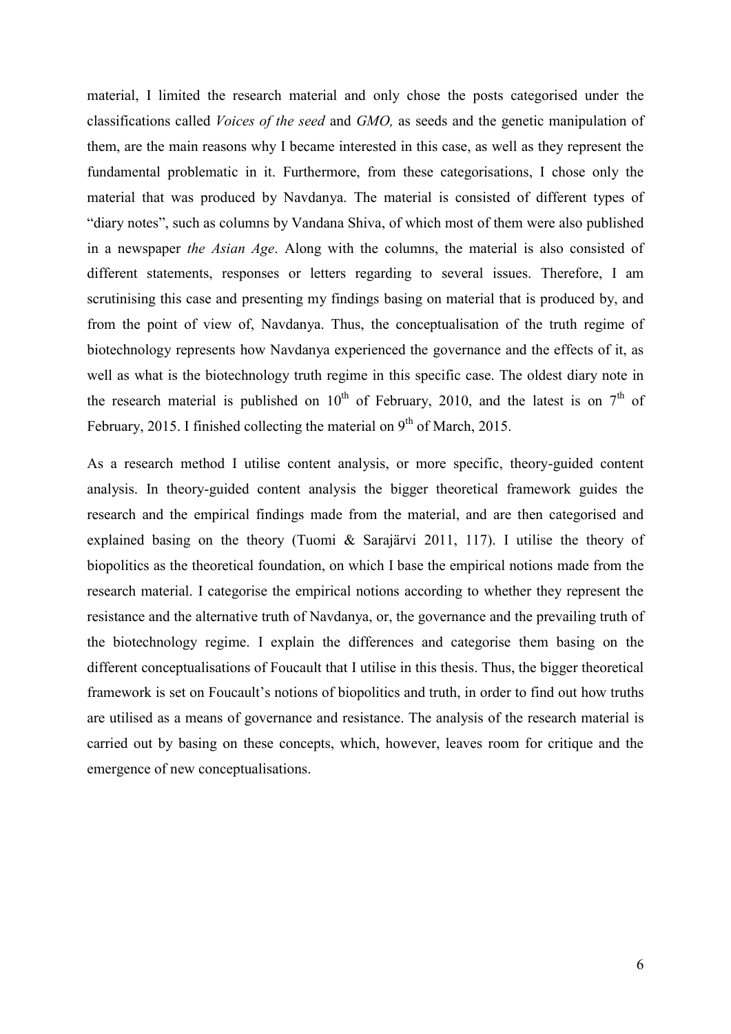material, I limited the research material and only chose the posts categorised under the classifications called *Voices of the seed* and *GMO,* as seeds and the genetic manipulation of them, are the main reasons why I became interested in this case, as well as they represent the fundamental problematic in it. Furthermore, from these categorisations, I chose only the material that was produced by Navdanya. The material is consisted of different types of "diary notes", such as columns by Vandana Shiva, of which most of them were also published in a newspaper *the Asian Age*. Along with the columns, the material is also consisted of different statements, responses or letters regarding to several issues. Therefore, I am scrutinising this case and presenting my findings basing on material that is produced by, and from the point of view of, Navdanya. Thus, the conceptualisation of the truth regime of biotechnology represents how Navdanya experienced the governance and the effects of it, as well as what is the biotechnology truth regime in this specific case. The oldest diary note in the research material is published on 10th of February, 2010, and the latest is on 7th of February, 2015. I finished collecting the material on 9th of March, 2015.

As a research method I utilise content analysis, or more specific, theory-guided content analysis. In theory-guided content analysis the bigger theoretical framework guides the research and the empirical findings made from the material, and are then categorised and explained basing on the theory (Tuomi & Sarajärvi 2011, 117). I utilise the theory of biopolitics as the theoretical foundation, on which I base the empirical notions made from the research material. I categorise the empirical notions according to whether they represent the resistance and the alternative truth of Navdanya, or, the governance and the prevailing truth of the biotechnology regime. I explain the differences and categorise them basing on the different conceptualisations of Foucault that I utilise in this thesis. Thus, the bigger theoretical framework is set on Foucault's notions of biopolitics and truth, in order to find out how truths are utilised as a means of governance and resistance. The analysis of the research material is carried out by basing on these concepts, which, however, leaves room for critique and the emergence of new conceptualisations.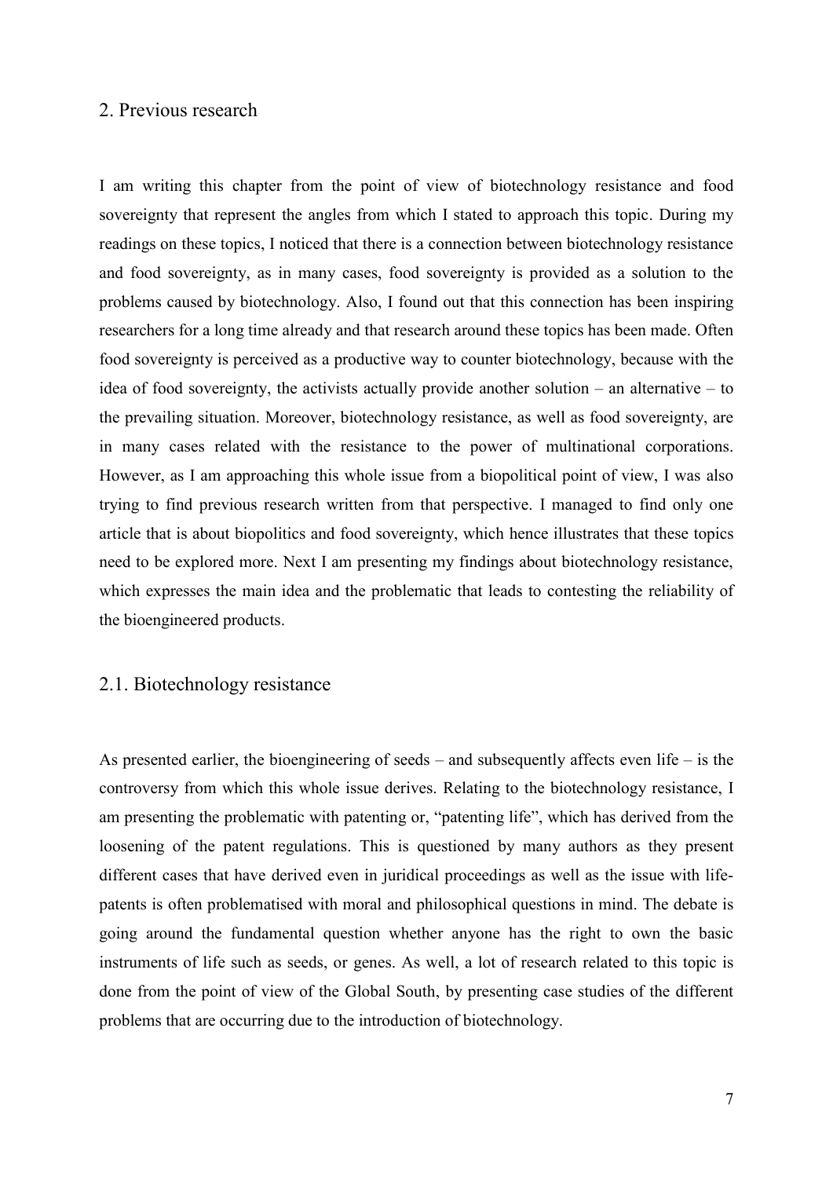## 2. Previous research

I am writing this chapter from the point of view of biotechnology resistance and food sovereignty that represent the angles from which I stated to approach this topic. During my readings on these topics, I noticed that there is a connection between biotechnology resistance and food sovereignty, as in many cases, food sovereignty is provided as a solution to the problems caused by biotechnology. Also, I found out that this connection has been inspiring researchers for a long time already and that research around these topics has been made. Often food sovereignty is perceived as a productive way to counter biotechnology, because with the idea of food sovereignty, the activists actually provide another solution – an alternative – to the prevailing situation. Moreover, biotechnology resistance, as well as food sovereignty, are in many cases related with the resistance to the power of multinational corporations. However, as I am approaching this whole issue from a biopolitical point of view, I was also trying to find previous research written from that perspective. I managed to find only one article that is about biopolitics and food sovereignty, which hence illustrates that these topics need to be explored more. Next I am presenting my findings about biotechnology resistance, which expresses the main idea and the problematic that leads to contesting the reliability of the bioengineered products.

### 2.1. Biotechnology resistance

As presented earlier, the bioengineering of seeds – and subsequently affects even life – is the controversy from which this whole issue derives. Relating to the biotechnology resistance, I am presenting the problematic with patenting or, "patenting life", which has derived from the loosening of the patent regulations. This is questioned by many authors as they present different cases that have derived even in juridical proceedings as well as the issue with life-patents is often problematised with moral and philosophical questions in mind. The debate is going around the fundamental question whether anyone has the right to own the basic instruments of life such as seeds, or genes. As well, a lot of research related to this topic is done from the point of view of the Global South, by presenting case studies of the different problems that are occurring due to the introduction of biotechnology.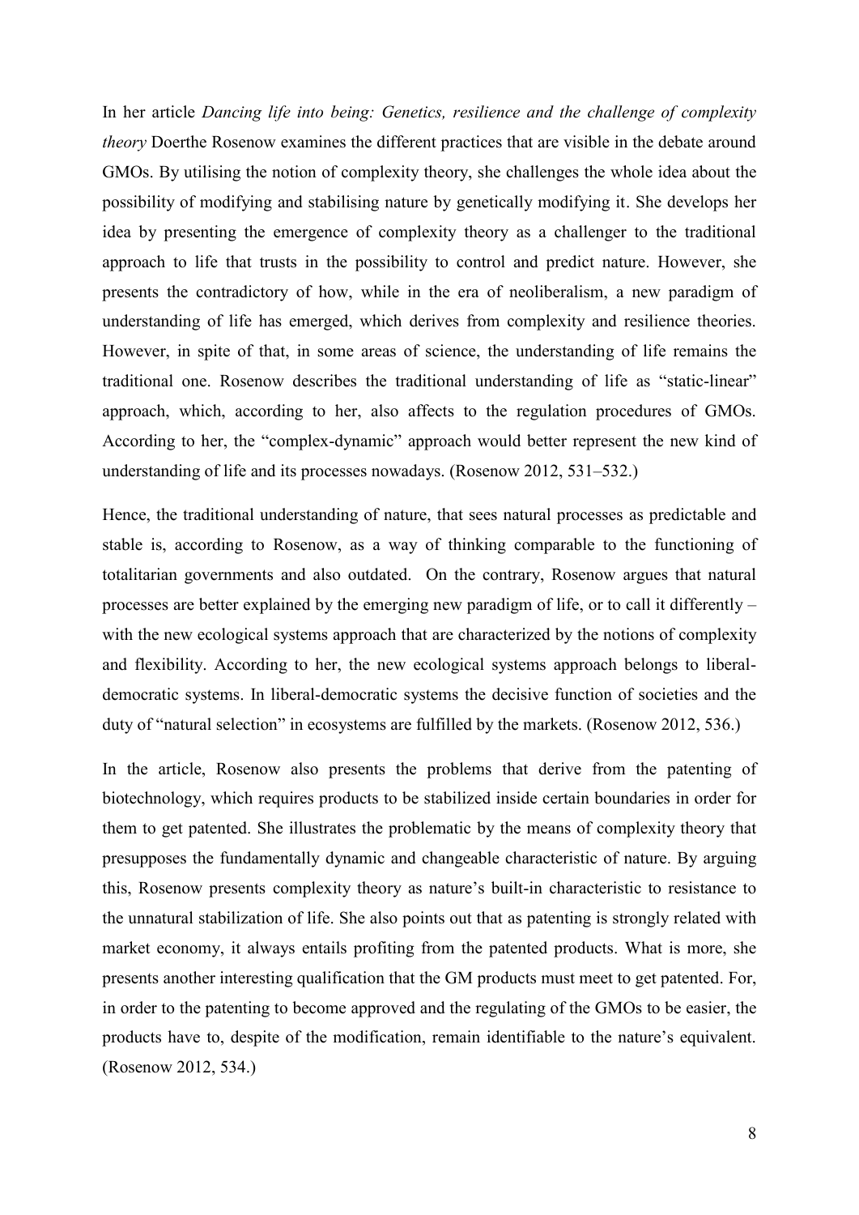In her article *Dancing life into being: Genetics, resilience and the challenge of complexity theory* Doerthe Rosenow examines the different practices that are visible in the debate around GMOs. By utilising the notion of complexity theory, she challenges the whole idea about the possibility of modifying and stabilising nature by genetically modifying it. She develops her idea by presenting the emergence of complexity theory as a challenger to the traditional approach to life that trusts in the possibility to control and predict nature. However, she presents the contradictory of how, while in the era of neoliberalism, a new paradigm of understanding of life has emerged, which derives from complexity and resilience theories. However, in spite of that, in some areas of science, the understanding of life remains the traditional one. Rosenow describes the traditional understanding of life as "static-linear" approach, which, according to her, also affects to the regulation procedures of GMOs. According to her, the "complex-dynamic" approach would better represent the new kind of understanding of life and its processes nowadays. (Rosenow 2012, 531–532.)

Hence, the traditional understanding of nature, that sees natural processes as predictable and stable is, according to Rosenow, as a way of thinking comparable to the functioning of totalitarian governments and also outdated. On the contrary, Rosenow argues that natural processes are better explained by the emerging new paradigm of life, or to call it differently – with the new ecological systems approach that are characterized by the notions of complexity and flexibility. According to her, the new ecological systems approach belongs to liberal-democratic systems. In liberal-democratic systems the decisive function of societies and the duty of "natural selection" in ecosystems are fulfilled by the markets. (Rosenow 2012, 536.)

In the article, Rosenow also presents the problems that derive from the patenting of biotechnology, which requires products to be stabilized inside certain boundaries in order for them to get patented. She illustrates the problematic by the means of complexity theory that presupposes the fundamentally dynamic and changeable characteristic of nature. By arguing this, Rosenow presents complexity theory as nature's built-in characteristic to resistance to the unnatural stabilization of life. She also points out that as patenting is strongly related with market economy, it always entails profiting from the patented products. What is more, she presents another interesting qualification that the GM products must meet to get patented. For, in order to the patenting to become approved and the regulating of the GMOs to be easier, the products have to, despite of the modification, remain identifiable to the nature's equivalent. (Rosenow 2012, 534.)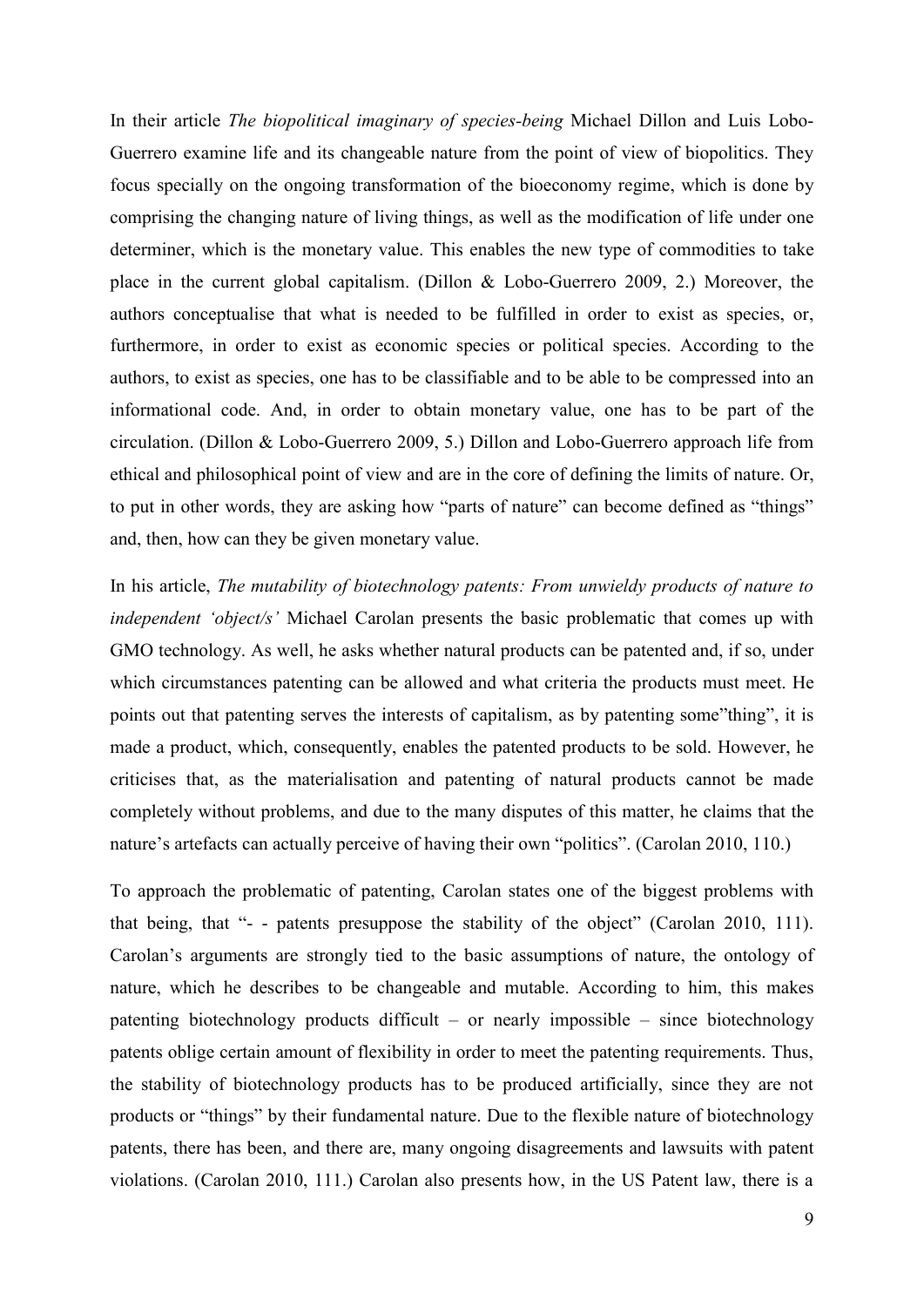In their article *The biopolitical imaginary of species-being* Michael Dillon and Luis Lobo-Guerrero examine life and its changeable nature from the point of view of biopolitics. They focus specially on the ongoing transformation of the bioeconomy regime, which is done by comprising the changing nature of living things, as well as the modification of life under one determiner, which is the monetary value. This enables the new type of commodities to take place in the current global capitalism. (Dillon & Lobo-Guerrero 2009, 2.) Moreover, the authors conceptualise that what is needed to be fulfilled in order to exist as species, or, furthermore, in order to exist as economic species or political species. According to the authors, to exist as species, one has to be classifiable and to be able to be compressed into an informational code. And, in order to obtain monetary value, one has to be part of the circulation. (Dillon & Lobo-Guerrero 2009, 5.) Dillon and Lobo-Guerrero approach life from ethical and philosophical point of view and are in the core of defining the limits of nature. Or, to put in other words, they are asking how "parts of nature" can become defined as "things" and, then, how can they be given monetary value.

In his article, *The mutability of biotechnology patents: From unwieldy products of nature to independent 'object/s'* Michael Carolan presents the basic problematic that comes up with GMO technology. As well, he asks whether natural products can be patented and, if so, under which circumstances patenting can be allowed and what criteria the products must meet. He points out that patenting serves the interests of capitalism, as by patenting some"thing", it is made a product, which, consequently, enables the patented products to be sold. However, he criticises that, as the materialisation and patenting of natural products cannot be made completely without problems, and due to the many disputes of this matter, he claims that the nature's artefacts can actually perceive of having their own "politics". (Carolan 2010, 110.)

To approach the problematic of patenting, Carolan states one of the biggest problems with that being, that "- - patents presuppose the stability of the object" (Carolan 2010, 111). Carolan's arguments are strongly tied to the basic assumptions of nature, the ontology of nature, which he describes to be changeable and mutable. According to him, this makes patenting biotechnology products difficult – or nearly impossible – since biotechnology patents oblige certain amount of flexibility in order to meet the patenting requirements. Thus, the stability of biotechnology products has to be produced artificially, since they are not products or "things" by their fundamental nature. Due to the flexible nature of biotechnology patents, there has been, and there are, many ongoing disagreements and lawsuits with patent violations. (Carolan 2010, 111.) Carolan also presents how, in the US Patent law, there is a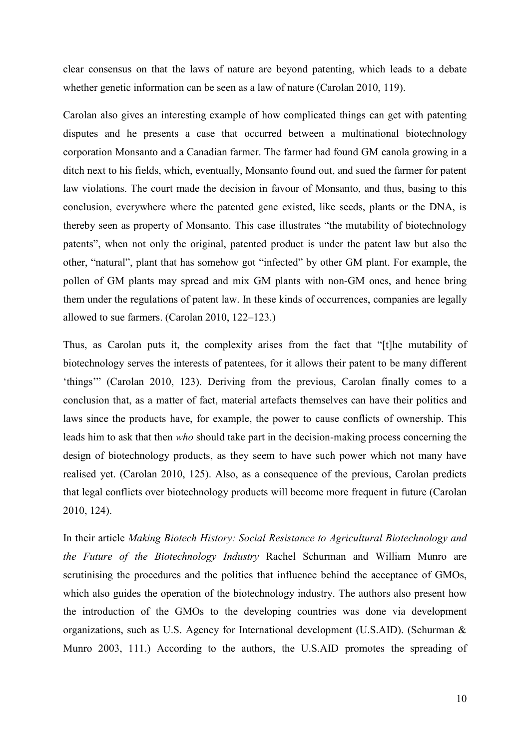clear consensus on that the laws of nature are beyond patenting, which leads to a debate whether genetic information can be seen as a law of nature (Carolan 2010, 119).

Carolan also gives an interesting example of how complicated things can get with patenting disputes and he presents a case that occurred between a multinational biotechnology corporation Monsanto and a Canadian farmer. The farmer had found GM canola growing in a ditch next to his fields, which, eventually, Monsanto found out, and sued the farmer for patent law violations. The court made the decision in favour of Monsanto, and thus, basing to this conclusion, everywhere where the patented gene existed, like seeds, plants or the DNA, is thereby seen as property of Monsanto. This case illustrates "the mutability of biotechnology patents", when not only the original, patented product is under the patent law but also the other, "natural", plant that has somehow got "infected" by other GM plant. For example, the pollen of GM plants may spread and mix GM plants with non-GM ones, and hence bring them under the regulations of patent law. In these kinds of occurrences, companies are legally allowed to sue farmers. (Carolan 2010, 122–123.)

Thus, as Carolan puts it, the complexity arises from the fact that "[t]he mutability of biotechnology serves the interests of patentees, for it allows their patent to be many different 'things'" (Carolan 2010, 123). Deriving from the previous, Carolan finally comes to a conclusion that, as a matter of fact, material artefacts themselves can have their politics and laws since the products have, for example, the power to cause conflicts of ownership. This leads him to ask that then *who* should take part in the decision-making process concerning the design of biotechnology products, as they seem to have such power which not many have realised yet. (Carolan 2010, 125). Also, as a consequence of the previous, Carolan predicts that legal conflicts over biotechnology products will become more frequent in future (Carolan 2010, 124).

In their article *Making Biotech History: Social Resistance to Agricultural Biotechnology and the Future of the Biotechnology Industry* Rachel Schurman and William Munro are scrutinising the procedures and the politics that influence behind the acceptance of GMOs, which also guides the operation of the biotechnology industry. The authors also present how the introduction of the GMOs to the developing countries was done via development organizations, such as U.S. Agency for International development (U.S.AID). (Schurman & Munro 2003, 111.) According to the authors, the U.S.AID promotes the spreading of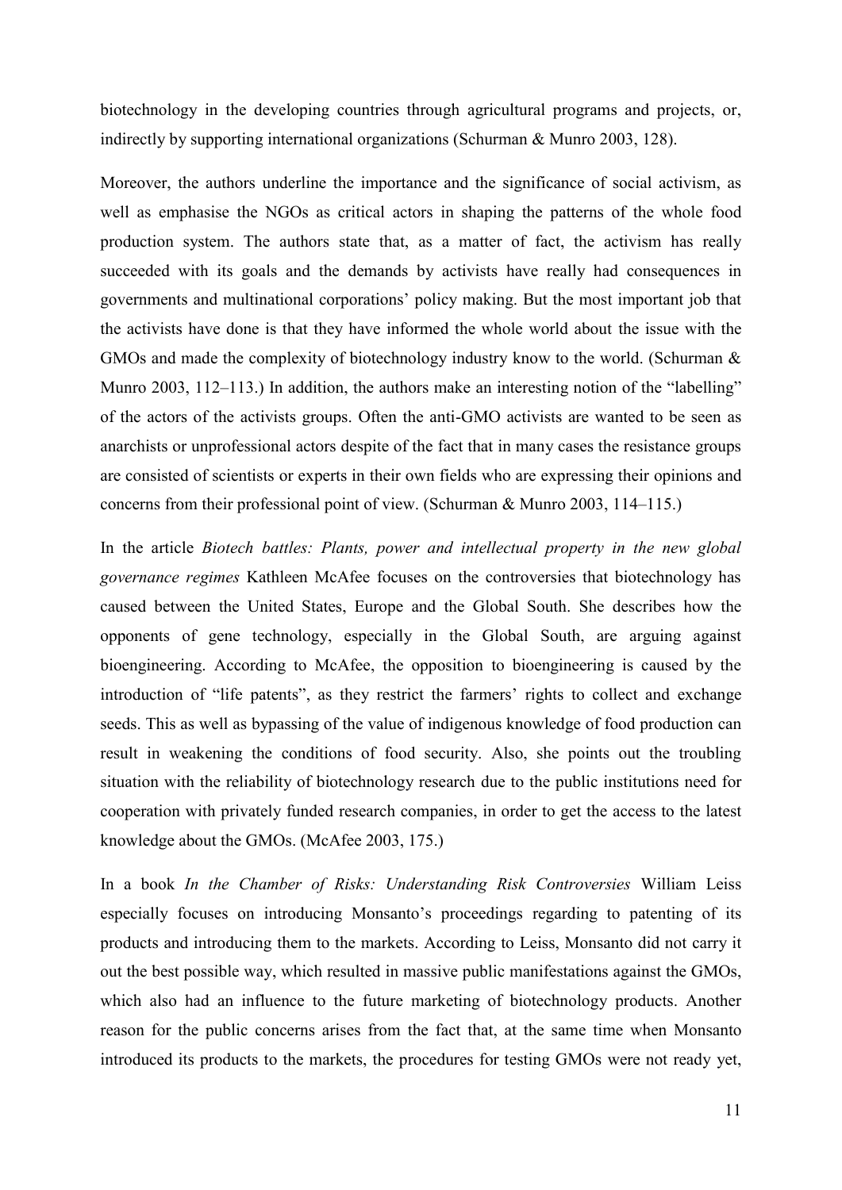biotechnology in the developing countries through agricultural programs and projects, or, indirectly by supporting international organizations (Schurman & Munro 2003, 128).

Moreover, the authors underline the importance and the significance of social activism, as well as emphasise the NGOs as critical actors in shaping the patterns of the whole food production system. The authors state that, as a matter of fact, the activism has really succeeded with its goals and the demands by activists have really had consequences in governments and multinational corporations' policy making. But the most important job that the activists have done is that they have informed the whole world about the issue with the GMOs and made the complexity of biotechnology industry know to the world. (Schurman & Munro 2003, 112–113.) In addition, the authors make an interesting notion of the "labelling" of the actors of the activists groups. Often the anti-GMO activists are wanted to be seen as anarchists or unprofessional actors despite of the fact that in many cases the resistance groups are consisted of scientists or experts in their own fields who are expressing their opinions and concerns from their professional point of view. (Schurman & Munro 2003, 114–115.)

In the article *Biotech battles: Plants, power and intellectual property in the new global governance regimes* Kathleen McAfee focuses on the controversies that biotechnology has caused between the United States, Europe and the Global South. She describes how the opponents of gene technology, especially in the Global South, are arguing against bioengineering. According to McAfee, the opposition to bioengineering is caused by the introduction of "life patents", as they restrict the farmers' rights to collect and exchange seeds. This as well as bypassing of the value of indigenous knowledge of food production can result in weakening the conditions of food security. Also, she points out the troubling situation with the reliability of biotechnology research due to the public institutions need for cooperation with privately funded research companies, in order to get the access to the latest knowledge about the GMOs. (McAfee 2003, 175.)

In a book *In the Chamber of Risks: Understanding Risk Controversies* William Leiss especially focuses on introducing Monsanto's proceedings regarding to patenting of its products and introducing them to the markets. According to Leiss, Monsanto did not carry it out the best possible way, which resulted in massive public manifestations against the GMOs, which also had an influence to the future marketing of biotechnology products. Another reason for the public concerns arises from the fact that, at the same time when Monsanto introduced its products to the markets, the procedures for testing GMOs were not ready yet,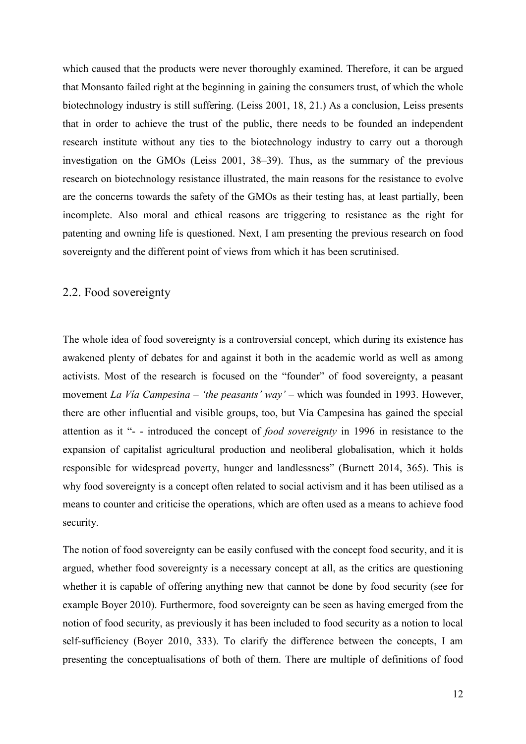which caused that the products were never thoroughly examined. Therefore, it can be argued that Monsanto failed right at the beginning in gaining the consumers trust, of which the whole biotechnology industry is still suffering. (Leiss 2001, 18, 21.) As a conclusion, Leiss presents that in order to achieve the trust of the public, there needs to be founded an independent research institute without any ties to the biotechnology industry to carry out a thorough investigation on the GMOs (Leiss 2001, 38–39). Thus, as the summary of the previous research on biotechnology resistance illustrated, the main reasons for the resistance to evolve are the concerns towards the safety of the GMOs as their testing has, at least partially, been incomplete. Also moral and ethical reasons are triggering to resistance as the right for patenting and owning life is questioned. Next, I am presenting the previous research on food sovereignty and the different point of views from which it has been scrutinised.

## 2.2. Food sovereignty

The whole idea of food sovereignty is a controversial concept, which during its existence has awakened plenty of debates for and against it both in the academic world as well as among activists. Most of the research is focused on the "founder" of food sovereignty, a peasant movement *La Vía Campesina* – *'the peasants' way'* – which was founded in 1993. However, there are other influential and visible groups, too, but Vía Campesina has gained the special attention as it "- - introduced the concept of *food sovereignty* in 1996 in resistance to the expansion of capitalist agricultural production and neoliberal globalisation, which it holds responsible for widespread poverty, hunger and landlessness" (Burnett 2014, 365). This is why food sovereignty is a concept often related to social activism and it has been utilised as a means to counter and criticise the operations, which are often used as a means to achieve food security.

The notion of food sovereignty can be easily confused with the concept food security, and it is argued, whether food sovereignty is a necessary concept at all, as the critics are questioning whether it is capable of offering anything new that cannot be done by food security (see for example Boyer 2010). Furthermore, food sovereignty can be seen as having emerged from the notion of food security, as previously it has been included to food security as a notion to local self-sufficiency (Boyer 2010, 333). To clarify the difference between the concepts, I am presenting the conceptualisations of both of them. There are multiple of definitions of food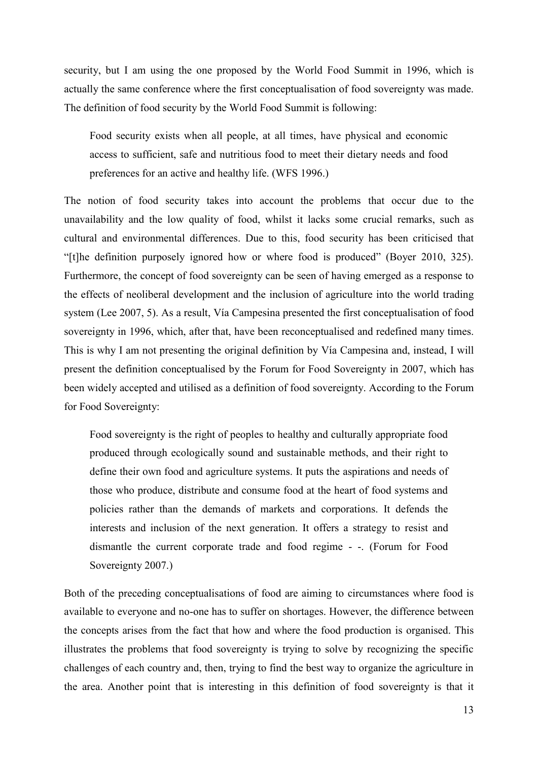security, but I am using the one proposed by the World Food Summit in 1996, which is actually the same conference where the first conceptualisation of food sovereignty was made. The definition of food security by the World Food Summit is following:

> Food security exists when all people, at all times, have physical and economic access to sufficient, safe and nutritious food to meet their dietary needs and food preferences for an active and healthy life. (WFS 1996.)

The notion of food security takes into account the problems that occur due to the unavailability and the low quality of food, whilst it lacks some crucial remarks, such as cultural and environmental differences. Due to this, food security has been criticised that "[t]he definition purposely ignored how or where food is produced" (Boyer 2010, 325). Furthermore, the concept of food sovereignty can be seen of having emerged as a response to the effects of neoliberal development and the inclusion of agriculture into the world trading system (Lee 2007, 5). As a result, Vía Campesina presented the first conceptualisation of food sovereignty in 1996, which, after that, have been reconceptualised and redefined many times. This is why I am not presenting the original definition by Vía Campesina and, instead, I will present the definition conceptualised by the Forum for Food Sovereignty in 2007, which has been widely accepted and utilised as a definition of food sovereignty. According to the Forum for Food Sovereignty:

> Food sovereignty is the right of peoples to healthy and culturally appropriate food produced through ecologically sound and sustainable methods, and their right to define their own food and agriculture systems. It puts the aspirations and needs of those who produce, distribute and consume food at the heart of food systems and policies rather than the demands of markets and corporations. It defends the interests and inclusion of the next generation. It offers a strategy to resist and dismantle the current corporate trade and food regime - -. (Forum for Food Sovereignty 2007.)

Both of the preceding conceptualisations of food are aiming to circumstances where food is available to everyone and no-one has to suffer on shortages. However, the difference between the concepts arises from the fact that how and where the food production is organised. This illustrates the problems that food sovereignty is trying to solve by recognizing the specific challenges of each country and, then, trying to find the best way to organize the agriculture in the area. Another point that is interesting in this definition of food sovereignty is that it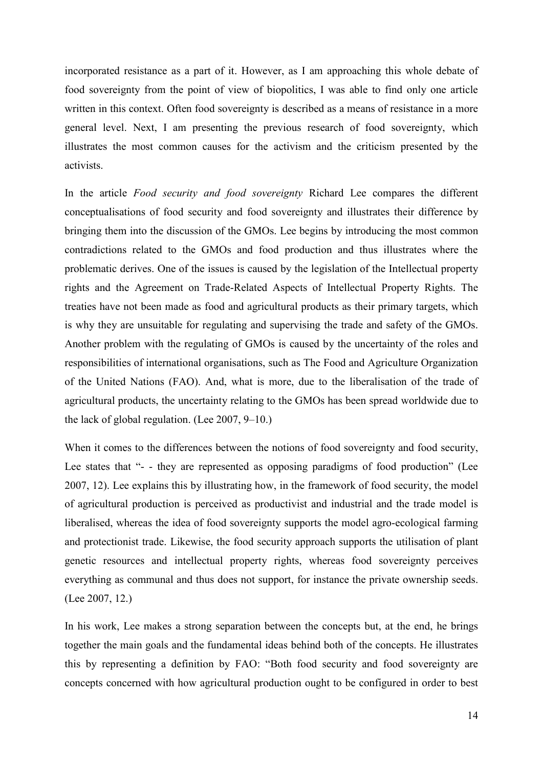incorporated resistance as a part of it. However, as I am approaching this whole debate of food sovereignty from the point of view of biopolitics, I was able to find only one article written in this context. Often food sovereignty is described as a means of resistance in a more general level. Next, I am presenting the previous research of food sovereignty, which illustrates the most common causes for the activism and the criticism presented by the activists.

In the article *Food security and food sovereignty* Richard Lee compares the different conceptualisations of food security and food sovereignty and illustrates their difference by bringing them into the discussion of the GMOs. Lee begins by introducing the most common contradictions related to the GMOs and food production and thus illustrates where the problematic derives. One of the issues is caused by the legislation of the Intellectual property rights and the Agreement on Trade-Related Aspects of Intellectual Property Rights. The treaties have not been made as food and agricultural products as their primary targets, which is why they are unsuitable for regulating and supervising the trade and safety of the GMOs. Another problem with the regulating of GMOs is caused by the uncertainty of the roles and responsibilities of international organisations, such as The Food and Agriculture Organization of the United Nations (FAO). And, what is more, due to the liberalisation of the trade of agricultural products, the uncertainty relating to the GMOs has been spread worldwide due to the lack of global regulation. (Lee 2007, 9–10.)

When it comes to the differences between the notions of food sovereignty and food security, Lee states that "- - they are represented as opposing paradigms of food production" (Lee 2007, 12). Lee explains this by illustrating how, in the framework of food security, the model of agricultural production is perceived as productivist and industrial and the trade model is liberalised, whereas the idea of food sovereignty supports the model agro-ecological farming and protectionist trade. Likewise, the food security approach supports the utilisation of plant genetic resources and intellectual property rights, whereas food sovereignty perceives everything as communal and thus does not support, for instance the private ownership seeds. (Lee 2007, 12.)

In his work, Lee makes a strong separation between the concepts but, at the end, he brings together the main goals and the fundamental ideas behind both of the concepts. He illustrates this by representing a definition by FAO: "Both food security and food sovereignty are concepts concerned with how agricultural production ought to be configured in order to best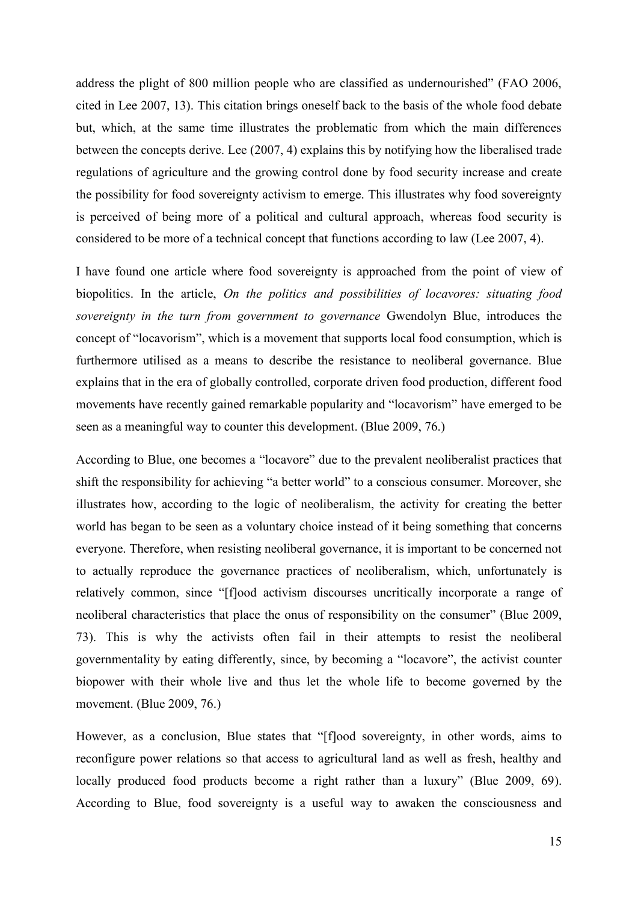address the plight of 800 million people who are classified as undernourished" (FAO 2006, cited in Lee 2007, 13). This citation brings oneself back to the basis of the whole food debate but, which, at the same time illustrates the problematic from which the main differences between the concepts derive. Lee (2007, 4) explains this by notifying how the liberalised trade regulations of agriculture and the growing control done by food security increase and create the possibility for food sovereignty activism to emerge. This illustrates why food sovereignty is perceived of being more of a political and cultural approach, whereas food security is considered to be more of a technical concept that functions according to law (Lee 2007, 4).

I have found one article where food sovereignty is approached from the point of view of biopolitics. In the article, *On the politics and possibilities of locavores: situating food sovereignty in the turn from government to governance* Gwendolyn Blue, introduces the concept of "locavorism", which is a movement that supports local food consumption, which is furthermore utilised as a means to describe the resistance to neoliberal governance. Blue explains that in the era of globally controlled, corporate driven food production, different food movements have recently gained remarkable popularity and "locavorism" have emerged to be seen as a meaningful way to counter this development. (Blue 2009, 76.)

According to Blue, one becomes a "locavore" due to the prevalent neoliberalist practices that shift the responsibility for achieving "a better world" to a conscious consumer. Moreover, she illustrates how, according to the logic of neoliberalism, the activity for creating the better world has began to be seen as a voluntary choice instead of it being something that concerns everyone. Therefore, when resisting neoliberal governance, it is important to be concerned not to actually reproduce the governance practices of neoliberalism, which, unfortunately is relatively common, since "[f]ood activism discourses uncritically incorporate a range of neoliberal characteristics that place the onus of responsibility on the consumer" (Blue 2009, 73). This is why the activists often fail in their attempts to resist the neoliberal governmentality by eating differently, since, by becoming a "locavore", the activist counter biopower with their whole live and thus let the whole life to become governed by the movement. (Blue 2009, 76.)

However, as a conclusion, Blue states that "[f]ood sovereignty, in other words, aims to reconfigure power relations so that access to agricultural land as well as fresh, healthy and locally produced food products become a right rather than a luxury" (Blue 2009, 69). According to Blue, food sovereignty is a useful way to awaken the consciousness and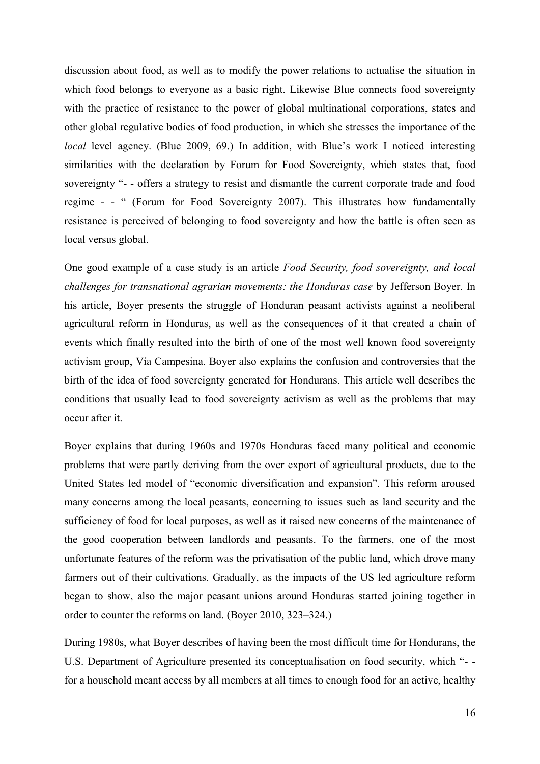discussion about food, as well as to modify the power relations to actualise the situation in which food belongs to everyone as a basic right. Likewise Blue connects food sovereignty with the practice of resistance to the power of global multinational corporations, states and other global regulative bodies of food production, in which she stresses the importance of the *local* level agency. (Blue 2009, 69.) In addition, with Blue's work I noticed interesting similarities with the declaration by Forum for Food Sovereignty, which states that, food sovereignty "- - offers a strategy to resist and dismantle the current corporate trade and food regime - - " (Forum for Food Sovereignty 2007). This illustrates how fundamentally resistance is perceived of belonging to food sovereignty and how the battle is often seen as local versus global.

One good example of a case study is an article *Food Security, food sovereignty, and local challenges for transnational agrarian movements: the Honduras case* by Jefferson Boyer. In his article, Boyer presents the struggle of Honduran peasant activists against a neoliberal agricultural reform in Honduras, as well as the consequences of it that created a chain of events which finally resulted into the birth of one of the most well known food sovereignty activism group, Vía Campesina. Boyer also explains the confusion and controversies that the birth of the idea of food sovereignty generated for Hondurans. This article well describes the conditions that usually lead to food sovereignty activism as well as the problems that may occur after it.

Boyer explains that during 1960s and 1970s Honduras faced many political and economic problems that were partly deriving from the over export of agricultural products, due to the United States led model of "economic diversification and expansion". This reform aroused many concerns among the local peasants, concerning to issues such as land security and the sufficiency of food for local purposes, as well as it raised new concerns of the maintenance of the good cooperation between landlords and peasants. To the farmers, one of the most unfortunate features of the reform was the privatisation of the public land, which drove many farmers out of their cultivations. Gradually, as the impacts of the US led agriculture reform began to show, also the major peasant unions around Honduras started joining together in order to counter the reforms on land. (Boyer 2010, 323–324.)

During 1980s, what Boyer describes of having been the most difficult time for Hondurans, the U.S. Department of Agriculture presented its conceptualisation on food security, which "- - for a household meant access by all members at all times to enough food for an active, healthy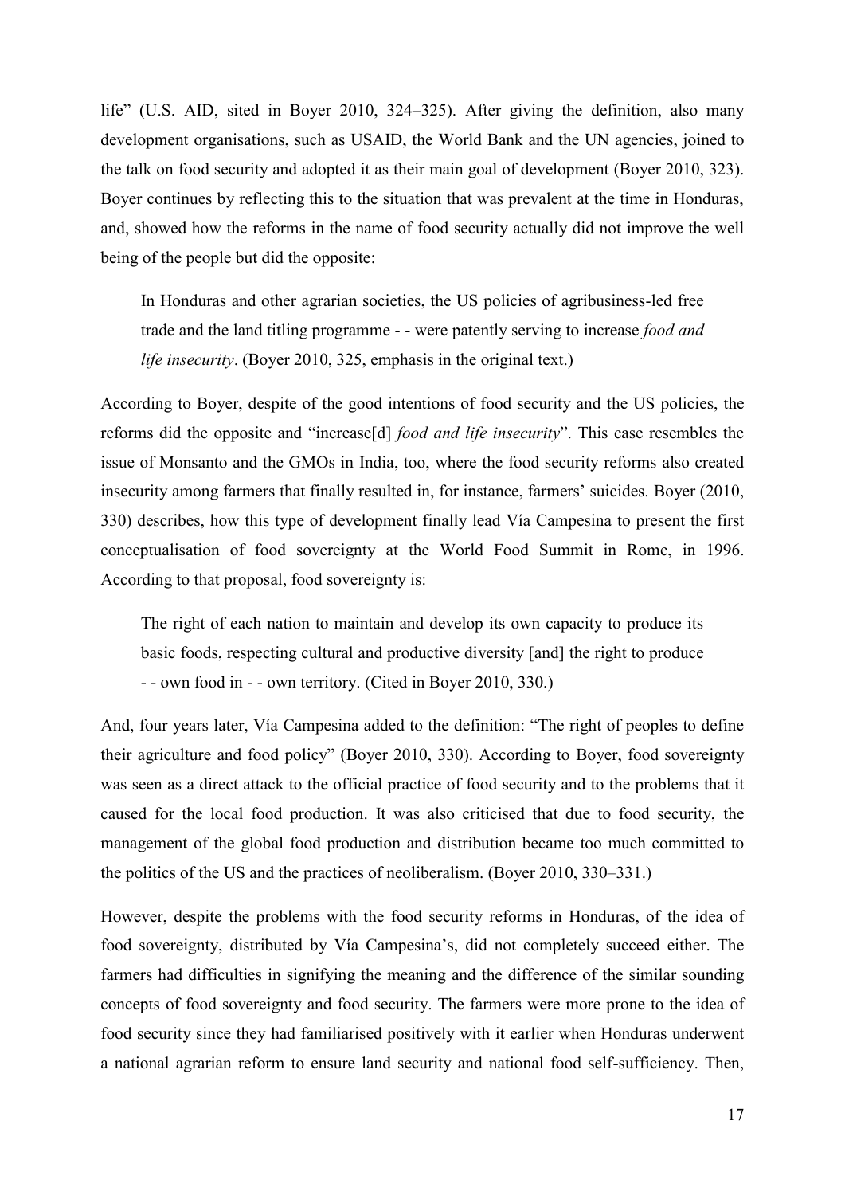life" (U.S. AID, sited in Boyer 2010, 324–325). After giving the definition, also many development organisations, such as USAID, the World Bank and the UN agencies, joined to the talk on food security and adopted it as their main goal of development (Boyer 2010, 323). Boyer continues by reflecting this to the situation that was prevalent at the time in Honduras, and, showed how the reforms in the name of food security actually did not improve the well being of the people but did the opposite:

> In Honduras and other agrarian societies, the US policies of agribusiness-led free trade and the land titling programme - - were patently serving to increase *food and life insecurity*. (Boyer 2010, 325, emphasis in the original text.)

According to Boyer, despite of the good intentions of food security and the US policies, the reforms did the opposite and "increase[d] *food and life insecurity*". This case resembles the issue of Monsanto and the GMOs in India, too, where the food security reforms also created insecurity among farmers that finally resulted in, for instance, farmers' suicides. Boyer (2010, 330) describes, how this type of development finally lead Vía Campesina to present the first conceptualisation of food sovereignty at the World Food Summit in Rome, in 1996. According to that proposal, food sovereignty is:

> The right of each nation to maintain and develop its own capacity to produce its basic foods, respecting cultural and productive diversity [and] the right to produce - - own food in - - own territory. (Cited in Boyer 2010, 330.)

And, four years later, Vía Campesina added to the definition: "The right of peoples to define their agriculture and food policy" (Boyer 2010, 330). According to Boyer, food sovereignty was seen as a direct attack to the official practice of food security and to the problems that it caused for the local food production. It was also criticised that due to food security, the management of the global food production and distribution became too much committed to the politics of the US and the practices of neoliberalism. (Boyer 2010, 330–331.)

However, despite the problems with the food security reforms in Honduras, of the idea of food sovereignty, distributed by Vía Campesina's, did not completely succeed either. The farmers had difficulties in signifying the meaning and the difference of the similar sounding concepts of food sovereignty and food security. The farmers were more prone to the idea of food security since they had familiarised positively with it earlier when Honduras underwent a national agrarian reform to ensure land security and national food self-sufficiency. Then,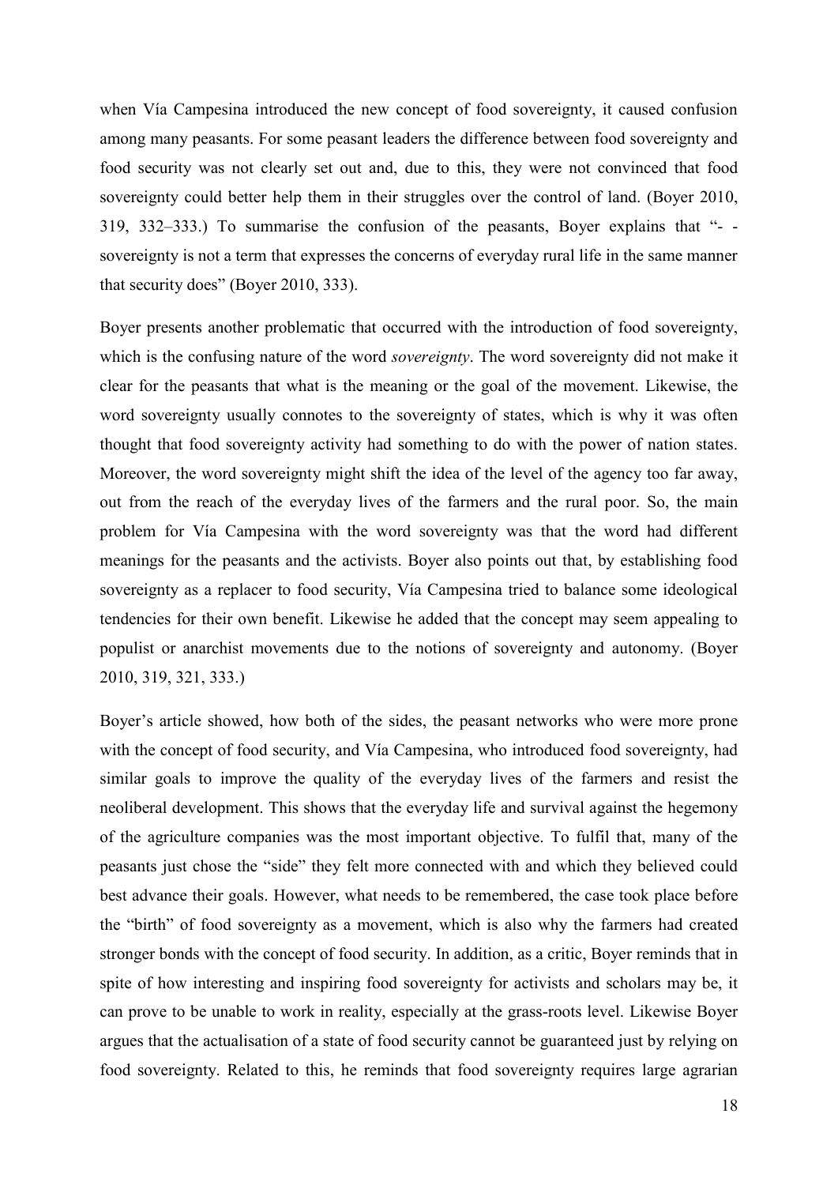when Vía Campesina introduced the new concept of food sovereignty, it caused confusion among many peasants. For some peasant leaders the difference between food sovereignty and food security was not clearly set out and, due to this, they were not convinced that food sovereignty could better help them in their struggles over the control of land. (Boyer 2010, 319, 332–333.) To summarise the confusion of the peasants, Boyer explains that "- - sovereignty is not a term that expresses the concerns of everyday rural life in the same manner that security does" (Boyer 2010, 333).

Boyer presents another problematic that occurred with the introduction of food sovereignty, which is the confusing nature of the word *sovereignty*. The word sovereignty did not make it clear for the peasants that what is the meaning or the goal of the movement. Likewise, the word sovereignty usually connotes to the sovereignty of states, which is why it was often thought that food sovereignty activity had something to do with the power of nation states. Moreover, the word sovereignty might shift the idea of the level of the agency too far away, out from the reach of the everyday lives of the farmers and the rural poor. So, the main problem for Vía Campesina with the word sovereignty was that the word had different meanings for the peasants and the activists. Boyer also points out that, by establishing food sovereignty as a replacer to food security, Vía Campesina tried to balance some ideological tendencies for their own benefit. Likewise he added that the concept may seem appealing to populist or anarchist movements due to the notions of sovereignty and autonomy. (Boyer 2010, 319, 321, 333.)

Boyer's article showed, how both of the sides, the peasant networks who were more prone with the concept of food security, and Vía Campesina, who introduced food sovereignty, had similar goals to improve the quality of the everyday lives of the farmers and resist the neoliberal development. This shows that the everyday life and survival against the hegemony of the agriculture companies was the most important objective. To fulfil that, many of the peasants just chose the "side" they felt more connected with and which they believed could best advance their goals. However, what needs to be remembered, the case took place before the "birth" of food sovereignty as a movement, which is also why the farmers had created stronger bonds with the concept of food security. In addition, as a critic, Boyer reminds that in spite of how interesting and inspiring food sovereignty for activists and scholars may be, it can prove to be unable to work in reality, especially at the grass-roots level. Likewise Boyer argues that the actualisation of a state of food security cannot be guaranteed just by relying on food sovereignty. Related to this, he reminds that food sovereignty requires large agrarian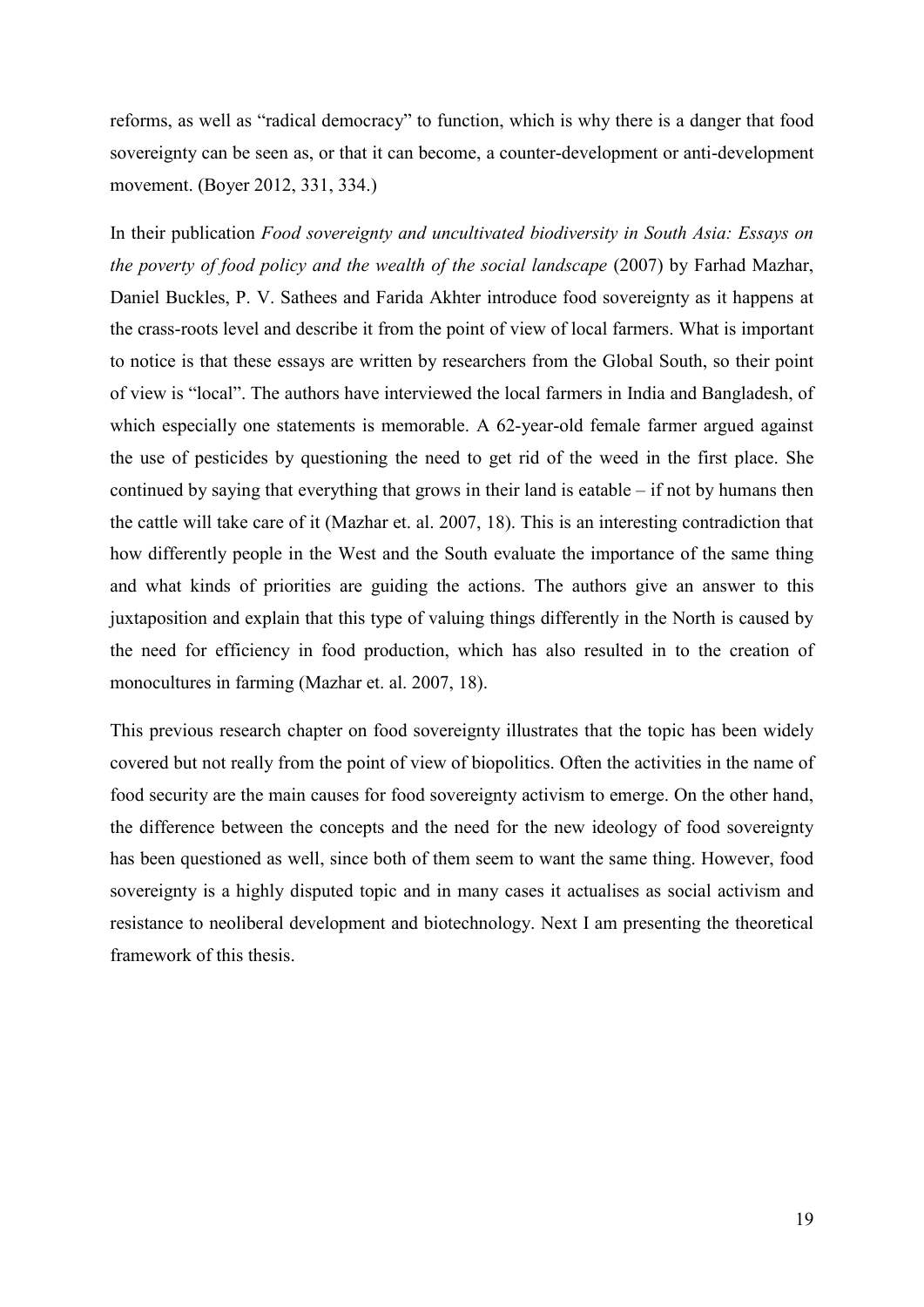reforms, as well as "radical democracy" to function, which is why there is a danger that food sovereignty can be seen as, or that it can become, a counter-development or anti-development movement. (Boyer 2012, 331, 334.)

In their publication *Food sovereignty and uncultivated biodiversity in South Asia: Essays on the poverty of food policy and the wealth of the social landscape* (2007) by Farhad Mazhar, Daniel Buckles, P. V. Sathees and Farida Akhter introduce food sovereignty as it happens at the crass-roots level and describe it from the point of view of local farmers. What is important to notice is that these essays are written by researchers from the Global South, so their point of view is "local". The authors have interviewed the local farmers in India and Bangladesh, of which especially one statements is memorable. A 62-year-old female farmer argued against the use of pesticides by questioning the need to get rid of the weed in the first place. She continued by saying that everything that grows in their land is eatable – if not by humans then the cattle will take care of it (Mazhar et. al. 2007, 18). This is an interesting contradiction that how differently people in the West and the South evaluate the importance of the same thing and what kinds of priorities are guiding the actions. The authors give an answer to this juxtaposition and explain that this type of valuing things differently in the North is caused by the need for efficiency in food production, which has also resulted in to the creation of monocultures in farming (Mazhar et. al. 2007, 18).

This previous research chapter on food sovereignty illustrates that the topic has been widely covered but not really from the point of view of biopolitics. Often the activities in the name of food security are the main causes for food sovereignty activism to emerge. On the other hand, the difference between the concepts and the need for the new ideology of food sovereignty has been questioned as well, since both of them seem to want the same thing. However, food sovereignty is a highly disputed topic and in many cases it actualises as social activism and resistance to neoliberal development and biotechnology. Next I am presenting the theoretical framework of this thesis.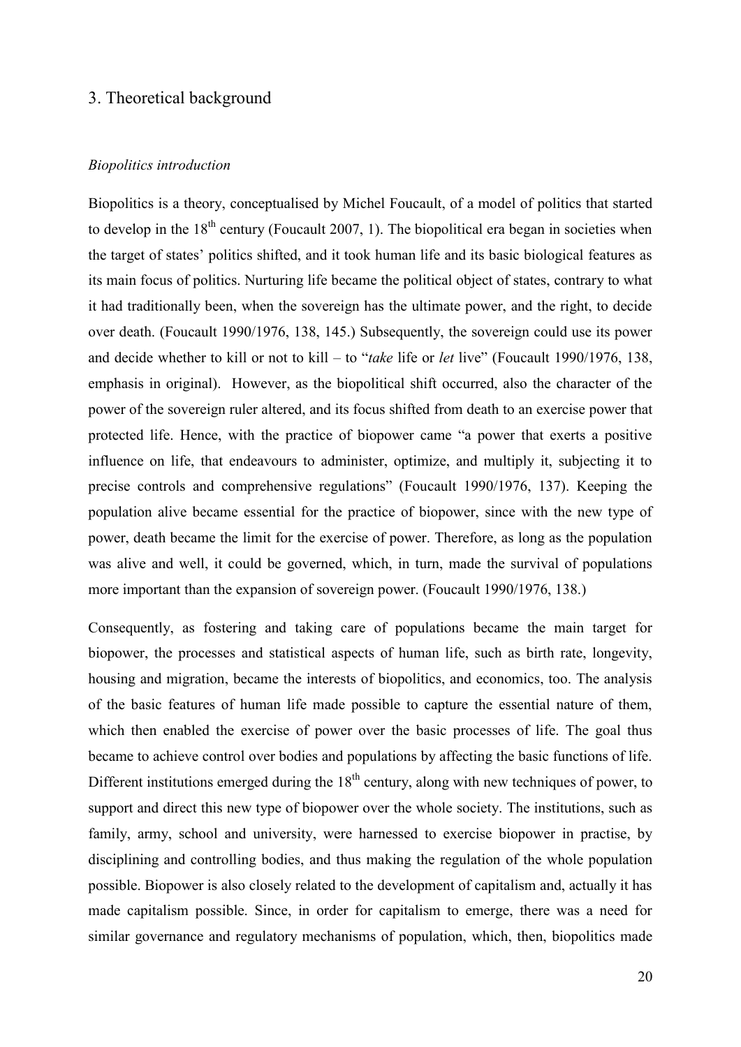## 3. Theoretical background

### *Biopolitics introduction*

Biopolitics is a theory, conceptualised by Michel Foucault, of a model of politics that started to develop in the 18th century (Foucault 2007, 1). The biopolitical era began in societies when the target of states' politics shifted, and it took human life and its basic biological features as its main focus of politics. Nurturing life became the political object of states, contrary to what it had traditionally been, when the sovereign has the ultimate power, and the right, to decide over death. (Foucault 1990/1976, 138, 145.) Subsequently, the sovereign could use its power and decide whether to kill or not to kill – to "*take* life or *let* live" (Foucault 1990/1976, 138, emphasis in original). However, as the biopolitical shift occurred, also the character of the power of the sovereign ruler altered, and its focus shifted from death to an exercise power that protected life. Hence, with the practice of biopower came "a power that exerts a positive influence on life, that endeavours to administer, optimize, and multiply it, subjecting it to precise controls and comprehensive regulations" (Foucault 1990/1976, 137). Keeping the population alive became essential for the practice of biopower, since with the new type of power, death became the limit for the exercise of power. Therefore, as long as the population was alive and well, it could be governed, which, in turn, made the survival of populations more important than the expansion of sovereign power. (Foucault 1990/1976, 138.)

Consequently, as fostering and taking care of populations became the main target for biopower, the processes and statistical aspects of human life, such as birth rate, longevity, housing and migration, became the interests of biopolitics, and economics, too. The analysis of the basic features of human life made possible to capture the essential nature of them, which then enabled the exercise of power over the basic processes of life. The goal thus became to achieve control over bodies and populations by affecting the basic functions of life. Different institutions emerged during the 18th century, along with new techniques of power, to support and direct this new type of biopower over the whole society. The institutions, such as family, army, school and university, were harnessed to exercise biopower in practise, by disciplining and controlling bodies, and thus making the regulation of the whole population possible. Biopower is also closely related to the development of capitalism and, actually it has made capitalism possible. Since, in order for capitalism to emerge, there was a need for similar governance and regulatory mechanisms of population, which, then, biopolitics made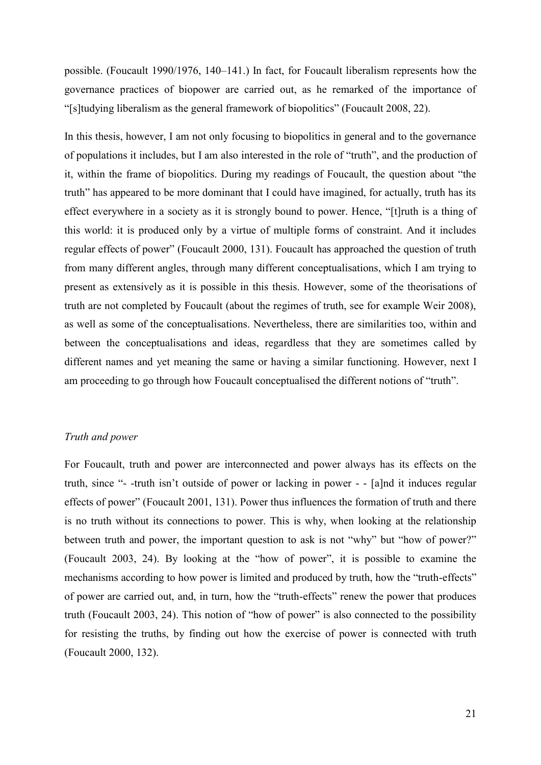possible. (Foucault 1990/1976, 140–141.) In fact, for Foucault liberalism represents how the governance practices of biopower are carried out, as he remarked of the importance of "[s]tudying liberalism as the general framework of biopolitics" (Foucault 2008, 22).

In this thesis, however, I am not only focusing to biopolitics in general and to the governance of populations it includes, but I am also interested in the role of "truth", and the production of it, within the frame of biopolitics. During my readings of Foucault, the question about "the truth" has appeared to be more dominant that I could have imagined, for actually, truth has its effect everywhere in a society as it is strongly bound to power. Hence, "[t]ruth is a thing of this world: it is produced only by a virtue of multiple forms of constraint. And it includes regular effects of power" (Foucault 2000, 131). Foucault has approached the question of truth from many different angles, through many different conceptualisations, which I am trying to present as extensively as it is possible in this thesis. However, some of the theorisations of truth are not completed by Foucault (about the regimes of truth, see for example Weir 2008), as well as some of the conceptualisations. Nevertheless, there are similarities too, within and between the conceptualisations and ideas, regardless that they are sometimes called by different names and yet meaning the same or having a similar functioning. However, next I am proceeding to go through how Foucault conceptualised the different notions of "truth".

*Truth and power*

For Foucault, truth and power are interconnected and power always has its effects on the truth, since "- -truth isn't outside of power or lacking in power - - [a]nd it induces regular effects of power" (Foucault 2001, 131). Power thus influences the formation of truth and there is no truth without its connections to power. This is why, when looking at the relationship between truth and power, the important question to ask is not "why" but "how of power?" (Foucault 2003, 24). By looking at the "how of power", it is possible to examine the mechanisms according to how power is limited and produced by truth, how the "truth-effects" of power are carried out, and, in turn, how the "truth-effects" renew the power that produces truth (Foucault 2003, 24). This notion of "how of power" is also connected to the possibility for resisting the truths, by finding out how the exercise of power is connected with truth (Foucault 2000, 132).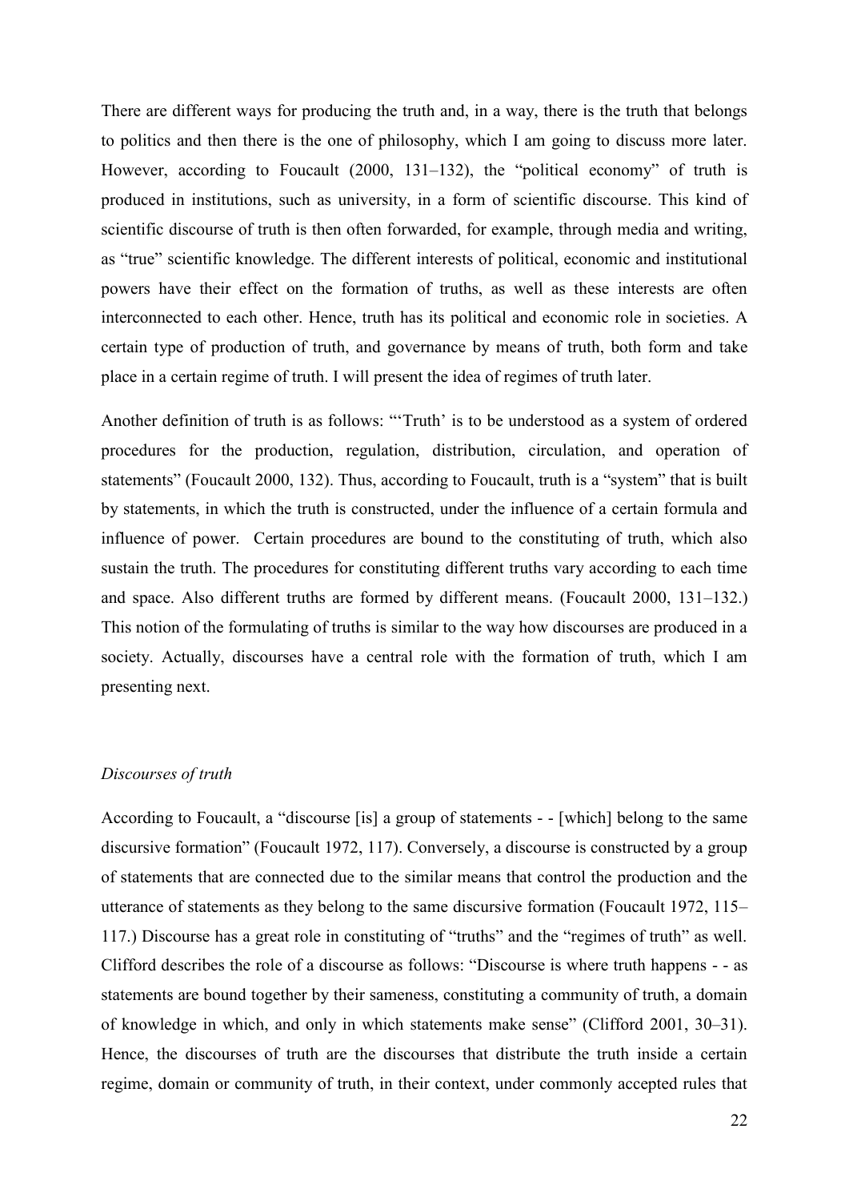There are different ways for producing the truth and, in a way, there is the truth that belongs to politics and then there is the one of philosophy, which I am going to discuss more later. However, according to Foucault (2000, 131–132), the "political economy" of truth is produced in institutions, such as university, in a form of scientific discourse. This kind of scientific discourse of truth is then often forwarded, for example, through media and writing, as "true" scientific knowledge. The different interests of political, economic and institutional powers have their effect on the formation of truths, as well as these interests are often interconnected to each other. Hence, truth has its political and economic role in societies. A certain type of production of truth, and governance by means of truth, both form and take place in a certain regime of truth. I will present the idea of regimes of truth later.

Another definition of truth is as follows: "'Truth' is to be understood as a system of ordered procedures for the production, regulation, distribution, circulation, and operation of statements" (Foucault 2000, 132). Thus, according to Foucault, truth is a "system" that is built by statements, in which the truth is constructed, under the influence of a certain formula and influence of power. Certain procedures are bound to the constituting of truth, which also sustain the truth. The procedures for constituting different truths vary according to each time and space. Also different truths are formed by different means. (Foucault 2000, 131–132.) This notion of the formulating of truths is similar to the way how discourses are produced in a society. Actually, discourses have a central role with the formation of truth, which I am presenting next.

### *Discourses of truth*

According to Foucault, a "discourse [is] a group of statements - - [which] belong to the same discursive formation" (Foucault 1972, 117). Conversely, a discourse is constructed by a group of statements that are connected due to the similar means that control the production and the utterance of statements as they belong to the same discursive formation (Foucault 1972, 115–117.) Discourse has a great role in constituting of "truths" and the "regimes of truth" as well. Clifford describes the role of a discourse as follows: "Discourse is where truth happens - - as statements are bound together by their sameness, constituting a community of truth, a domain of knowledge in which, and only in which statements make sense" (Clifford 2001, 30–31). Hence, the discourses of truth are the discourses that distribute the truth inside a certain regime, domain or community of truth, in their context, under commonly accepted rules that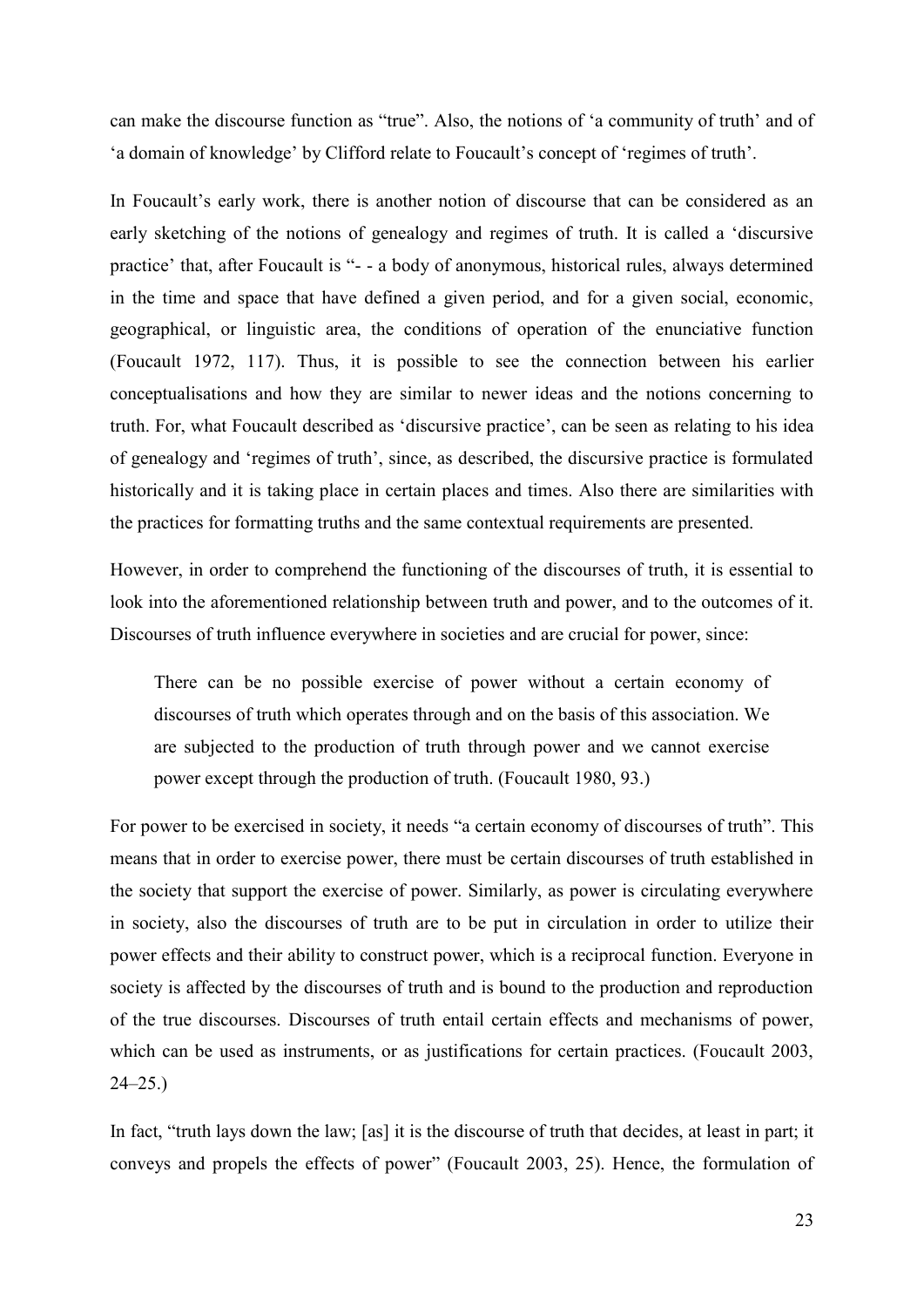can make the discourse function as "true". Also, the notions of 'a community of truth' and of 'a domain of knowledge' by Clifford relate to Foucault's concept of 'regimes of truth'.

In Foucault's early work, there is another notion of discourse that can be considered as an early sketching of the notions of genealogy and regimes of truth. It is called a 'discursive practice' that, after Foucault is "- - a body of anonymous, historical rules, always determined in the time and space that have defined a given period, and for a given social, economic, geographical, or linguistic area, the conditions of operation of the enunciative function (Foucault 1972, 117). Thus, it is possible to see the connection between his earlier conceptualisations and how they are similar to newer ideas and the notions concerning to truth. For, what Foucault described as 'discursive practice', can be seen as relating to his idea of genealogy and 'regimes of truth', since, as described, the discursive practice is formulated historically and it is taking place in certain places and times. Also there are similarities with the practices for formatting truths and the same contextual requirements are presented.

However, in order to comprehend the functioning of the discourses of truth, it is essential to look into the aforementioned relationship between truth and power, and to the outcomes of it. Discourses of truth influence everywhere in societies and are crucial for power, since:

> There can be no possible exercise of power without a certain economy of discourses of truth which operates through and on the basis of this association. We are subjected to the production of truth through power and we cannot exercise power except through the production of truth. (Foucault 1980, 93.)

For power to be exercised in society, it needs "a certain economy of discourses of truth". This means that in order to exercise power, there must be certain discourses of truth established in the society that support the exercise of power. Similarly, as power is circulating everywhere in society, also the discourses of truth are to be put in circulation in order to utilize their power effects and their ability to construct power, which is a reciprocal function. Everyone in society is affected by the discourses of truth and is bound to the production and reproduction of the true discourses. Discourses of truth entail certain effects and mechanisms of power, which can be used as instruments, or as justifications for certain practices. (Foucault 2003, 24–25.)

In fact, "truth lays down the law; [as] it is the discourse of truth that decides, at least in part; it conveys and propels the effects of power" (Foucault 2003, 25). Hence, the formulation of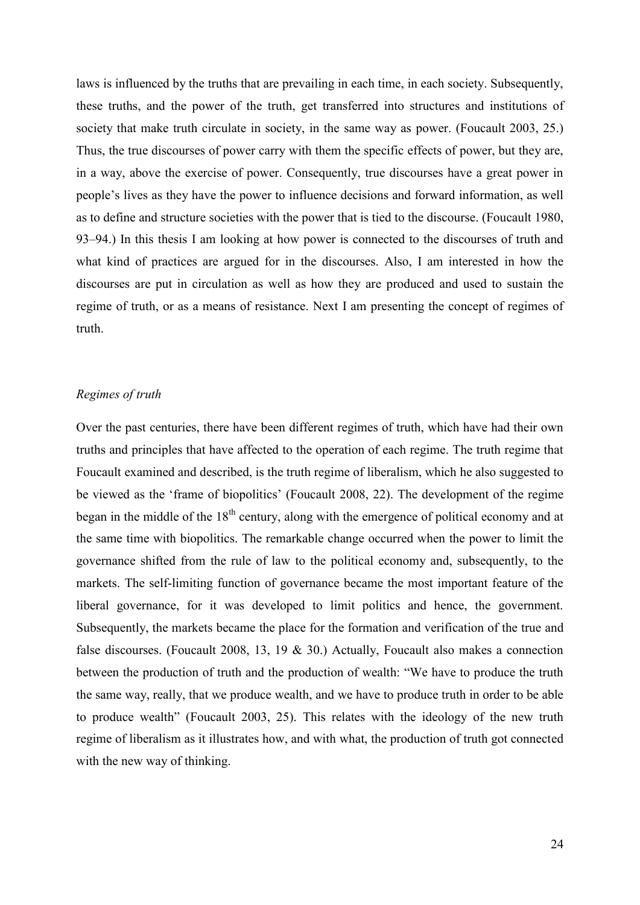laws is influenced by the truths that are prevailing in each time, in each society. Subsequently, these truths, and the power of the truth, get transferred into structures and institutions of society that make truth circulate in society, in the same way as power. (Foucault 2003, 25.) Thus, the true discourses of power carry with them the specific effects of power, but they are, in a way, above the exercise of power. Consequently, true discourses have a great power in people's lives as they have the power to influence decisions and forward information, as well as to define and structure societies with the power that is tied to the discourse. (Foucault 1980, 93–94.) In this thesis I am looking at how power is connected to the discourses of truth and what kind of practices are argued for in the discourses. Also, I am interested in how the discourses are put in circulation as well as how they are produced and used to sustain the regime of truth, or as a means of resistance. Next I am presenting the concept of regimes of truth.

### *Regimes of truth*

Over the past centuries, there have been different regimes of truth, which have had their own truths and principles that have affected to the operation of each regime. The truth regime that Foucault examined and described, is the truth regime of liberalism, which he also suggested to be viewed as the 'frame of biopolitics' (Foucault 2008, 22). The development of the regime began in the middle of the 18th century, along with the emergence of political economy and at the same time with biopolitics. The remarkable change occurred when the power to limit the governance shifted from the rule of law to the political economy and, subsequently, to the markets. The self-limiting function of governance became the most important feature of the liberal governance, for it was developed to limit politics and hence, the government. Subsequently, the markets became the place for the formation and verification of the true and false discourses. (Foucault 2008, 13, 19 & 30.) Actually, Foucault also makes a connection between the production of truth and the production of wealth: "We have to produce the truth the same way, really, that we produce wealth, and we have to produce truth in order to be able to produce wealth" (Foucault 2003, 25). This relates with the ideology of the new truth regime of liberalism as it illustrates how, and with what, the production of truth got connected with the new way of thinking.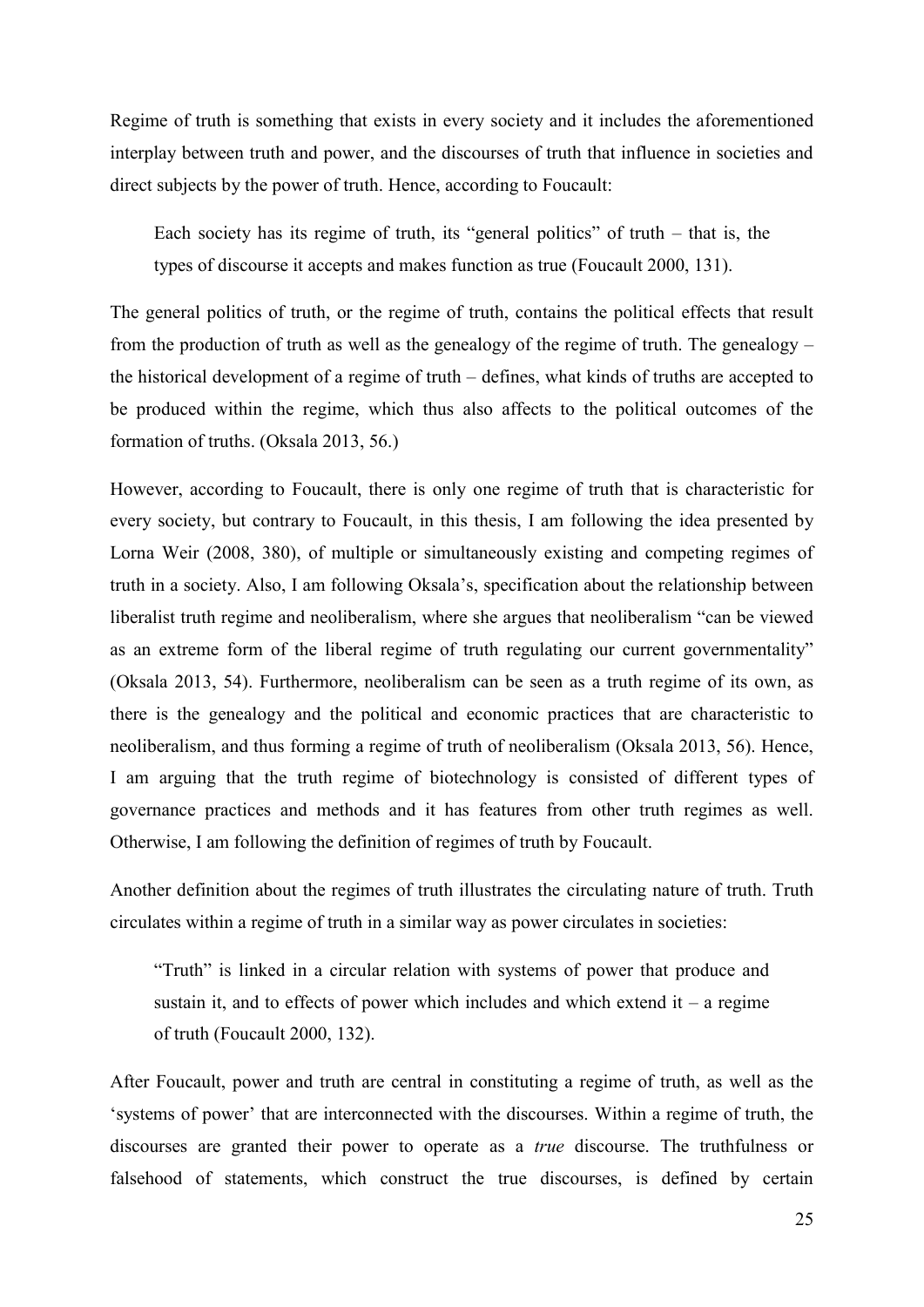Regime of truth is something that exists in every society and it includes the aforementioned interplay between truth and power, and the discourses of truth that influence in societies and direct subjects by the power of truth. Hence, according to Foucault:

> Each society has its regime of truth, its "general politics" of truth – that is, the types of discourse it accepts and makes function as true (Foucault 2000, 131).

The general politics of truth, or the regime of truth, contains the political effects that result from the production of truth as well as the genealogy of the regime of truth. The genealogy – the historical development of a regime of truth – defines, what kinds of truths are accepted to be produced within the regime, which thus also affects to the political outcomes of the formation of truths. (Oksala 2013, 56.)

However, according to Foucault, there is only one regime of truth that is characteristic for every society, but contrary to Foucault, in this thesis, I am following the idea presented by Lorna Weir (2008, 380), of multiple or simultaneously existing and competing regimes of truth in a society. Also, I am following Oksala's, specification about the relationship between liberalist truth regime and neoliberalism, where she argues that neoliberalism "can be viewed as an extreme form of the liberal regime of truth regulating our current governmentality" (Oksala 2013, 54). Furthermore, neoliberalism can be seen as a truth regime of its own, as there is the genealogy and the political and economic practices that are characteristic to neoliberalism, and thus forming a regime of truth of neoliberalism (Oksala 2013, 56). Hence, I am arguing that the truth regime of biotechnology is consisted of different types of governance practices and methods and it has features from other truth regimes as well. Otherwise, I am following the definition of regimes of truth by Foucault.

Another definition about the regimes of truth illustrates the circulating nature of truth. Truth circulates within a regime of truth in a similar way as power circulates in societies:

> "Truth" is linked in a circular relation with systems of power that produce and sustain it, and to effects of power which includes and which extend it – a regime of truth (Foucault 2000, 132).

After Foucault, power and truth are central in constituting a regime of truth, as well as the 'systems of power' that are interconnected with the discourses. Within a regime of truth, the discourses are granted their power to operate as a *true* discourse. The truthfulness or falsehood of statements, which construct the true discourses, is defined by certain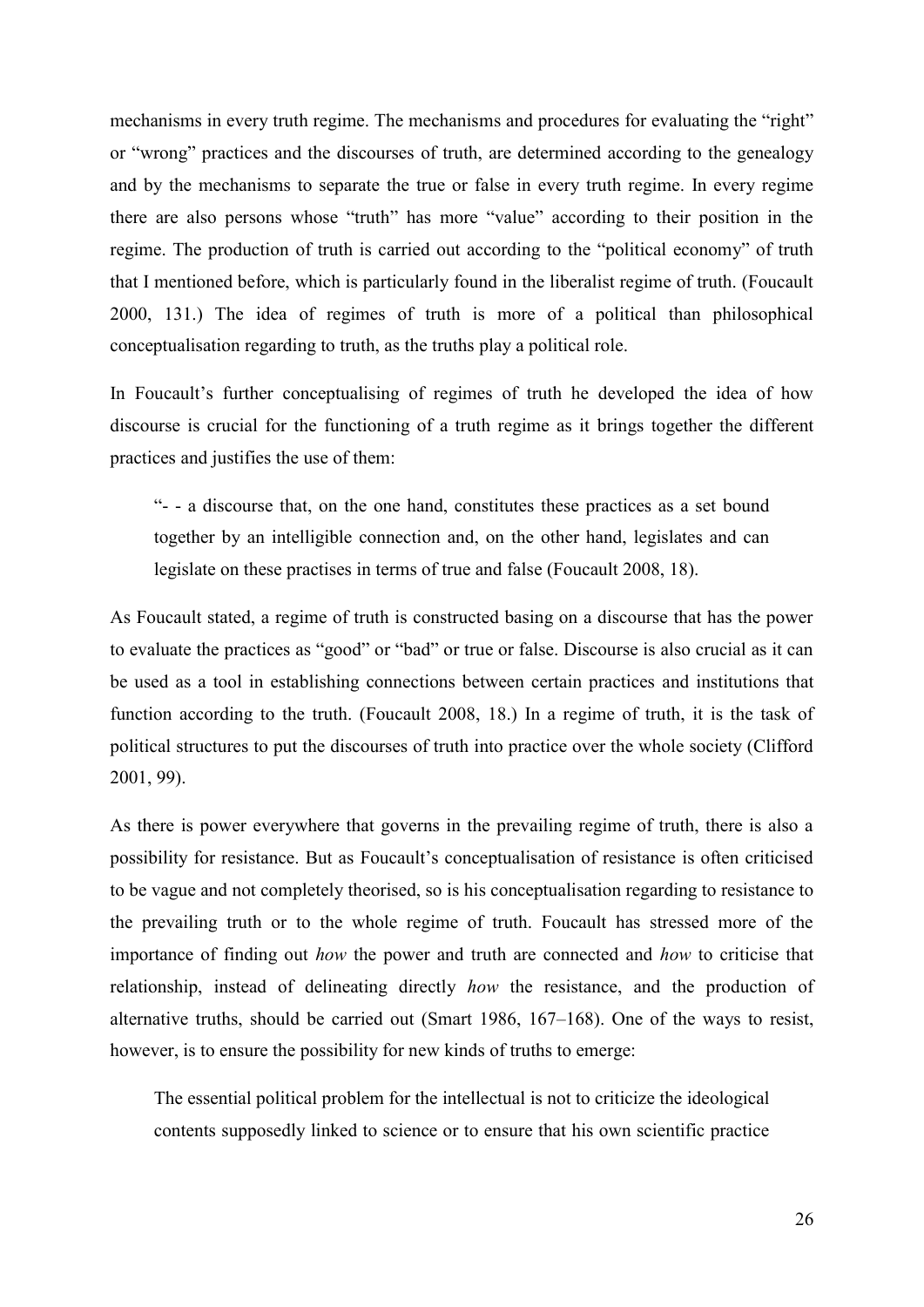mechanisms in every truth regime. The mechanisms and procedures for evaluating the "right" or "wrong" practices and the discourses of truth, are determined according to the genealogy and by the mechanisms to separate the true or false in every truth regime. In every regime there are also persons whose "truth" has more "value" according to their position in the regime. The production of truth is carried out according to the "political economy" of truth that I mentioned before, which is particularly found in the liberalist regime of truth. (Foucault 2000, 131.) The idea of regimes of truth is more of a political than philosophical conceptualisation regarding to truth, as the truths play a political role.

In Foucault's further conceptualising of regimes of truth he developed the idea of how discourse is crucial for the functioning of a truth regime as it brings together the different practices and justifies the use of them:

> "- - a discourse that, on the one hand, constitutes these practices as a set bound together by an intelligible connection and, on the other hand, legislates and can legislate on these practises in terms of true and false (Foucault 2008, 18).

As Foucault stated, a regime of truth is constructed basing on a discourse that has the power to evaluate the practices as "good" or "bad" or true or false. Discourse is also crucial as it can be used as a tool in establishing connections between certain practices and institutions that function according to the truth. (Foucault 2008, 18.) In a regime of truth, it is the task of political structures to put the discourses of truth into practice over the whole society (Clifford 2001, 99).

As there is power everywhere that governs in the prevailing regime of truth, there is also a possibility for resistance. But as Foucault's conceptualisation of resistance is often criticised to be vague and not completely theorised, so is his conceptualisation regarding to resistance to the prevailing truth or to the whole regime of truth. Foucault has stressed more of the importance of finding out *how* the power and truth are connected and *how* to criticise that relationship, instead of delineating directly *how* the resistance, and the production of alternative truths, should be carried out (Smart 1986, 167–168). One of the ways to resist, however, is to ensure the possibility for new kinds of truths to emerge:

> The essential political problem for the intellectual is not to criticize the ideological contents supposedly linked to science or to ensure that his own scientific practice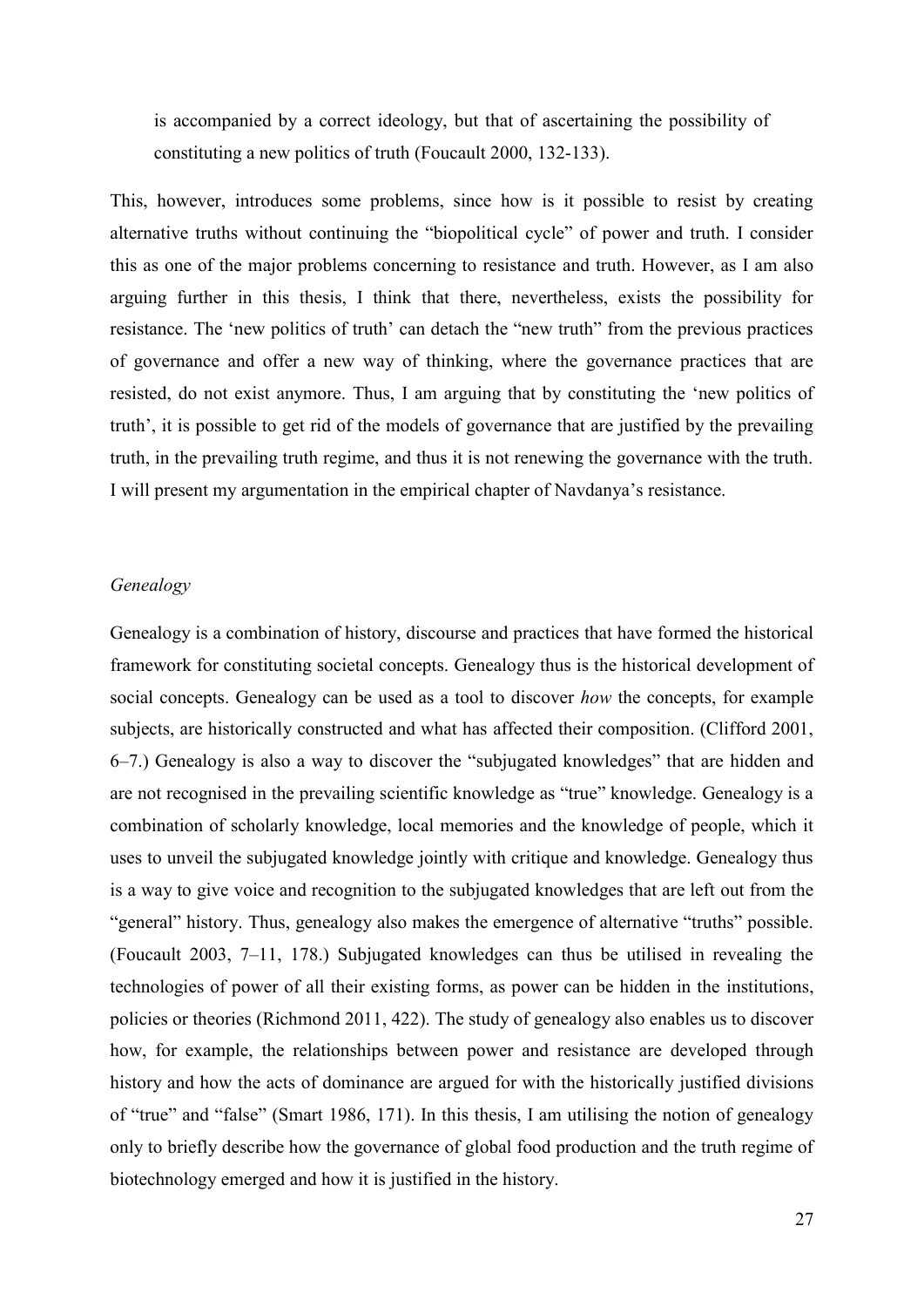is accompanied by a correct ideology, but that of ascertaining the possibility of constituting a new politics of truth (Foucault 2000, 132-133).

This, however, introduces some problems, since how is it possible to resist by creating alternative truths without continuing the "biopolitical cycle" of power and truth. I consider this as one of the major problems concerning to resistance and truth. However, as I am also arguing further in this thesis, I think that there, nevertheless, exists the possibility for resistance. The 'new politics of truth' can detach the "new truth" from the previous practices of governance and offer a new way of thinking, where the governance practices that are resisted, do not exist anymore. Thus, I am arguing that by constituting the 'new politics of truth', it is possible to get rid of the models of governance that are justified by the prevailing truth, in the prevailing truth regime, and thus it is not renewing the governance with the truth. I will present my argumentation in the empirical chapter of Navdanya's resistance.

*Genealogy*

Genealogy is a combination of history, discourse and practices that have formed the historical framework for constituting societal concepts. Genealogy thus is the historical development of social concepts. Genealogy can be used as a tool to discover *how* the concepts, for example subjects, are historically constructed and what has affected their composition. (Clifford 2001, 6–7.) Genealogy is also a way to discover the "subjugated knowledges" that are hidden and are not recognised in the prevailing scientific knowledge as "true" knowledge. Genealogy is a combination of scholarly knowledge, local memories and the knowledge of people, which it uses to unveil the subjugated knowledge jointly with critique and knowledge. Genealogy thus is a way to give voice and recognition to the subjugated knowledges that are left out from the "general" history. Thus, genealogy also makes the emergence of alternative "truths" possible. (Foucault 2003, 7–11, 178.) Subjugated knowledges can thus be utilised in revealing the technologies of power of all their existing forms, as power can be hidden in the institutions, policies or theories (Richmond 2011, 422). The study of genealogy also enables us to discover how, for example, the relationships between power and resistance are developed through history and how the acts of dominance are argued for with the historically justified divisions of "true" and "false" (Smart 1986, 171). In this thesis, I am utilising the notion of genealogy only to briefly describe how the governance of global food production and the truth regime of biotechnology emerged and how it is justified in the history.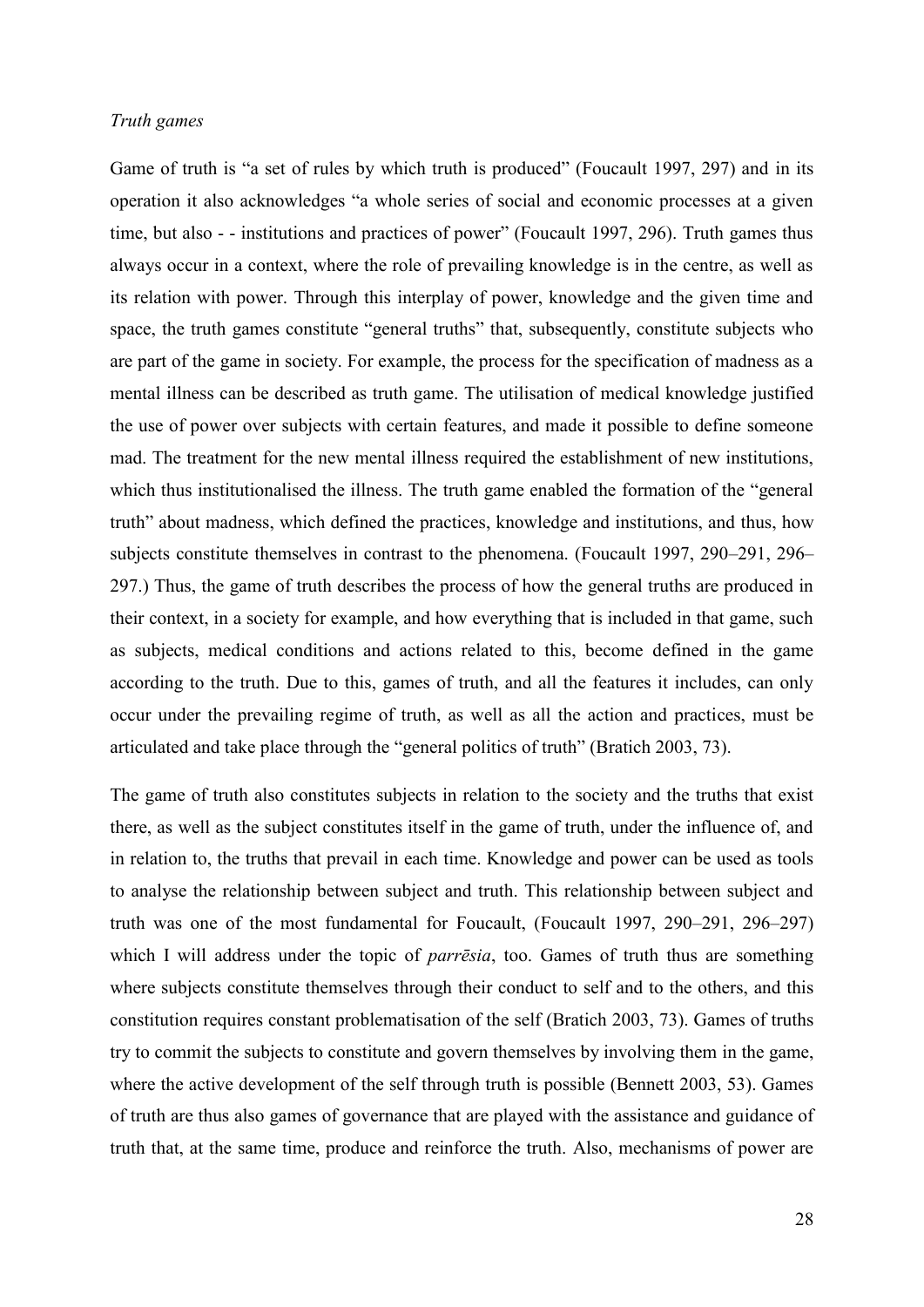*Truth games*

Game of truth is "a set of rules by which truth is produced" (Foucault 1997, 297) and in its operation it also acknowledges "a whole series of social and economic processes at a given time, but also - - institutions and practices of power" (Foucault 1997, 296). Truth games thus always occur in a context, where the role of prevailing knowledge is in the centre, as well as its relation with power. Through this interplay of power, knowledge and the given time and space, the truth games constitute "general truths" that, subsequently, constitute subjects who are part of the game in society. For example, the process for the specification of madness as a mental illness can be described as truth game. The utilisation of medical knowledge justified the use of power over subjects with certain features, and made it possible to define someone mad. The treatment for the new mental illness required the establishment of new institutions, which thus institutionalised the illness. The truth game enabled the formation of the "general truth" about madness, which defined the practices, knowledge and institutions, and thus, how subjects constitute themselves in contrast to the phenomena. (Foucault 1997, 290–291, 296–297.) Thus, the game of truth describes the process of how the general truths are produced in their context, in a society for example, and how everything that is included in that game, such as subjects, medical conditions and actions related to this, become defined in the game according to the truth. Due to this, games of truth, and all the features it includes, can only occur under the prevailing regime of truth, as well as all the action and practices, must be articulated and take place through the "general politics of truth" (Bratich 2003, 73).

The game of truth also constitutes subjects in relation to the society and the truths that exist there, as well as the subject constitutes itself in the game of truth, under the influence of, and in relation to, the truths that prevail in each time. Knowledge and power can be used as tools to analyse the relationship between subject and truth. This relationship between subject and truth was one of the most fundamental for Foucault, (Foucault 1997, 290–291, 296–297) which I will address under the topic of *parrēsia*, too. Games of truth thus are something where subjects constitute themselves through their conduct to self and to the others, and this constitution requires constant problematisation of the self (Bratich 2003, 73). Games of truths try to commit the subjects to constitute and govern themselves by involving them in the game, where the active development of the self through truth is possible (Bennett 2003, 53). Games of truth are thus also games of governance that are played with the assistance and guidance of truth that, at the same time, produce and reinforce the truth. Also, mechanisms of power are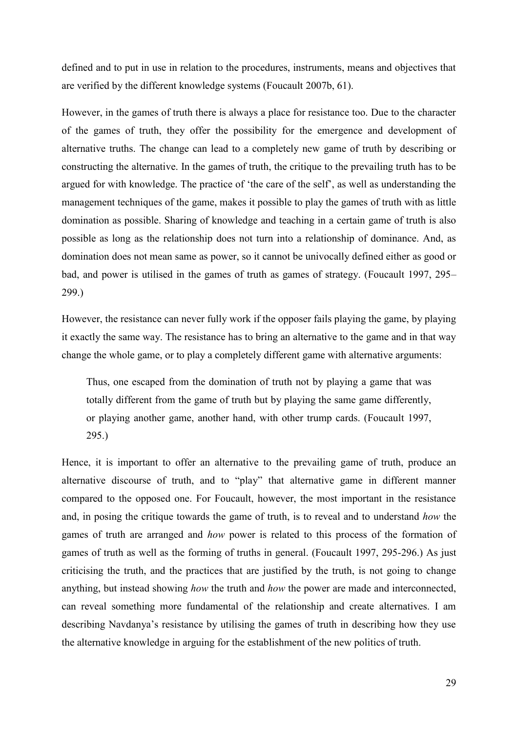defined and to put in use in relation to the procedures, instruments, means and objectives that are verified by the different knowledge systems (Foucault 2007b, 61).

However, in the games of truth there is always a place for resistance too. Due to the character of the games of truth, they offer the possibility for the emergence and development of alternative truths. The change can lead to a completely new game of truth by describing or constructing the alternative. In the games of truth, the critique to the prevailing truth has to be argued for with knowledge. The practice of 'the care of the self', as well as understanding the management techniques of the game, makes it possible to play the games of truth with as little domination as possible. Sharing of knowledge and teaching in a certain game of truth is also possible as long as the relationship does not turn into a relationship of dominance. And, as domination does not mean same as power, so it cannot be univocally defined either as good or bad, and power is utilised in the games of truth as games of strategy. (Foucault 1997, 295–299.)

However, the resistance can never fully work if the opposer fails playing the game, by playing it exactly the same way. The resistance has to bring an alternative to the game and in that way change the whole game, or to play a completely different game with alternative arguments:

> Thus, one escaped from the domination of truth not by playing a game that was totally different from the game of truth but by playing the same game differently, or playing another game, another hand, with other trump cards. (Foucault 1997, 295.)

Hence, it is important to offer an alternative to the prevailing game of truth, produce an alternative discourse of truth, and to "play" that alternative game in different manner compared to the opposed one. For Foucault, however, the most important in the resistance and, in posing the critique towards the game of truth, is to reveal and to understand *how* the games of truth are arranged and *how* power is related to this process of the formation of games of truth as well as the forming of truths in general. (Foucault 1997, 295-296.) As just criticising the truth, and the practices that are justified by the truth, is not going to change anything, but instead showing *how* the truth and *how* the power are made and interconnected, can reveal something more fundamental of the relationship and create alternatives. I am describing Navdanya's resistance by utilising the games of truth in describing how they use the alternative knowledge in arguing for the establishment of the new politics of truth.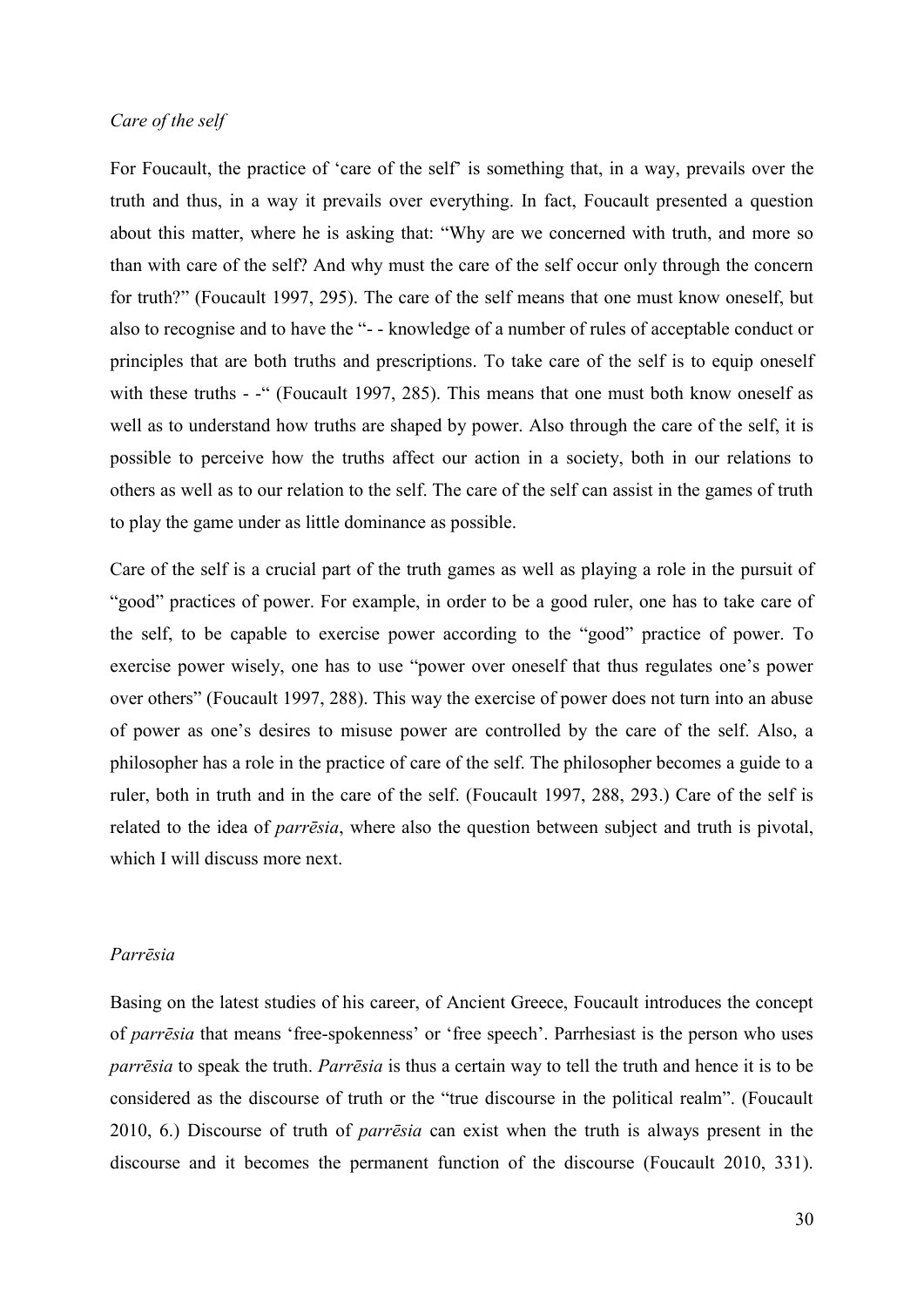### *Care of the self*

For Foucault, the practice of 'care of the self' is something that, in a way, prevails over the truth and thus, in a way it prevails over everything. In fact, Foucault presented a question about this matter, where he is asking that: "Why are we concerned with truth, and more so than with care of the self? And why must the care of the self occur only through the concern for truth?" (Foucault 1997, 295). The care of the self means that one must know oneself, but also to recognise and to have the "- - knowledge of a number of rules of acceptable conduct or principles that are both truths and prescriptions. To take care of the self is to equip oneself with these truths - -" (Foucault 1997, 285). This means that one must both know oneself as well as to understand how truths are shaped by power. Also through the care of the self, it is possible to perceive how the truths affect our action in a society, both in our relations to others as well as to our relation to the self. The care of the self can assist in the games of truth to play the game under as little dominance as possible.

Care of the self is a crucial part of the truth games as well as playing a role in the pursuit of "good" practices of power. For example, in order to be a good ruler, one has to take care of the self, to be capable to exercise power according to the "good" practice of power. To exercise power wisely, one has to use "power over oneself that thus regulates one's power over others" (Foucault 1997, 288). This way the exercise of power does not turn into an abuse of power as one's desires to misuse power are controlled by the care of the self. Also, a philosopher has a role in the practice of care of the self. The philosopher becomes a guide to a ruler, both in truth and in the care of the self. (Foucault 1997, 288, 293.) Care of the self is related to the idea of *parrēsia*, where also the question between subject and truth is pivotal, which I will discuss more next.

### *Parrēsia*

Basing on the latest studies of his career, of Ancient Greece, Foucault introduces the concept of *parrēsia* that means 'free-spokenness' or 'free speech'. Parrhesiast is the person who uses *parrēsia* to speak the truth. *Parrēsia* is thus a certain way to tell the truth and hence it is to be considered as the discourse of truth or the "true discourse in the political realm". (Foucault 2010, 6.) Discourse of truth of *parrēsia* can exist when the truth is always present in the discourse and it becomes the permanent function of the discourse (Foucault 2010, 331).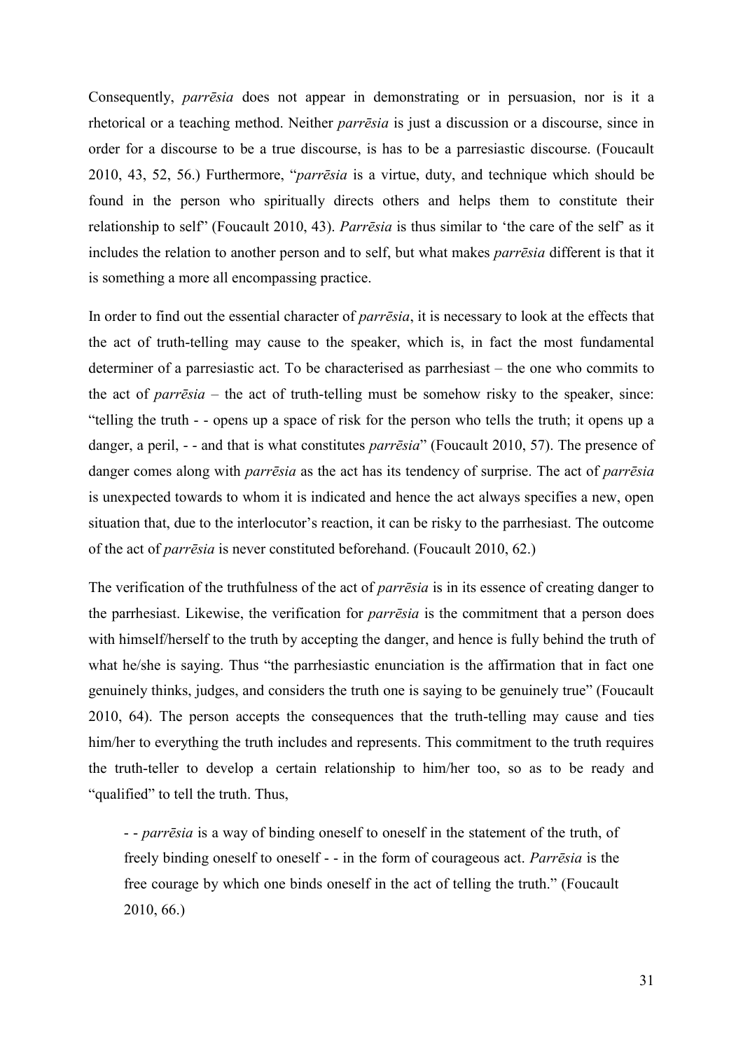Consequently, *parrēsia* does not appear in demonstrating or in persuasion, nor is it a rhetorical or a teaching method. Neither *parrēsia* is just a discussion or a discourse, since in order for a discourse to be a true discourse, is has to be a parresiastic discourse. (Foucault 2010, 43, 52, 56.) Furthermore, "*parrēsia* is a virtue, duty, and technique which should be found in the person who spiritually directs others and helps them to constitute their relationship to self" (Foucault 2010, 43). *Parrēsia* is thus similar to 'the care of the self' as it includes the relation to another person and to self, but what makes *parrēsia* different is that it is something a more all encompassing practice.

In order to find out the essential character of *parrēsia*, it is necessary to look at the effects that the act of truth-telling may cause to the speaker, which is, in fact the most fundamental determiner of a parresiastic act. To be characterised as parrhesiast – the one who commits to the act of *parrēsia* – the act of truth-telling must be somehow risky to the speaker, since: "telling the truth - - opens up a space of risk for the person who tells the truth; it opens up a danger, a peril, - - and that is what constitutes *parrēsia*" (Foucault 2010, 57). The presence of danger comes along with *parrēsia* as the act has its tendency of surprise. The act of *parrēsia* is unexpected towards to whom it is indicated and hence the act always specifies a new, open situation that, due to the interlocutor's reaction, it can be risky to the parrhesiast. The outcome of the act of *parrēsia* is never constituted beforehand. (Foucault 2010, 62.)

The verification of the truthfulness of the act of *parrēsia* is in its essence of creating danger to the parrhesiast. Likewise, the verification for *parrēsia* is the commitment that a person does with himself/herself to the truth by accepting the danger, and hence is fully behind the truth of what he/she is saying. Thus "the parrhesiastic enunciation is the affirmation that in fact one genuinely thinks, judges, and considers the truth one is saying to be genuinely true" (Foucault 2010, 64). The person accepts the consequences that the truth-telling may cause and ties him/her to everything the truth includes and representes. This commitment to the truth requires the truth-teller to develop a certain relationship to him/her too, so as to be ready and "qualified" to tell the truth. Thus,

> - - *parrēsia* is a way of binding oneself to oneself in the statement of the truth, of freely binding oneself to oneself - - in the form of courageous act. *Parrēsia* is the free courage by which one binds oneself in the act of telling the truth." (Foucault 2010, 66.)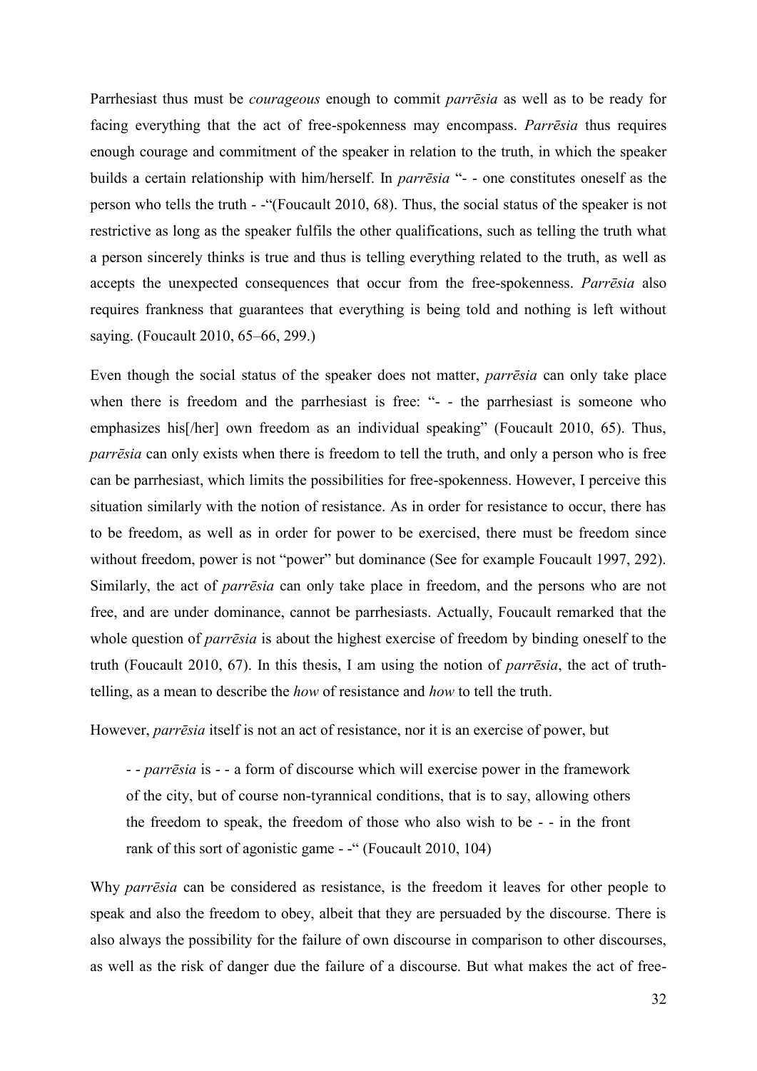Parrhesiast thus must be *courageous* enough to commit *parrēsia* as well as to be ready for facing everything that the act of free-spokenness may encompass. *Parrēsia* thus requires enough courage and commitment of the speaker in relation to the truth, in which the speaker builds a certain relationship with him/herself. In *parrēsia* "- - one constitutes oneself as the person who tells the truth - -"(Foucault 2010, 68). Thus, the social status of the speaker is not restrictive as long as the speaker fulfils the other qualifications, such as telling the truth what a person sincerely thinks is true and thus is telling everything related to the truth, as well as accepts the unexpected consequences that occur from the free-spokenness. *Parrēsia* also requires frankness that guarantees that everything is being told and nothing is left without saying. (Foucault 2010, 65–66, 299.)

Even though the social status of the speaker does not matter, *parrēsia* can only take place when there is freedom and the parrhesiast is free: "- - the parrhesiast is someone who emphasizes his[/her] own freedom as an individual speaking" (Foucault 2010, 65). Thus, *parrēsia* can only exists when there is freedom to tell the truth, and only a person who is free can be parrhesiast, which limits the possibilities for free-spokenness. However, I perceive this situation similarly with the notion of resistance. As in order for resistance to occur, there has to be freedom, as well as in order for power to be exercised, there must be freedom since without freedom, power is not "power" but dominance (See for example Foucault 1997, 292). Similarly, the act of *parrēsia* can only take place in freedom, and the persons who are not free, and are under dominance, cannot be parrhesiasts. Actually, Foucault remarked that the whole question of *parrēsia* is about the highest exercise of freedom by binding oneself to the truth (Foucault 2010, 67). In this thesis, I am using the notion of *parrēsia*, the act of truth-telling, as a mean to describe the *how* of resistance and *how* to tell the truth.

However, *parrēsia* itself is not an act of resistance, nor it is an exercise of power, but

> - - *parrēsia* is - - a form of discourse which will exercise power in the framework of the city, but of course non-tyrannical conditions, that is to say, allowing others the freedom to speak, the freedom of those who also wish to be - - in the front rank of this sort of agonistic game - -" (Foucault 2010, 104)

Why *parrēsia* can be considered as resistance, is the freedom it leaves for other people to speak and also the freedom to obey, albeit that they are persuaded by the discourse. There is also always the possibility for the failure of own discourse in comparison to other discourses, as well as the risk of danger due the failure of a discourse. But what makes the act of free-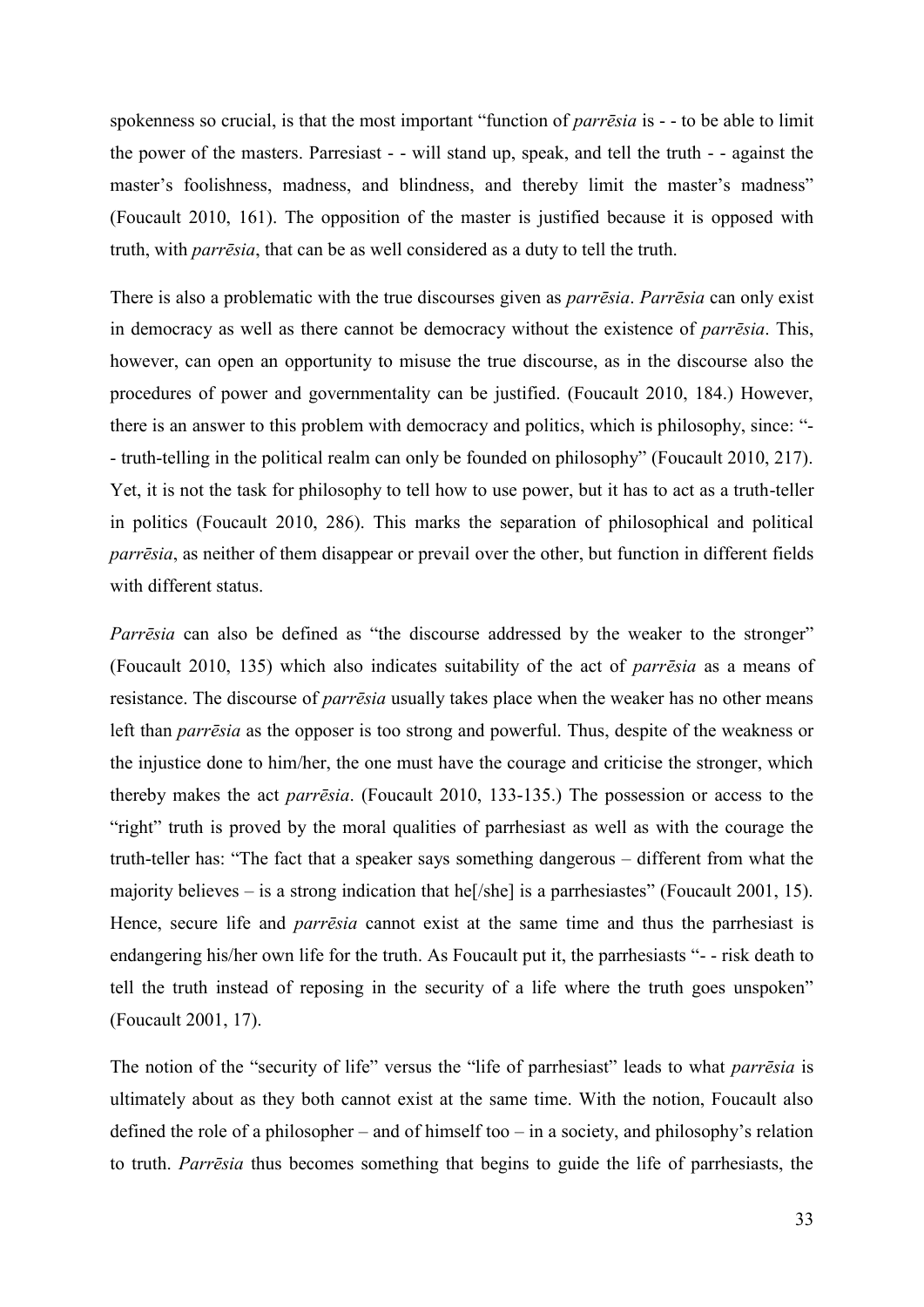spokenness so crucial, is that the most important "function of *parrēsia* is - - to be able to limit the power of the masters. Parresiast - - will stand up, speak, and tell the truth - - against the master's foolishness, madness, and blindness, and thereby limit the master's madness" (Foucault 2010, 161). The opposition of the master is justified because it is opposed with truth, with *parrēsia*, that can be as well considered as a duty to tell the truth.

There is also a problematic with the true discourses given as *parrēsia*. *Parrēsia* can only exist in democracy as well as there cannot be democracy without the existence of *parrēsia*. This, however, can open an opportunity to misuse the true discourse, as in the discourse also the procedures of power and governmentality can be justified. (Foucault 2010, 184.) However, there is an answer to this problem with democracy and politics, which is philosophy, since: "- - truth-telling in the political realm can only be founded on philosophy" (Foucault 2010, 217). Yet, it is not the task for philosophy to tell how to use power, but it has to act as a truth-teller in politics (Foucault 2010, 286). This marks the separation of philosophical and political *parrēsia*, as neither of them disappear or prevail over the other, but function in different fields with different status.

*Parrēsia* can also be defined as "the discourse addressed by the weaker to the stronger" (Foucault 2010, 135) which also indicates suitability of the act of *parrēsia* as a means of resistance. The discourse of *parrēsia* usually takes place when the weaker has no other means left than *parrēsia* as the opposer is too strong and powerful. Thus, despite of the weakness or the injustice done to him/her, the one must have the courage and criticise the stronger, which thereby makes the act *parrēsia*. (Foucault 2010, 133-135.) The possession or access to the "right" truth is proved by the moral qualities of parrhesiast as well as with the courage the truth-teller has: "The fact that a speaker says something dangerous – different from what the majority believes – is a strong indication that he[/she] is a parrhesiastes" (Foucault 2001, 15). Hence, secure life and *parrēsia* cannot exist at the same time and thus the parrhesiast is endangering his/her own life for the truth. As Foucault put it, the parrhesiasts "- - risk death to tell the truth instead of reposing in the security of a life where the truth goes unspoken" (Foucault 2001, 17).

The notion of the "security of life" versus the "life of parrhesiast" leads to what *parrēsia* is ultimately about as they both cannot exist at the same time. With the notion, Foucault also defined the role of a philosopher – and of himself too – in a society, and philosophy's relation to truth. *Parrēsia* thus becomes something that begins to guide the life of parrhesiasts, the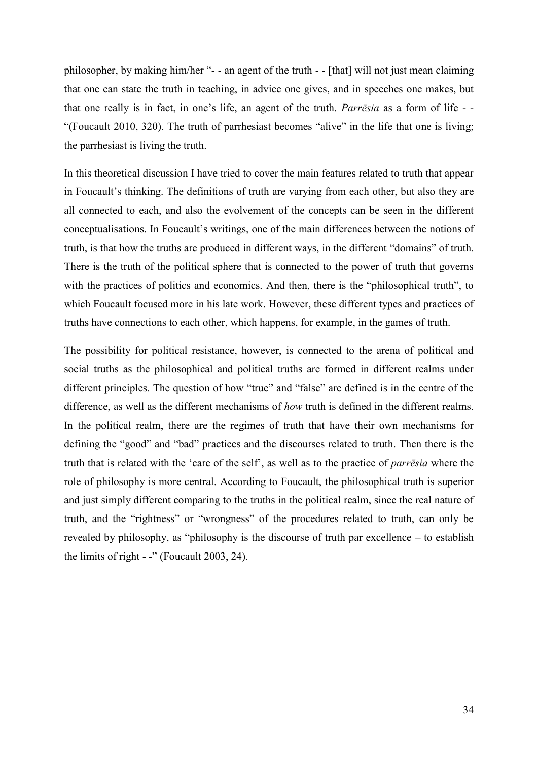philosopher, by making him/her "- - an agent of the truth - - [that] will not just mean claiming that one can state the truth in teaching, in advice one gives, and in speeches one makes, but that one really is in fact, in one's life, an agent of the truth. *Parrēsia* as a form of life - - "(Foucault 2010, 320). The truth of parrhesiast becomes "alive" in the life that one is living; the parrhesiast is living the truth.

In this theoretical discussion I have tried to cover the main features related to truth that appear in Foucault's thinking. The definitions of truth are varying from each other, but also they are all connected to each, and also the evolvement of the concepts can be seen in the different conceptualisations. In Foucault's writings, one of the main differences between the notions of truth, is that how the truths are produced in different ways, in the different "domains" of truth. There is the truth of the political sphere that is connected to the power of truth that governs with the practices of politics and economics. And then, there is the "philosophical truth", to which Foucault focused more in his late work. However, these different types and practices of truths have connections to each other, which happens, for example, in the games of truth.

The possibility for political resistance, however, is connected to the arena of political and social truths as the philosophical and political truths are formed in different realms under different principles. The question of how "true" and "false" are defined is in the centre of the difference, as well as the different mechanisms of *how* truth is defined in the different realms. In the political realm, there are the regimes of truth that have their own mechanisms for defining the "good" and "bad" practices and the discourses related to truth. Then there is the truth that is related with the 'care of the self', as well as to the practice of *parrēsia* where the role of philosophy is more central. According to Foucault, the philosophical truth is superior and just simply different comparing to the truths in the political realm, since the real nature of truth, and the "rightness" or "wrongness" of the procedures related to truth, can only be revealed by philosophy, as "philosophy is the discourse of truth par excellence – to establish the limits of right - -" (Foucault 2003, 24).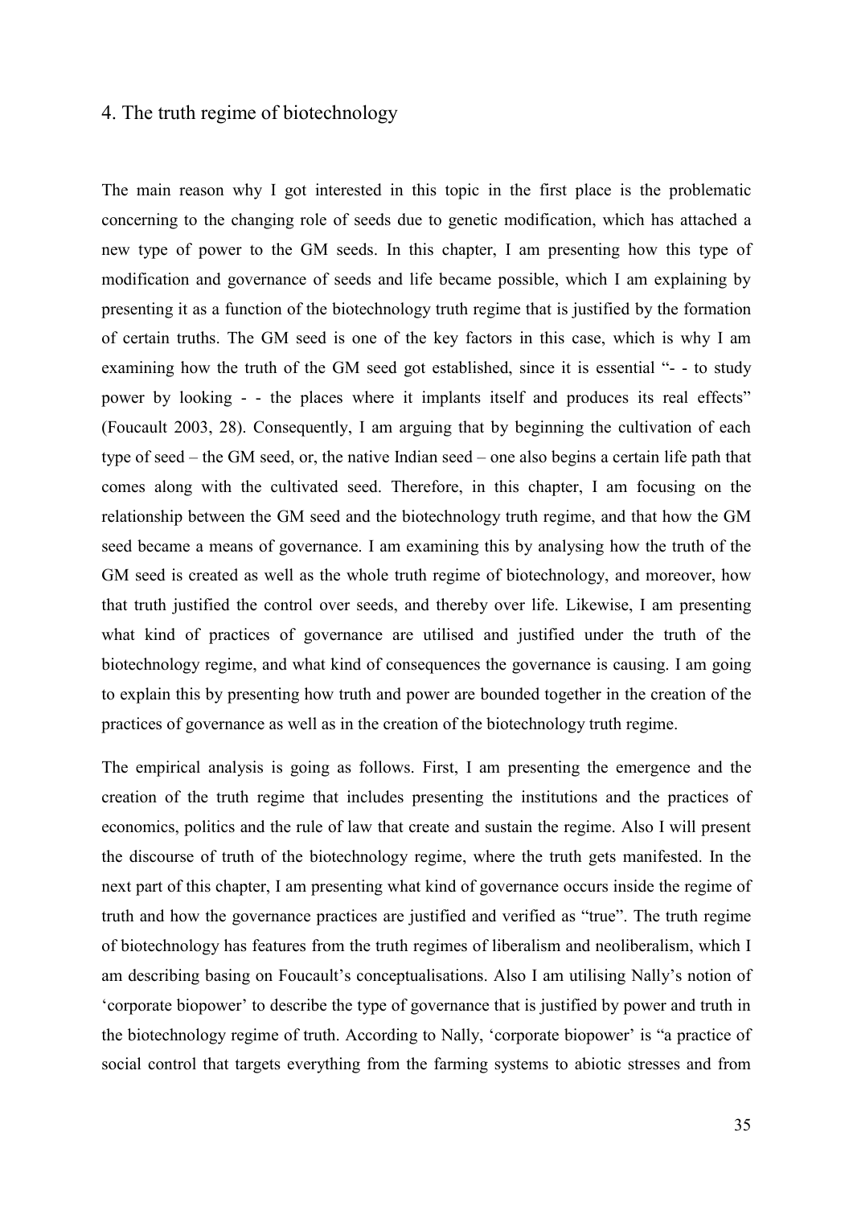# 4. The truth regime of biotechnology

The main reason why I got interested in this topic in the first place is the problematic concerning to the changing role of seeds due to genetic modification, which has attached a new type of power to the GM seeds. In this chapter, I am presenting how this type of modification and governance of seeds and life became possible, which I am explaining by presenting it as a function of the biotechnology truth regime that is justified by the formation of certain truths. The GM seed is one of the key factors in this case, which is why I am examining how the truth of the GM seed got established, since it is essential "- - to study power by looking - - the places where it implants itself and produces its real effects" (Foucault 2003, 28). Consequently, I am arguing that by beginning the cultivation of each type of seed – the GM seed, or, the native Indian seed – one also begins a certain life path that comes along with the cultivated seed. Therefore, in this chapter, I am focusing on the relationship between the GM seed and the biotechnology truth regime, and that how the GM seed became a means of governance. I am examining this by analysing how the truth of the GM seed is created as well as the whole truth regime of biotechnology, and moreover, how that truth justified the control over seeds, and thereby over life. Likewise, I am presenting what kind of practices of governance are utilised and justified under the truth of the biotechnology regime, and what kind of consequences the governance is causing. I am going to explain this by presenting how truth and power are bounded together in the creation of the practices of governance as well as in the creation of the biotechnology truth regime.

The empirical analysis is going as follows. First, I am presenting the emergence and the creation of the truth regime that includes presenting the institutions and the practices of economics, politics and the rule of law that create and sustain the regime. Also I will present the discourse of truth of the biotechnology regime, where the truth gets manifested. In the next part of this chapter, I am presenting what kind of governance occurs inside the regime of truth and how the governance practices are justified and verified as "true". The truth regime of biotechnology has features from the truth regimes of liberalism and neoliberalism, which I am describing basing on Foucault's conceptualisations. Also I am utilising Nally's notion of 'corporate biopower' to describe the type of governance that is justified by power and truth in the biotechnology regime of truth. According to Nally, 'corporate biopower' is "a practice of social control that targets everything from the farming systems to abiotic stresses and from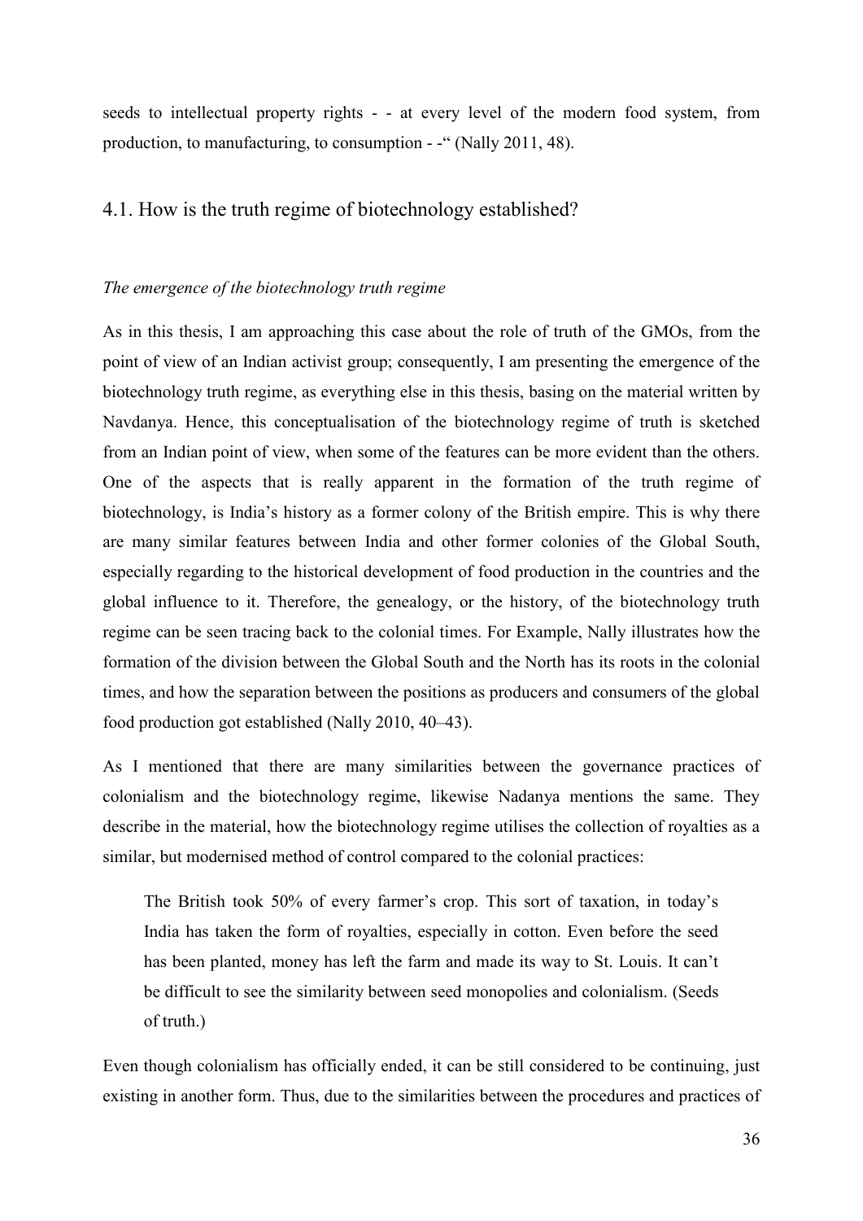seeds to intellectual property rights - - at every level of the modern food system, from production, to manufacturing, to consumption - -" (Nally 2011, 48).

## 4.1. How is the truth regime of biotechnology established?

*The emergence of the biotechnology truth regime*

As in this thesis, I am approaching this case about the role of truth of the GMOs, from the point of view of an Indian activist group; consequently, I am presenting the emergence of the biotechnology truth regime, as everything else in this thesis, basing on the material written by Navdanya. Hence, this conceptualisation of the biotechnology regime of truth is sketched from an Indian point of view, when some of the features can be more evident than the others. One of the aspects that is really apparent in the formation of the truth regime of biotechnology, is India's history as a former colony of the British empire. This is why there are many similar features between India and other former colonies of the Global South, especially regarding to the historical development of food production in the countries and the global influence to it. Therefore, the genealogy, or the history, of the biotechnology truth regime can be seen tracing back to the colonial times. For Example, Nally illustrates how the formation of the division between the Global South and the North has its roots in the colonial times, and how the separation between the positions as producers and consumers of the global food production got established (Nally 2010, 40–43).

As I mentioned that there are many similarities between the governance practices of colonialism and the biotechnology regime, likewise Nadanya mentions the same. They describe in the material, how the biotechnology regime utilises the collection of royalties as a similar, but modernised method of control compared to the colonial practices:

> The British took 50% of every farmer's crop. This sort of taxation, in today's India has taken the form of royalties, especially in cotton. Even before the seed has been planted, money has left the farm and made its way to St. Louis. It can't be difficult to see the similarity between seed monopolies and colonialism. (Seeds of truth.)

Even though colonialism has officially ended, it can be still considered to be continuing, just existing in another form. Thus, due to the similarities between the procedures and practices of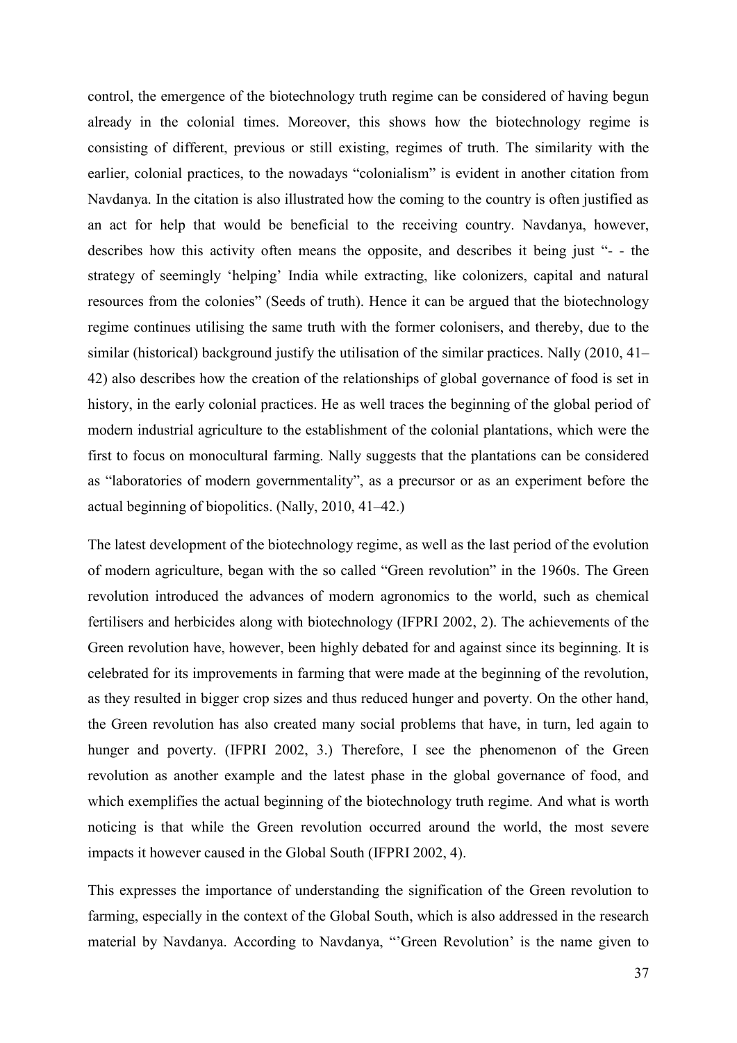control, the emergence of the biotechnology truth regime can be considered of having begun already in the colonial times. Moreover, this shows how the biotechnology regime is consisting of different, previous or still existing, regimes of truth. The similarity with the earlier, colonial practices, to the nowadays "colonialism" is evident in another citation from Navdanya. In the citation is also illustrated how the coming to the country is often justified as an act for help that would be beneficial to the receiving country. Navdanya, however, describes how this activity often means the opposite, and describes it being just "- - the strategy of seemingly 'helping' India while extracting, like colonizers, capital and natural resources from the colonies" (Seeds of truth). Hence it can be argued that the biotechnology regime continues utilising the same truth with the former colonisers, and thereby, due to the similar (historical) background justify the utilisation of the similar practices. Nally (2010, 41–42) also describes how the creation of the relationships of global governance of food is set in history, in the early colonial practices. He as well traces the beginning of the global period of modern industrial agriculture to the establishment of the colonial plantations, which were the first to focus on monocultural farming. Nally suggests that the plantations can be considered as "laboratories of modern governmentality", as a precursor or as an experiment before the actual beginning of biopolitics. (Nally, 2010, 41–42.)

The latest development of the biotechnology regime, as well as the last period of the evolution of modern agriculture, began with the so called "Green revolution" in the 1960s. The Green revolution introduced the advances of modern agronomics to the world, such as chemical fertilisers and herbicides along with biotechnology (IFPRI 2002, 2). The achievements of the Green revolution have, however, been highly debated for and against since its beginning. It is celebrated for its improvements in farming that were made at the beginning of the revolution, as they resulted in bigger crop sizes and thus reduced hunger and poverty. On the other hand, the Green revolution has also created many social problems that have, in turn, led again to hunger and poverty. (IFPRI 2002, 3.) Therefore, I see the phenomenon of the Green revolution as another example and the latest phase in the global governance of food, and which exemplifies the actual beginning of the biotechnology truth regime. And what is worth noticing is that while the Green revolution occurred around the world, the most severe impacts it however caused in the Global South (IFPRI 2002, 4).

This expresses the importance of understanding the signification of the Green revolution to farming, especially in the context of the Global South, which is also addressed in the research material by Navdanya. According to Navdanya, "'Green Revolution' is the name given to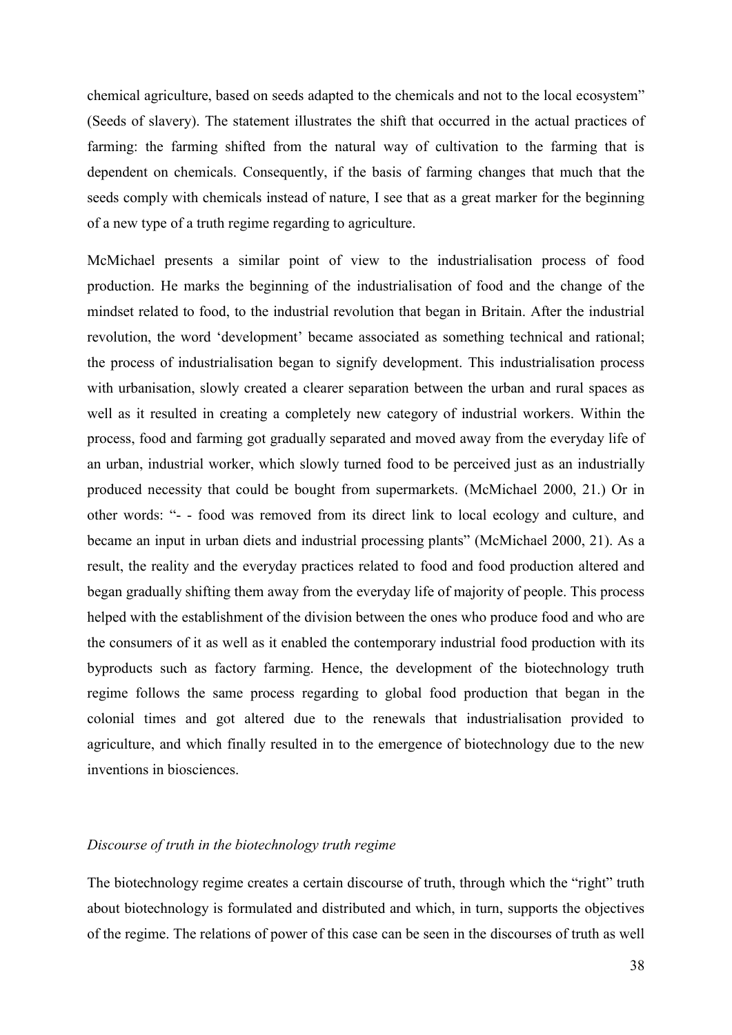chemical agriculture, based on seeds adapted to the chemicals and not to the local ecosystem" (Seeds of slavery). The statement illustrates the shift that occurred in the actual practices of farming: the farming shifted from the natural way of cultivation to the farming that is dependent on chemicals. Consequently, if the basis of farming changes that much that the seeds comply with chemicals instead of nature, I see that as a great marker for the beginning of a new type of a truth regime regarding to agriculture.

McMichael presents a similar point of view to the industrialisation process of food production. He marks the beginning of the industrialisation of food and the change of the mindset related to food, to the industrial revolution that began in Britain. After the industrial revolution, the word 'development' became associated as something technical and rational; the process of industrialisation began to signify development. This industrialisation process with urbanisation, slowly created a clearer separation between the urban and rural spaces as well as it resulted in creating a completely new category of industrial workers. Within the process, food and farming got gradually separated and moved away from the everyday life of an urban, industrial worker, which slowly turned food to be perceived just as an industrially produced necessity that could be bought from supermarkets. (McMichael 2000, 21.) Or in other words: "- - food was removed from its direct link to local ecology and culture, and became an input in urban diets and industrial processing plants" (McMichael 2000, 21). As a result, the reality and the everyday practices related to food and food production altered and began gradually shifting them away from the everyday life of majority of people. This process helped with the establishment of the division between the ones who produce food and who are the consumers of it as well as it enabled the contemporary industrial food production with its byproducts such as factory farming. Hence, the development of the biotechnology truth regime follows the same process regarding to global food production that began in the colonial times and got altered due to the renewals that industrialisation provided to agriculture, and which finally resulted in to the emergence of biotechnology due to the new inventions in biosciences.

*Discourse of truth in the biotechnology truth regime*

The biotechnology regime creates a certain discourse of truth, through which the "right" truth about biotechnology is formulated and distributed and which, in turn, supports the objectives of the regime. The relations of power of this case can be seen in the discourses of truth as well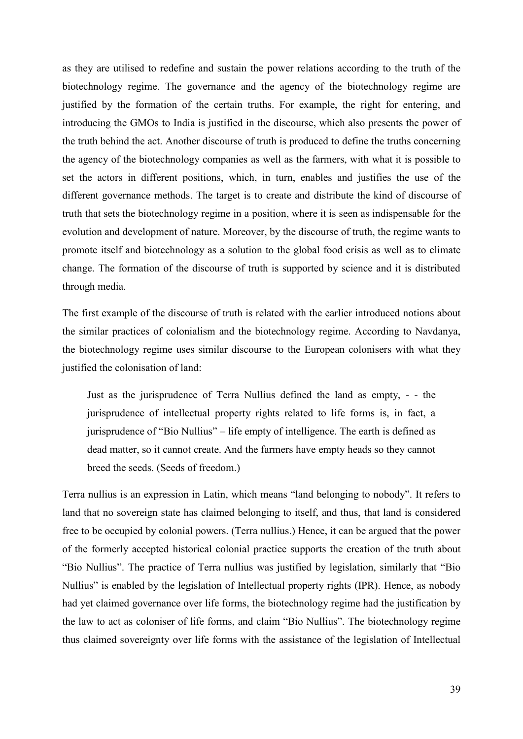as they are utilised to redefine and sustain the power relations according to the truth of the biotechnology regime. The governance and the agency of the biotechnology regime are justified by the formation of the certain truths. For example, the right for entering, and introducing the GMOs to India is justified in the discourse, which also presents the power of the truth behind the act. Another discourse of truth is produced to define the truths concerning the agency of the biotechnology companies as well as the farmers, with what it is possible to set the actors in different positions, which, in turn, enables and justifies the use of the different governance methods. The target is to create and distribute the kind of discourse of truth that sets the biotechnology regime in a position, where it is seen as indispensable for the evolution and development of nature. Moreover, by the discourse of truth, the regime wants to promote itself and biotechnology as a solution to the global food crisis as well as to climate change. The formation of the discourse of truth is supported by science and it is distributed through media.

The first example of the discourse of truth is related with the earlier introduced notions about the similar practices of colonialism and the biotechnology regime. According to Navdanya, the biotechnology regime uses similar discourse to the European colonisers with what they justified the colonisation of land:

> Just as the jurisprudence of Terra Nullius defined the land as empty, - - the jurisprudence of intellectual property rights related to life forms is, in fact, a jurisprudence of "Bio Nullius" – life empty of intelligence. The earth is defined as dead matter, so it cannot create. And the farmers have empty heads so they cannot breed the seeds. (Seeds of freedom.)

Terra nullius is an expression in Latin, which means "land belonging to nobody". It refers to land that no sovereign state has claimed belonging to itself, and thus, that land is considered free to be occupied by colonial powers. (Terra nullius.) Hence, it can be argued that the power of the formerly accepted historical colonial practice supports the creation of the truth about "Bio Nullius". The practice of Terra nullius was justified by legislation, similarly that "Bio Nullius" is enabled by the legislation of Intellectual property rights (IPR). Hence, as nobody had yet claimed governance over life forms, the biotechnology regime had the justification by the law to act as coloniser of life forms, and claim "Bio Nullius". The biotechnology regime thus claimed sovereignty over life forms with the assistance of the legislation of Intellectual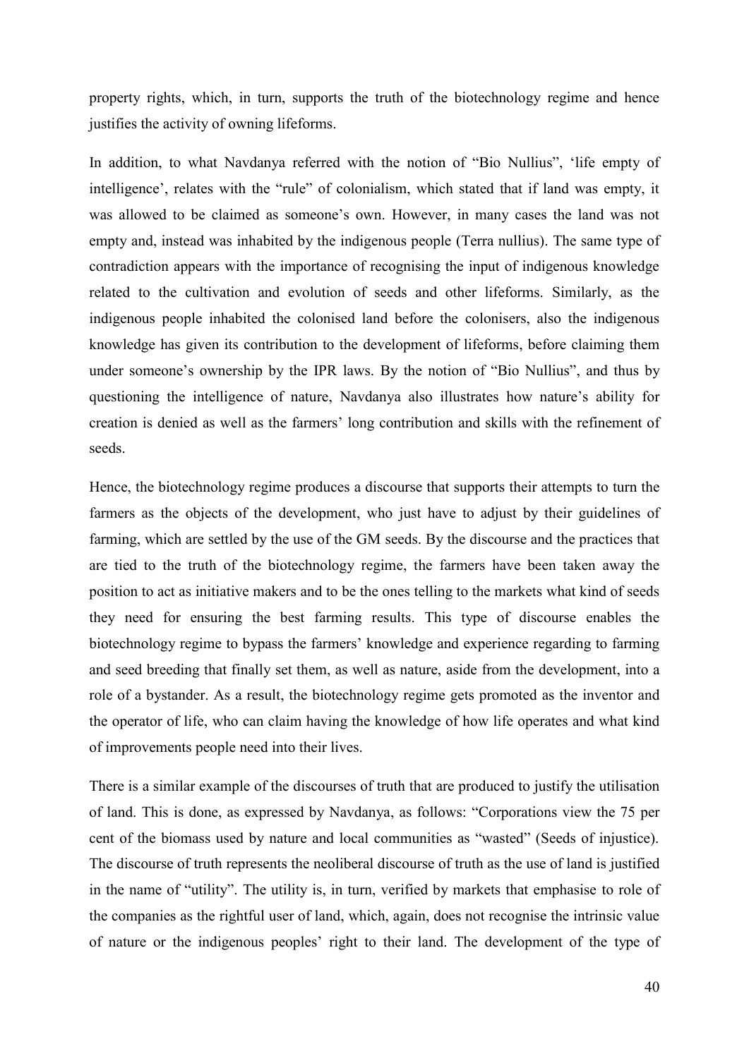property rights, which, in turn, supports the truth of the biotechnology regime and hence justifies the activity of owning lifeforms.

In addition, to what Navdanya referred with the notion of "Bio Nullius", 'life empty of intelligence', relates with the "rule" of colonialism, which stated that if land was empty, it was allowed to be claimed as someone's own. However, in many cases the land was not empty and, instead was inhabited by the indigenous people (Terra nullius). The same type of contradiction appears with the importance of recognising the input of indigenous knowledge related to the cultivation and evolution of seeds and other lifeforms. Similarly, as the indigenous people inhabited the colonised land before the colonisers, also the indigenous knowledge has given its contribution to the development of lifeforms, before claiming them under someone's ownership by the IPR laws. By the notion of "Bio Nullius", and thus by questioning the intelligence of nature, Navdanya also illustrates how nature's ability for creation is denied as well as the farmers' long contribution and skills with the refinement of seeds.

Hence, the biotechnology regime produces a discourse that supports their attempts to turn the farmers as the objects of the development, who just have to adjust by their guidelines of farming, which are settled by the use of the GM seeds. By the discourse and the practices that are tied to the truth of the biotechnology regime, the farmers have been taken away the position to act as initiative makers and to be the ones telling to the markets what kind of seeds they need for ensuring the best farming results. This type of discourse enables the biotechnology regime to bypass the farmers' knowledge and experience regarding to farming and seed breeding that finally set them, as well as nature, aside from the development, into a role of a bystander. As a result, the biotechnology regime gets promoted as the inventor and the operator of life, who can claim having the knowledge of how life operates and what kind of improvements people need into their lives.

There is a similar example of the discourses of truth that are produced to justify the utilisation of land. This is done, as expressed by Navdanya, as follows: "Corporations view the 75 per cent of the biomass used by nature and local communities as "wasted" (Seeds of injustice). The discourse of truth represents the neoliberal discourse of truth as the use of land is justified in the name of "utility". The utility is, in turn, verified by markets that emphasise to role of the companies as the rightful user of land, which, again, does not recognise the intrinsic value of nature or the indigenous peoples' right to their land. The development of the type of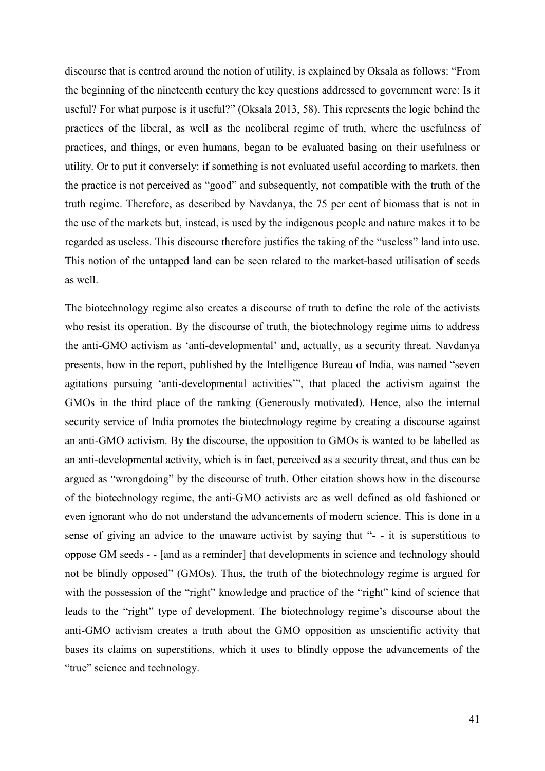discourse that is centred around the notion of utility, is explained by Oksala as follows: "From the beginning of the nineteenth century the key questions addressed to government were: Is it useful? For what purpose is it useful?" (Oksala 2013, 58). This represents the logic behind the practices of the liberal, as well as the neoliberal regime of truth, where the usefulness of practices, and things, or even humans, began to be evaluated basing on their usefulness or utility. Or to put it conversely: if something is not evaluated useful according to markets, then the practice is not perceived as "good" and subsequently, not compatible with the truth of the truth regime. Therefore, as described by Navdanya, the 75 per cent of biomass that is not in the use of the markets but, instead, is used by the indigenous people and nature makes it to be regarded as useless. This discourse therefore justifies the taking of the "useless" land into use. This notion of the untapped land can be seen related to the market-based utilisation of seeds as well.

The biotechnology regime also creates a discourse of truth to define the role of the activists who resist its operation. By the discourse of truth, the biotechnology regime aims to address the anti-GMO activism as 'anti-developmental' and, actually, as a security threat. Navdanya presents, how in the report, published by the Intelligence Bureau of India, was named "seven agitations pursuing 'anti-developmental activities'", that placed the activism against the GMOs in the third place of the ranking (Generously motivated). Hence, also the internal security service of India promotes the biotechnology regime by creating a discourse against an anti-GMO activism. By the discourse, the opposition to GMOs is wanted to be labelled as an anti-developmental activity, which is in fact, perceived as a security threat, and thus can be argued as "wrongdoing" by the discourse of truth. Other citation shows how in the discourse of the biotechnology regime, the anti-GMO activists are as well defined as old fashioned or even ignorant who do not understand the advancements of modern science. This is done in a sense of giving an advice to the unaware activist by saying that "- - it is superstitious to oppose GM seeds - - [and as a reminder] that developments in science and technology should not be blindly opposed" (GMOs). Thus, the truth of the biotechnology regime is argued for with the possession of the "right" knowledge and practice of the "right" kind of science that leads to the "right" type of development. The biotechnology regime's discourse about the anti-GMO activism creates a truth about the GMO opposition as unscientific activity that bases its claims on superstitions, which it uses to blindly oppose the advancements of the "true" science and technology.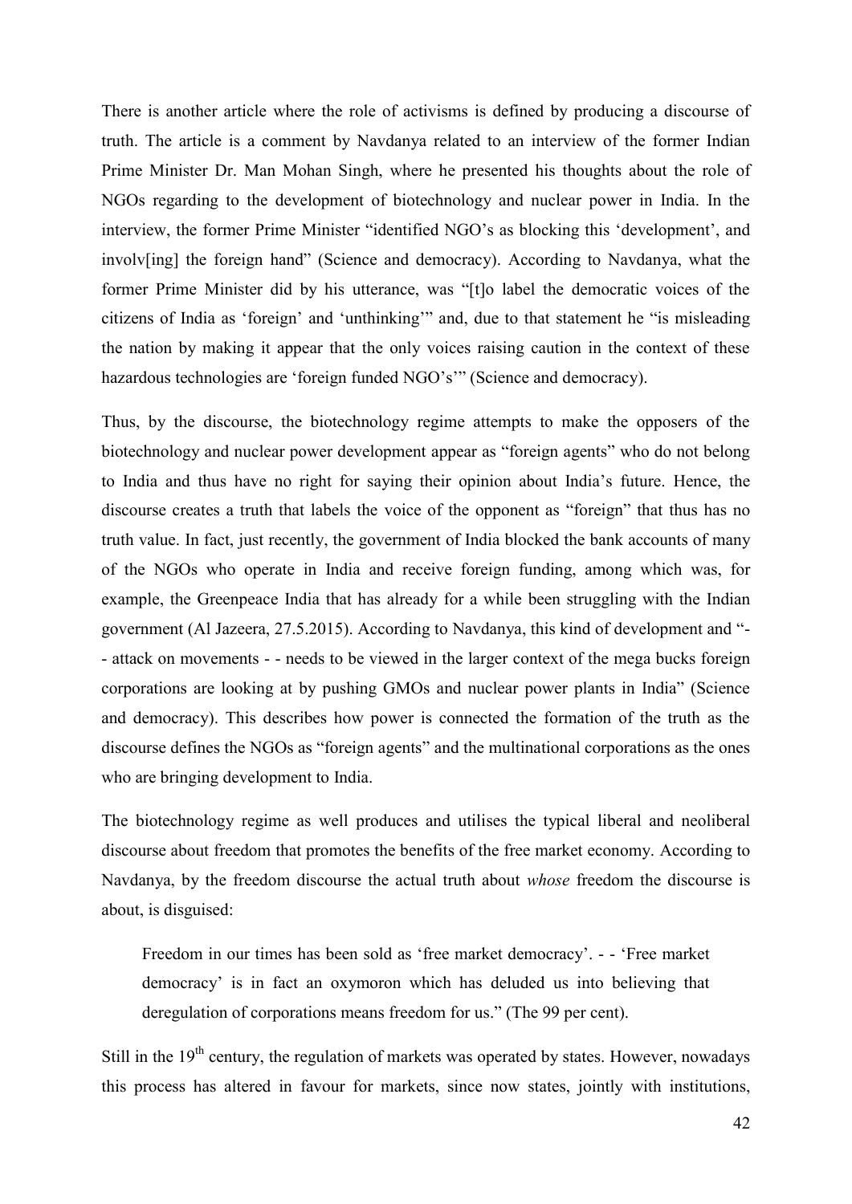There is another article where the role of activisms is defined by producing a discourse of truth. The article is a comment by Navdanya related to an interview of the former Indian Prime Minister Dr. Man Mohan Singh, where he presented his thoughts about the role of NGOs regarding to the development of biotechnology and nuclear power in India. In the interview, the former Prime Minister "identified NGO's as blocking this 'development', and involv[ing] the foreign hand" (Science and democracy). According to Navdanya, what the former Prime Minister did by his utterance, was "[t]o label the democratic voices of the citizens of India as 'foreign' and 'unthinking'" and, due to that statement he "is misleading the nation by making it appear that the only voices raising caution in the context of these hazardous technologies are 'foreign funded NGO's'" (Science and democracy).

Thus, by the discourse, the biotechnology regime attempts to make the opposers of the biotechnology and nuclear power development appear as "foreign agents" who do not belong to India and thus have no right for saying their opinion about India's future. Hence, the discourse creates a truth that labels the voice of the opponent as "foreign" that thus has no truth value. In fact, just recently, the government of India blocked the bank accounts of many of the NGOs who operate in India and receive foreign funding, among which was, for example, the Greenpeace India that has already for a while been struggling with the Indian government (Al Jazeera, 27.5.2015). According to Navdanya, this kind of development and "- - attack on movements - - needs to be viewed in the larger context of the mega bucks foreign corporations are looking at by pushing GMOs and nuclear power plants in India" (Science and democracy). This describes how power is connected the formation of the truth as the discourse defines the NGOs as "foreign agents" and the multinational corporations as the ones who are bringing development to India.

The biotechnology regime as well produces and utilises the typical liberal and neoliberal discourse about freedom that promotes the benefits of the free market economy. According to Navdanya, by the freedom discourse the actual truth about *whose* freedom the discourse is about, is disguised:

> Freedom in our times has been sold as 'free market democracy'. - - 'Free market democracy' is in fact an oxymoron which has deluded us into believing that deregulation of corporations means freedom for us." (The 99 per cent).

Still in the 19th century, the regulation of markets was operated by states. However, nowadays this process has altered in favour for markets, since now states, jointly with institutions,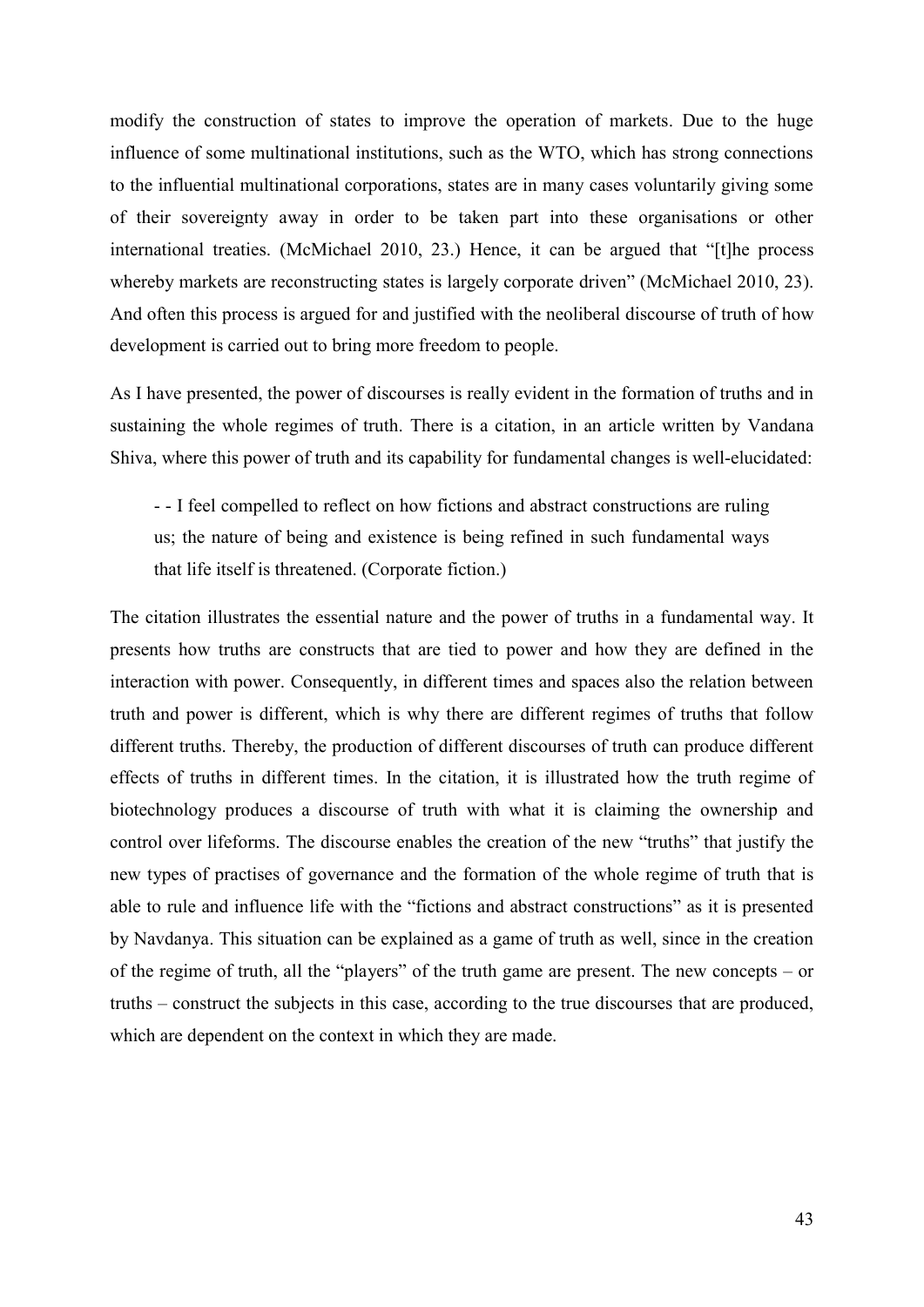modify the construction of states to improve the operation of markets. Due to the huge influence of some multinational institutions, such as the WTO, which has strong connections to the influential multinational corporations, states are in many cases voluntarily giving some of their sovereignty away in order to be taken part into these organisations or other international treaties. (McMichael 2010, 23.) Hence, it can be argued that "[t]he process whereby markets are reconstructing states is largely corporate driven" (McMichael 2010, 23). And often this process is argued for and justified with the neoliberal discourse of truth of how development is carried out to bring more freedom to people.

As I have presented, the power of discourses is really evident in the formation of truths and in sustaining the whole regimes of truth. There is a citation, in an article written by Vandana Shiva, where this power of truth and its capability for fundamental changes is well-elucidated:

> - - I feel compelled to reflect on how fictions and abstract constructions are ruling us; the nature of being and existence is being refined in such fundamental ways that life itself is threatened. (Corporate fiction.)

The citation illustrates the essential nature and the power of truths in a fundamental way. It presents how truths are constructs that are tied to power and how they are defined in the interaction with power. Consequently, in different times and spaces also the relation between truth and power is different, which is why there are different regimes of truths that follow different truths. Thereby, the production of different discourses of truth can produce different effects of truths in different times. In the citation, it is illustrated how the truth regime of biotechnology produces a discourse of truth with what it is claiming the ownership and control over lifeforms. The discourse enables the creation of the new "truths" that justify the new types of practises of governance and the formation of the whole regime of truth that is able to rule and influence life with the "fictions and abstract constructions" as it is presented by Navdanya. This situation can be explained as a game of truth as well, since in the creation of the regime of truth, all the "players" of the truth game are present. The new concepts – or truths – construct the subjects in this case, according to the true discourses that are produced, which are dependent on the context in which they are made.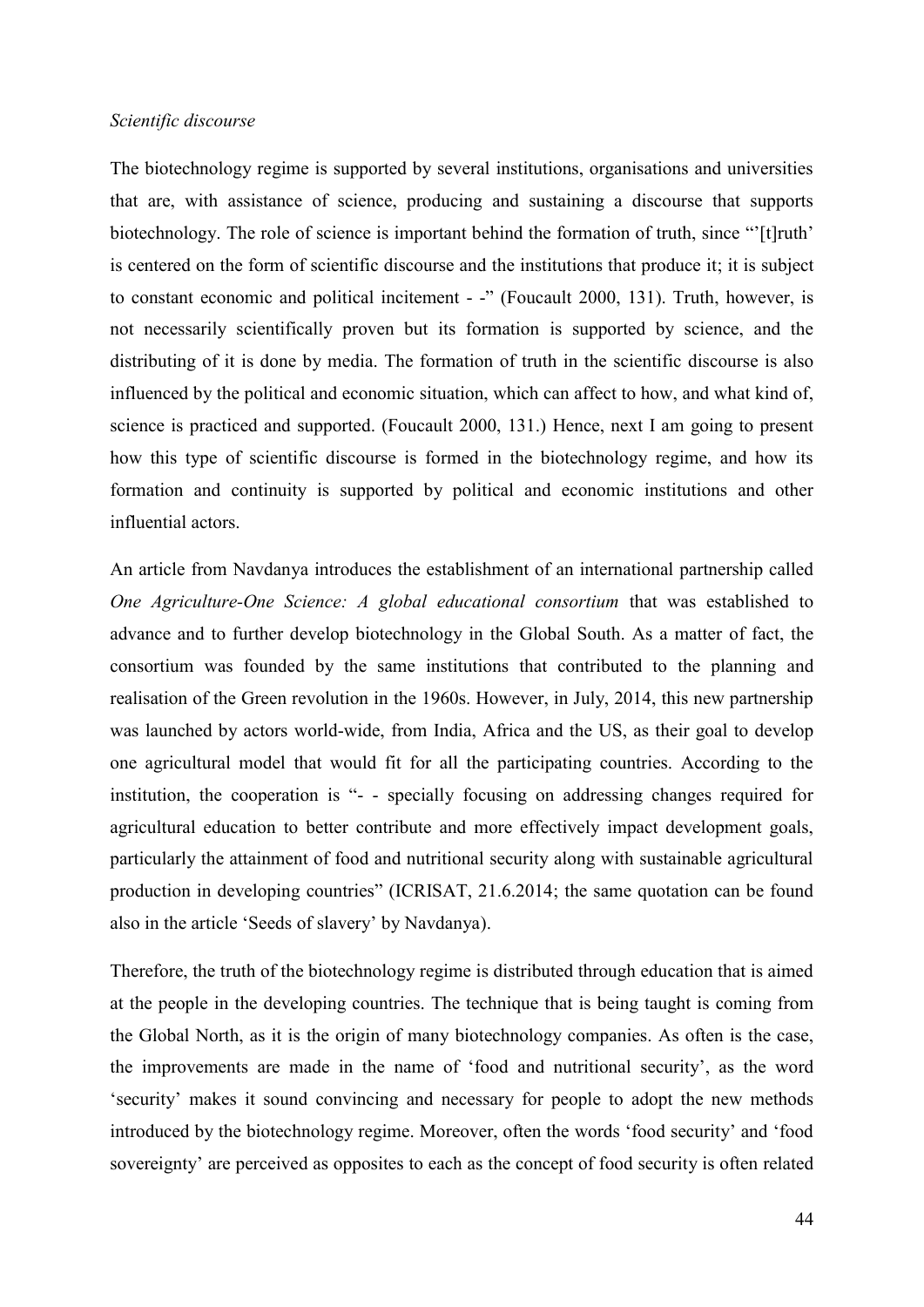*Scientific discourse*

The biotechnology regime is supported by several institutions, organisations and universities that are, with assistance of science, producing and sustaining a discourse that supports biotechnology. The role of science is important behind the formation of truth, since "'[t]ruth' is centered on the form of scientific discourse and the institutions that produce it; it is subject to constant economic and political incitement - -" (Foucault 2000, 131). Truth, however, is not necessarily scientifically proven but its formation is supported by science, and the distributing of it is done by media. The formation of truth in the scientific discourse is also influenced by the political and economic situation, which can affect to how, and what kind of, science is practiced and supported. (Foucault 2000, 131.) Hence, next I am going to present how this type of scientific discourse is formed in the biotechnology regime, and how its formation and continuity is supported by political and economic institutions and other influential actors.

An article from Navdanya introduces the establishment of an international partnership called *One Agriculture-One Science: A global educational consortium* that was established to advance and to further develop biotechnology in the Global South. As a matter of fact, the consortium was founded by the same institutions that contributed to the planning and realisation of the Green revolution in the 1960s. However, in July, 2014, this new partnership was launched by actors world-wide, from India, Africa and the US, as their goal to develop one agricultural model that would fit for all the participating countries. According to the institution, the cooperation is "- - specially focusing on addressing changes required for agricultural education to better contribute and more effectively impact development goals, particularly the attainment of food and nutritional security along with sustainable agricultural production in developing countries" (ICRISAT, 21.6.2014; the same quotation can be found also in the article 'Seeds of slavery' by Navdanya).

Therefore, the truth of the biotechnology regime is distributed through education that is aimed at the people in the developing countries. The technique that is being taught is coming from the Global North, as it is the origin of many biotechnology companies. As often is the case, the improvements are made in the name of 'food and nutritional security', as the word 'security' makes it sound convincing and necessary for people to adopt the new methods introduced by the biotechnology regime. Moreover, often the words 'food security' and 'food sovereignty' are perceived as opposites to each as the concept of food security is often related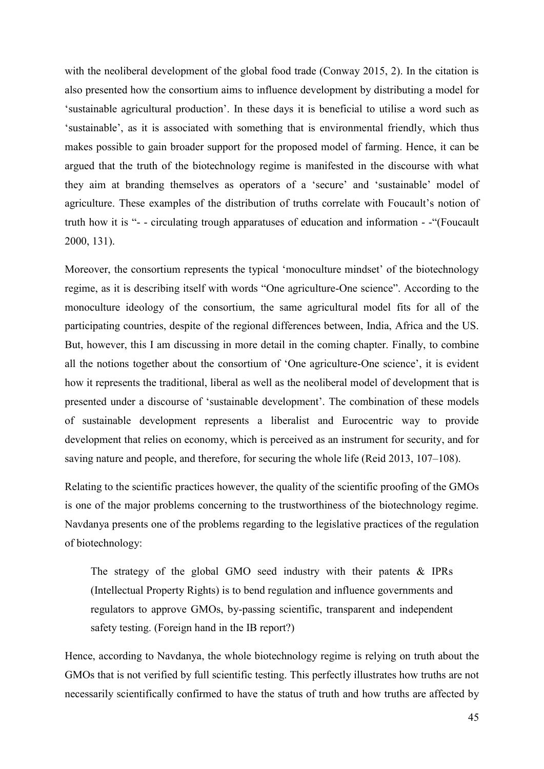with the neoliberal development of the global food trade (Conway 2015, 2). In the citation is also presented how the consortium aims to influence development by distributing a model for 'sustainable agricultural production'. In these days it is beneficial to utilise a word such as 'sustainable', as it is associated with something that is environmental friendly, which thus makes possible to gain broader support for the proposed model of farming. Hence, it can be argued that the truth of the biotechnology regime is manifested in the discourse with what they aim at branding themselves as operators of a 'secure' and 'sustainable' model of agriculture. These examples of the distribution of truths correlate with Foucault's notion of truth how it is "- - circulating trough apparatuses of education and information - -"(Foucault 2000, 131).

Moreover, the consortium represents the typical 'monoculture mindset' of the biotechnology regime, as it is describing itself with words "One agriculture-One science". According to the monoculture ideology of the consortium, the same agricultural model fits for all of the participating countries, despite of the regional differences between, India, Africa and the US. But, however, this I am discussing in more detail in the coming chapter. Finally, to combine all the notions together about the consortium of 'One agriculture-One science', it is evident how it represents the traditional, liberal as well as the neoliberal model of development that is presented under a discourse of 'sustainable development'. The combination of these models of sustainable development represents a liberalist and Eurocentric way to provide development that relies on economy, which is perceived as an instrument for security, and for saving nature and people, and therefore, for securing the whole life (Reid 2013, 107–108).

Relating to the scientific practices however, the quality of the scientific proofing of the GMOs is one of the major problems concerning to the trustworthiness of the biotechnology regime. Navdanya presents one of the problems regarding to the legislative practices of the regulation of biotechnology:

> The strategy of the global GMO seed industry with their patents & IPRs (Intellectual Property Rights) is to bend regulation and influence governments and regulators to approve GMOs, by-passing scientific, transparent and independent safety testing. (Foreign hand in the IB report?)

Hence, according to Navdanya, the whole biotechnology regime is relying on truth about the GMOs that is not verified by full scientific testing. This perfectly illustrates how truths are not necessarily scientifically confirmed to have the status of truth and how truths are affected by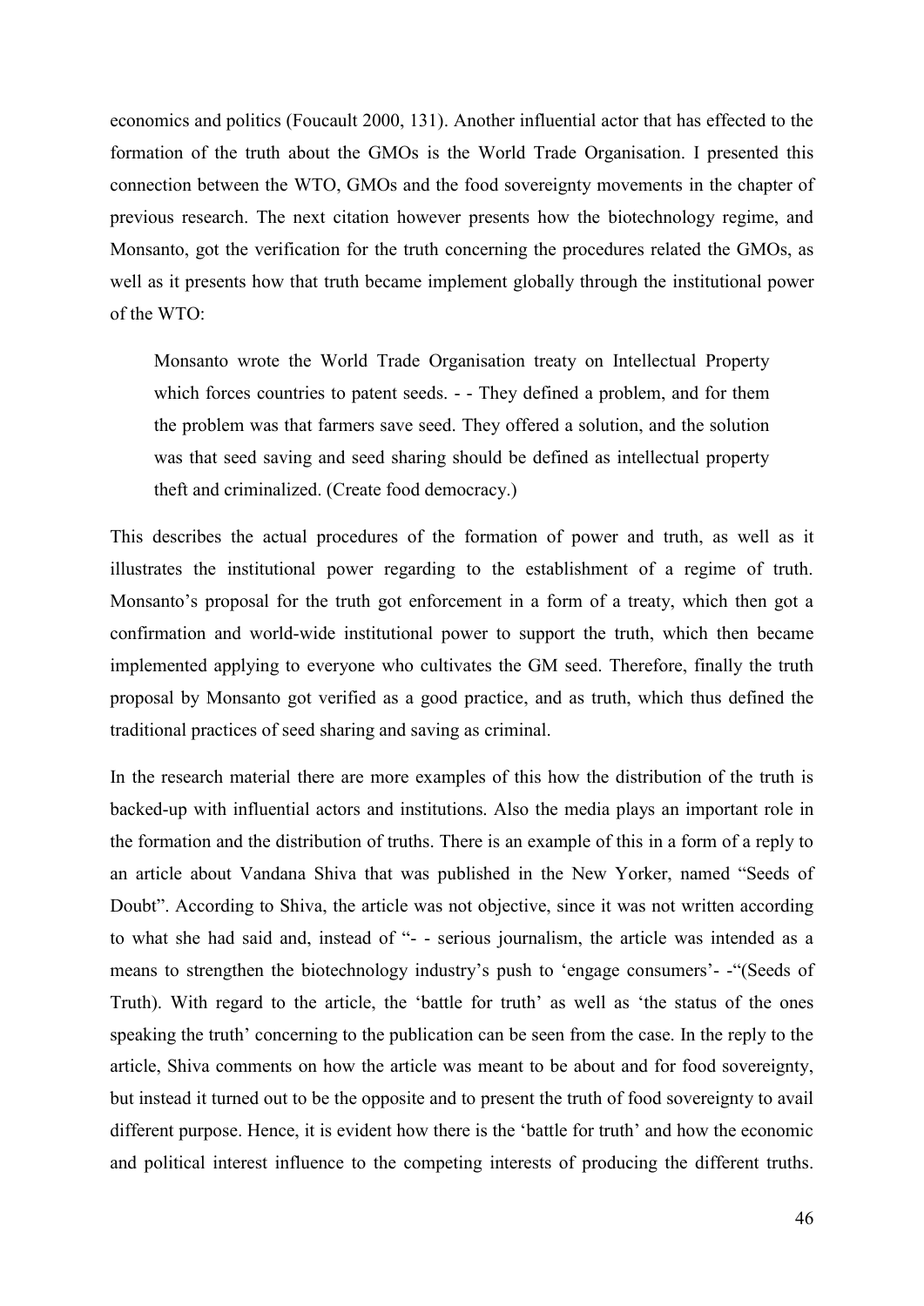economics and politics (Foucault 2000, 131). Another influential actor that has effected to the formation of the truth about the GMOs is the World Trade Organisation. I presented this connection between the WTO, GMOs and the food sovereignty movements in the chapter of previous research. The next citation however presents how the biotechnology regime, and Monsanto, got the verification for the truth concerning the procedures related the GMOs, as well as it presents how that truth became implement globally through the institutional power of the WTO:

> Monsanto wrote the World Trade Organisation treaty on Intellectual Property which forces countries to patent seeds. - - They defined a problem, and for them the problem was that farmers save seed. They offered a solution, and the solution was that seed saving and seed sharing should be defined as intellectual property theft and criminalized. (Create food democracy.)

This describes the actual procedures of the formation of power and truth, as well as it illustrates the institutional power regarding to the establishment of a regime of truth. Monsanto's proposal for the truth got enforcement in a form of a treaty, which then got a confirmation and world-wide institutional power to support the truth, which then became implemented applying to everyone who cultivates the GM seed. Therefore, finally the truth proposal by Monsanto got verified as a good practice, and as truth, which thus defined the traditional practices of seed sharing and saving as criminal.

In the research material there are more examples of this how the distribution of the truth is backed-up with influential actors and institutions. Also the media plays an important role in the formation and the distribution of truths. There is an example of this in a form of a reply to an article about Vandana Shiva that was published in the New Yorker, named "Seeds of Doubt". According to Shiva, the article was not objective, since it was not written according to what she had said and, instead of "- - serious journalism, the article was intended as a means to strengthen the biotechnology industry's push to 'engage consumers'- -"(Seeds of Truth). With regard to the article, the 'battle for truth' as well as 'the status of the ones speaking the truth' concerning to the publication can be seen from the case. In the reply to the article, Shiva comments on how the article was meant to be about and for food sovereignty, but instead it turned out to be the opposite and to present the truth of food sovereignty to avail different purpose. Hence, it is evident how there is the 'battle for truth' and how the economic and political interest influence to the competing interests of producing the different truths.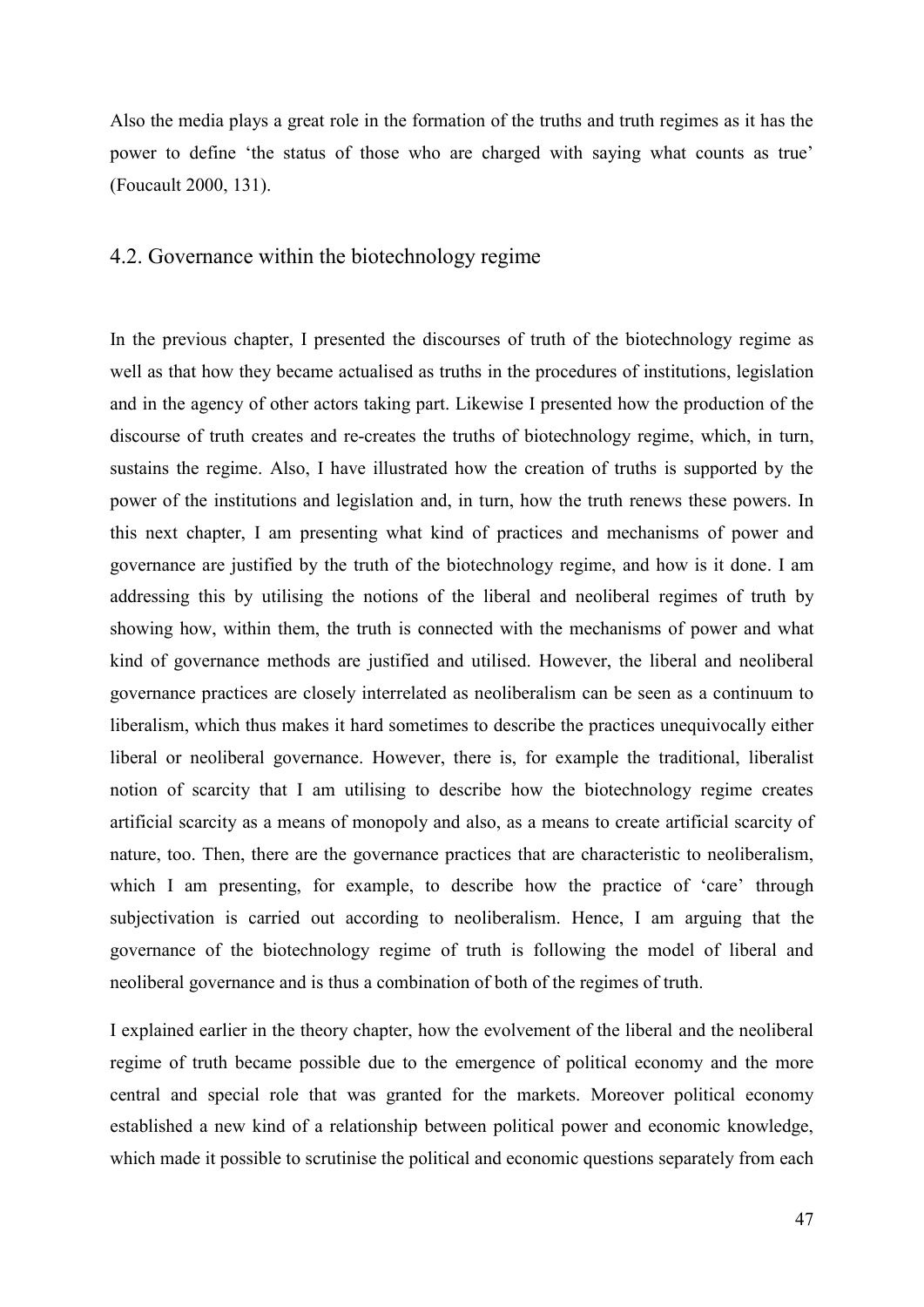Also the media plays a great role in the formation of the truths and truth regimes as it has the power to define 'the status of those who are charged with saying what counts as true' (Foucault 2000, 131).

## 4.2. Governance within the biotechnology regime

In the previous chapter, I presented the discourses of truth of the biotechnology regime as well as that how they became actualised as truths in the procedures of institutions, legislation and in the agency of other actors taking part. Likewise I presented how the production of the discourse of truth creates and re-creates the truths of biotechnology regime, which, in turn, sustains the regime. Also, I have illustrated how the creation of truths is supported by the power of the institutions and legislation and, in turn, how the truth renews these powers. In this next chapter, I am presenting what kind of practices and mechanisms of power and governance are justified by the truth of the biotechnology regime, and how is it done. I am addressing this by utilising the notions of the liberal and neoliberal regimes of truth by showing how, within them, the truth is connected with the mechanisms of power and what kind of governance methods are justified and utilised. However, the liberal and neoliberal governance practices are closely interrelated as neoliberalism can be seen as a continuum to liberalism, which thus makes it hard sometimes to describe the practices unequivocally either liberal or neoliberal governance. However, there is, for example the traditional, liberalist notion of scarcity that I am utilising to describe how the biotechnology regime creates artificial scarcity as a means of monopoly and also, as a means to create artificial scarcity of nature, too. Then, there are the governance practices that are characteristic to neoliberalism, which I am presenting, for example, to describe how the practice of 'care' through subjectivation is carried out according to neoliberalism. Hence, I am arguing that the governance of the biotechnology regime of truth is following the model of liberal and neoliberal governance and is thus a combination of both of the regimes of truth.

I explained earlier in the theory chapter, how the evolvement of the liberal and the neoliberal regime of truth became possible due to the emergence of political economy and the more central and special role that was granted for the markets. Moreover political economy established a new kind of a relationship between political power and economic knowledge, which made it possible to scrutinise the political and economic questions separately from each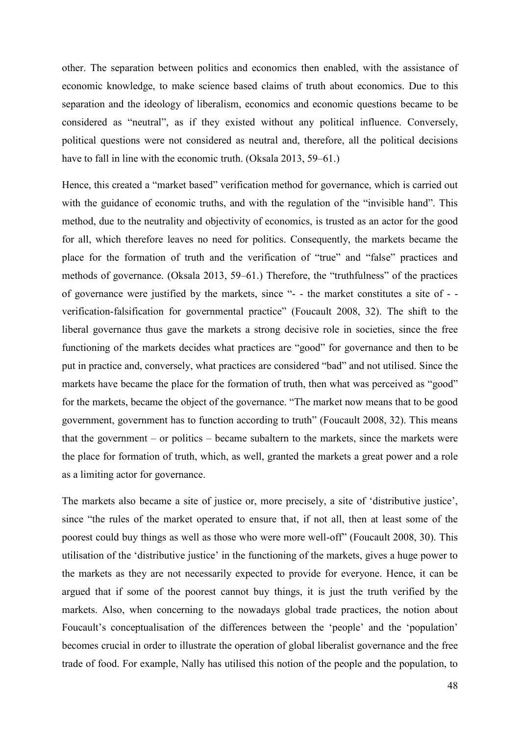other. The separation between politics and economics then enabled, with the assistance of economic knowledge, to make science based claims of truth about economics. Due to this separation and the ideology of liberalism, economics and economic questions became to be considered as "neutral", as if they existed without any political influence. Conversely, political questions were not considered as neutral and, therefore, all the political decisions have to fall in line with the economic truth. (Oksala 2013, 59–61.)

Hence, this created a "market based" verification method for governance, which is carried out with the guidance of economic truths, and with the regulation of the "invisible hand". This method, due to the neutrality and objectivity of economics, is trusted as an actor for the good for all, which therefore leaves no need for politics. Consequently, the markets became the place for the formation of truth and the verification of "true" and "false" practices and methods of governance. (Oksala 2013, 59–61.) Therefore, the "truthfulness" of the practices of governance were justified by the markets, since "- - the market constitutes a site of - - verification-falsification for governmental practice" (Foucault 2008, 32). The shift to the liberal governance thus gave the markets a strong decisive role in societies, since the free functioning of the markets decides what practices are "good" for governance and then to be put in practice and, conversely, what practices are considered "bad" and not utilised. Since the markets have became the place for the formation of truth, then what was perceived as "good" for the markets, became the object of the governance. "The market now means that to be good government, government has to function according to truth" (Foucault 2008, 32). This means that the government – or politics – became subaltern to the markets, since the markets were the place for formation of truth, which, as well, granted the markets a great power and a role as a limiting actor for governance.

The markets also became a site of justice or, more precisely, a site of 'distributive justice', since "the rules of the market operated to ensure that, if not all, then at least some of the poorest could buy things as well as those who were more well-off" (Foucault 2008, 30). This utilisation of the 'distributive justice' in the functioning of the markets, gives a huge power to the markets as they are not necessarily expected to provide for everyone. Hence, it can be argued that if some of the poorest cannot buy things, it is just the truth verified by the markets. Also, when concerning to the nowadays global trade practices, the notion about Foucault's conceptualisation of the differences between the 'people' and the 'population' becomes crucial in order to illustrate the operation of global liberalist governance and the free trade of food. For example, Nally has utilised this notion of the people and the population, to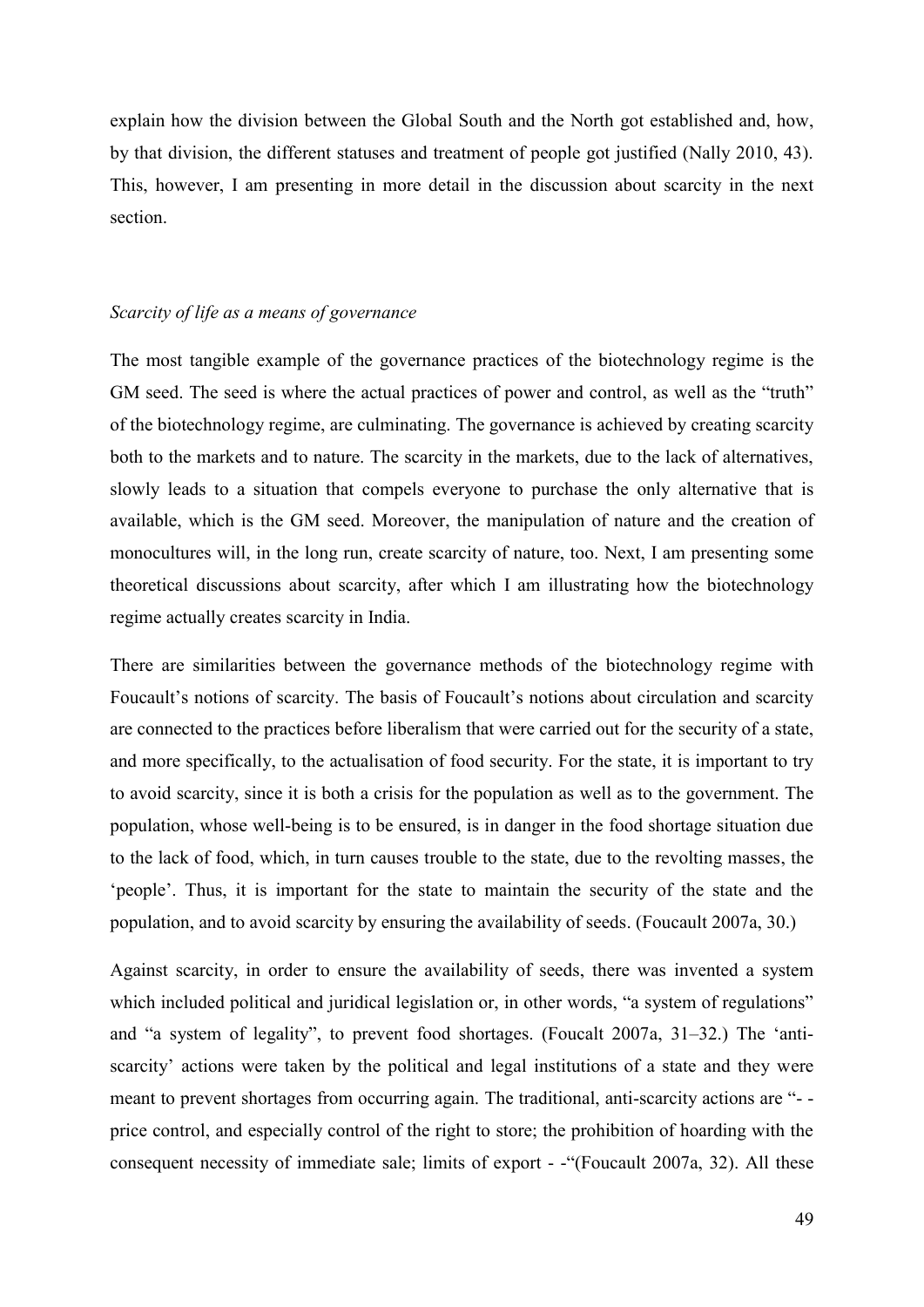explain how the division between the Global South and the North got established and, how, by that division, the different statuses and treatment of people got justified (Nally 2010, 43). This, however, I am presenting in more detail in the discussion about scarcity in the next section.

### *Scarcity of life as a means of governance*

The most tangible example of the governance practices of the biotechnology regime is the GM seed. The seed is where the actual practices of power and control, as well as the "truth" of the biotechnology regime, are culminating. The governance is achieved by creating scarcity both to the markets and to nature. The scarcity in the markets, due to the lack of alternatives, slowly leads to a situation that compels everyone to purchase the only alternative that is available, which is the GM seed. Moreover, the manipulation of nature and the creation of monocultures will, in the long run, create scarcity of nature, too. Next, I am presenting some theoretical discussions about scarcity, after which I am illustrating how the biotechnology regime actually creates scarcity in India.

There are similarities between the governance methods of the biotechnology regime with Foucault's notions of scarcity. The basis of Foucault's notions about circulation and scarcity are connected to the practices before liberalism that were carried out for the security of a state, and more specifically, to the actualisation of food security. For the state, it is important to try to avoid scarcity, since it is both a crisis for the population as well as to the government. The population, whose well-being is to be ensured, is in danger in the food shortage situation due to the lack of food, which, in turn causes trouble to the state, due to the revolting masses, the 'people'. Thus, it is important for the state to maintain the security of the state and the population, and to avoid scarcity by ensuring the availability of seeds. (Foucault 2007a, 30.)

Against scarcity, in order to ensure the availability of seeds, there was invented a system which included political and juridical legislation or, in other words, "a system of regulations" and "a system of legality", to prevent food shortages. (Foucalt 2007a, 31–32.) The 'anti-scarcity' actions were taken by the political and legal institutions of a state and they were meant to prevent shortages from occurring again. The traditional, anti-scarcity actions are "- - price control, and especially control of the right to store; the prohibition of hoarding with the consequent necessity of immediate sale; limits of export - -"(Foucault 2007a, 32). All these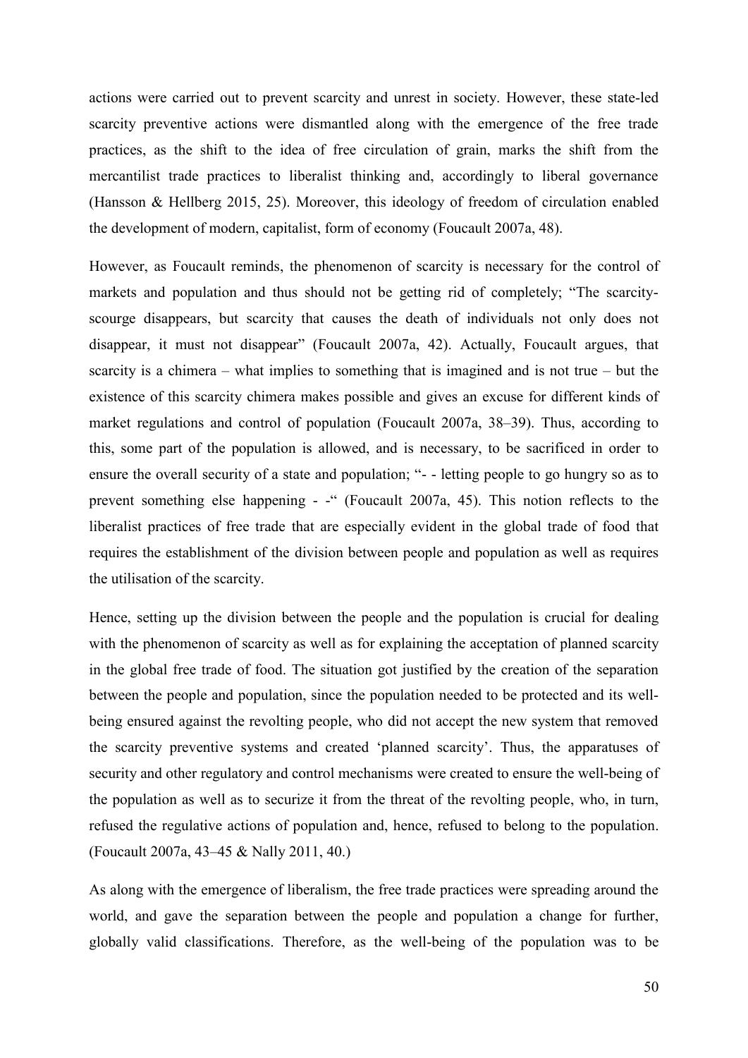actions were carried out to prevent scarcity and unrest in society. However, these state-led scarcity preventive actions were dismantled along with the emergence of the free trade practices, as the shift to the idea of free circulation of grain, marks the shift from the mercantilist trade practices to liberalist thinking and, accordingly to liberal governance (Hansson & Hellberg 2015, 25). Moreover, this ideology of freedom of circulation enabled the development of modern, capitalist, form of economy (Foucault 2007a, 48).

However, as Foucault reminds, the phenomenon of scarcity is necessary for the control of markets and population and thus should not be getting rid of completely; "The scarcity-scourge disappears, but scarcity that causes the death of individuals not only does not disappear, it must not disappear" (Foucault 2007a, 42). Actually, Foucault argues, that scarcity is a chimera – what implies to something that is imagined and is not true – but the existence of this scarcity chimera makes possible and gives an excuse for different kinds of market regulations and control of population (Foucault 2007a, 38–39). Thus, according to this, some part of the population is allowed, and is necessary, to be sacrificed in order to ensure the overall security of a state and population; "- - letting people to go hungry so as to prevent something else happening - -" (Foucault 2007a, 45). This notion reflects to the liberalist practices of free trade that are especially evident in the global trade of food that requires the establishment of the division between people and population as well as requires the utilisation of the scarcity.

Hence, setting up the division between the people and the population is crucial for dealing with the phenomenon of scarcity as well as for explaining the acceptation of planned scarcity in the global free trade of food. The situation got justified by the creation of the separation between the people and population, since the population needed to be protected and its well-being ensured against the revolting people, who did not accept the new system that removed the scarcity preventive systems and created 'planned scarcity'. Thus, the apparatuses of security and other regulatory and control mechanisms were created to ensure the well-being of the population as well as to securize it from the threat of the revolting people, who, in turn, refused the regulative actions of population and, hence, refused to belong to the population. (Foucault 2007a, 43–45 & Nally 2011, 40.)

As along with the emergence of liberalism, the free trade practices were spreading around the world, and gave the separation between the people and population a change for further, globally valid classifications. Therefore, as the well-being of the population was to be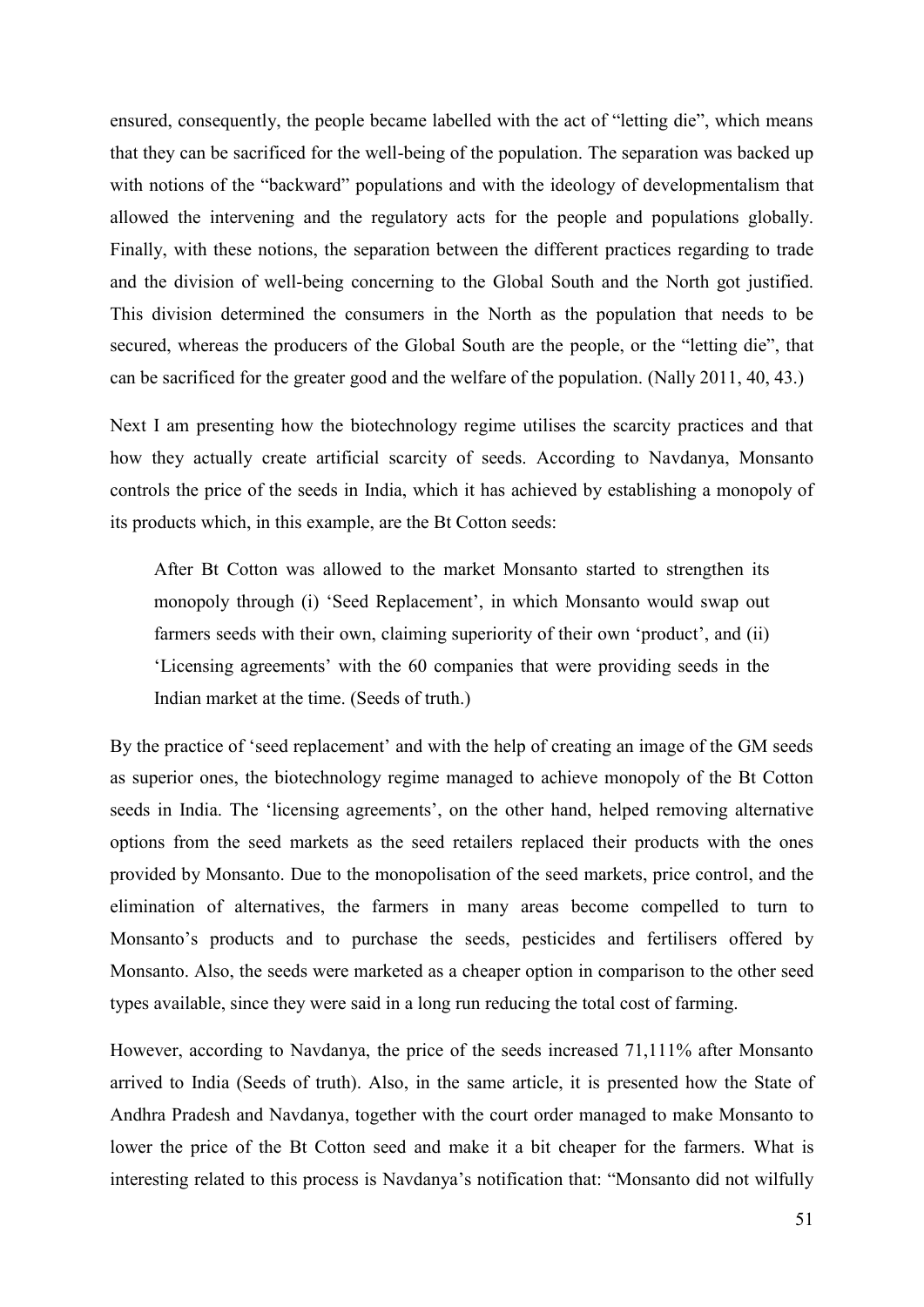ensured, consequently, the people became labelled with the act of "letting die", which means that they can be sacrificed for the well-being of the population. The separation was backed up with notions of the "backward" populations and with the ideology of developmentalism that allowed the intervening and the regulatory acts for the people and populations globally. Finally, with these notions, the separation between the different practices regarding to trade and the division of well-being concerning to the Global South and the North got justified. This division determined the consumers in the North as the population that needs to be secured, whereas the producers of the Global South are the people, or the "letting die", that can be sacrificed for the greater good and the welfare of the population. (Nally 2011, 40, 43.)

Next I am presenting how the biotechnology regime utilises the scarcity practices and that how they actually create artificial scarcity of seeds. According to Navdanya, Monsanto controls the price of the seeds in India, which it has achieved by establishing a monopoly of its products which, in this example, are the Bt Cotton seeds:

> After Bt Cotton was allowed to the market Monsanto started to strengthen its monopoly through (i) 'Seed Replacement', in which Monsanto would swap out farmers seeds with their own, claiming superiority of their own 'product', and (ii) 'Licensing agreements' with the 60 companies that were providing seeds in the Indian market at the time. (Seeds of truth.)

By the practice of 'seed replacement' and with the help of creating an image of the GM seeds as superior ones, the biotechnology regime managed to achieve monopoly of the Bt Cotton seeds in India. The 'licensing agreements', on the other hand, helped removing alternative options from the seed markets as the seed retailers replaced their products with the ones provided by Monsanto. Due to the monopolisation of the seed markets, price control, and the elimination of alternatives, the farmers in many areas become compelled to turn to Monsanto's products and to purchase the seeds, pesticides and fertilisers offered by Monsanto. Also, the seeds were marketed as a cheaper option in comparison to the other seed types available, since they were said in a long run reducing the total cost of farming.

However, according to Navdanya, the price of the seeds increased 71,111% after Monsanto arrived to India (Seeds of truth). Also, in the same article, it is presented how the State of Andhra Pradesh and Navdanya, together with the court order managed to make Monsanto to lower the price of the Bt Cotton seed and make it a bit cheaper for the farmers. What is interesting related to this process is Navdanya's notification that: "Monsanto did not wilfully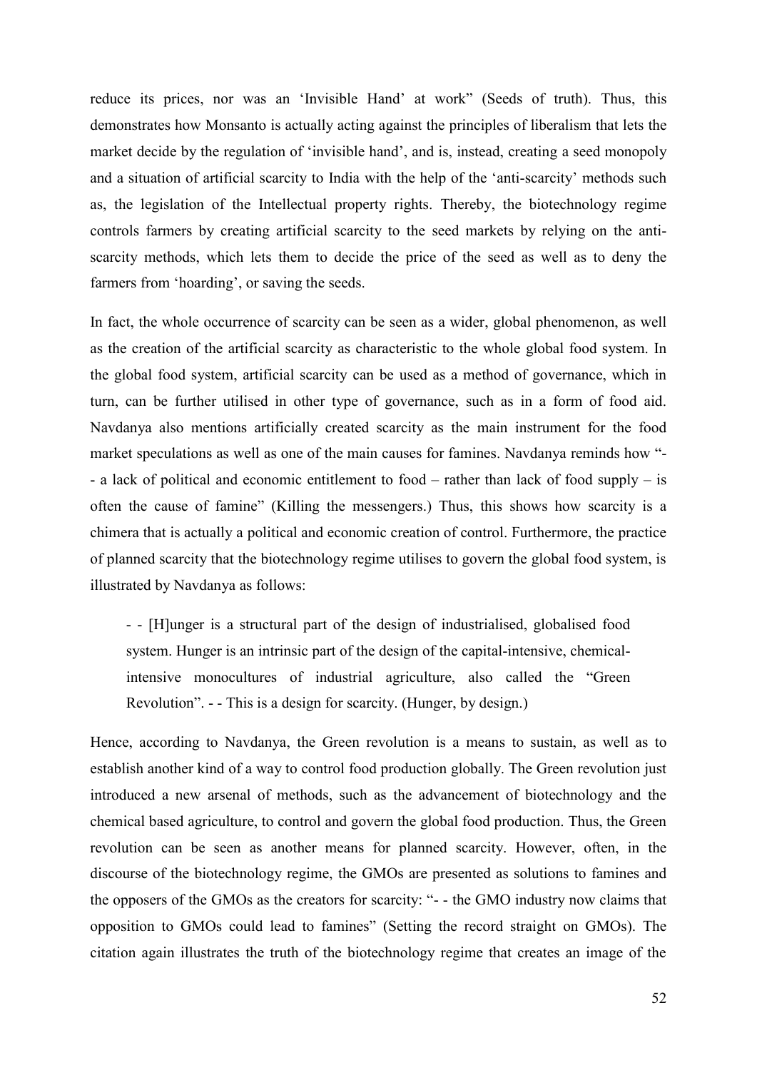reduce its prices, nor was an 'Invisible Hand' at work" (Seeds of truth). Thus, this demonstrates how Monsanto is actually acting against the principles of liberalism that lets the market decide by the regulation of 'invisible hand', and is, instead, creating a seed monopoly and a situation of artificial scarcity to India with the help of the 'anti-scarcity' methods such as, the legislation of the Intellectual property rights. Thereby, the biotechnology regime controls farmers by creating artificial scarcity to the seed markets by relying on the anti-scarcity methods, which lets them to decide the price of the seed as well as to deny the farmers from 'hoarding', or saving the seeds.

In fact, the whole occurrence of scarcity can be seen as a wider, global phenomenon, as well as the creation of the artificial scarcity as characteristic to the whole global food system. In the global food system, artificial scarcity can be used as a method of governance, which in turn, can be further utilised in other type of governance, such as in a form of food aid. Navdanya also mentions artificially created scarcity as the main instrument for the food market speculations as well as one of the main causes for famines. Navdanya reminds how "- - a lack of political and economic entitlement to food – rather than lack of food supply – is often the cause of famine" (Killing the messengers.) Thus, this shows how scarcity is a chimera that is actually a political and economic creation of control. Furthermore, the practice of planned scarcity that the biotechnology regime utilises to govern the global food system, is illustrated by Navdanya as follows:

> - - [H]unger is a structural part of the design of industrialised, globalised food system. Hunger is an intrinsic part of the design of the capital-intensive, chemical-intensive monocultures of industrial agriculture, also called the "Green Revolution". - - This is a design for scarcity. (Hunger, by design.)

Hence, according to Navdanya, the Green revolution is a means to sustain, as well as to establish another kind of a way to control food production globally. The Green revolution just introduced a new arsenal of methods, such as the advancement of biotechnology and the chemical based agriculture, to control and govern the global food production. Thus, the Green revolution can be seen as another means for planned scarcity. However, often, in the discourse of the biotechnology regime, the GMOs are presented as solutions to famines and the opposers of the GMOs as the creators for scarcity: "- - the GMO industry now claims that opposition to GMOs could lead to famines" (Setting the record straight on GMOs). The citation again illustrates the truth of the biotechnology regime that creates an image of the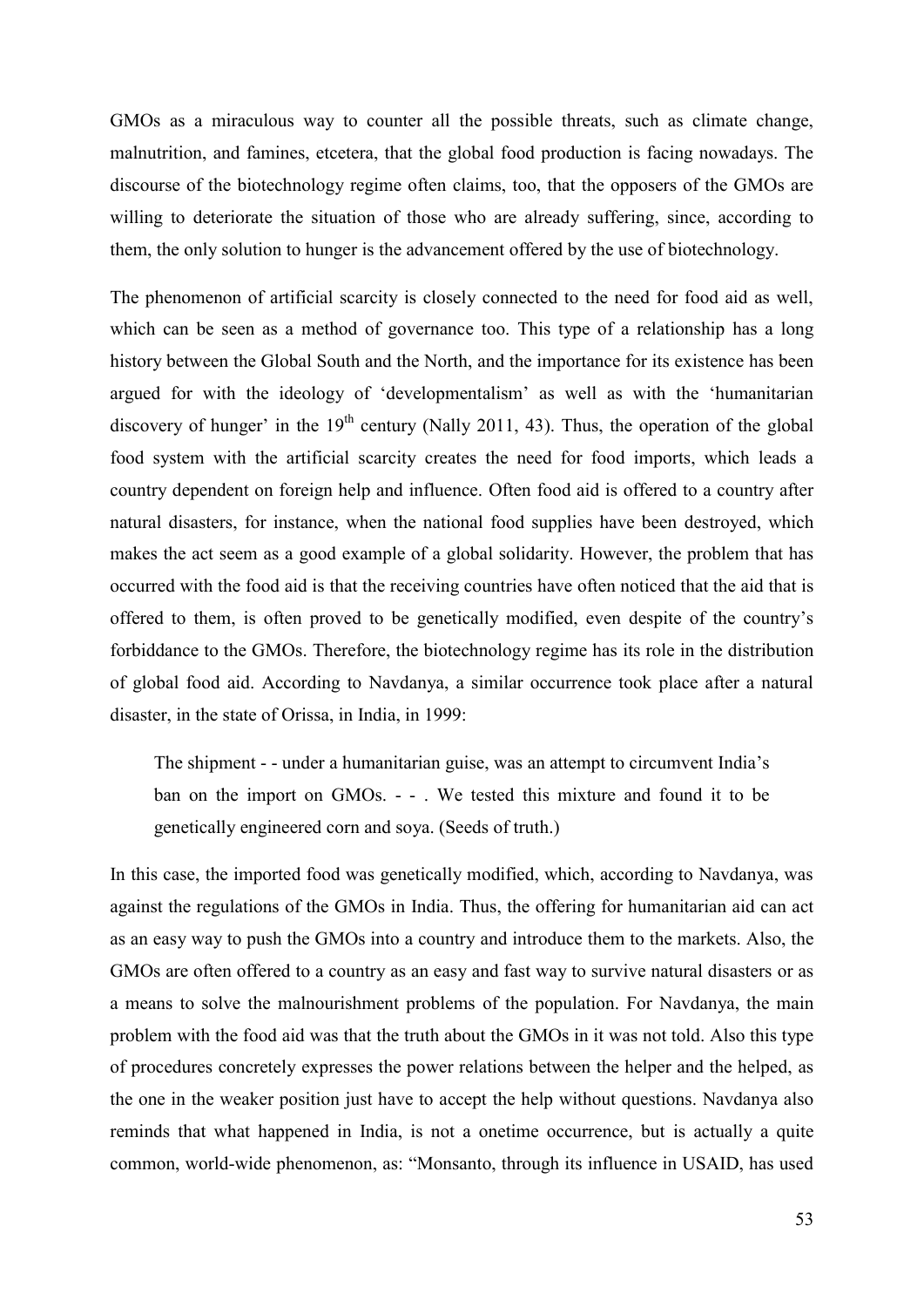GMOs as a miraculous way to counter all the possible threats, such as climate change, malnutrition, and famines, etcetera, that the global food production is facing nowadays. The discourse of the biotechnology regime often claims, too, that the opposers of the GMOs are willing to deteriorate the situation of those who are already suffering, since, according to them, the only solution to hunger is the advancement offered by the use of biotechnology.

The phenomenon of artificial scarcity is closely connected to the need for food aid as well, which can be seen as a method of governance too. This type of a relationship has a long history between the Global South and the North, and the importance for its existence has been argued for with the ideology of 'developmentalism' as well as with the 'humanitarian discovery of hunger' in the 19th century (Nally 2011, 43). Thus, the operation of the global food system with the artificial scarcity creates the need for food imports, which leads a country dependent on foreign help and influence. Often food aid is offered to a country after natural disasters, for instance, when the national food supplies have been destroyed, which makes the act seem as a good example of a global solidarity. However, the problem that has occurred with the food aid is that the receiving countries have often noticed that the aid that is offered to them, is often proved to be genetically modified, even despite of the country's forbiddance to the GMOs. Therefore, the biotechnology regime has its role in the distribution of global food aid. According to Navdanya, a similar occurrence took place after a natural disaster, in the state of Orissa, in India, in 1999:

> The shipment - - under a humanitarian guise, was an attempt to circumvent India's ban on the import on GMOs. - - . We tested this mixture and found it to be genetically engineered corn and soya. (Seeds of truth.)

In this case, the imported food was genetically modified, which, according to Navdanya, was against the regulations of the GMOs in India. Thus, the offering for humanitarian aid can act as an easy way to push the GMOs into a country and introduce them to the markets. Also, the GMOs are often offered to a country as an easy and fast way to survive natural disasters or as a means to solve the malnourishment problems of the population. For Navdanya, the main problem with the food aid was that the truth about the GMOs in it was not told. Also this type of procedures concretely expresses the power relations between the helper and the helped, as the one in the weaker position just have to accept the help without questions. Navdanya also reminds that what happened in India, is not a onetime occurrence, but is actually a quite common, world-wide phenomenon, as: "Monsanto, through its influence in USAID, has used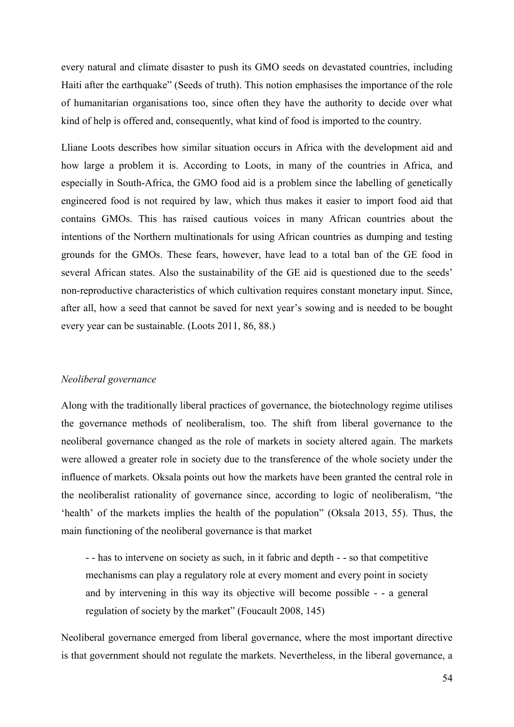every natural and climate disaster to push its GMO seeds on devastated countries, including Haiti after the earthquake" (Seeds of truth). This notion emphasises the importance of the role of humanitarian organisations too, since often they have the authority to decide over what kind of help is offered and, consequently, what kind of food is imported to the country.

Lliane Loots describes how similar situation occurs in Africa with the development aid and how large a problem it is. According to Loots, in many of the countries in Africa, and especially in South-Africa, the GMO food aid is a problem since the labelling of genetically engineered food is not required by law, which thus makes it easier to import food aid that contains GMOs. This has raised cautious voices in many African countries about the intentions of the Northern multinationals for using African countries as dumping and testing grounds for the GMOs. These fears, however, have lead to a total ban of the GE food in several African states. Also the sustainability of the GE aid is questioned due to the seeds' non-reproductive characteristics of which cultivation requires constant monetary input. Since, after all, how a seed that cannot be saved for next year's sowing and is needed to be bought every year can be sustainable. (Loots 2011, 86, 88.)

*Neoliberal governance*

Along with the traditionally liberal practices of governance, the biotechnology regime utilises the governance methods of neoliberalism, too. The shift from liberal governance to the neoliberal governance changed as the role of markets in society altered again. The markets were allowed a greater role in society due to the transference of the whole society under the influence of markets. Oksala points out how the markets have been granted the central role in the neoliberalist rationality of governance since, according to logic of neoliberalism, "the 'health' of the markets implies the health of the population" (Oksala 2013, 55). Thus, the main functioning of the neoliberal governance is that market

> - - has to intervene on society as such, in it fabric and depth - - so that competitive mechanisms can play a regulatory role at every moment and every point in society and by intervening in this way its objective will become possible - - a general regulation of society by the market" (Foucault 2008, 145)

Neoliberal governance emerged from liberal governance, where the most important directive is that government should not regulate the markets. Nevertheless, in the liberal governance, a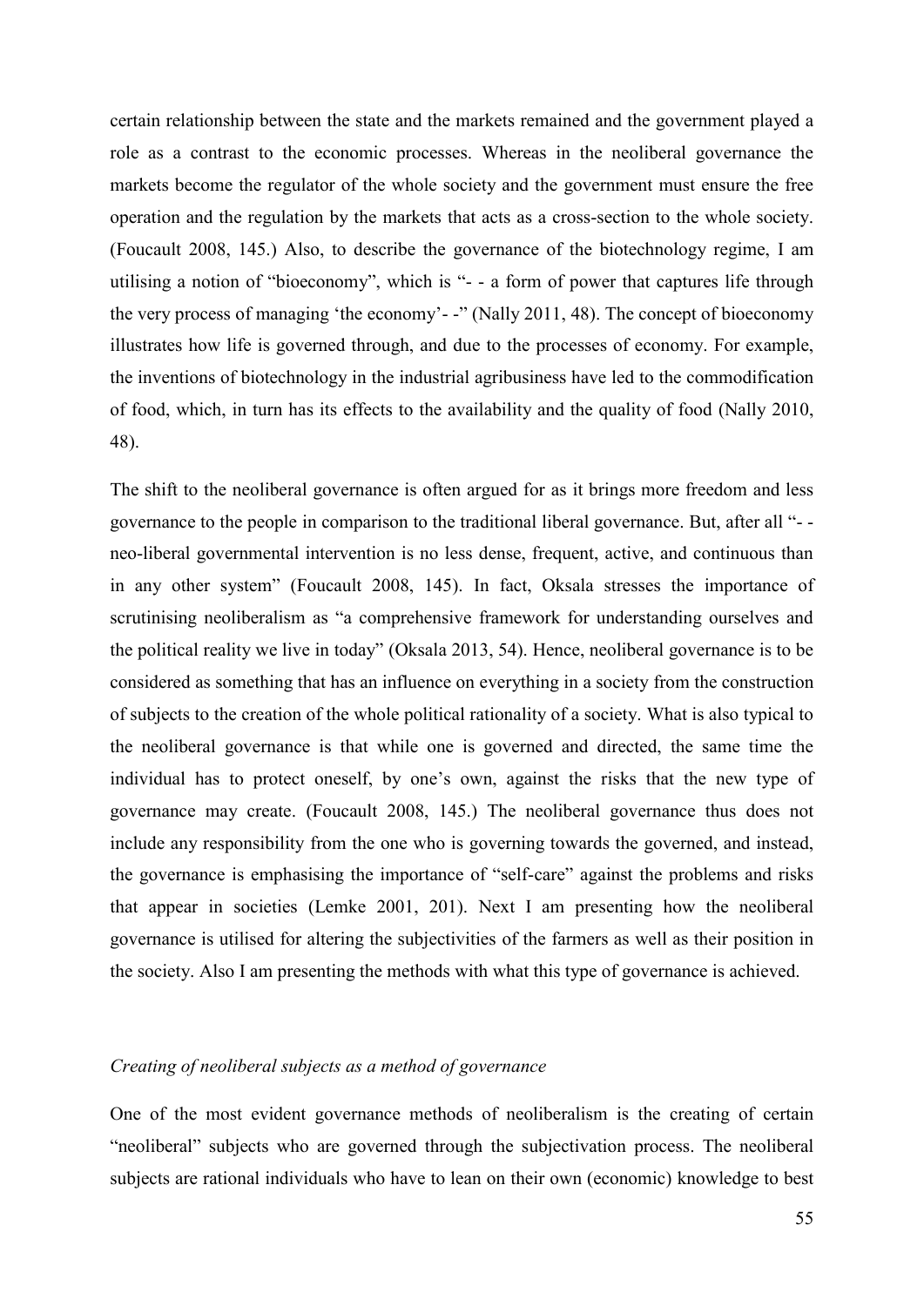certain relationship between the state and the markets remained and the government played a role as a contrast to the economic processes. Whereas in the neoliberal governance the markets become the regulator of the whole society and the government must ensure the free operation and the regulation by the markets that acts as a cross-section to the whole society. (Foucault 2008, 145.) Also, to describe the governance of the biotechnology regime, I am utilising a notion of "bioeconomy", which is "- - a form of power that captures life through the very process of managing 'the economy'- -" (Nally 2011, 48). The concept of bioeconomy illustrates how life is governed through, and due to the processes of economy. For example, the inventions of biotechnology in the industrial agribusiness have led to the commodification of food, which, in turn has its effects to the availability and the quality of food (Nally 2010, 48).

The shift to the neoliberal governance is often argued for as it brings more freedom and less governance to the people in comparison to the traditional liberal governance. But, after all "- - neo-liberal governmental intervention is no less dense, frequent, active, and continuous than in any other system" (Foucault 2008, 145). In fact, Oksala stresses the importance of scrutinising neoliberalism as "a comprehensive framework for understanding ourselves and the political reality we live in today" (Oksala 2013, 54). Hence, neoliberal governance is to be considered as something that has an influence on everything in a society from the construction of subjects to the creation of the whole political rationality of a society. What is also typical to the neoliberal governance is that while one is governed and directed, the same time the individual has to protect oneself, by one's own, against the risks that the new type of governance may create. (Foucault 2008, 145.) The neoliberal governance thus does not include any responsibility from the one who is governing towards the governed, and instead, the governance is emphasising the importance of "self-care" against the problems and risks that appear in societies (Lemke 2001, 201). Next I am presenting how the neoliberal governance is utilised for altering the subjectivities of the farmers as well as their position in the society. Also I am presenting the methods with what this type of governance is achieved.

### *Creating of neoliberal subjects as a method of governance*

One of the most evident governance methods of neoliberalism is the creating of certain "neoliberal" subjects who are governed through the subjectivation process. The neoliberal subjects are rational individuals who have to lean on their own (economic) knowledge to best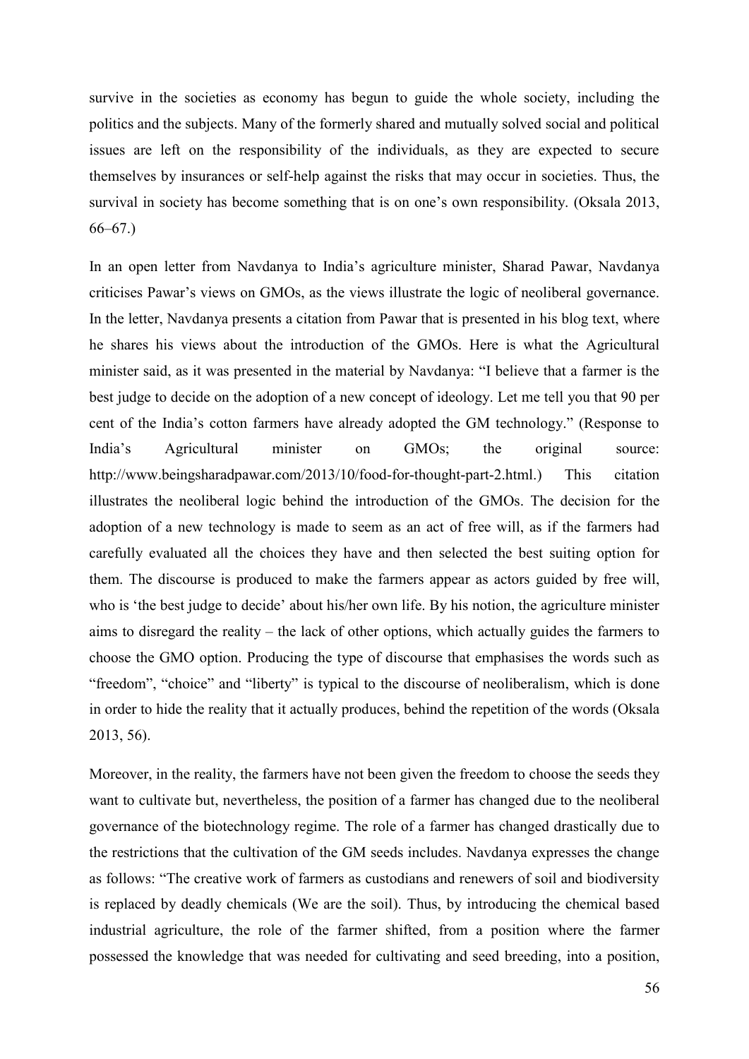survive in the societies as economy has begun to guide the whole society, including the politics and the subjects. Many of the formerly shared and mutually solved social and political issues are left on the responsibility of the individuals, as they are expected to secure themselves by insurances or self-help against the risks that may occur in societies. Thus, the survival in society has become something that is on one's own responsibility. (Oksala 2013, 66–67.)

In an open letter from Navdanya to India's agriculture minister, Sharad Pawar, Navdanya criticises Pawar's views on GMOs, as the views illustrate the logic of neoliberal governance. In the letter, Navdanya presents a citation from Pawar that is presented in his blog text, where he shares his views about the introduction of the GMOs. Here is what the Agricultural minister said, as it was presented in the material by Navdanya: "I believe that a farmer is the best judge to decide on the adoption of a new concept of ideology. Let me tell you that 90 per cent of the India's cotton farmers have already adopted the GM technology." (Response to India's Agricultural minister on GMOs; the original source: http://www.beingsharadpawar.com/2013/10/food-for-thought-part-2.html.) This citation illustrates the neoliberal logic behind the introduction of the GMOs. The decision for the adoption of a new technology is made to seem as an act of free will, as if the farmers had carefully evaluated all the choices they have and then selected the best suiting option for them. The discourse is produced to make the farmers appear as actors guided by free will, who is 'the best judge to decide' about his/her own life. By his notion, the agriculture minister aims to disregard the reality – the lack of other options, which actually guides the farmers to choose the GMO option. Producing the type of discourse that emphasises the words such as "freedom", "choice" and "liberty" is typical to the discourse of neoliberalism, which is done in order to hide the reality that it actually produces, behind the repetition of the words (Oksala 2013, 56).

Moreover, in the reality, the farmers have not been given the freedom to choose the seeds they want to cultivate but, nevertheless, the position of a farmer has changed due to the neoliberal governance of the biotechnology regime. The role of a farmer has changed drastically due to the restrictions that the cultivation of the GM seeds includes. Navdanya expresses the change as follows: "The creative work of farmers as custodians and renewers of soil and biodiversity is replaced by deadly chemicals (We are the soil). Thus, by introducing the chemical based industrial agriculture, the role of the farmer shifted, from a position where the farmer possessed the knowledge that was needed for cultivating and seed breeding, into a position,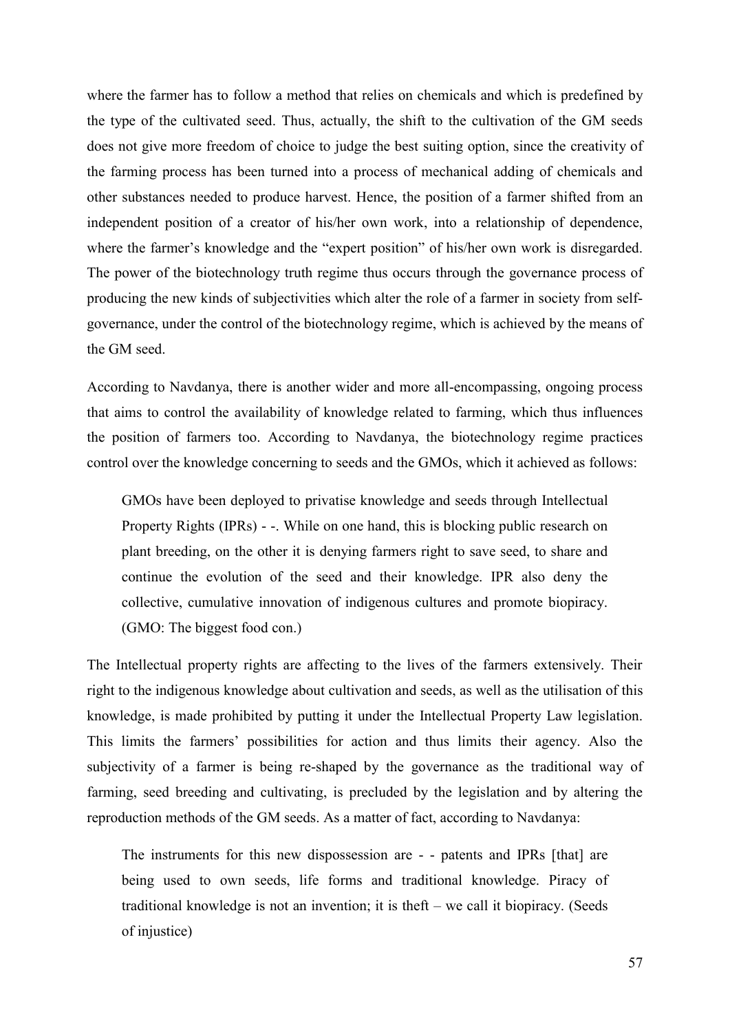where the farmer has to follow a method that relies on chemicals and which is predefined by the type of the cultivated seed. Thus, actually, the shift to the cultivation of the GM seeds does not give more freedom of choice to judge the best suiting option, since the creativity of the farming process has been turned into a process of mechanical adding of chemicals and other substances needed to produce harvest. Hence, the position of a farmer shifted from an independent position of a creator of his/her own work, into a relationship of dependence, where the farmer's knowledge and the "expert position" of his/her own work is disregarded. The power of the biotechnology truth regime thus occurs through the governance process of producing the new kinds of subjectivities which alter the role of a farmer in society from self-governance, under the control of the biotechnology regime, which is achieved by the means of the GM seed.

According to Navdanya, there is another wider and more all-encompassing, ongoing process that aims to control the availability of knowledge related to farming, which thus influences the position of farmers too. According to Navdanya, the biotechnology regime practices control over the knowledge concerning to seeds and the GMOs, which it achieved as follows:

> GMOs have been deployed to privatise knowledge and seeds through Intellectual Property Rights (IPRs) - -. While on one hand, this is blocking public research on plant breeding, on the other it is denying farmers right to save seed, to share and continue the evolution of the seed and their knowledge. IPR also deny the collective, cumulative innovation of indigenous cultures and promote biopiracy. (GMO: The biggest food con.)

The Intellectual property rights are affecting to the lives of the farmers extensively. Their right to the indigenous knowledge about cultivation and seeds, as well as the utilisation of this knowledge, is made prohibited by putting it under the Intellectual Property Law legislation. This limits the farmers' possibilities for action and thus limits their agency. Also the subjectivity of a farmer is being re-shaped by the governance as the traditional way of farming, seed breeding and cultivating, is precluded by the legislation and by altering the reproduction methods of the GM seeds. As a matter of fact, according to Navdanya:

> The instruments for this new dispossession are - - patents and IPRs [that] are being used to own seeds, life forms and traditional knowledge. Piracy of traditional knowledge is not an invention; it is theft – we call it biopiracy. (Seeds of injustice)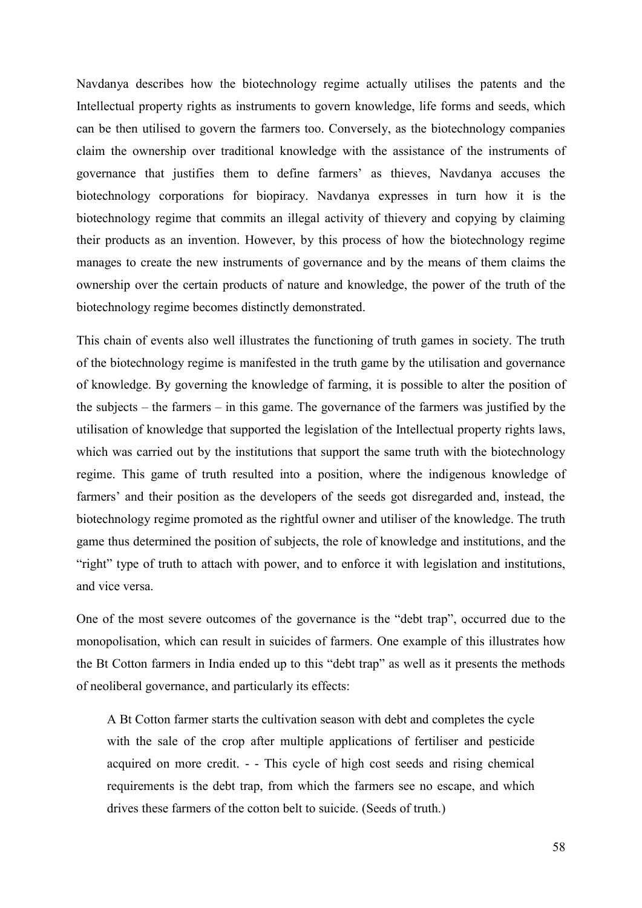Navdanya describes how the biotechnology regime actually utilises the patents and the Intellectual property rights as instruments to govern knowledge, life forms and seeds, which can be then utilised to govern the farmers too. Conversely, as the biotechnology companies claim the ownership over traditional knowledge with the assistance of the instruments of governance that justifies them to define farmers' as thieves, Navdanya accuses the biotechnology corporations for biopiracy. Navdanya expresses in turn how it is the biotechnology regime that commits an illegal activity of thievery and copying by claiming their products as an invention. However, by this process of how the biotechnology regime manages to create the new instruments of governance and by the means of them claims the ownership over the certain products of nature and knowledge, the power of the truth of the biotechnology regime becomes distinctly demonstrated.

This chain of events also well illustrates the functioning of truth games in society. The truth of the biotechnology regime is manifested in the truth game by the utilisation and governance of knowledge. By governing the knowledge of farming, it is possible to alter the position of the subjects – the farmers – in this game. The governance of the farmers was justified by the utilisation of knowledge that supported the legislation of the Intellectual property rights laws, which was carried out by the institutions that support the same truth with the biotechnology regime. This game of truth resulted into a position, where the indigenous knowledge of farmers' and their position as the developers of the seeds got disregarded and, instead, the biotechnology regime promoted as the rightful owner and utiliser of the knowledge. The truth game thus determined the position of subjects, the role of knowledge and institutions, and the "right" type of truth to attach with power, and to enforce it with legislation and institutions, and vice versa.

One of the most severe outcomes of the governance is the "debt trap", occurred due to the monopolisation, which can result in suicides of farmers. One example of this illustrates how the Bt Cotton farmers in India ended up to this "debt trap" as well as it presents the methods of neoliberal governance, and particularly its effects:

> A Bt Cotton farmer starts the cultivation season with debt and completes the cycle with the sale of the crop after multiple applications of fertiliser and pesticide acquired on more credit. - - This cycle of high cost seeds and rising chemical requirements is the debt trap, from which the farmers see no escape, and which drives these farmers of the cotton belt to suicide. (Seeds of truth.)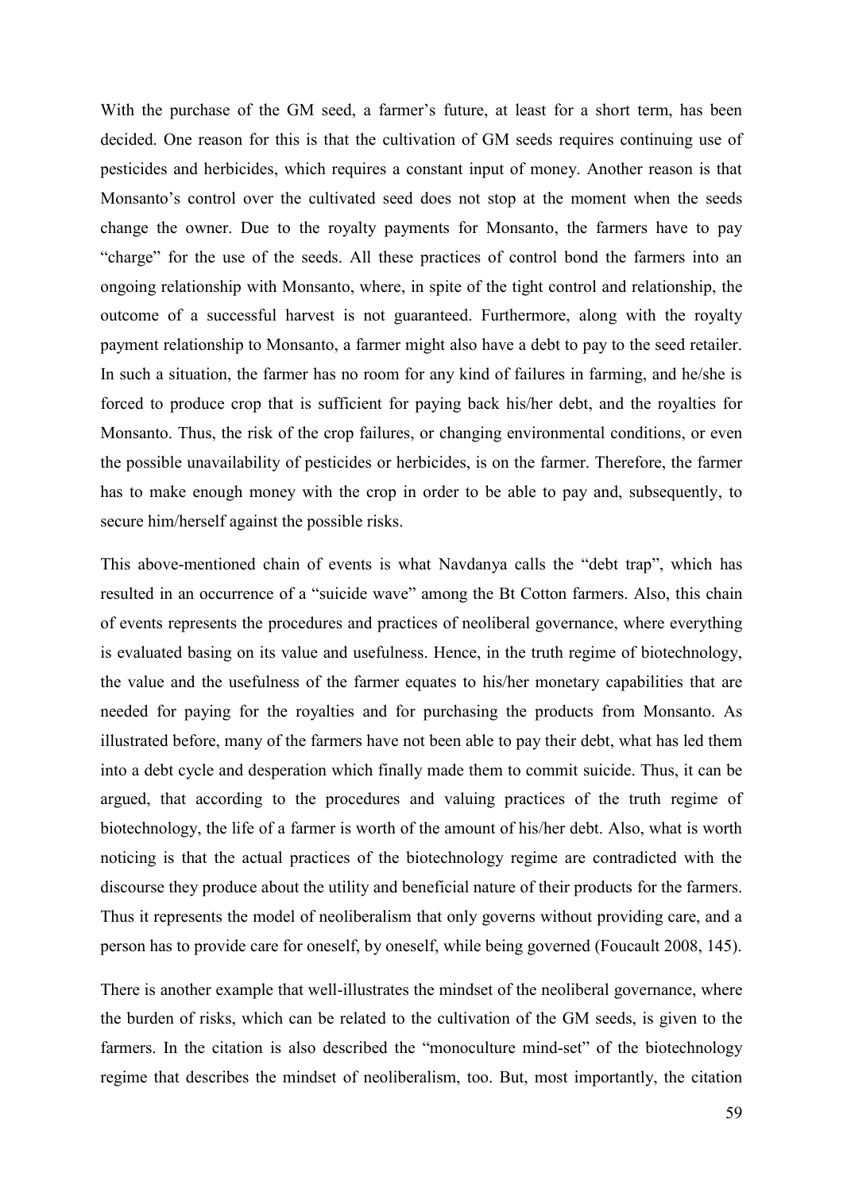With the purchase of the GM seed, a farmer's future, at least for a short term, has been decided. One reason for this is that the cultivation of GM seeds requires continuing use of pesticides and herbicides, which requires a constant input of money. Another reason is that Monsanto's control over the cultivated seed does not stop at the moment when the seeds change the owner. Due to the royalty payments for Monsanto, the farmers have to pay "charge" for the use of the seeds. All these practices of control bond the farmers into an ongoing relationship with Monsanto, where, in spite of the tight control and relationship, the outcome of a successful harvest is not guaranteed. Furthermore, along with the royalty payment relationship to Monsanto, a farmer might also have a debt to pay to the seed retailer. In such a situation, the farmer has no room for any kind of failures in farming, and he/she is forced to produce crop that is sufficient for paying back his/her debt, and the royalties for Monsanto. Thus, the risk of the crop failures, or changing environmental conditions, or even the possible unavailability of pesticides or herbicides, is on the farmer. Therefore, the farmer has to make enough money with the crop in order to be able to pay and, subsequently, to secure him/herself against the possible risks.

This above-mentioned chain of events is what Navdanya calls the "debt trap", which has resulted in an occurrence of a "suicide wave" among the Bt Cotton farmers. Also, this chain of events represents the procedures and practices of neoliberal governance, where everything is evaluated basing on its value and usefulness. Hence, in the truth regime of biotechnology, the value and the usefulness of the farmer equates to his/her monetary capabilities that are needed for paying for the royalties and for purchasing the products from Monsanto. As illustrated before, many of the farmers have not been able to pay their debt, what has led them into a debt cycle and desperation which finally made them to commit suicide. Thus, it can be argued, that according to the procedures and valuing practices of the truth regime of biotechnology, the life of a farmer is worth of the amount of his/her debt. Also, what is worth noticing is that the actual practices of the biotechnology regime are contradicted with the discourse they produce about the utility and beneficial nature of their products for the farmers. Thus it represents the model of neoliberalism that only governs without providing care, and a person has to provide care for oneself, by oneself, while being governed (Foucault 2008, 145).

There is another example that well-illustrates the mindset of the neoliberal governance, where the burden of risks, which can be related to the cultivation of the GM seeds, is given to the farmers. In the citation is also described the "monoculture mind-set" of the biotechnology regime that describes the mindset of neoliberalism, too. But, most importantly, the citation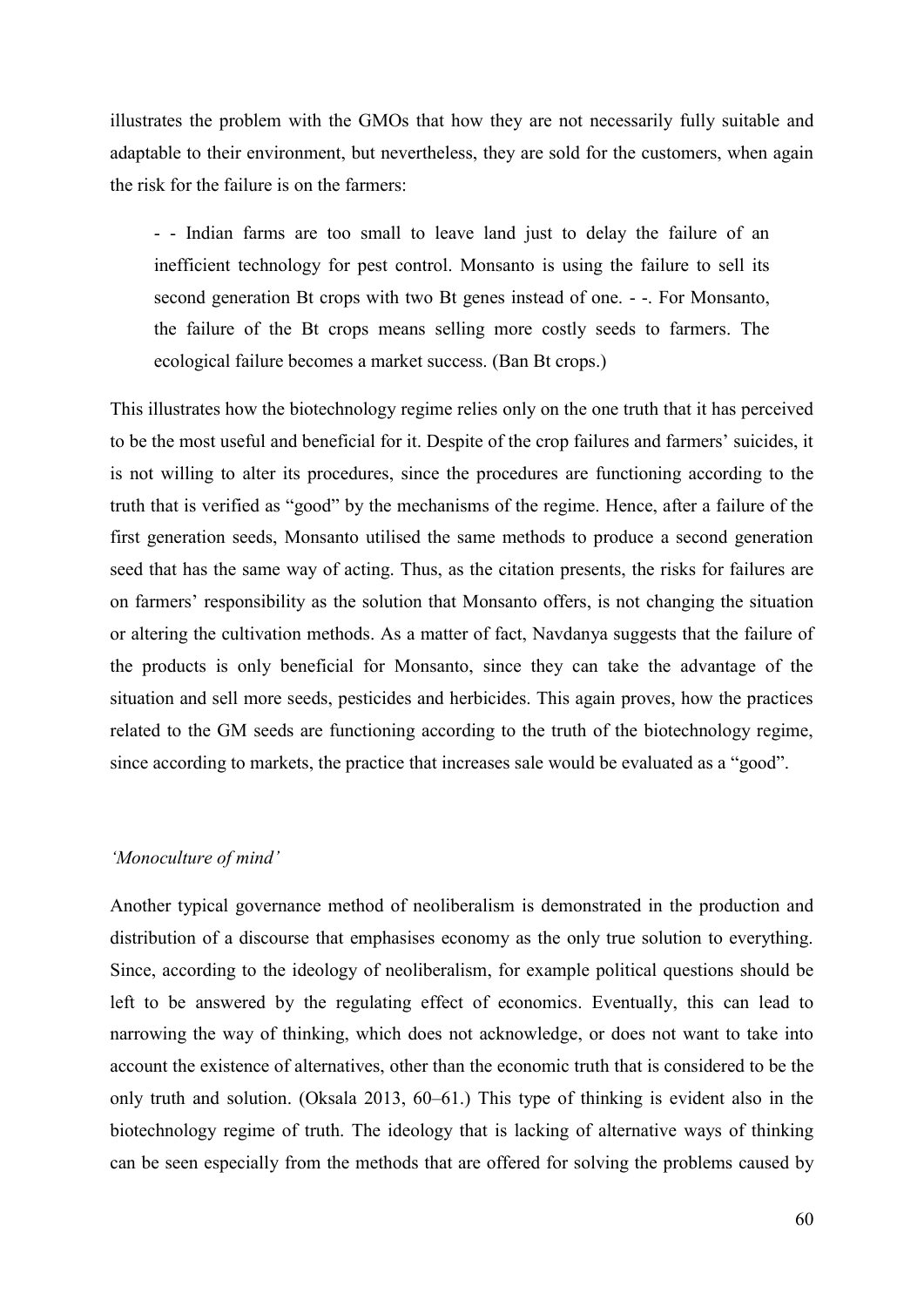illustrates the problem with the GMOs that how they are not necessarily fully suitable and adaptable to their environment, but nevertheless, they are sold for the customers, when again the risk for the failure is on the farmers:

> - - Indian farms are too small to leave land just to delay the failure of an inefficient technology for pest control. Monsanto is using the failure to sell its second generation Bt crops with two Bt genes instead of one. - -. For Monsanto, the failure of the Bt crops means selling more costly seeds to farmers. The ecological failure becomes a market success. (Ban Bt crops.)

This illustrates how the biotechnology regime relies only on the one truth that it has perceived to be the most useful and beneficial for it. Despite of the crop failures and farmers' suicides, it is not willing to alter its procedures, since the procedures are functioning according to the truth that is verified as "good" by the mechanisms of the regime. Hence, after a failure of the first generation seeds, Monsanto utilised the same methods to produce a second generation seed that has the same way of acting. Thus, as the citation presents, the risks for failures are on farmers' responsibility as the solution that Monsanto offers, is not changing the situation or altering the cultivation methods. As a matter of fact, Navdanya suggests that the failure of the products is only beneficial for Monsanto, since they can take the advantage of the situation and sell more seeds, pesticides and herbicides. This again proves, how the practices related to the GM seeds are functioning according to the truth of the biotechnology regime, since according to markets, the practice that increases sale would be evaluated as a "good".

### *'Monoculture of mind'*

Another typical governance method of neoliberalism is demonstrated in the production and distribution of a discourse that emphasises economy as the only true solution to everything. Since, according to the ideology of neoliberalism, for example political questions should be left to be answered by the regulating effect of economics. Eventually, this can lead to narrowing the way of thinking, which does not acknowledge, or does not want to take into account the existence of alternatives, other than the economic truth that is considered to be the only truth and solution. (Oksala 2013, 60–61.) This type of thinking is evident also in the biotechnology regime of truth. The ideology that is lacking of alternative ways of thinking can be seen especially from the methods that are offered for solving the problems caused by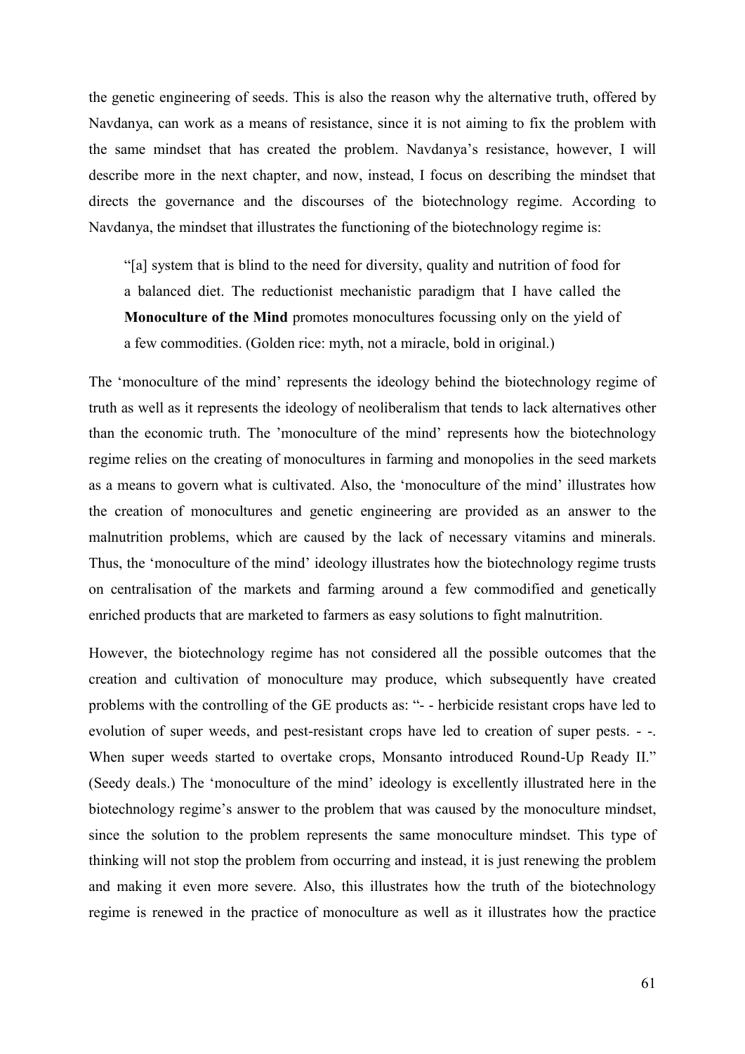the genetic engineering of seeds. This is also the reason why the alternative truth, offered by Navdanya, can work as a means of resistance, since it is not aiming to fix the problem with the same mindset that has created the problem. Navdanya's resistance, however, I will describe more in the next chapter, and now, instead, I focus on describing the mindset that directs the governance and the discourses of the biotechnology regime. According to Navdanya, the mindset that illustrates the functioning of the biotechnology regime is:

> "[a] system that is blind to the need for diversity, quality and nutrition of food for a balanced diet. The reductionist mechanistic paradigm that I have called the **Monoculture of the Mind** promotes monocultures focussing only on the yield of a few commodities. (Golden rice: myth, not a miracle, bold in original.)

The 'monoculture of the mind' represents the ideology behind the biotechnology regime of truth as well as it represents the ideology of neoliberalism that tends to lack alternatives other than the economic truth. The 'monoculture of the mind' represents how the biotechnology regime relies on the creating of monocultures in farming and monopolies in the seed markets as a means to govern what is cultivated. Also, the 'monoculture of the mind' illustrates how the creation of monocultures and genetic engineering are provided as an answer to the malnutrition problems, which are caused by the lack of necessary vitamins and minerals. Thus, the 'monoculture of the mind' ideology illustrates how the biotechnology regime trusts on centralisation of the markets and farming around a few commodified and genetically enriched products that are marketed to farmers as easy solutions to fight malnutrition.

However, the biotechnology regime has not considered all the possible outcomes that the creation and cultivation of monoculture may produce, which subsequently have created problems with the controlling of the GE products as: "- - herbicide resistant crops have led to evolution of super weeds, and pest-resistant crops have led to creation of super pests. - -. When super weeds started to overtake crops, Monsanto introduced Round-Up Ready II." (Seedy deals.) The 'monoculture of the mind' ideology is excellently illustrated here in the biotechnology regime's answer to the problem that was caused by the monoculture mindset, since the solution to the problem represents the same monoculture mindset. This type of thinking will not stop the problem from occurring and instead, it is just renewing the problem and making it even more severe. Also, this illustrates how the truth of the biotechnology regime is renewed in the practice of monoculture as well as it illustrates how the practice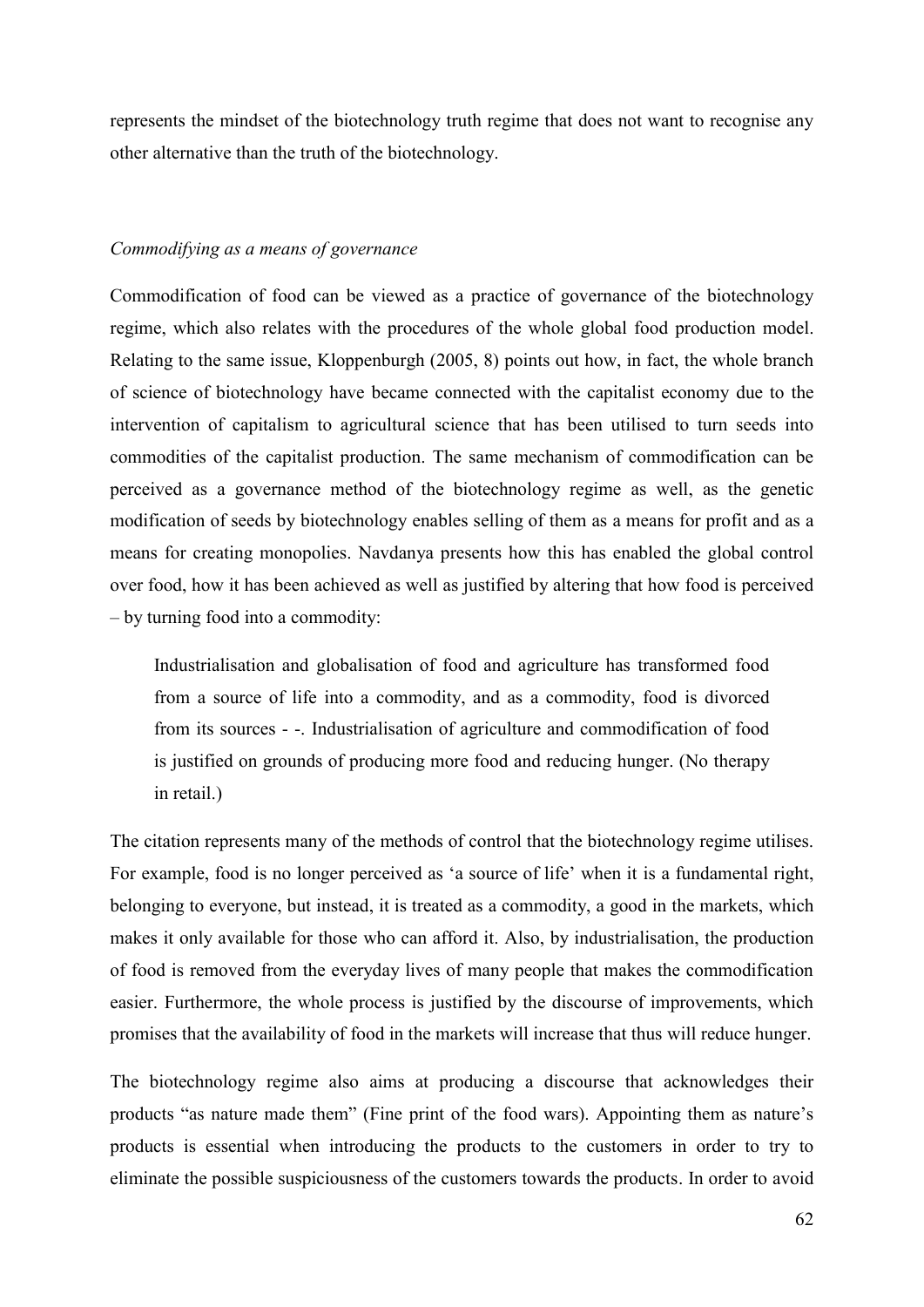represents the mindset of the biotechnology truth regime that does not want to recognise any other alternative than the truth of the biotechnology.

*Commodifying as a means of governance*

Commodification of food can be viewed as a practice of governance of the biotechnology regime, which also relates with the procedures of the whole global food production model. Relating to the same issue, Kloppenburgh (2005, 8) points out how, in fact, the whole branch of science of biotechnology have became connected with the capitalist economy due to the intervention of capitalism to agricultural science that has been utilised to turn seeds into commodities of the capitalist production. The same mechanism of commodification can be perceived as a governance method of the biotechnology regime as well, as the genetic modification of seeds by biotechnology enables selling of them as a means for profit and as a means for creating monopolies. Navdanya presents how this has enabled the global control over food, how it has been achieved as well as justified by altering that how food is perceived – by turning food into a commodity:

> Industrialisation and globalisation of food and agriculture has transformed food from a source of life into a commodity, and as a commodity, food is divorced from its sources - -. Industrialisation of agriculture and commodification of food is justified on grounds of producing more food and reducing hunger. (No therapy in retail.)

The citation represents many of the methods of control that the biotechnology regime utilises. For example, food is no longer perceived as 'a source of life' when it is a fundamental right, belonging to everyone, but instead, it is treated as a commodity, a good in the markets, which makes it only available for those who can afford it. Also, by industrialisation, the production of food is removed from the everyday lives of many people that makes the commodification easier. Furthermore, the whole process is justified by the discourse of improvements, which promises that the availability of food in the markets will increase that thus will reduce hunger.

The biotechnology regime also aims at producing a discourse that acknowledges their products "as nature made them" (Fine print of the food wars). Appointing them as nature's products is essential when introducing the products to the customers in order to try to eliminate the possible suspiciousness of the customers towards the products. In order to avoid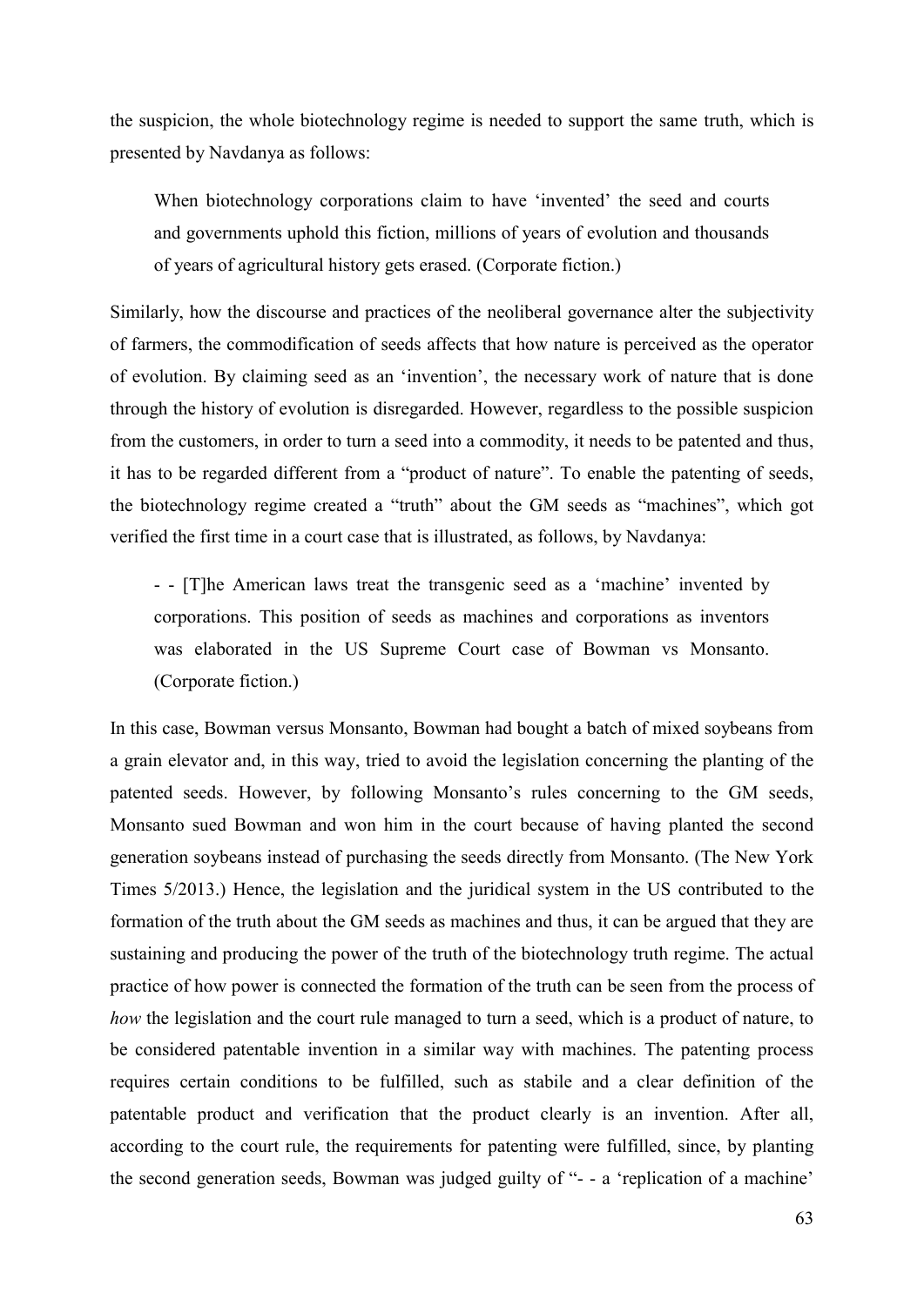the suspicion, the whole biotechnology regime is needed to support the same truth, which is presented by Navdanya as follows:

> When biotechnology corporations claim to have 'invented' the seed and courts and governments uphold this fiction, millions of years of evolution and thousands of years of agricultural history gets erased. (Corporate fiction.)

Similarly, how the discourse and practices of the neoliberal governance alter the subjectivity of farmers, the commodification of seeds affects that how nature is perceived as the operator of evolution. By claiming seed as an 'invention', the necessary work of nature that is done through the history of evolution is disregarded. However, regardless to the possible suspicion from the customers, in order to turn a seed into a commodity, it needs to be patented and thus, it has to be regarded different from a "product of nature". To enable the patenting of seeds, the biotechnology regime created a "truth" about the GM seeds as "machines", which got verified the first time in a court case that is illustrated, as follows, by Navdanya:

> - - [T]he American laws treat the transgenic seed as a 'machine' invented by corporations. This position of seeds as machines and corporations as inventors was elaborated in the US Supreme Court case of Bowman vs Monsanto. (Corporate fiction.)

In this case, Bowman versus Monsanto, Bowman had bought a batch of mixed soybeans from a grain elevator and, in this way, tried to avoid the legislation concerning the planting of the patented seeds. However, by following Monsanto's rules concerning to the GM seeds, Monsanto sued Bowman and won him in the court because of having planted the second generation soybeans instead of purchasing the seeds directly from Monsanto. (The New York Times 5/2013.) Hence, the legislation and the juridical system in the US contributed to the formation of the truth about the GM seeds as machines and thus, it can be argued that they are sustaining and producing the power of the truth of the biotechnology truth regime. The actual practice of how power is connected the formation of the truth can be seen from the process of *how* the legislation and the court rule managed to turn a seed, which is a product of nature, to be considered patentable invention in a similar way with machines. The patenting process requires certain conditions to be fulfilled, such as stabile and a clear definition of the patentable product and verification that the product clearly is an invention. After all, according to the court rule, the requirements for patenting were fulfilled, since, by planting the second generation seeds, Bowman was judged guilty of "- - a 'replication of a machine'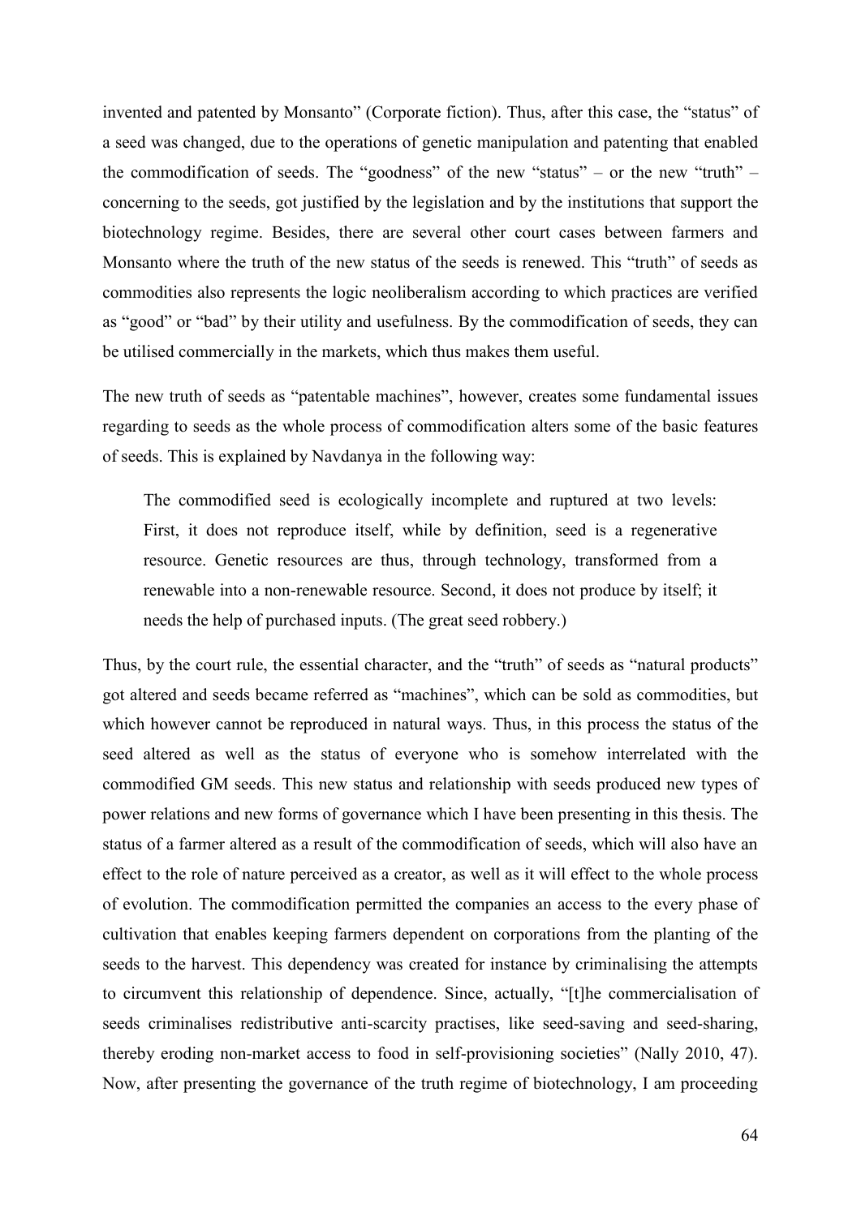invented and patented by Monsanto" (Corporate fiction). Thus, after this case, the "status" of a seed was changed, due to the operations of genetic manipulation and patenting that enabled the commodification of seeds. The "goodness" of the new "status" – or the new "truth" – concerning to the seeds, got justified by the legislation and by the institutions that support the biotechnology regime. Besides, there are several other court cases between farmers and Monsanto where the truth of the new status of the seeds is renewed. This "truth" of seeds as commodities also represents the logic neoliberalism according to which practices are verified as "good" or "bad" by their utility and usefulness. By the commodification of seeds, they can be utilised commercially in the markets, which thus makes them useful.

The new truth of seeds as "patentable machines", however, creates some fundamental issues regarding to seeds as the whole process of commodification alters some of the basic features of seeds. This is explained by Navdanya in the following way:

> The commodified seed is ecologically incomplete and ruptured at two levels: First, it does not reproduce itself, while by definition, seed is a regenerative resource. Genetic resources are thus, through technology, transformed from a renewable into a non-renewable resource. Second, it does not produce by itself; it needs the help of purchased inputs. (The great seed robbery.)

Thus, by the court rule, the essential character, and the "truth" of seeds as "natural products" got altered and seeds became referred as "machines", which can be sold as commodities, but which however cannot be reproduced in natural ways. Thus, in this process the status of the seed altered as well as the status of everyone who is somehow interrelated with the commodified GM seeds. This new status and relationship with seeds produced new types of power relations and new forms of governance which I have been presenting in this thesis. The status of a farmer altered as a result of the commodification of seeds, which will also have an effect to the role of nature perceived as a creator, as well as it will effect to the whole process of evolution. The commodification permitted the companies an access to the every phase of cultivation that enables keeping farmers dependent on corporations from the planting of the seeds to the harvest. This dependency was created for instance by criminalising the attempts to circumvent this relationship of dependence. Since, actually, "[t]he commercialisation of seeds criminalises redistributive anti-scarcity practises, like seed-saving and seed-sharing, thereby eroding non-market access to food in self-provisioning societies" (Nally 2010, 47). Now, after presenting the governance of the truth regime of biotechnology, I am proceeding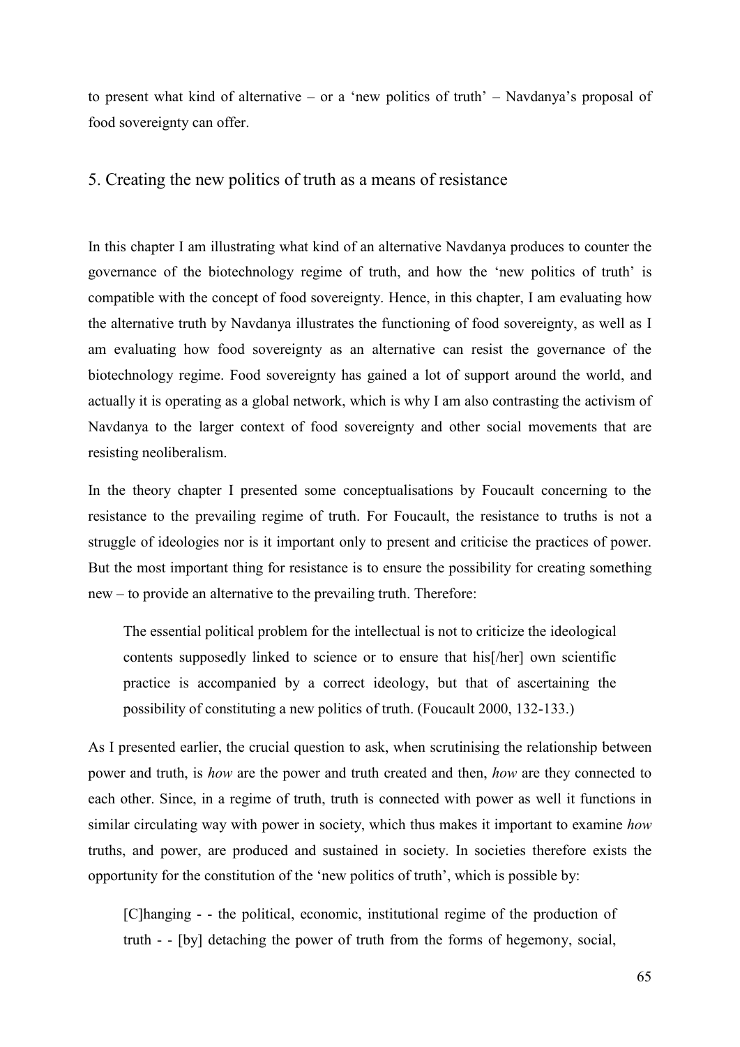to present what kind of alternative – or a 'new politics of truth' – Navdanya's proposal of food sovereignty can offer.

## 5. Creating the new politics of truth as a means of resistance

In this chapter I am illustrating what kind of an alternative Navdanya produces to counter the governance of the biotechnology regime of truth, and how the 'new politics of truth' is compatible with the concept of food sovereignty. Hence, in this chapter, I am evaluating how the alternative truth by Navdanya illustrates the functioning of food sovereignty, as well as I am evaluating how food sovereignty as an alternative can resist the governance of the biotechnology regime. Food sovereignty has gained a lot of support around the world, and actually it is operating as a global network, which is why I am also contrasting the activism of Navdanya to the larger context of food sovereignty and other social movements that are resisting neoliberalism.

In the theory chapter I presented some conceptualisations by Foucault concerning to the resistance to the prevailing regime of truth. For Foucault, the resistance to truths is not a struggle of ideologies nor is it important only to present and criticise the practices of power. But the most important thing for resistance is to ensure the possibility for creating something new – to provide an alternative to the prevailing truth. Therefore:

> The essential political problem for the intellectual is not to criticize the ideological contents supposedly linked to science or to ensure that his[/her] own scientific practice is accompanied by a correct ideology, but that of ascertaining the possibility of constituting a new politics of truth. (Foucault 2000, 132-133.)

As I presented earlier, the crucial question to ask, when scrutinising the relationship between power and truth, is *how* are the power and truth created and then, *how* are they connected to each other. Since, in a regime of truth, truth is connected with power as well it functions in similar circulating way with power in society, which thus makes it important to examine *how* truths, and power, are produced and sustained in society. In societies therefore exists the opportunity for the constitution of the 'new politics of truth', which is possible by:

> [C]hanging - - the political, economic, institutional regime of the production of truth - - [by] detaching the power of truth from the forms of hegemony, social,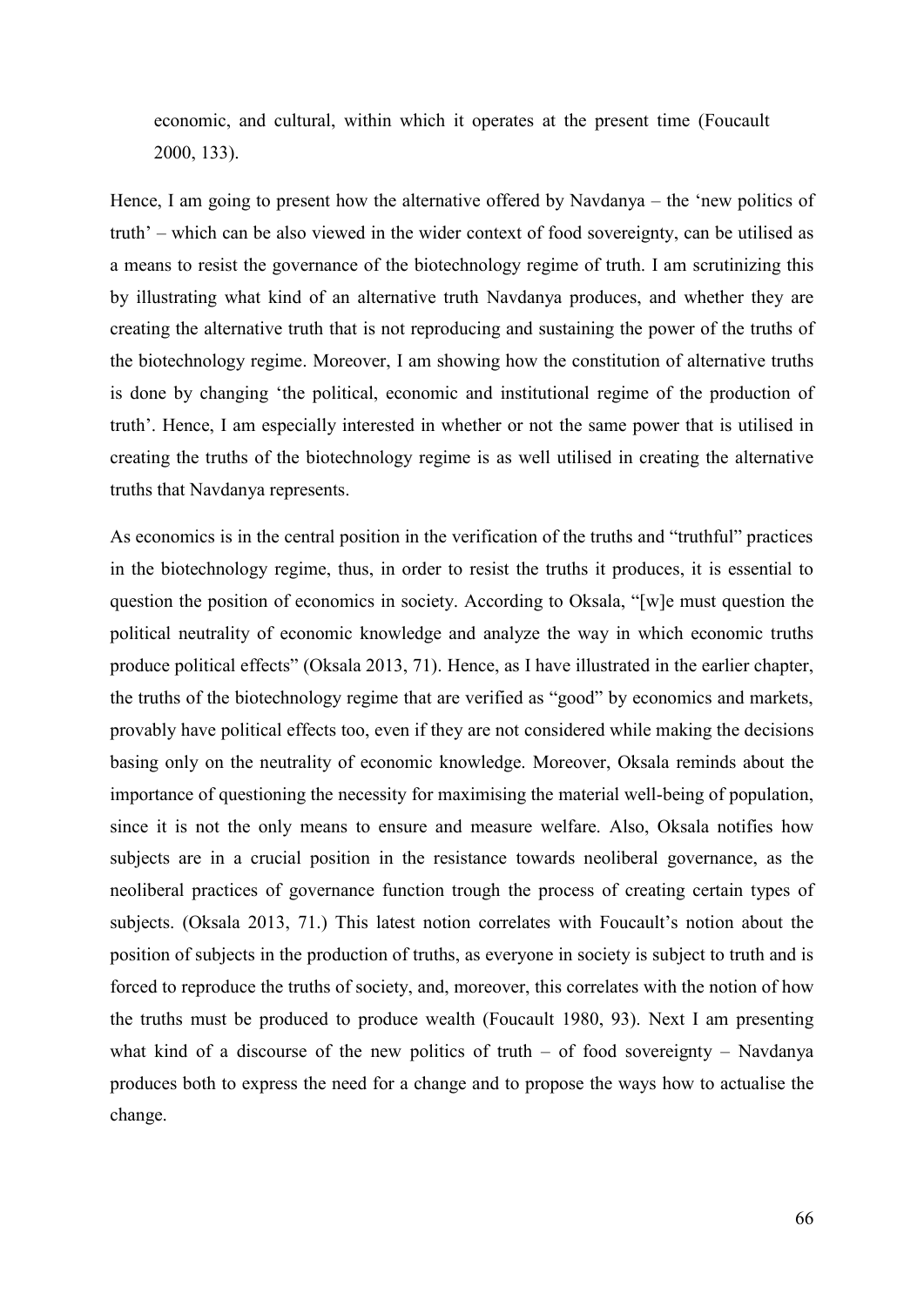> economic, and cultural, within which it operates at the present time (Foucault 2000, 133).

Hence, I am going to present how the alternative offered by Navdanya – the 'new politics of truth' – which can be also viewed in the wider context of food sovereignty, can be utilised as a means to resist the governance of the biotechnology regime of truth. I am scrutinizing this by illustrating what kind of an alternative truth Navdanya produces, and whether they are creating the alternative truth that is not reproducing and sustaining the power of the truths of the biotechnology regime. Moreover, I am showing how the constitution of alternative truths is done by changing 'the political, economic and institutional regime of the production of truth'. Hence, I am especially interested in whether or not the same power that is utilised in creating the truths of the biotechnology regime is as well utilised in creating the alternative truths that Navdanya represents.

As economics is in the central position in the verification of the truths and "truthful" practices in the biotechnology regime, thus, in order to resist the truths it produces, it is essential to question the position of economics in society. According to Oksala, "[w]e must question the political neutrality of economic knowledge and analyze the way in which economic truths produce political effects" (Oksala 2013, 71). Hence, as I have illustrated in the earlier chapter, the truths of the biotechnology regime that are verified as "good" by economics and markets, provably have political effects too, even if they are not considered while making the decisions basing only on the neutrality of economic knowledge. Moreover, Oksala reminds about the importance of questioning the necessity for maximising the material well-being of population, since it is not the only means to ensure and measure welfare. Also, Oksala notifies how subjects are in a crucial position in the resistance towards neoliberal governance, as the neoliberal practices of governance function trough the process of creating certain types of subjects. (Oksala 2013, 71.) This latest notion correlates with Foucault's notion about the position of subjects in the production of truths, as everyone in society is subject to truth and is forced to reproduce the truths of society, and, moreover, this correlates with the notion of how the truths must be produced to produce wealth (Foucault 1980, 93). Next I am presenting what kind of a discourse of the new politics of truth – of food sovereignty – Navdanya produces both to express the need for a change and to propose the ways how to actualise the change.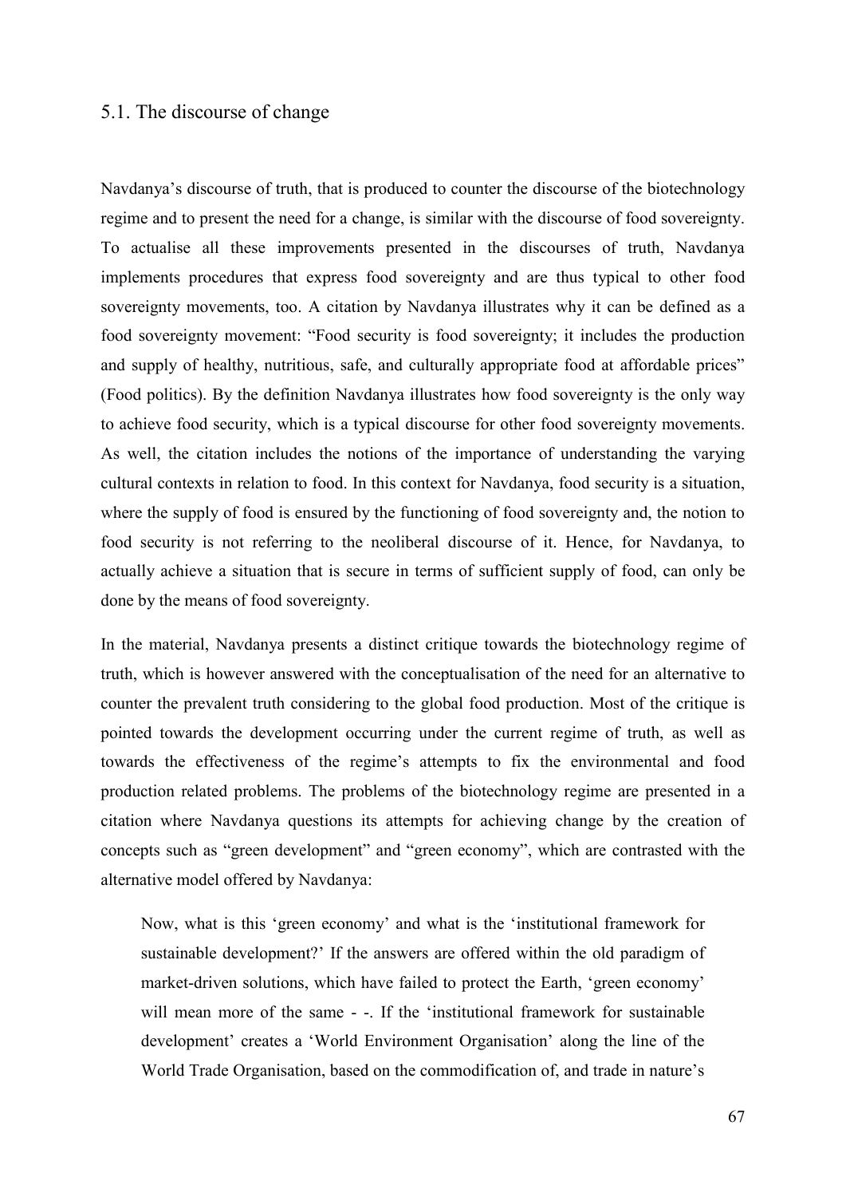## 5.1. The discourse of change

Navdanya's discourse of truth, that is produced to counter the discourse of the biotechnology regime and to present the need for a change, is similar with the discourse of food sovereignty. To actualise all these improvements presented in the discourses of truth, Navdanya implements procedures that express food sovereignty and are thus typical to other food sovereignty movements, too. A citation by Navdanya illustrates why it can be defined as a food sovereignty movement: "Food security is food sovereignty; it includes the production and supply of healthy, nutritious, safe, and culturally appropriate food at affordable prices" (Food politics). By the definition Navdanya illustrates how food sovereignty is the only way to achieve food security, which is a typical discourse for other food sovereignty movements. As well, the citation includes the notions of the importance of understanding the varying cultural contexts in relation to food. In this context for Navdanya, food security is a situation, where the supply of food is ensured by the functioning of food sovereignty and, the notion to food security is not referring to the neoliberal discourse of it. Hence, for Navdanya, to actually achieve a situation that is secure in terms of sufficient supply of food, can only be done by the means of food sovereignty.

In the material, Navdanya presents a distinct critique towards the biotechnology regime of truth, which is however answered with the conceptualisation of the need for an alternative to counter the prevalent truth considering to the global food production. Most of the critique is pointed towards the development occurring under the current regime of truth, as well as towards the effectiveness of the regime's attempts to fix the environmental and food production related problems. The problems of the biotechnology regime are presented in a citation where Navdanya questions its attempts for achieving change by the creation of concepts such as "green development" and "green economy", which are contrasted with the alternative model offered by Navdanya:

> Now, what is this 'green economy' and what is the 'institutional framework for sustainable development?' If the answers are offered within the old paradigm of market-driven solutions, which have failed to protect the Earth, 'green economy' will mean more of the same - -. If the 'institutional framework for sustainable development' creates a 'World Environment Organisation' along the line of the World Trade Organisation, based on the commodification of, and trade in nature's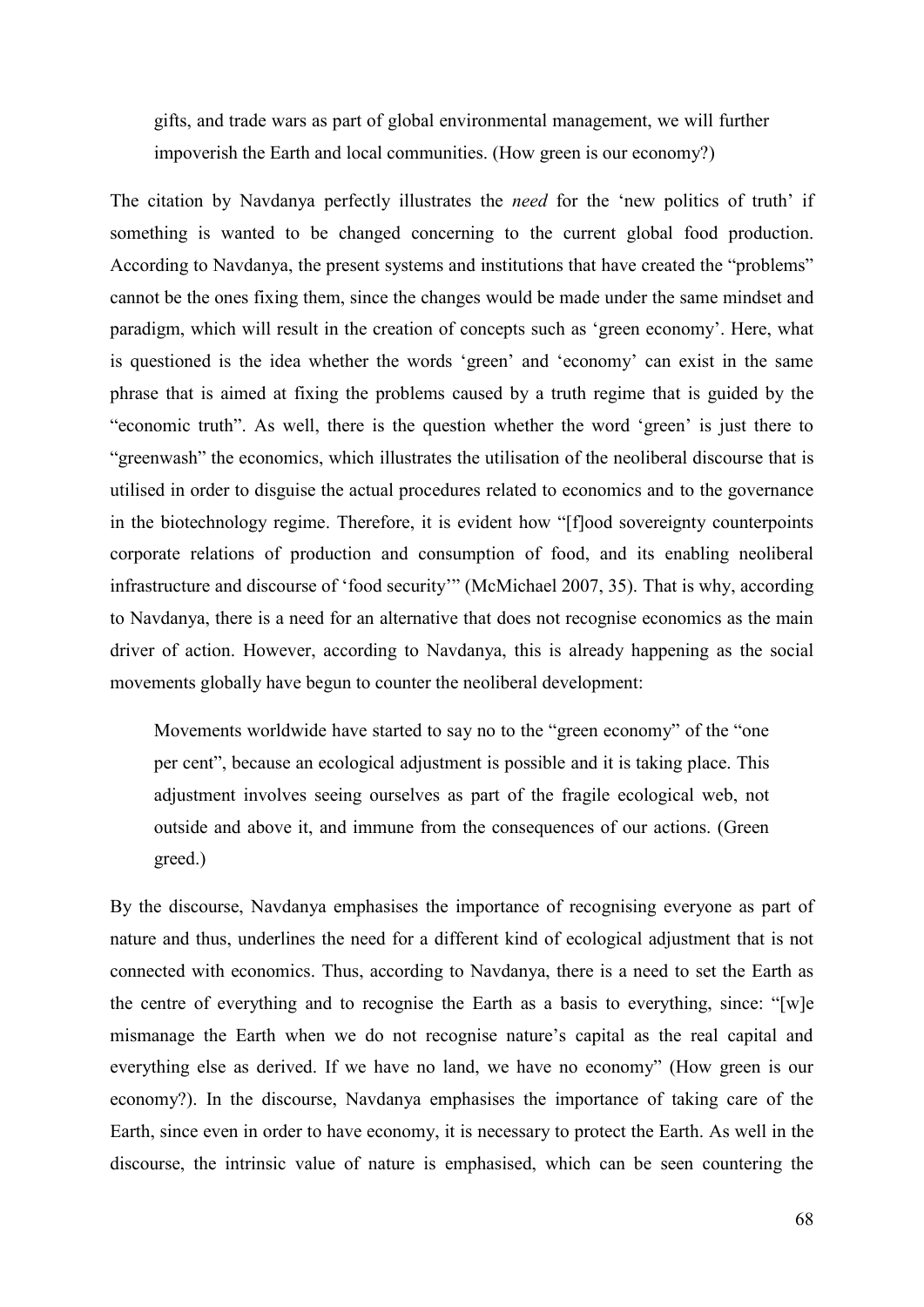> gifts, and trade wars as part of global environmental management, we will further impoverish the Earth and local communities. (How green is our economy?)

The citation by Navdanya perfectly illustrates the *need* for the 'new politics of truth' if something is wanted to be changed concerning to the current global food production. According to Navdanya, the present systems and institutions that have created the "problems" cannot be the ones fixing them, since the changes would be made under the same mindset and paradigm, which will result in the creation of concepts such as 'green economy'. Here, what is questioned is the idea whether the words 'green' and 'economy' can exist in the same phrase that is aimed at fixing the problems caused by a truth regime that is guided by the "economic truth". As well, there is the question whether the word 'green' is just there to "greenwash" the economics, which illustrates the utilisation of the neoliberal discourse that is utilised in order to disguise the actual procedures related to economics and to the governance in the biotechnology regime. Therefore, it is evident how "[f]ood sovereignty counterpoints corporate relations of production and consumption of food, and its enabling neoliberal infrastructure and discourse of 'food security'" (McMichael 2007, 35). That is why, according to Navdanya, there is a need for an alternative that does not recognise economics as the main driver of action. However, according to Navdanya, this is already happening as the social movements globally have begun to counter the neoliberal development:

> Movements worldwide have started to say no to the "green economy" of the "one per cent", because an ecological adjustment is possible and it is taking place. This adjustment involves seeing ourselves as part of the fragile ecological web, not outside and above it, and immune from the consequences of our actions. (Green greed.)

By the discourse, Navdanya emphasises the importance of recognising everyone as part of nature and thus, underlines the need for a different kind of ecological adjustment that is not connected with economics. Thus, according to Navdanya, there is a need to set the Earth as the centre of everything and to recognise the Earth as a basis to everything, since: "[w]e mismanage the Earth when we do not recognise nature's capital as the real capital and everything else as derived. If we have no land, we have no economy" (How green is our economy?). In the discourse, Navdanya emphasises the importance of taking care of the Earth, since even in order to have economy, it is necessary to protect the Earth. As well in the discourse, the intrinsic value of nature is emphasised, which can be seen countering the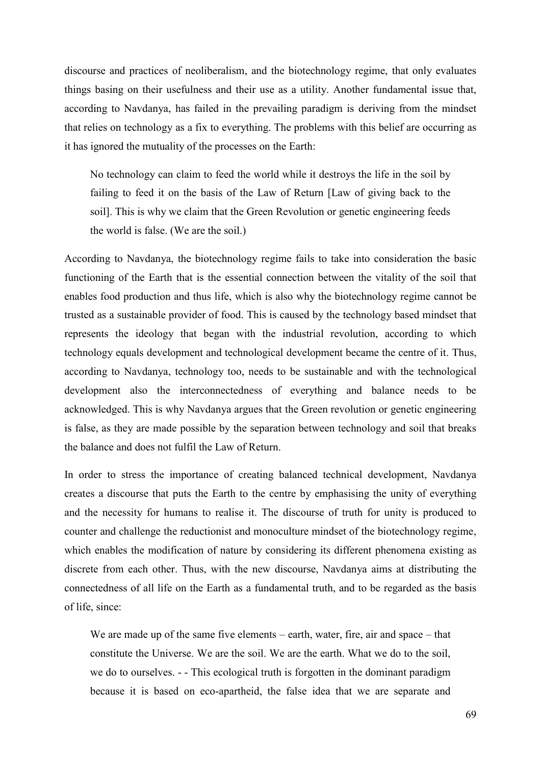discourse and practices of neoliberalism, and the biotechnology regime, that only evaluates things basing on their usefulness and their use as a utility. Another fundamental issue that, according to Navdanya, has failed in the prevailing paradigm is deriving from the mindset that relies on technology as a fix to everything. The problems with this belief are occurring as it has ignored the mutuality of the processes on the Earth:

> No technology can claim to feed the world while it destroys the life in the soil by failing to feed it on the basis of the Law of Return [Law of giving back to the soil]. This is why we claim that the Green Revolution or genetic engineering feeds the world is false. (We are the soil.)

According to Navdanya, the biotechnology regime fails to take into consideration the basic functioning of the Earth that is the essential connection between the vitality of the soil that enables food production and thus life, which is also why the biotechnology regime cannot be trusted as a sustainable provider of food. This is caused by the technology based mindset that represents the ideology that began with the industrial revolution, according to which technology equals development and technological development became the centre of it. Thus, according to Navdanya, technology too, needs to be sustainable and with the technological development also the interconnectedness of everything and balance needs to be acknowledged. This is why Navdanya argues that the Green revolution or genetic engineering is false, as they are made possible by the separation between technology and soil that breaks the balance and does not fulfil the Law of Return.

In order to stress the importance of creating balanced technical development, Navdanya creates a discourse that puts the Earth to the centre by emphasising the unity of everything and the necessity for humans to realise it. The discourse of truth for unity is produced to counter and challenge the reductionist and monoculture mindset of the biotechnology regime, which enables the modification of nature by considering its different phenomena existing as discrete from each other. Thus, with the new discourse, Navdanya aims at distributing the connectedness of all life on the Earth as a fundamental truth, and to be regarded as the basis of life, since:

> We are made up of the same five elements – earth, water, fire, air and space – that constitute the Universe. We are the soil. We are the earth. What we do to the soil, we do to ourselves. - - This ecological truth is forgotten in the dominant paradigm because it is based on eco-apartheid, the false idea that we are separate and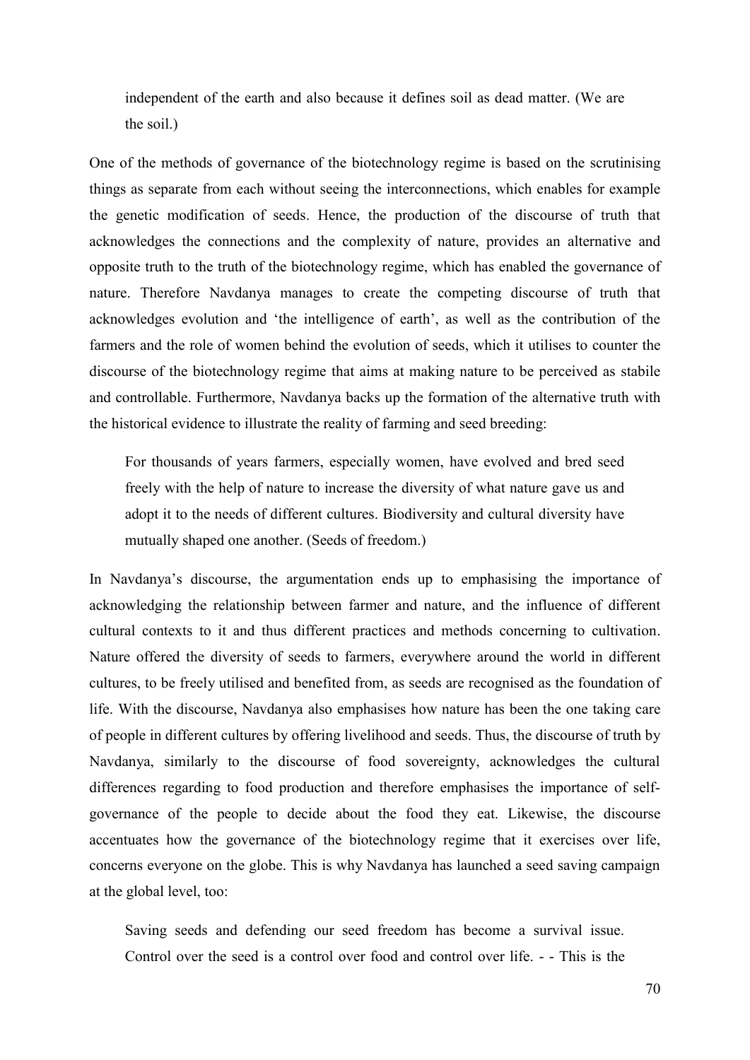independent of the earth and also because it defines soil as dead matter. (We are the soil.)

One of the methods of governance of the biotechnology regime is based on the scrutinising things as separate from each without seeing the interconnections, which enables for example the genetic modification of seeds. Hence, the production of the discourse of truth that acknowledges the connections and the complexity of nature, provides an alternative and opposite truth to the truth of the biotechnology regime, which has enabled the governance of nature. Therefore Navdanya manages to create the competing discourse of truth that acknowledges evolution and 'the intelligence of earth', as well as the contribution of the farmers and the role of women behind the evolution of seeds, which it utilises to counter the discourse of the biotechnology regime that aims at making nature to be perceived as stabile and controllable. Furthermore, Navdanya backs up the formation of the alternative truth with the historical evidence to illustrate the reality of farming and seed breeding:

> For thousands of years farmers, especially women, have evolved and bred seed freely with the help of nature to increase the diversity of what nature gave us and adopt it to the needs of different cultures. Biodiversity and cultural diversity have mutually shaped one another. (Seeds of freedom.)

In Navdanya's discourse, the argumentation ends up to emphasising the importance of acknowledging the relationship between farmer and nature, and the influence of different cultural contexts to it and thus different practices and methods concerning to cultivation. Nature offered the diversity of seeds to farmers, everywhere around the world in different cultures, to be freely utilised and benefited from, as seeds are recognised as the foundation of life. With the discourse, Navdanya also emphasises how nature has been the one taking care of people in different cultures by offering livelihood and seeds. Thus, the discourse of truth by Navdanya, similarly to the discourse of food sovereignty, acknowledges the cultural differences regarding to food production and therefore emphasises the importance of self-governance of the people to decide about the food they eat. Likewise, the discourse accentuates how the governance of the biotechnology regime that it exercises over life, concerns everyone on the globe. This is why Navdanya has launched a seed saving campaign at the global level, too:

> Saving seeds and defending our seed freedom has become a survival issue. Control over the seed is a control over food and control over life. - - This is the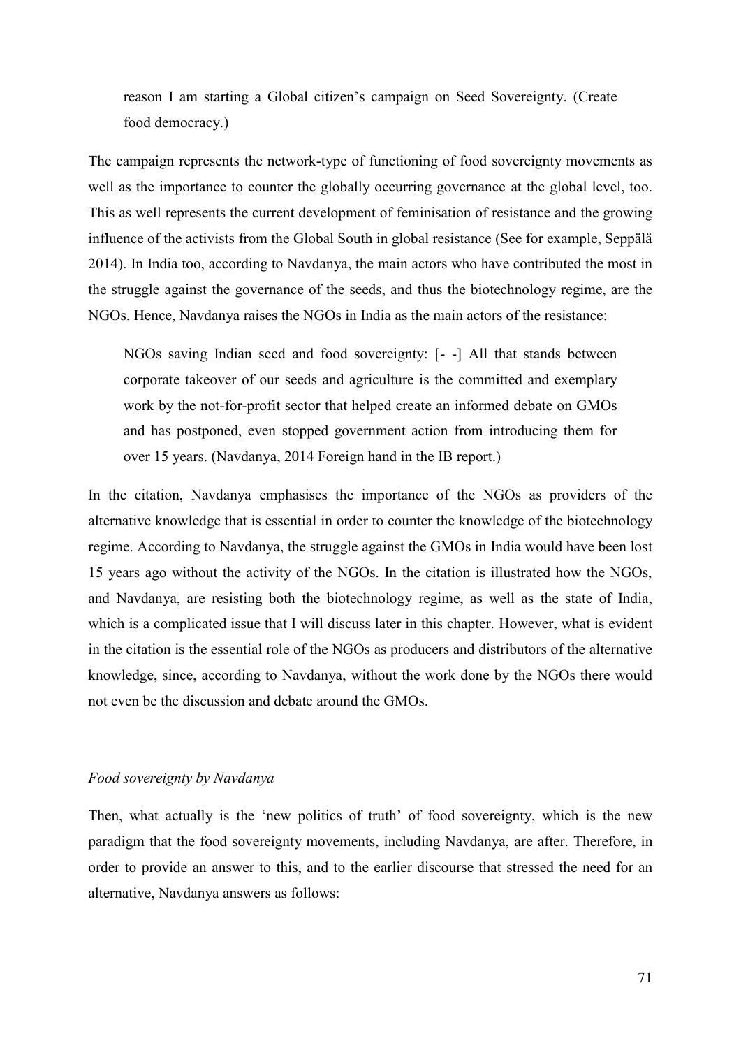> reason I am starting a Global citizen's campaign on Seed Sovereignty. (Create food democracy.)

The campaign represents the network-type of functioning of food sovereignty movements as well as the importance to counter the globally occurring governance at the global level, too. This as well represents the current development of feminisation of resistance and the growing influence of the activists from the Global South in global resistance (See for example, Seppälä 2014). In India too, according to Navdanya, the main actors who have contributed the most in the struggle against the governance of the seeds, and thus the biotechnology regime, are the NGOs. Hence, Navdanya raises the NGOs in India as the main actors of the resistance:

> NGOs saving Indian seed and food sovereignty: [- -] All that stands between corporate takeover of our seeds and agriculture is the committed and exemplary work by the not-for-profit sector that helped create an informed debate on GMOs and has postponed, even stopped government action from introducing them for over 15 years. (Navdanya, 2014 Foreign hand in the IB report.)

In the citation, Navdanya emphasises the importance of the NGOs as providers of the alternative knowledge that is essential in order to counter the knowledge of the biotechnology regime. According to Navdanya, the struggle against the GMOs in India would have been lost 15 years ago without the activity of the NGOs. In the citation is illustrated how the NGOs, and Navdanya, are resisting both the biotechnology regime, as well as the state of India, which is a complicated issue that I will discuss later in this chapter. However, what is evident in the citation is the essential role of the NGOs as producers and distributors of the alternative knowledge, since, according to Navdanya, without the work done by the NGOs there would not even be the discussion and debate around the GMOs.

*Food sovereignty by Navdanya*

Then, what actually is the 'new politics of truth' of food sovereignty, which is the new paradigm that the food sovereignty movements, including Navdanya, are after. Therefore, in order to provide an answer to this, and to the earlier discourse that stressed the need for an alternative, Navdanya answers as follows: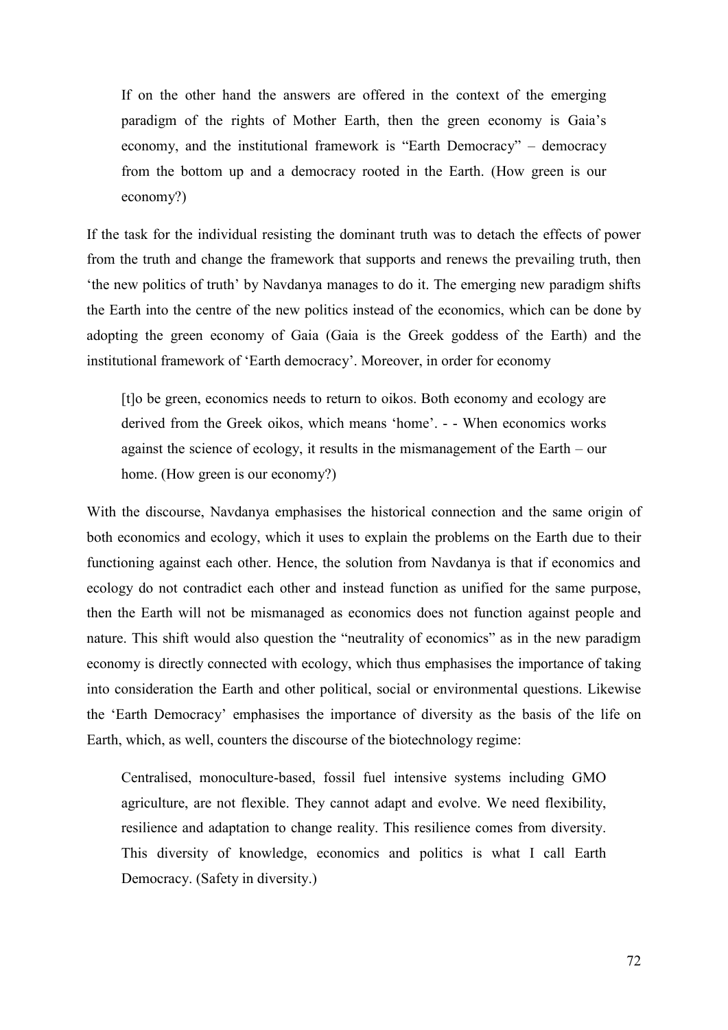> If on the other hand the answers are offered in the context of the emerging paradigm of the rights of Mother Earth, then the green economy is Gaia's economy, and the institutional framework is "Earth Democracy" – democracy from the bottom up and a democracy rooted in the Earth. (How green is our economy?)

If the task for the individual resisting the dominant truth was to detach the effects of power from the truth and change the framework that supports and renews the prevailing truth, then 'the new politics of truth' by Navdanya manages to do it. The emerging new paradigm shifts the Earth into the centre of the new politics instead of the economics, which can be done by adopting the green economy of Gaia (Gaia is the Greek goddess of the Earth) and the institutional framework of 'Earth democracy'. Moreover, in order for economy

> [t]o be green, economics needs to return to oikos. Both economy and ecology are derived from the Greek oikos, which means 'home'. - - When economics works against the science of ecology, it results in the mismanagement of the Earth – our home. (How green is our economy?)

With the discourse, Navdanya emphasises the historical connection and the same origin of both economics and ecology, which it uses to explain the problems on the Earth due to their functioning against each other. Hence, the solution from Navdanya is that if economics and ecology do not contradict each other and instead function as unified for the same purpose, then the Earth will not be mismanaged as economics does not function against people and nature. This shift would also question the "neutrality of economics" as in the new paradigm economy is directly connected with ecology, which thus emphasises the importance of taking into consideration the Earth and other political, social or environmental questions. Likewise the 'Earth Democracy' emphasises the importance of diversity as the basis of the life on Earth, which, as well, counters the discourse of the biotechnology regime:

> Centralised, monoculture-based, fossil fuel intensive systems including GMO agriculture, are not flexible. They cannot adapt and evolve. We need flexibility, resilience and adaptation to change reality. This resilience comes from diversity. This diversity of knowledge, economics and politics is what I call Earth Democracy. (Safety in diversity.)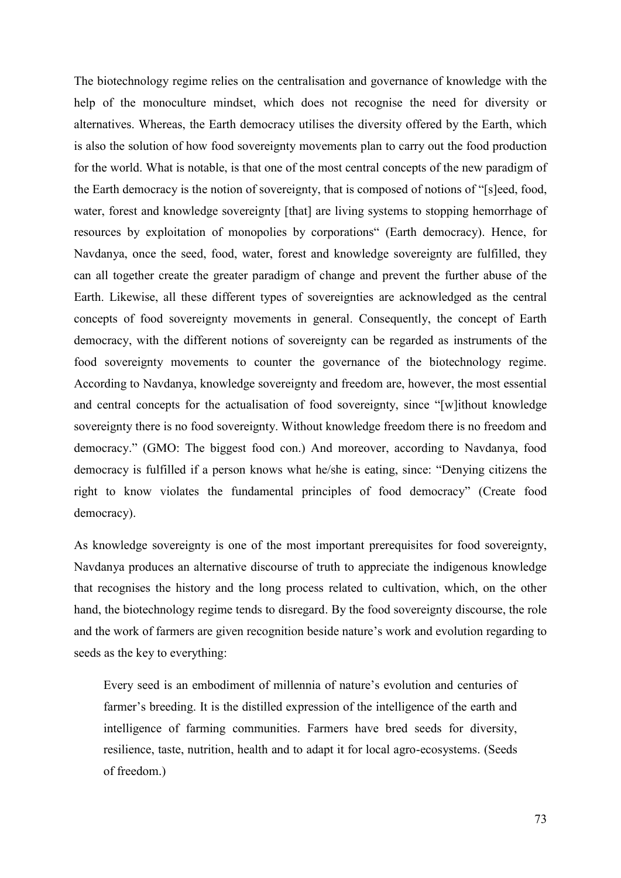The biotechnology regime relies on the centralisation and governance of knowledge with the help of the monoculture mindset, which does not recognise the need for diversity or alternatives. Whereas, the Earth democracy utilises the diversity offered by the Earth, which is also the solution of how food sovereignty movements plan to carry out the food production for the world. What is notable, is that one of the most central concepts of the new paradigm of the Earth democracy is the notion of sovereignty, that is composed of notions of "[s]eed, food, water, forest and knowledge sovereignty [that] are living systems to stopping hemorrhage of resources by exploitation of monopolies by corporations" (Earth democracy). Hence, for Navdanya, once the seed, food, water, forest and knowledge sovereignty are fulfilled, they can all together create the greater paradigm of change and prevent the further abuse of the Earth. Likewise, all these different types of sovereignties are acknowledged as the central concepts of food sovereignty movements in general. Consequently, the concept of Earth democracy, with the different notions of sovereignty can be regarded as instruments of the food sovereignty movements to counter the governance of the biotechnology regime. According to Navdanya, knowledge sovereignty and freedom are, however, the most essential and central concepts for the actualisation of food sovereignty, since "[w]ithout knowledge sovereignty there is no food sovereignty. Without knowledge freedom there is no freedom and democracy." (GMO: The biggest food con.) And moreover, according to Navdanya, food democracy is fulfilled if a person knows what he/she is eating, since: "Denying citizens the right to know violates the fundamental principles of food democracy" (Create food democracy).

As knowledge sovereignty is one of the most important prerequisites for food sovereignty, Navdanya produces an alternative discourse of truth to appreciate the indigenous knowledge that recognises the history and the long process related to cultivation, which, on the other hand, the biotechnology regime tends to disregard. By the food sovereignty discourse, the role and the work of farmers are given recognition beside nature's work and evolution regarding to seeds as the key to everything:

> Every seed is an embodiment of millennia of nature's evolution and centuries of farmer's breeding. It is the distilled expression of the intelligence of the earth and intelligence of farming communities. Farmers have bred seeds for diversity, resilience, taste, nutrition, health and to adapt it for local agro-ecosystems. (Seeds of freedom.)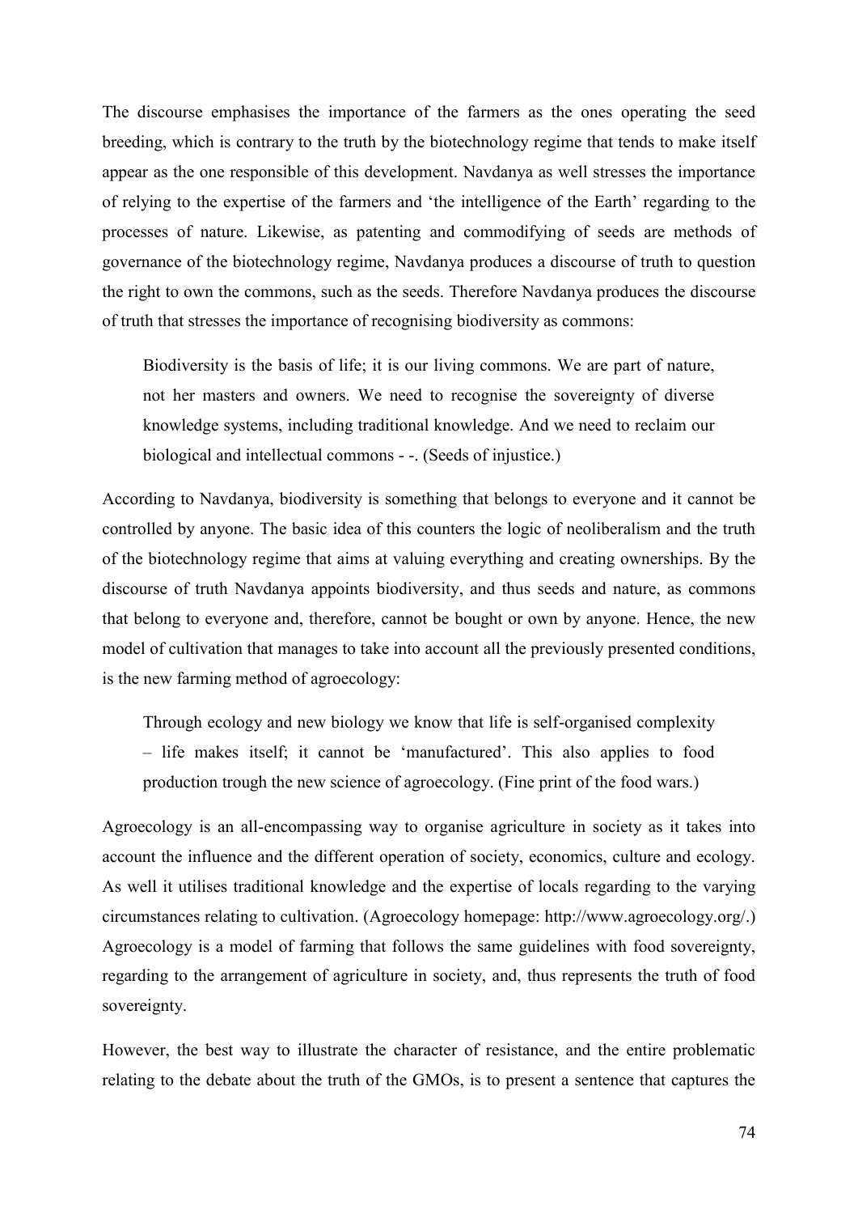The discourse emphasises the importance of the farmers as the ones operating the seed breeding, which is contrary to the truth by the biotechnology regime that tends to make itself appear as the one responsible of this development. Navdanya as well stresses the importance of relying to the expertise of the farmers and 'the intelligence of the Earth' regarding to the processes of nature. Likewise, as patenting and commodifying of seeds are methods of governance of the biotechnology regime, Navdanya produces a discourse of truth to question the right to own the commons, such as the seeds. Therefore Navdanya produces the discourse of truth that stresses the importance of recognising biodiversity as commons:

> Biodiversity is the basis of life; it is our living commons. We are part of nature, not her masters and owners. We need to recognise the sovereignty of diverse knowledge systems, including traditional knowledge. And we need to reclaim our biological and intellectual commons - -. (Seeds of injustice.)

According to Navdanya, biodiversity is something that belongs to everyone and it cannot be controlled by anyone. The basic idea of this counters the logic of neoliberalism and the truth of the biotechnology regime that aims at valuing everything and creating ownerships. By the discourse of truth Navdanya appoints biodiversity, and thus seeds and nature, as commons that belong to everyone and, therefore, cannot be bought or own by anyone. Hence, the new model of cultivation that manages to take into account all the previously presented conditions, is the new farming method of agroecology:

> Through ecology and new biology we know that life is self-organised complexity – life makes itself; it cannot be 'manufactured'. This also applies to food production trough the new science of agroecology. (Fine print of the food wars.)

Agroecology is an all-encompassing way to organise agriculture in society as it takes into account the influence and the different operation of society, economics, culture and ecology. As well it utilises traditional knowledge and the expertise of locals regarding to the varying circumstances relating to cultivation. (Agroecology homepage: http://www.agroecology.org/.) Agroecology is a model of farming that follows the same guidelines with food sovereignty, regarding to the arrangement of agriculture in society, and, thus represents the truth of food sovereignty.

However, the best way to illustrate the character of resistance, and the entire problematic relating to the debate about the truth of the GMOs, is to present a sentence that captures the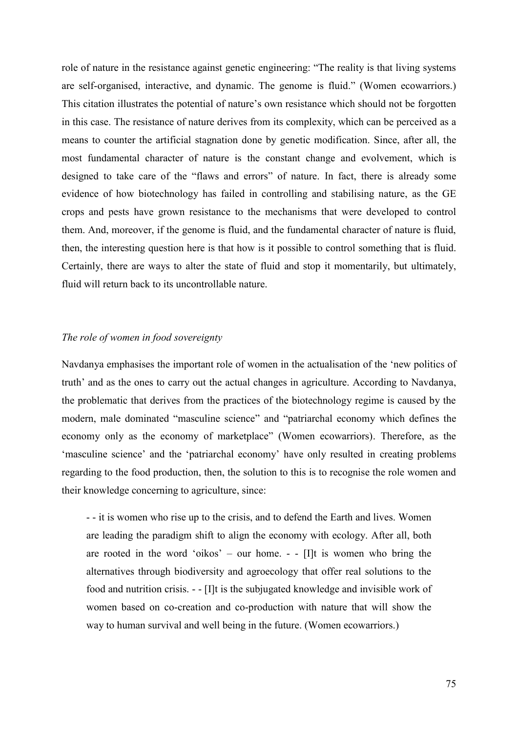role of nature in the resistance against genetic engineering: "The reality is that living systems are self-organised, interactive, and dynamic. The genome is fluid." (Women ecowarriors.) This citation illustrates the potential of nature's own resistance which should not be forgotten in this case. The resistance of nature derives from its complexity, which can be perceived as a means to counter the artificial stagnation done by genetic modification. Since, after all, the most fundamental character of nature is the constant change and evolvement, which is designed to take care of the "flaws and errors" of nature. In fact, there is already some evidence of how biotechnology has failed in controlling and stabilising nature, as the GE crops and pests have grown resistance to the mechanisms that were developed to control them. And, moreover, if the genome is fluid, and the fundamental character of nature is fluid, then, the interesting question here is that how is it possible to control something that is fluid. Certainly, there are ways to alter the state of fluid and stop it momentarily, but ultimately, fluid will return back to its uncontrollable nature.

*The role of women in food sovereignty*

Navdanya emphasises the important role of women in the actualisation of the 'new politics of truth' and as the ones to carry out the actual changes in agriculture. According to Navdanya, the problematic that derives from the practices of the biotechnology regime is caused by the modern, male dominated "masculine science" and "patriarchal economy which defines the economy only as the economy of marketplace" (Women ecowarriors). Therefore, as the 'masculine science' and the 'patriarchal economy' have only resulted in creating problems regarding to the food production, then, the solution to this is to recognise the role women and their knowledge concerning to agriculture, since:

> - - it is women who rise up to the crisis, and to defend the Earth and lives. Women are leading the paradigm shift to align the economy with ecology. After all, both are rooted in the word 'oikos' – our home. - - [I]t is women who bring the alternatives through biodiversity and agroecology that offer real solutions to the food and nutrition crisis. - - [I]t is the subjugated knowledge and invisible work of women based on co-creation and co-production with nature that will show the way to human survival and well being in the future. (Women ecowarriors.)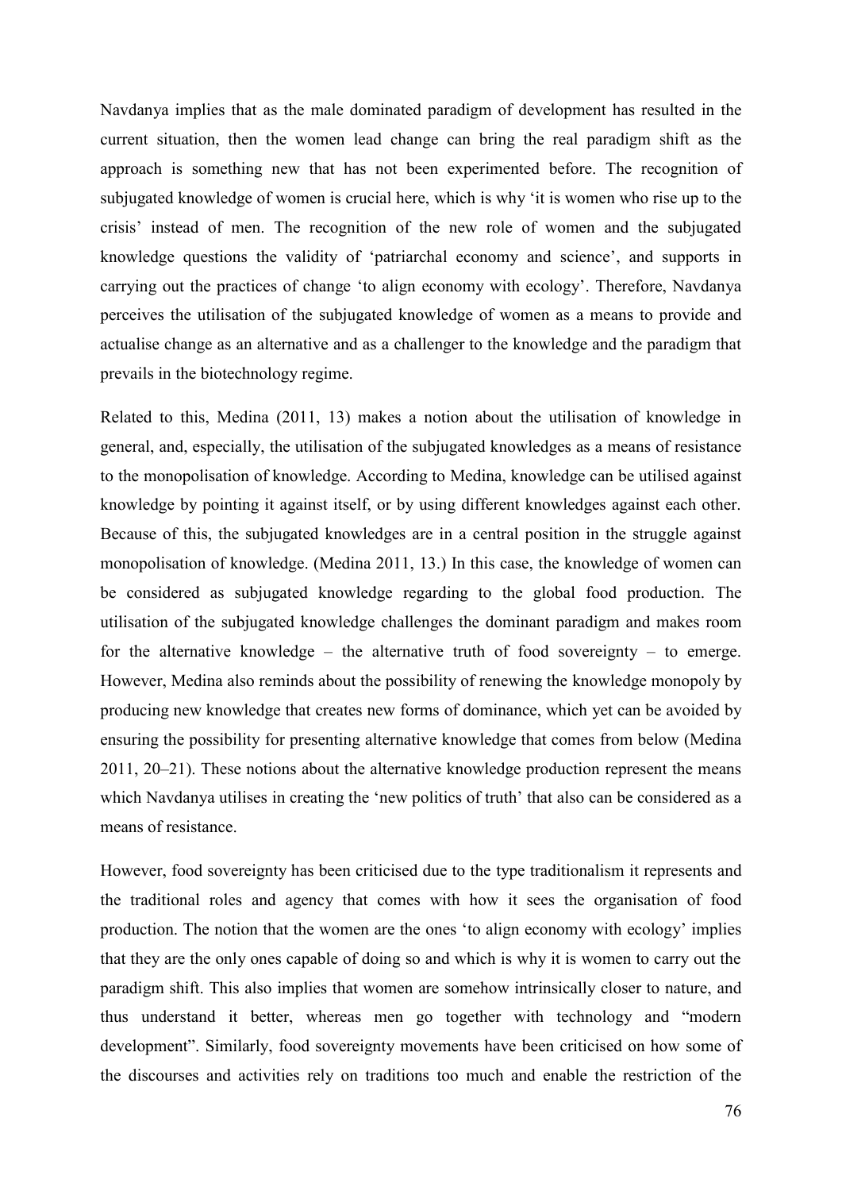Navdanya implies that as the male dominated paradigm of development has resulted in the current situation, then the women lead change can bring the real paradigm shift as the approach is something new that has not been experimented before. The recognition of subjugated knowledge of women is crucial here, which is why 'it is women who rise up to the crisis' instead of men. The recognition of the new role of women and the subjugated knowledge questions the validity of 'patriarchal economy and science', and supports in carrying out the practices of change 'to align economy with ecology'. Therefore, Navdanya perceives the utilisation of the subjugated knowledge of women as a means to provide and actualise change as an alternative and as a challenger to the knowledge and the paradigm that prevails in the biotechnology regime.

Related to this, Medina (2011, 13) makes a notion about the utilisation of knowledge in general, and, especially, the utilisation of the subjugated knowledges as a means of resistance to the monopolisation of knowledge. According to Medina, knowledge can be utilised against knowledge by pointing it against itself, or by using different knowledges against each other. Because of this, the subjugated knowledges are in a central position in the struggle against monopolisation of knowledge. (Medina 2011, 13.) In this case, the knowledge of women can be considered as subjugated knowledge regarding to the global food production. The utilisation of the subjugated knowledge challenges the dominant paradigm and makes room for the alternative knowledge – the alternative truth of food sovereignty – to emerge. However, Medina also reminds about the possibility of renewing the knowledge monopoly by producing new knowledge that creates new forms of dominance, which yet can be avoided by ensuring the possibility for presenting alternative knowledge that comes from below (Medina 2011, 20–21). These notions about the alternative knowledge production represent the means which Navdanya utilises in creating the 'new politics of truth' that also can be considered as a means of resistance.

However, food sovereignty has been criticised due to the type traditionalism it represents and the traditional roles and agency that comes with how it sees the organisation of food production. The notion that the women are the ones 'to align economy with ecology' implies that they are the only ones capable of doing so and which is why it is women to carry out the paradigm shift. This also implies that women are somehow intrinsically closer to nature, and thus understand it better, whereas men go together with technology and "modern development". Similarly, food sovereignty movements have been criticised on how some of the discourses and activities rely on traditions too much and enable the restriction of the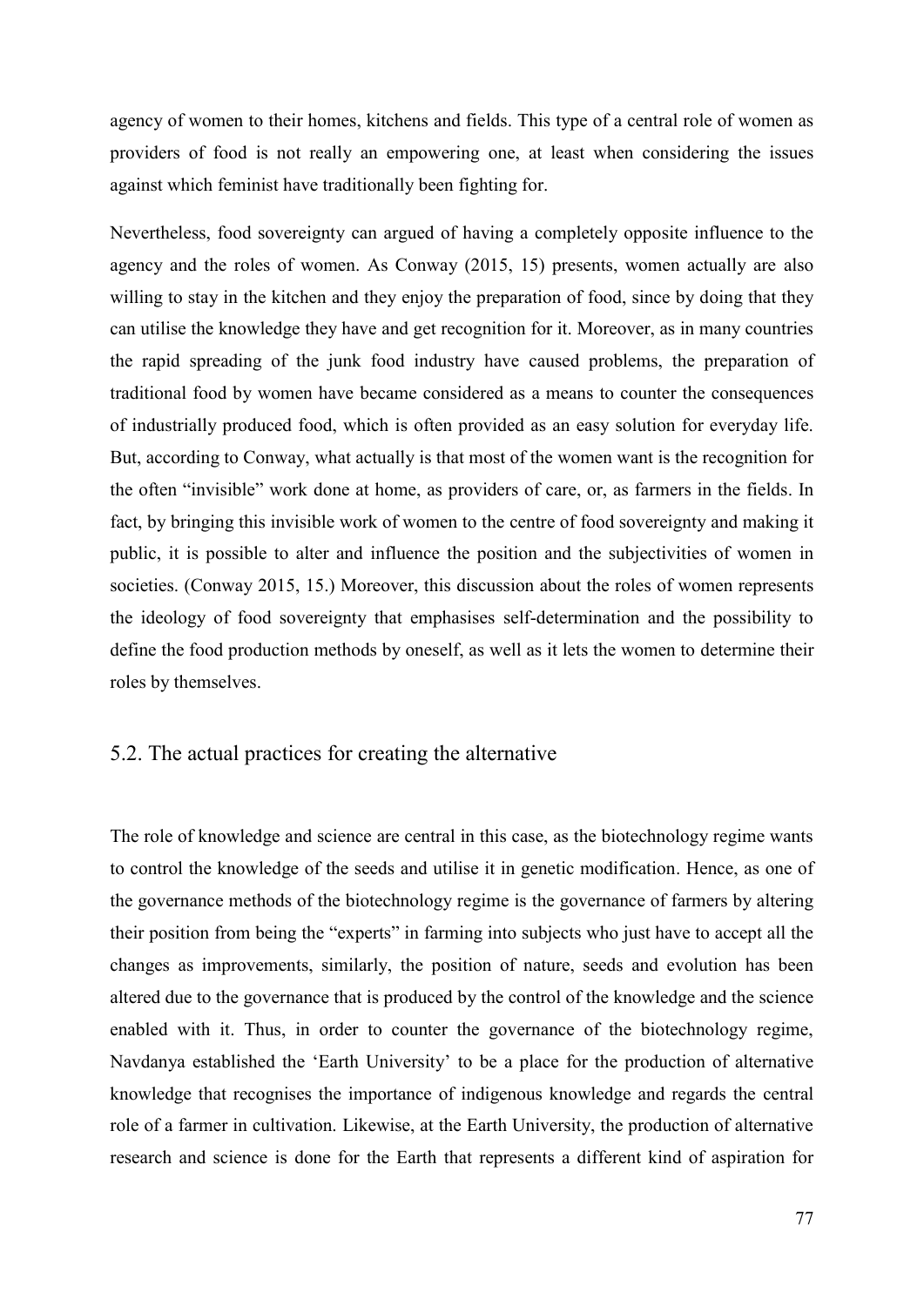agency of women to their homes, kitchens and fields. This type of a central role of women as providers of food is not really an empowering one, at least when considering the issues against which feminist have traditionally been fighting for.

Nevertheless, food sovereignty can argued of having a completely opposite influence to the agency and the roles of women. As Conway (2015, 15) presents, women actually are also willing to stay in the kitchen and they enjoy the preparation of food, since by doing that they can utilise the knowledge they have and get recognition for it. Moreover, as in many countries the rapid spreading of the junk food industry have caused problems, the preparation of traditional food by women have became considered as a means to counter the consequences of industrially produced food, which is often provided as an easy solution for everyday life. But, according to Conway, what actually is that most of the women want is the recognition for the often "invisible" work done at home, as providers of care, or, as farmers in the fields. In fact, by bringing this invisible work of women to the centre of food sovereignty and making it public, it is possible to alter and influence the position and the subjectivities of women in societies. (Conway 2015, 15.) Moreover, this discussion about the roles of women represents the ideology of food sovereignty that emphasises self-determination and the possibility to define the food production methods by oneself, as well as it lets the women to determine their roles by themselves.

## 5.2. The actual practices for creating the alternative

The role of knowledge and science are central in this case, as the biotechnology regime wants to control the knowledge of the seeds and utilise it in genetic modification. Hence, as one of the governance methods of the biotechnology regime is the governance of farmers by altering their position from being the "experts" in farming into subjects who just have to accept all the changes as improvements, similarly, the position of nature, seeds and evolution has been altered due to the governance that is produced by the control of the knowledge and the science enabled with it. Thus, in order to counter the governance of the biotechnology regime, Navdanya established the 'Earth University' to be a place for the production of alternative knowledge that recognises the importance of indigenous knowledge and regards the central role of a farmer in cultivation. Likewise, at the Earth University, the production of alternative research and science is done for the Earth that represents a different kind of aspiration for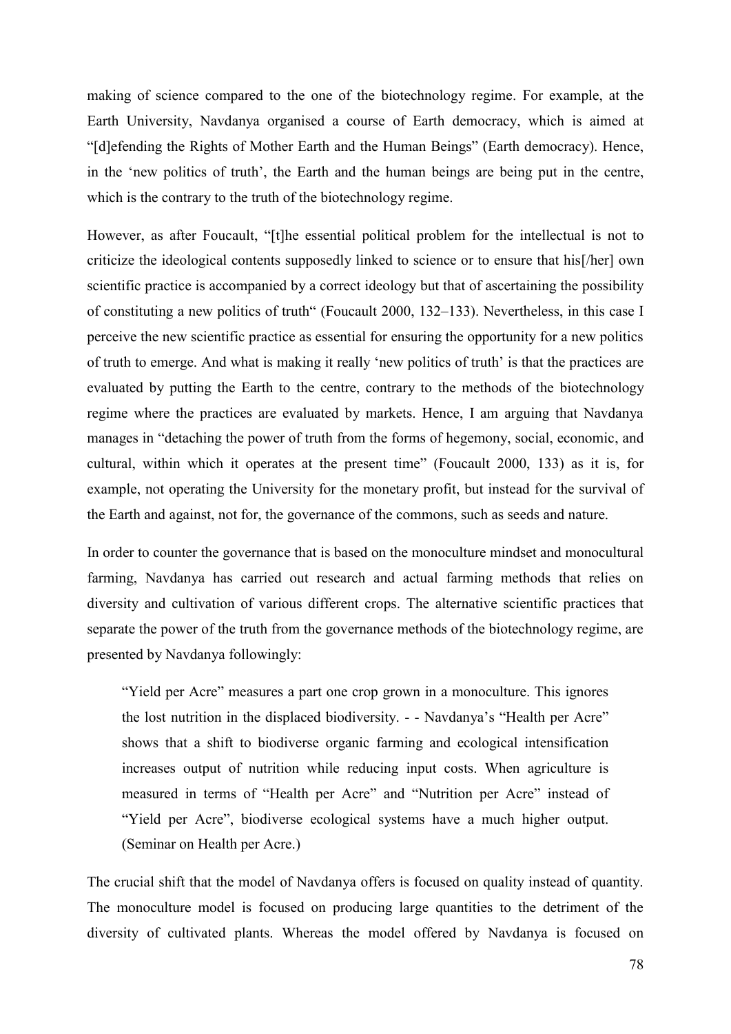making of science compared to the one of the biotechnology regime. For example, at the Earth University, Navdanya organised a course of Earth democracy, which is aimed at "[d]efending the Rights of Mother Earth and the Human Beings" (Earth democracy). Hence, in the 'new politics of truth', the Earth and the human beings are being put in the centre, which is the contrary to the truth of the biotechnology regime.

However, as after Foucault, "[t]he essential political problem for the intellectual is not to criticize the ideological contents supposedly linked to science or to ensure that his[/her] own scientific practice is accompanied by a correct ideology but that of ascertaining the possibility of constituting a new politics of truth" (Foucault 2000, 132–133). Nevertheless, in this case I perceive the new scientific practice as essential for ensuring the opportunity for a new politics of truth to emerge. And what is making it really 'new politics of truth' is that the practices are evaluated by putting the Earth to the centre, contrary to the methods of the biotechnology regime where the practices are evaluated by markets. Hence, I am arguing that Navdanya manages in "detaching the power of truth from the forms of hegemony, social, economic, and cultural, within which it operates at the present time" (Foucault 2000, 133) as it is, for example, not operating the University for the monetary profit, but instead for the survival of the Earth and against, not for, the governance of the commons, such as seeds and nature.

In order to counter the governance that is based on the monoculture mindset and monocultural farming, Navdanya has carried out research and actual farming methods that relies on diversity and cultivation of various different crops. The alternative scientific practices that separate the power of the truth from the governance methods of the biotechnology regime, are presented by Navdanya followingly:

> "Yield per Acre" measures a part one crop grown in a monoculture. This ignores the lost nutrition in the displaced biodiversity. - - Navdanya's "Health per Acre" shows that a shift to biodiverse organic farming and ecological intensification increases output of nutrition while reducing input costs. When agriculture is measured in terms of "Health per Acre" and "Nutrition per Acre" instead of "Yield per Acre", biodiverse ecological systems have a much higher output. (Seminar on Health per Acre.)

The crucial shift that the model of Navdanya offers is focused on quality instead of quantity. The monoculture model is focused on producing large quantities to the detriment of the diversity of cultivated plants. Whereas the model offered by Navdanya is focused on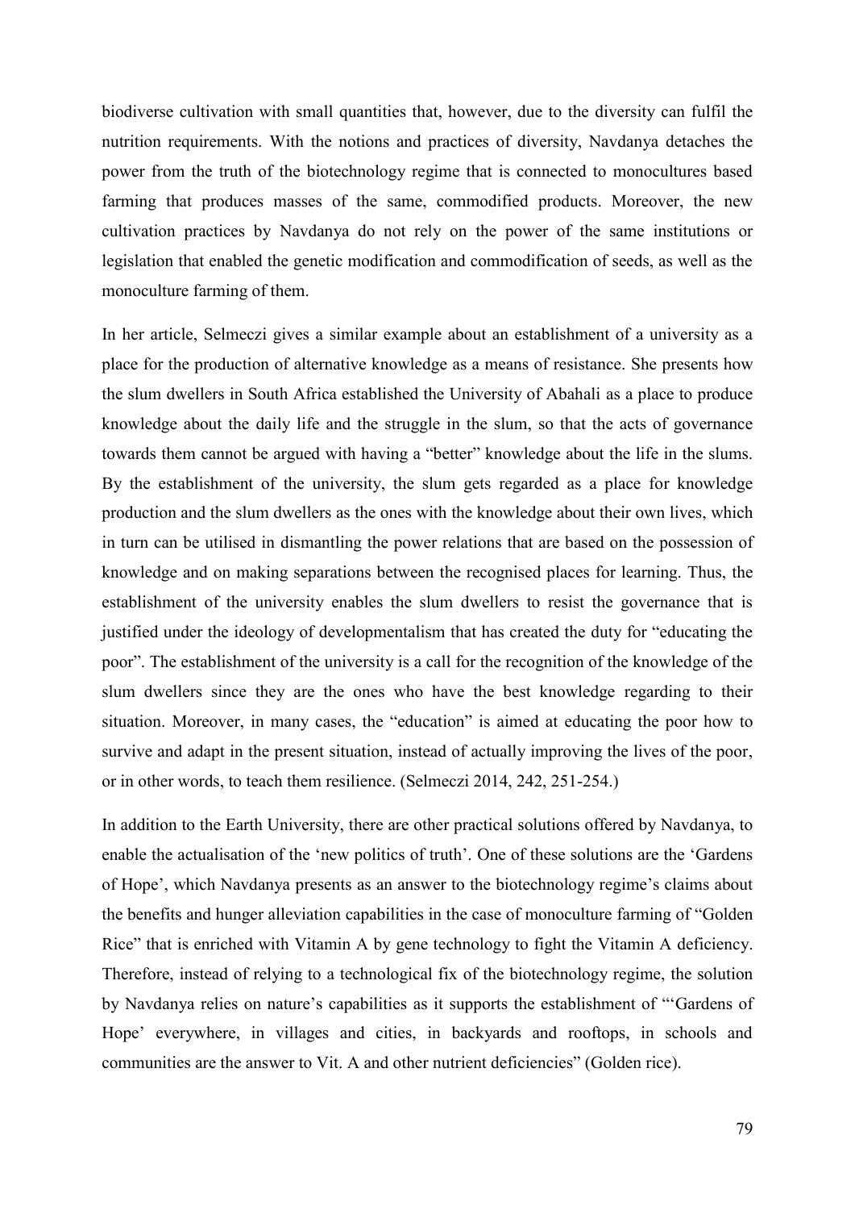biodiverse cultivation with small quantities that, however, due to the diversity can fulfil the nutrition requirements. With the notions and practices of diversity, Navdanya detaches the power from the truth of the biotechnology regime that is connected to monocultures based farming that produces masses of the same, commodified products. Moreover, the new cultivation practices by Navdanya do not rely on the power of the same institutions or legislation that enabled the genetic modification and commodification of seeds, as well as the monoculture farming of them.

In her article, Selmeczi gives a similar example about an establishment of a university as a place for the production of alternative knowledge as a means of resistance. She presents how the slum dwellers in South Africa established the University of Abahali as a place to produce knowledge about the daily life and the struggle in the slum, so that the acts of governance towards them cannot be argued with having a "better" knowledge about the life in the slums. By the establishment of the university, the slum gets regarded as a place for knowledge production and the slum dwellers as the ones with the knowledge about their own lives, which in turn can be utilised in dismantling the power relations that are based on the possession of knowledge and on making separations between the recognised places for learning. Thus, the establishment of the university enables the slum dwellers to resist the governance that is justified under the ideology of developmentalism that has created the duty for "educating the poor". The establishment of the university is a call for the recognition of the knowledge of the slum dwellers since they are the ones who have the best knowledge regarding to their situation. Moreover, in many cases, the "education" is aimed at educating the poor how to survive and adapt in the present situation, instead of actually improving the lives of the poor, or in other words, to teach them resilience. (Selmeczi 2014, 242, 251-254.)

In addition to the Earth University, there are other practical solutions offered by Navdanya, to enable the actualisation of the 'new politics of truth'. One of these solutions are the 'Gardens of Hope', which Navdanya presents as an answer to the biotechnology regime's claims about the benefits and hunger alleviation capabilities in the case of monoculture farming of "Golden Rice" that is enriched with Vitamin A by gene technology to fight the Vitamin A deficiency. Therefore, instead of relying to a technological fix of the biotechnology regime, the solution by Navdanya relies on nature's capabilities as it supports the establishment of "'Gardens of Hope' everywhere, in villages and cities, in backyards and rooftops, in schools and communities are the answer to Vit. A and other nutrient deficiencies" (Golden rice).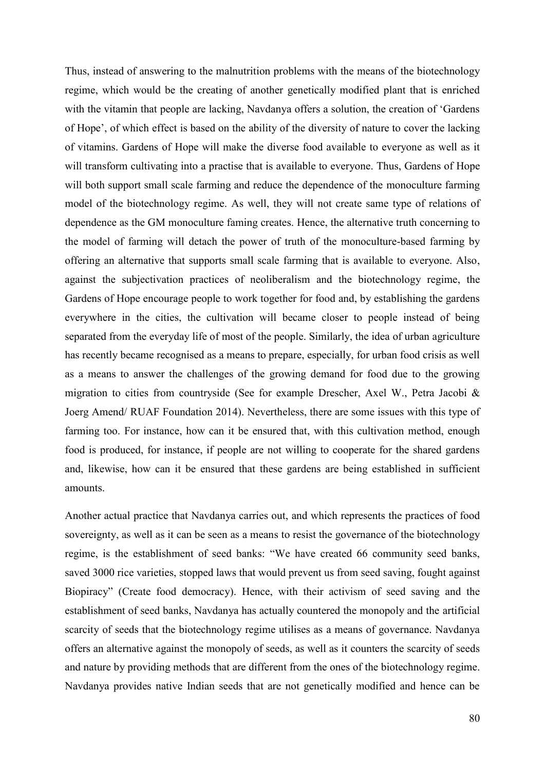Thus, instead of answering to the malnutrition problems with the means of the biotechnology regime, which would be the creating of another genetically modified plant that is enriched with the vitamin that people are lacking, Navdanya offers a solution, the creation of 'Gardens of Hope', of which effect is based on the ability of the diversity of nature to cover the lacking of vitamins. Gardens of Hope will make the diverse food available to everyone as well as it will transform cultivating into a practise that is available to everyone. Thus, Gardens of Hope will both support small scale farming and reduce the dependence of the monoculture farming model of the biotechnology regime. As well, they will not create same type of relations of dependence as the GM monoculture faming creates. Hence, the alternative truth concerning to the model of farming will detach the power of truth of the monoculture-based farming by offering an alternative that supports small scale farming that is available to everyone. Also, against the subjectivation practices of neoliberalism and the biotechnology regime, the Gardens of Hope encourage people to work together for food and, by establishing the gardens everywhere in the cities, the cultivation will became closer to people instead of being separated from the everyday life of most of the people. Similarly, the idea of urban agriculture has recently became recognised as a means to prepare, especially, for urban food crisis as well as a means to answer the challenges of the growing demand for food due to the growing migration to cities from countryside (See for example Drescher, Axel W., Petra Jacobi & Joerg Amend/ RUAF Foundation 2014). Nevertheless, there are some issues with this type of farming too. For instance, how can it be ensured that, with this cultivation method, enough food is produced, for instance, if people are not willing to cooperate for the shared gardens and, likewise, how can it be ensured that these gardens are being established in sufficient amounts.

Another actual practice that Navdanya carries out, and which represents the practices of food sovereignty, as well as it can be seen as a means to resist the governance of the biotechnology regime, is the establishment of seed banks: "We have created 66 community seed banks, saved 3000 rice varieties, stopped laws that would prevent us from seed saving, fought against Biopiracy" (Create food democracy). Hence, with their activism of seed saving and the establishment of seed banks, Navdanya has actually countered the monopoly and the artificial scarcity of seeds that the biotechnology regime utilises as a means of governance. Navdanya offers an alternative against the monopoly of seeds, as well as it counters the scarcity of seeds and nature by providing methods that are different from the ones of the biotechnology regime. Navdanya provides native Indian seeds that are not genetically modified and hence can be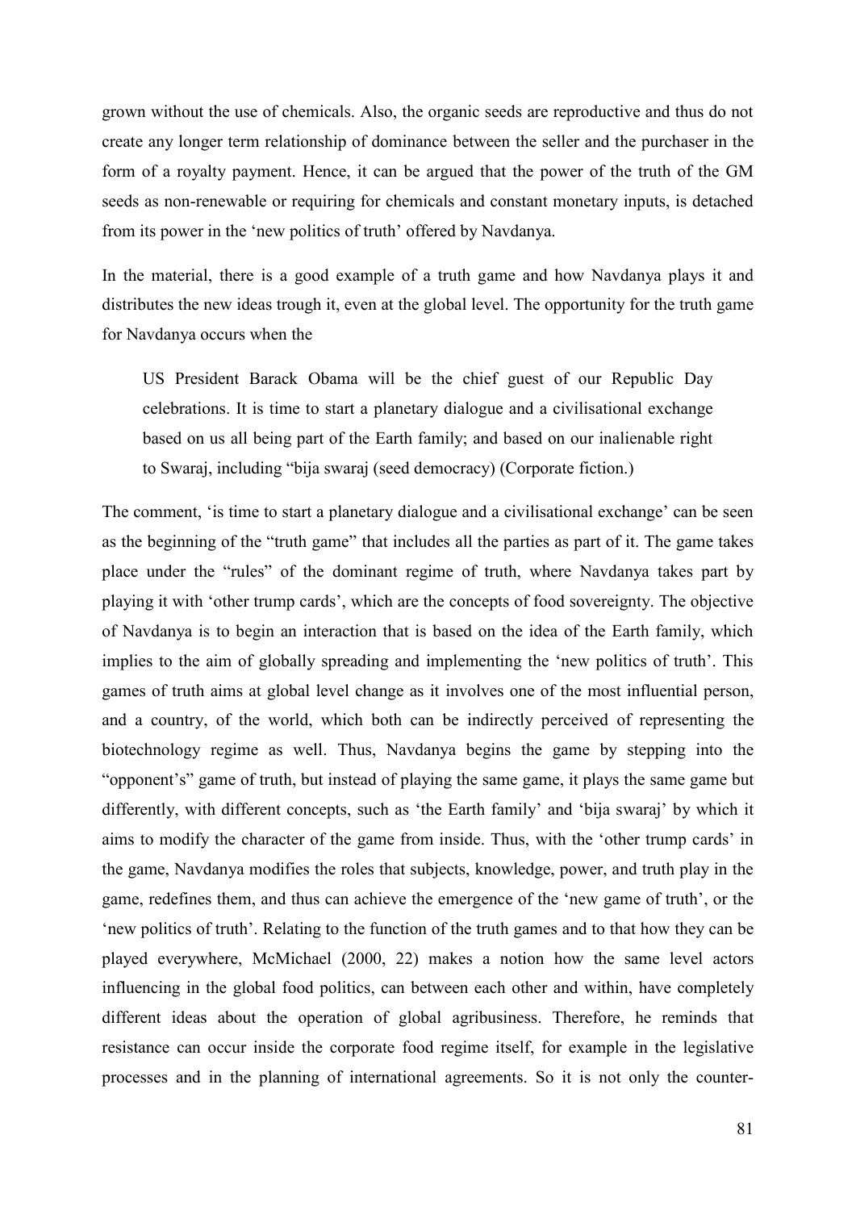grown without the use of chemicals. Also, the organic seeds are reproductive and thus do not create any longer term relationship of dominance between the seller and the purchaser in the form of a royalty payment. Hence, it can be argued that the power of the truth of the GM seeds as non-renewable or requiring for chemicals and constant monetary inputs, is detached from its power in the 'new politics of truth' offered by Navdanya.

In the material, there is a good example of a truth game and how Navdanya plays it and distributes the new ideas trough it, even at the global level. The opportunity for the truth game for Navdanya occurs when the

> US President Barack Obama will be the chief guest of our Republic Day celebrations. It is time to start a planetary dialogue and a civilisational exchange based on us all being part of the Earth family; and based on our inalienable right to Swaraj, including "bija swaraj (seed democracy) (Corporate fiction.)

The comment, 'is time to start a planetary dialogue and a civilisational exchange' can be seen as the beginning of the "truth game" that includes all the parties as part of it. The game takes place under the "rules" of the dominant regime of truth, where Navdanya takes part by playing it with 'other trump cards', which are the concepts of food sovereignty. The objective of Navdanya is to begin an interaction that is based on the idea of the Earth family, which implies to the aim of globally spreading and implementing the 'new politics of truth'. This games of truth aims at global level change as it involves one of the most influential person, and a country, of the world, which both can be indirectly perceived of representing the biotechnology regime as well. Thus, Navdanya begins the game by stepping into the "opponent's" game of truth, but instead of playing the same game, it plays the same game but differently, with different concepts, such as 'the Earth family' and 'bija swaraj' by which it aims to modify the character of the game from inside. Thus, with the 'other trump cards' in the game, Navdanya modifies the roles that subjects, knowledge, power, and truth play in the game, redefines them, and thus can achieve the emergence of the 'new game of truth', or the 'new politics of truth'. Relating to the function of the truth games and to that how they can be played everywhere, McMichael (2000, 22) makes a notion how the same level actors influencing in the global food politics, can between each other and within, have completely different ideas about the operation of global agribusiness. Therefore, he reminds that resistance can occur inside the corporate food regime itself, for example in the legislative processes and in the planning of international agreements. So it is not only the counter-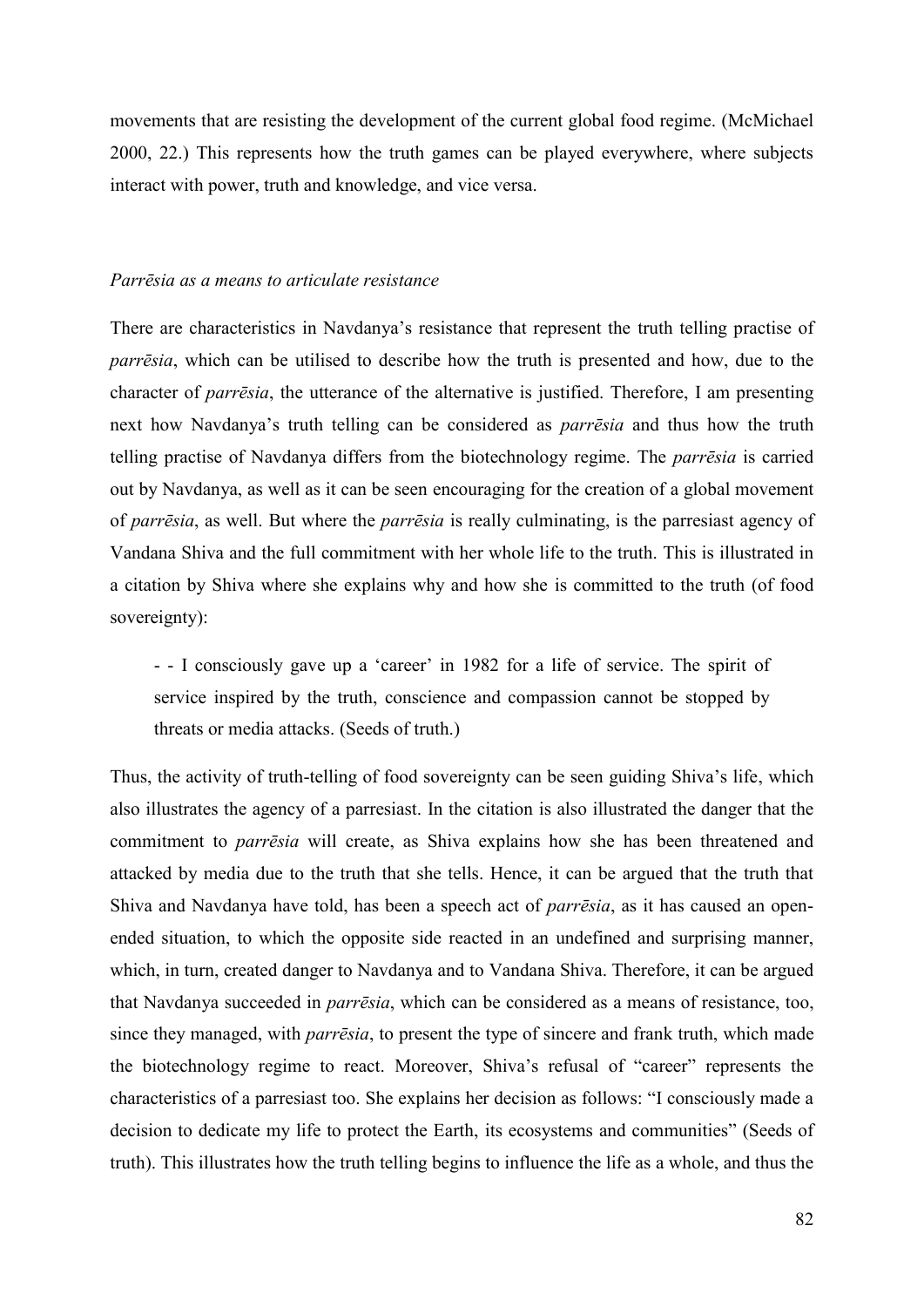movements that are resisting the development of the current global food regime. (McMichael 2000, 22.) This represents how the truth games can be played everywhere, where subjects interact with power, truth and knowledge, and vice versa.

### *Parrēsia as a means to articulate resistance*

There are characteristics in Navdanya's resistance that represent the truth telling practise of *parrēsia*, which can be utilised to describe how the truth is presented and how, due to the character of *parrēsia*, the utterance of the alternative is justified. Therefore, I am presenting next how Navdanya's truth telling can be considered as *parrēsia* and thus how the truth telling practise of Navdanya differs from the biotechnology regime. The *parrēsia* is carried out by Navdanya, as well as it can be seen encouraging for the creation of a global movement of *parrēsia*, as well. But where the *parrēsia* is really culminating, is the parresiast agency of Vandana Shiva and the full commitment with her whole life to the truth. This is illustrated in a citation by Shiva where she explains why and how she is committed to the truth (of food sovereignty):

> - - I consciously gave up a 'career' in 1982 for a life of service. The spirit of service inspired by the truth, conscience and compassion cannot be stopped by threats or media attacks. (Seeds of truth.)

Thus, the activity of truth-telling of food sovereignty can be seen guiding Shiva's life, which also illustrates the agency of a parresiast. In the citation is also illustrated the danger that the commitment to *parrēsia* will create, as Shiva explains how she has been threatened and attacked by media due to the truth that she tells. Hence, it can be argued that the truth that Shiva and Navdanya have told, has been a speech act of *parrēsia*, as it has caused an open-ended situation, to which the opposite side reacted in an undefined and surprising manner, which, in turn, created danger to Navdanya and to Vandana Shiva. Therefore, it can be argued that Navdanya succeeded in *parrēsia*, which can be considered as a means of resistance, too, since they managed, with *parrēsia*, to present the type of sincere and frank truth, which made the biotechnology regime to react. Moreover, Shiva's refusal of "career" represents the characteristics of a parresiast too. She explains her decision as follows: "I consciously made a decision to dedicate my life to protect the Earth, its ecosystems and communities" (Seeds of truth). This illustrates how the truth telling begins to influence the life as a whole, and thus the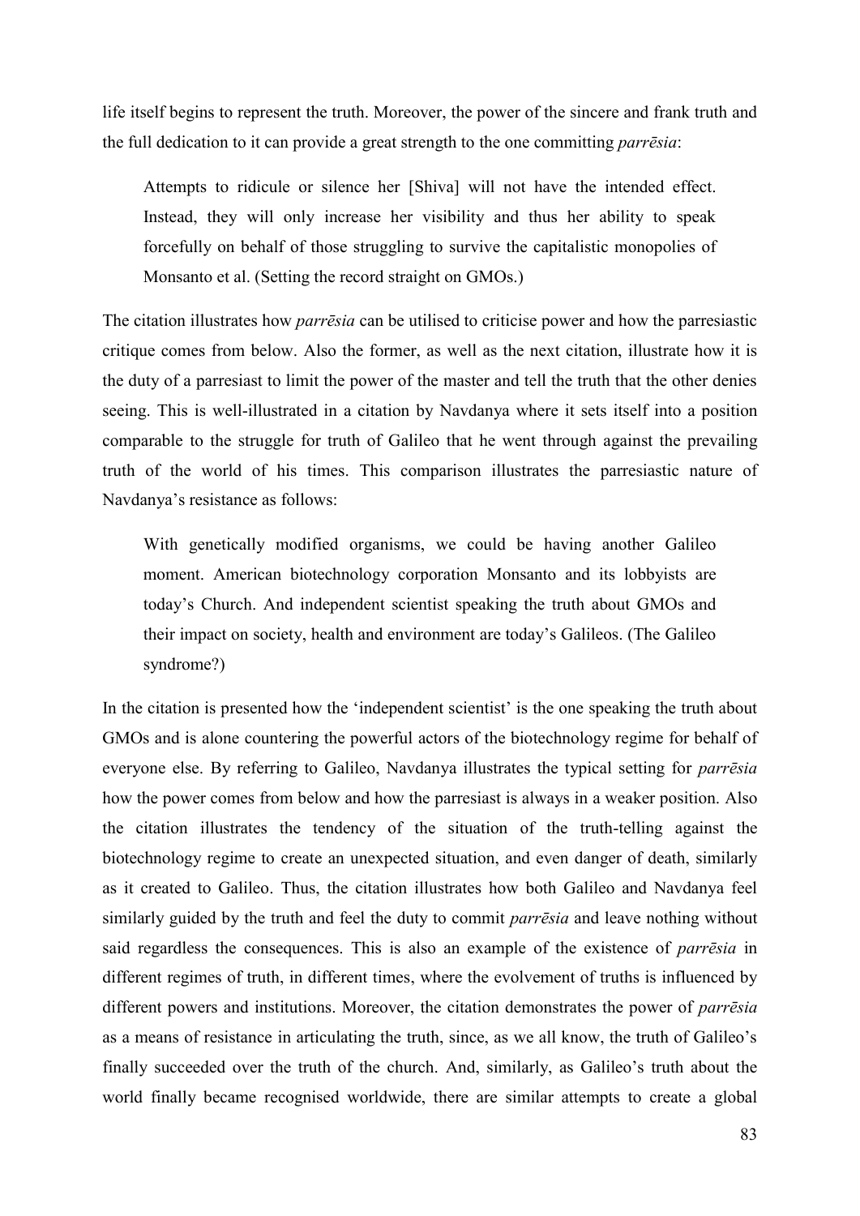life itself begins to represent the truth. Moreover, the power of the sincere and frank truth and the full dedication to it can provide a great strength to the one committing *parrēsia*:

> Attempts to ridicule or silence her [Shiva] will not have the intended effect. Instead, they will only increase her visibility and thus her ability to speak forcefully on behalf of those struggling to survive the capitalistic monopolies of Monsanto et al. (Setting the record straight on GMOs.)

The citation illustrates how *parrēsia* can be utilised to criticise power and how the parresiastic critique comes from below. Also the former, as well as the next citation, illustrate how it is the duty of a parresiast to limit the power of the master and tell the truth that the other denies seeing. This is well-illustrated in a citation by Navdanya where it sets itself into a position comparable to the struggle for truth of Galileo that he went through against the prevailing truth of the world of his times. This comparison illustrates the parresiastic nature of Navdanya's resistance as follows:

> With genetically modified organisms, we could be having another Galileo moment. American biotechnology corporation Monsanto and its lobbyists are today's Church. And independent scientist speaking the truth about GMOs and their impact on society, health and environment are today's Galileos. (The Galileo syndrome?)

In the citation is presented how the 'independent scientist' is the one speaking the truth about GMOs and is alone countering the powerful actors of the biotechnology regime for behalf of everyone else. By referring to Galileo, Navdanya illustrates the typical setting for *parrēsia* how the power comes from below and how the parresiast is always in a weaker position. Also the citation illustrates the tendency of the situation of the truth-telling against the biotechnology regime to create an unexpected situation, and even danger of death, similarly as it created to Galileo. Thus, the citation illustrates how both Galileo and Navdanya feel similarly guided by the truth and feel the duty to commit *parrēsia* and leave nothing without said regardless the consequences. This is also an example of the existence of *parrēsia* in different regimes of truth, in different times, where the evolvement of truths is influenced by different powers and institutions. Moreover, the citation demonstrates the power of *parrēsia* as a means of resistance in articulating the truth, since, as we all know, the truth of Galileo's finally succeeded over the truth of the church. And, similarly, as Galileo's truth about the world finally became recognised worldwide, there are similar attempts to create a global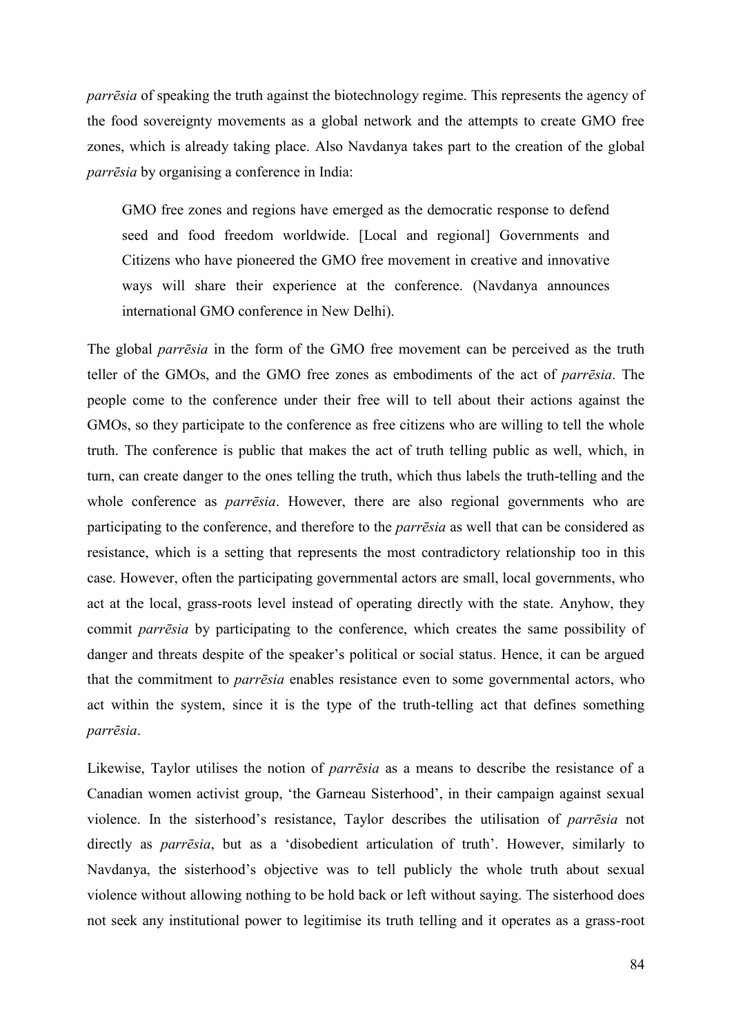*parrēsia* of speaking the truth against the biotechnology regime. This represents the agency of the food sovereignty movements as a global network and the attempts to create GMO free zones, which is already taking place. Also Navdanya takes part to the creation of the global *parrēsia* by organising a conference in India:

> GMO free zones and regions have emerged as the democratic response to defend seed and food freedom worldwide. [Local and regional] Governments and Citizens who have pioneered the GMO free movement in creative and innovative ways will share their experience at the conference. (Navdanya announces international GMO conference in New Delhi).

The global *parrēsia* in the form of the GMO free movement can be perceived as the truth teller of the GMOs, and the GMO free zones as embodiments of the act of *parrēsia*. The people come to the conference under their free will to tell about their actions against the GMOs, so they participate to the conference as free citizens who are willing to tell the whole truth. The conference is public that makes the act of truth telling public as well, which, in turn, can create danger to the ones telling the truth, which thus labels the truth-telling and the whole conference as *parrēsia*. However, there are also regional governments who are participating to the conference, and therefore to the *parrēsia* as well that can be considered as resistance, which is a setting that represents the most contradictory relationship too in this case. However, often the participating governmental actors are small, local governments, who act at the local, grass-roots level instead of operating directly with the state. Anyhow, they commit *parrēsia* by participating to the conference, which creates the same possibility of danger and threats despite of the speaker's political or social status. Hence, it can be argued that the commitment to *parrēsia* enables resistance even to some governmental actors, who act within the system, since it is the type of the truth-telling act that defines something *parrēsia*.

Likewise, Taylor utilises the notion of *parrēsia* as a means to describe the resistance of a Canadian women activist group, 'the Garneau Sisterhood', in their campaign against sexual violence. In the sisterhood's resistance, Taylor describes the utilisation of *parrēsia* not directly as *parrēsia*, but as a 'disobedient articulation of truth'. However, similarly to Navdanya, the sisterhood's objective was to tell publicly the whole truth about sexual violence without allowing nothing to be hold back or left without saying. The sisterhood does not seek any institutional power to legitimise its truth telling and it operates as a grass-root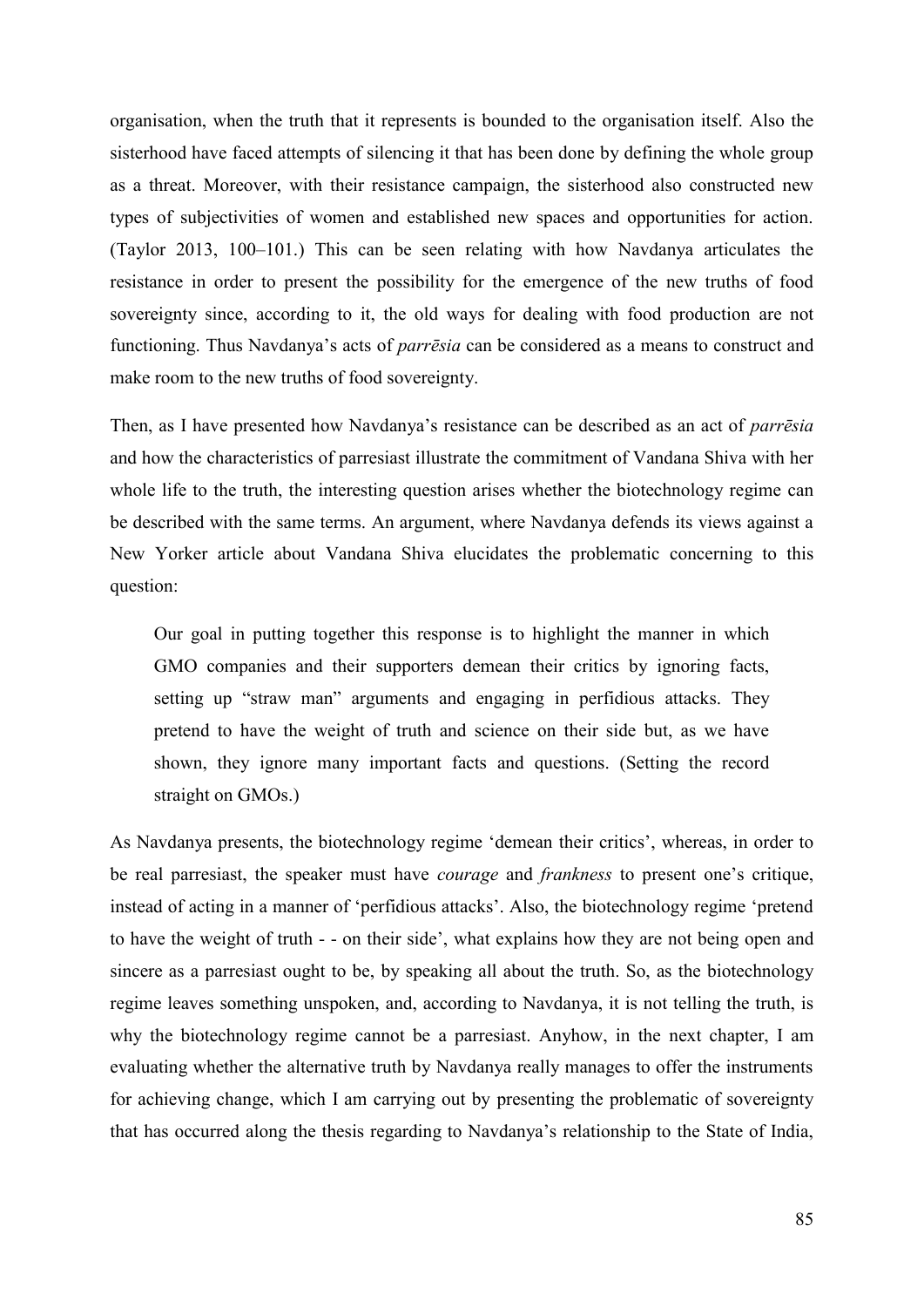organisation, when the truth that it represents is bounded to the organisation itself. Also the sisterhood have faced attempts of silencing it that has been done by defining the whole group as a threat. Moreover, with their resistance campaign, the sisterhood also constructed new types of subjectivities of women and established new spaces and opportunities for action. (Taylor 2013, 100–101.) This can be seen relating with how Navdanya articulates the resistance in order to present the possibility for the emergence of the new truths of food sovereignty since, according to it, the old ways for dealing with food production are not functioning. Thus Navdanya's acts of *parrēsia* can be considered as a means to construct and make room to the new truths of food sovereignty.

Then, as I have presented how Navdanya's resistance can be described as an act of *parrēsia* and how the characteristics of parresiast illustrate the commitment of Vandana Shiva with her whole life to the truth, the interesting question arises whether the biotechnology regime can be described with the same terms. An argument, where Navdanya defends its views against a New Yorker article about Vandana Shiva elucidates the problematic concerning to this question:

> Our goal in putting together this response is to highlight the manner in which GMO companies and their supporters demean their critics by ignoring facts, setting up "straw man" arguments and engaging in perfidious attacks. They pretend to have the weight of truth and science on their side but, as we have shown, they ignore many important facts and questions. (Setting the record straight on GMOs.)

As Navdanya presents, the biotechnology regime 'demean their critics', whereas, in order to be real parresiast, the speaker must have *courage* and *frankness* to present one's critique, instead of acting in a manner of 'perfidious attacks'. Also, the biotechnology regime 'pretend to have the weight of truth - - on their side', what explains how they are not being open and sincere as a parresiast ought to be, by speaking all about the truth. So, as the biotechnology regime leaves something unspoken, and, according to Navdanya, it is not telling the truth, is why the biotechnology regime cannot be a parresiast. Anyhow, in the next chapter, I am evaluating whether the alternative truth by Navdanya really manages to offer the instruments for achieving change, which I am carrying out by presenting the problematic of sovereignty that has occurred along the thesis regarding to Navdanya's relationship to the State of India,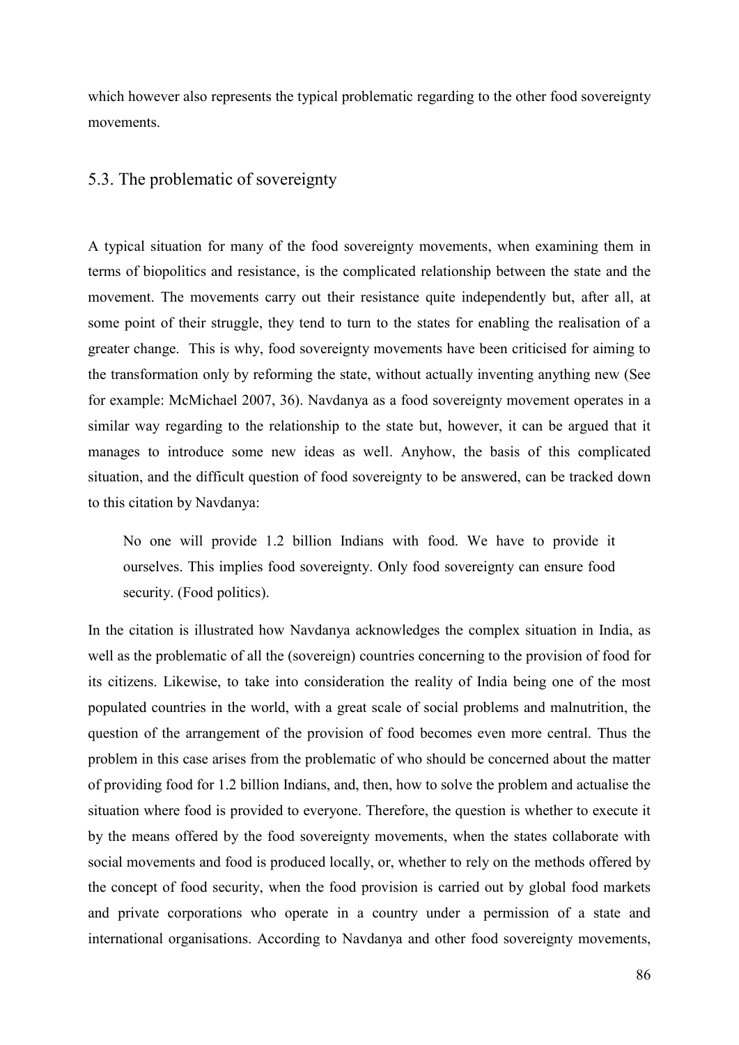which however also represents the typical problematic regarding to the other food sovereignty movements.

## 5.3. The problematic of sovereignty

A typical situation for many of the food sovereignty movements, when examining them in terms of biopolitics and resistance, is the complicated relationship between the state and the movement. The movements carry out their resistance quite independently but, after all, at some point of their struggle, they tend to turn to the states for enabling the realisation of a greater change. This is why, food sovereignty movements have been criticised for aiming to the transformation only by reforming the state, without actually inventing anything new (See for example: McMichael 2007, 36). Navdanya as a food sovereignty movement operates in a similar way regarding to the relationship to the state but, however, it can be argued that it manages to introduce some new ideas as well. Anyhow, the basis of this complicated situation, and the difficult question of food sovereignty to be answered, can be tracked down to this citation by Navdanya:

> No one will provide 1.2 billion Indians with food. We have to provide it ourselves. This implies food sovereignty. Only food sovereignty can ensure food security. (Food politics).

In the citation is illustrated how Navdanya acknowledges the complex situation in India, as well as the problematic of all the (sovereign) countries concerning to the provision of food for its citizens. Likewise, to take into consideration the reality of India being one of the most populated countries in the world, with a great scale of social problems and malnutrition, the question of the arrangement of the provision of food becomes even more central. Thus the problem in this case arises from the problematic of who should be concerned about the matter of providing food for 1.2 billion Indians, and, then, how to solve the problem and actualise the situation where food is provided to everyone. Therefore, the question is whether to execute it by the means offered by the food sovereignty movements, when the states collaborate with social movements and food is produced locally, or, whether to rely on the methods offered by the concept of food security, when the food provision is carried out by global food markets and private corporations who operate in a country under a permission of a state and international organisations. According to Navdanya and other food sovereignty movements,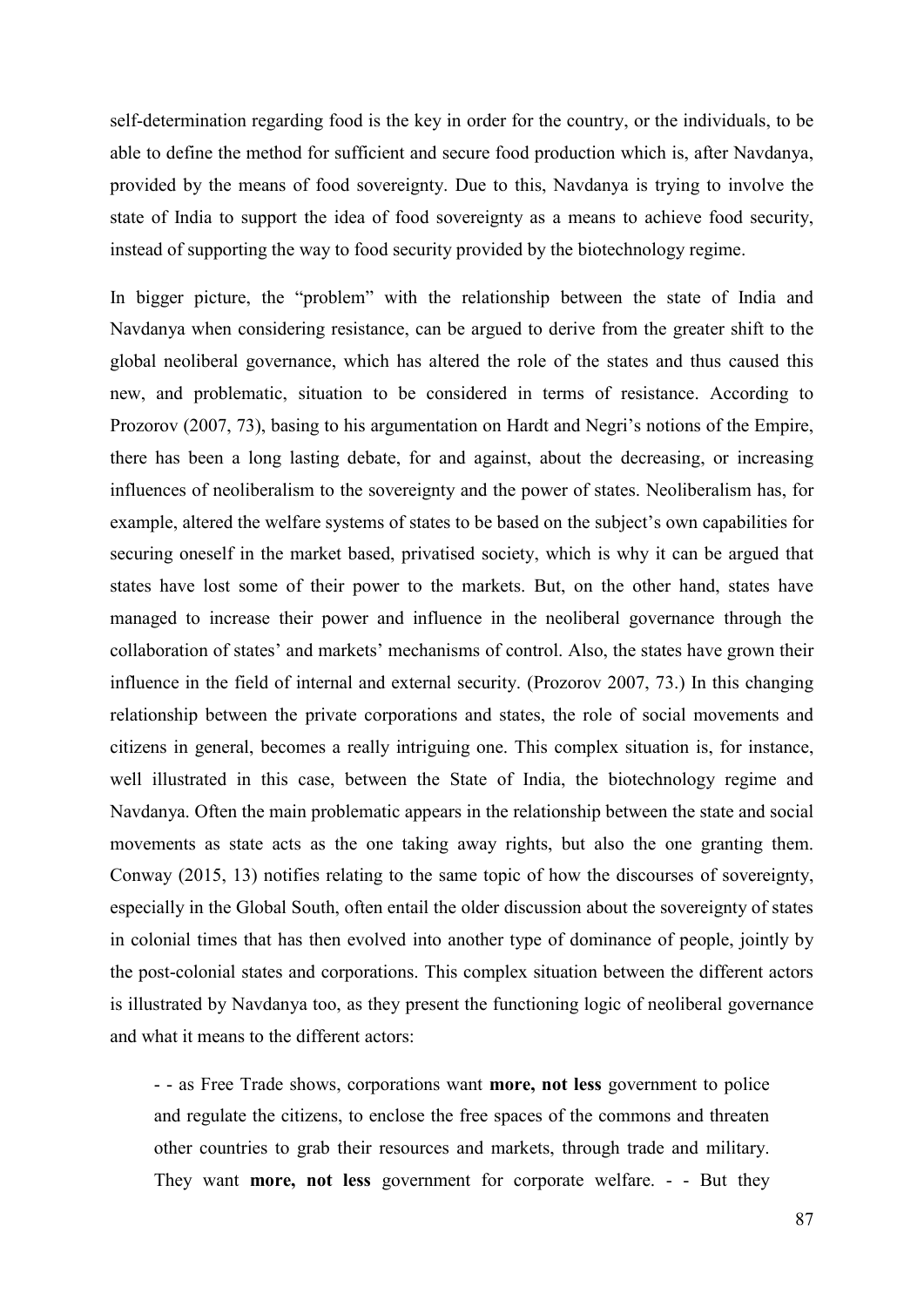self-determination regarding food is the key in order for the country, or the individuals, to be able to define the method for sufficient and secure food production which is, after Navdanya, provided by the means of food sovereignty. Due to this, Navdanya is trying to involve the state of India to support the idea of food sovereignty as a means to achieve food security, instead of supporting the way to food security provided by the biotechnology regime.

In bigger picture, the "problem" with the relationship between the state of India and Navdanya when considering resistance, can be argued to derive from the greater shift to the global neoliberal governance, which has altered the role of the states and thus caused this new, and problematic, situation to be considered in terms of resistance. According to Prozorov (2007, 73), basing to his argumentation on Hardt and Negri's notions of the Empire, there has been a long lasting debate, for and against, about the decreasing, or increasing influences of neoliberalism to the sovereignty and the power of states. Neoliberalism has, for example, altered the welfare systems of states to be based on the subject's own capabilities for securing oneself in the market based, privatised society, which is why it can be argued that states have lost some of their power to the markets. But, on the other hand, states have managed to increase their power and influence in the neoliberal governance through the collaboration of states' and markets' mechanisms of control. Also, the states have grown their influence in the field of internal and external security. (Prozorov 2007, 73.) In this changing relationship between the private corporations and states, the role of social movements and citizens in general, becomes a really intriguing one. This complex situation is, for instance, well illustrated in this case, between the State of India, the biotechnology regime and Navdanya. Often the main problematic appears in the relationship between the state and social movements as state acts as the one taking away rights, but also the one granting them. Conway (2015, 13) notifies relating to the same topic of how the discourses of sovereignty, especially in the Global South, often entail the older discussion about the sovereignty of states in colonial times that has then evolved into another type of dominance of people, jointly by the post-colonial states and corporations. This complex situation between the different actors is illustrated by Navdanya too, as they present the functioning logic of neoliberal governance and what it means to the different actors:

> - - as Free Trade shows, corporations want **more, not less** government to police and regulate the citizens, to enclose the free spaces of the commons and threaten other countries to grab their resources and markets, through trade and military. They want **more, not less** government for corporate welfare. - - But they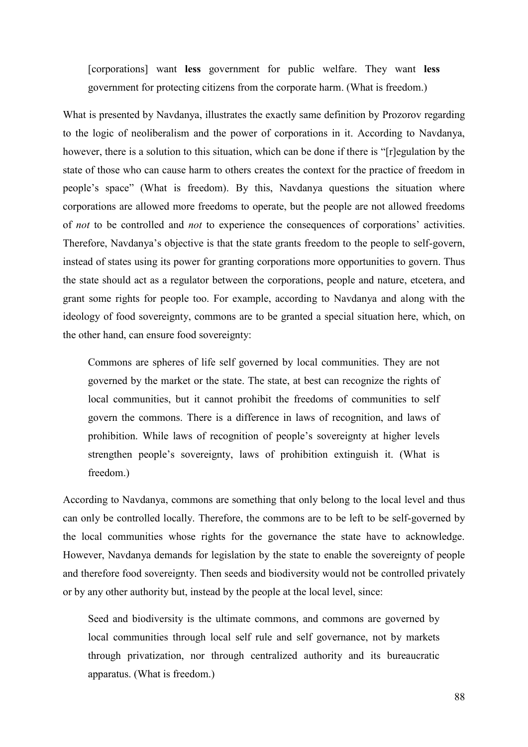> [corporations] want **less** government for public welfare. They want **less** government for protecting citizens from the corporate harm. (What is freedom.)

What is presented by Navdanya, illustrates the exactly same definition by Prozorov regarding to the logic of neoliberalism and the power of corporations in it. According to Navdanya, however, there is a solution to this situation, which can be done if there is "[r]egulation by the state of those who can cause harm to others creates the context for the practice of freedom in people's space" (What is freedom). By this, Navdanya questions the situation where corporations are allowed more freedoms to operate, but the people are not allowed freedoms of *not* to be controlled and *not* to experience the consequences of corporations' activities. Therefore, Navdanya's objective is that the state grants freedom to the people to self-govern, instead of states using its power for granting corporations more opportunities to govern. Thus the state should act as a regulator between the corporations, people and nature, etcetera, and grant some rights for people too. For example, according to Navdanya and along with the ideology of food sovereignty, commons are to be granted a special situation here, which, on the other hand, can ensure food sovereignty:

> Commons are spheres of life self governed by local communities. They are not governed by the market or the state. The state, at best can recognize the rights of local communities, but it cannot prohibit the freedoms of communities to self govern the commons. There is a difference in laws of recognition, and laws of prohibition. While laws of recognition of people's sovereignty at higher levels strengthen people's sovereignty, laws of prohibition extinguish it. (What is freedom.)

According to Navdanya, commons are something that only belong to the local level and thus can only be controlled locally. Therefore, the commons are to be left to be self-governed by the local communities whose rights for the governance the state have to acknowledge. However, Navdanya demands for legislation by the state to enable the sovereignty of people and therefore food sovereignty. Then seeds and biodiversity would not be controlled privately or by any other authority but, instead by the people at the local level, since:

> Seed and biodiversity is the ultimate commons, and commons are governed by local communities through local self rule and self governance, not by markets through privatization, nor through centralized authority and its bureaucratic apparatus. (What is freedom.)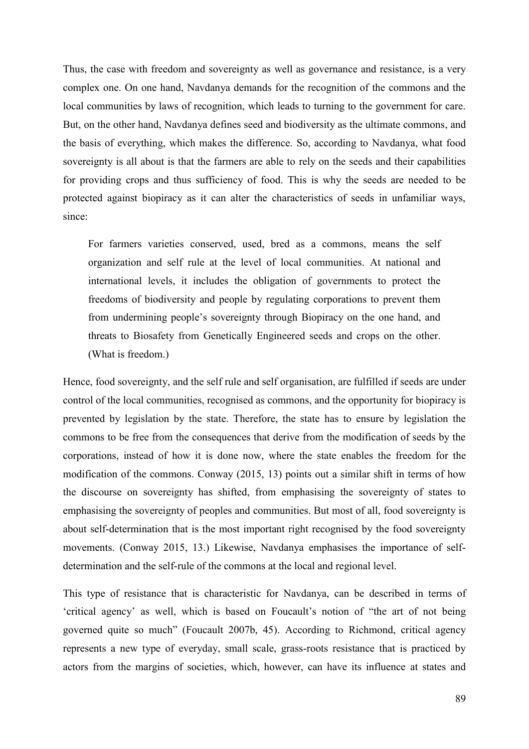Thus, the case with freedom and sovereignty as well as governance and resistance, is a very complex one. On one hand, Navdanya demands for the recognition of the commons and the local communities by laws of recognition, which leads to turning to the government for care. But, on the other hand, Navdanya defines seed and biodiversity as the ultimate commons, and the basis of everything, which makes the difference. So, according to Navdanya, what food sovereignty is all about is that the farmers are able to rely on the seeds and their capabilities for providing crops and thus sufficiency of food. This is why the seeds are needed to be protected against biopiracy as it can alter the characteristics of seeds in unfamiliar ways, since:

> For farmers varieties conserved, used, bred as a commons, means the self organization and self rule at the level of local communities. At national and international levels, it includes the obligation of governments to protect the freedoms of biodiversity and people by regulating corporations to prevent them from undermining people's sovereignty through Biopiracy on the one hand, and threats to Biosafety from Genetically Engineered seeds and crops on the other. (What is freedom.)

Hence, food sovereignty, and the self rule and self organisation, are fulfilled if seeds are under control of the local communities, recognised as commons, and the opportunity for biopiracy is prevented by legislation by the state. Therefore, the state has to ensure by legislation the commons to be free from the consequences that derive from the modification of seeds by the corporations, instead of how it is done now, where the state enables the freedom for the modification of the commons. Conway (2015, 13) points out a similar shift in terms of how the discourse on sovereignty has shifted, from emphasising the sovereignty of states to emphasising the sovereignty of peoples and communities. But most of all, food sovereignty is about self-determination that is the most important right recognised by the food sovereignty movements. (Conway 2015, 13.) Likewise, Navdanya emphasises the importance of self-determination and the self-rule of the commons at the local and regional level.

This type of resistance that is characteristic for Navdanya, can be described in terms of 'critical agency' as well, which is based on Foucault's notion of "the art of not being governed quite so much" (Foucault 2007b, 45). According to Richmond, critical agency represents a new type of everyday, small scale, grass-roots resistance that is practiced by actors from the margins of societies, which, however, can have its influence at states and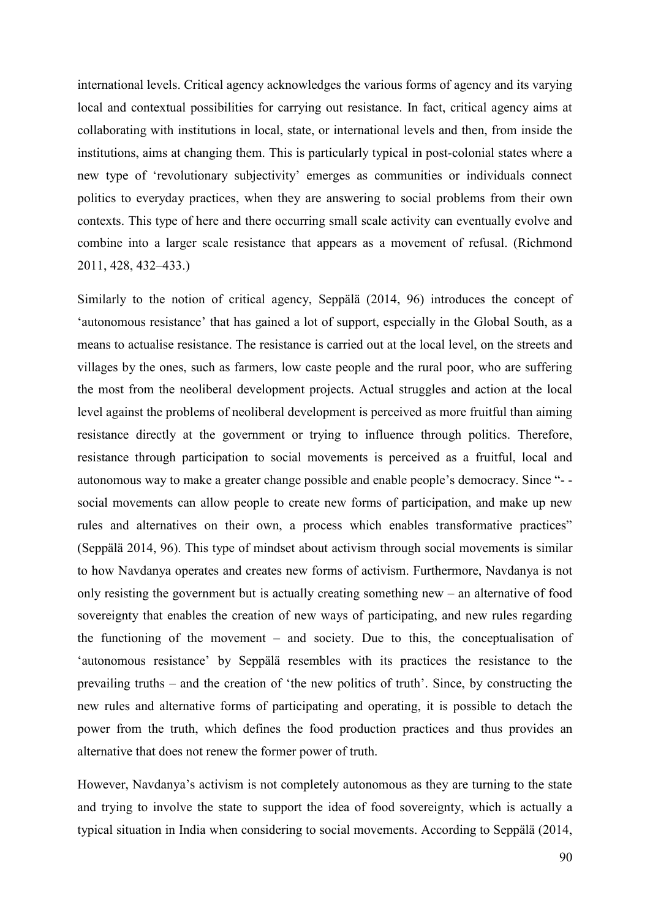international levels. Critical agency acknowledges the various forms of agency and its varying local and contextual possibilities for carrying out resistance. In fact, critical agency aims at collaborating with institutions in local, state, or international levels and then, from inside the institutions, aims at changing them. This is particularly typical in post-colonial states where a new type of 'revolutionary subjectivity' emerges as communities or individuals connect politics to everyday practices, when they are answering to social problems from their own contexts. This type of here and there occurring small scale activity can eventually evolve and combine into a larger scale resistance that appears as a movement of refusal. (Richmond 2011, 428, 432–433.)

Similarly to the notion of critical agency, Seppälä (2014, 96) introduces the concept of 'autonomous resistance' that has gained a lot of support, especially in the Global South, as a means to actualise resistance. The resistance is carried out at the local level, on the streets and villages by the ones, such as farmers, low caste people and the rural poor, who are suffering the most from the neoliberal development projects. Actual struggles and action at the local level against the problems of neoliberal development is perceived as more fruitful than aiming resistance directly at the government or trying to influence through politics. Therefore, resistance through participation to social movements is perceived as a fruitful, local and autonomous way to make a greater change possible and enable people's democracy. Since "- - social movements can allow people to create new forms of participation, and make up new rules and alternatives on their own, a process which enables transformative practices" (Seppälä 2014, 96). This type of mindset about activism through social movements is similar to how Navdanya operates and creates new forms of activism. Furthermore, Navdanya is not only resisting the government but is actually creating something new – an alternative of food sovereignty that enables the creation of new ways of participating, and new rules regarding the functioning of the movement – and society. Due to this, the conceptualisation of 'autonomous resistance' by Seppälä resembles with its practices the resistance to the prevailing truths – and the creation of 'the new politics of truth'. Since, by constructing the new rules and alternative forms of participating and operating, it is possible to detach the power from the truth, which defines the food production practices and thus provides an alternative that does not renew the former power of truth.

However, Navdanya's activism is not completely autonomous as they are turning to the state and trying to involve the state to support the idea of food sovereignty, which is actually a typical situation in India when considering to social movements. According to Seppälä (2014,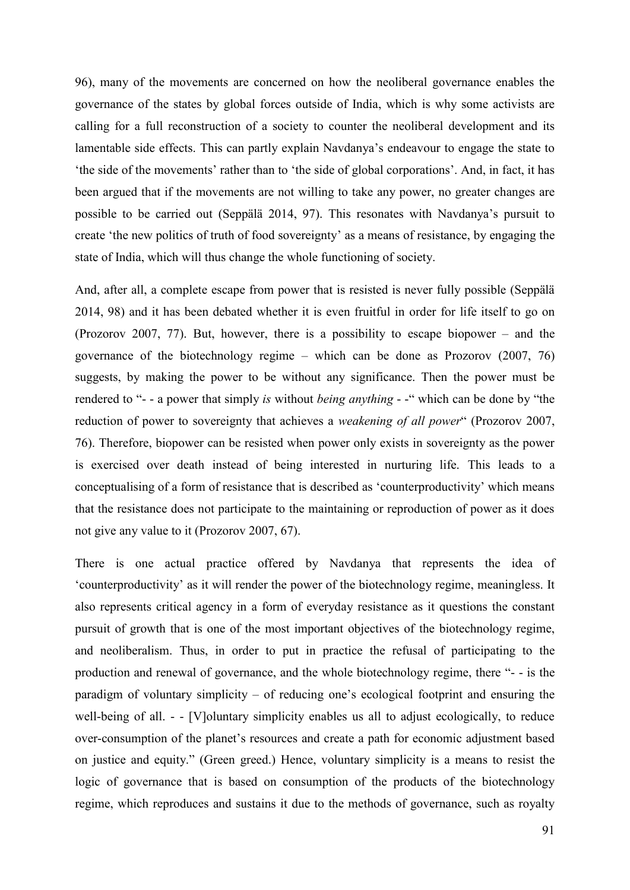96), many of the movements are concerned on how the neoliberal governance enables the governance of the states by global forces outside of India, which is why some activists are calling for a full reconstruction of a society to counter the neoliberal development and its lamentable side effects. This can partly explain Navdanya's endeavour to engage the state to 'the side of the movements' rather than to 'the side of global corporations'. And, in fact, it has been argued that if the movements are not willing to take any power, no greater changes are possible to be carried out (Seppälä 2014, 97). This resonates with Navdanya's pursuit to create 'the new politics of truth of food sovereignty' as a means of resistance, by engaging the state of India, which will thus change the whole functioning of society.

And, after all, a complete escape from power that is resisted is never fully possible (Seppälä 2014, 98) and it has been debated whether it is even fruitful in order for life itself to go on (Prozorov 2007, 77). But, however, there is a possibility to escape biopower – and the governance of the biotechnology regime – which can be done as Prozorov (2007, 76) suggests, by making the power to be without any significance. Then the power must be rendered to "- - a power that simply *is* without *being anything* - -" which can be done by "the reduction of power to sovereignty that achieves a *weakening of all power*" (Prozorov 2007, 76). Therefore, biopower can be resisted when power only exists in sovereignty as the power is exercised over death instead of being interested in nurturing life. This leads to a conceptualising of a form of resistance that is described as 'counterproductivity' which means that the resistance does not participate to the maintaining or reproduction of power as it does not give any value to it (Prozorov 2007, 67).

There is one actual practice offered by Navdanya that represents the idea of 'counterproductivity' as it will render the power of the biotechnology regime, meaningless. It also represents critical agency in a form of everyday resistance as it questions the constant pursuit of growth that is one of the most important objectives of the biotechnology regime, and neoliberalism. Thus, in order to put in practice the refusal of participating to the production and renewal of governance, and the whole biotechnology regime, there "- - is the paradigm of voluntary simplicity – of reducing one's ecological footprint and ensuring the well-being of all. - - [V]oluntary simplicity enables us all to adjust ecologically, to reduce over-consumption of the planet's resources and create a path for economic adjustment based on justice and equity." (Green greed.) Hence, voluntary simplicity is a means to resist the logic of governance that is based on consumption of the products of the biotechnology regime, which reproduces and sustains it due to the methods of governance, such as royalty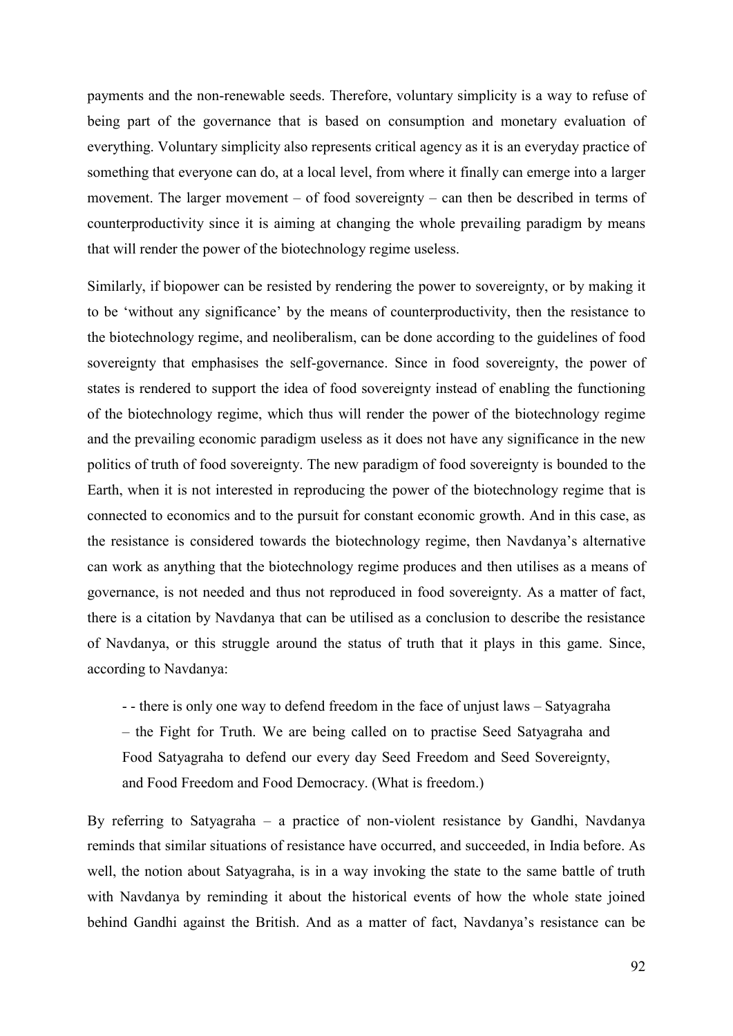payments and the non-renewable seeds. Therefore, voluntary simplicity is a way to refuse of being part of the governance that is based on consumption and monetary evaluation of everything. Voluntary simplicity also represents critical agency as it is an everyday practice of something that everyone can do, at a local level, from where it finally can emerge into a larger movement. The larger movement – of food sovereignty – can then be described in terms of counterproductivity since it is aiming at changing the whole prevailing paradigm by means that will render the power of the biotechnology regime useless.

Similarly, if biopower can be resisted by rendering the power to sovereignty, or by making it to be 'without any significance' by the means of counterproductivity, then the resistance to the biotechnology regime, and neoliberalism, can be done according to the guidelines of food sovereignty that emphasises the self-governance. Since in food sovereignty, the power of states is rendered to support the idea of food sovereignty instead of enabling the functioning of the biotechnology regime, which thus will render the power of the biotechnology regime and the prevailing economic paradigm useless as it does not have any significance in the new politics of truth of food sovereignty. The new paradigm of food sovereignty is bounded to the Earth, when it is not interested in reproducing the power of the biotechnology regime that is connected to economics and to the pursuit for constant economic growth. And in this case, as the resistance is considered towards the biotechnology regime, then Navdanya's alternative can work as anything that the biotechnology regime produces and then utilises as a means of governance, is not needed and thus not reproduced in food sovereignty. As a matter of fact, there is a citation by Navdanya that can be utilised as a conclusion to describe the resistance of Navdanya, or this struggle around the status of truth that it plays in this game. Since, according to Navdanya:

> - - there is only one way to defend freedom in the face of unjust laws – Satyagraha – the Fight for Truth. We are being called on to practise Seed Satyagraha and Food Satyagraha to defend our every day Seed Freedom and Seed Sovereignty, and Food Freedom and Food Democracy. (What is freedom.)

By referring to Satyagraha – a practice of non-violent resistance by Gandhi, Navdanya reminds that similar situations of resistance have occurred, and succeeded, in India before. As well, the notion about Satyagraha, is in a way invoking the state to the same battle of truth with Navdanya by reminding it about the historical events of how the whole state joined behind Gandhi against the British. And as a matter of fact, Navdanya's resistance can be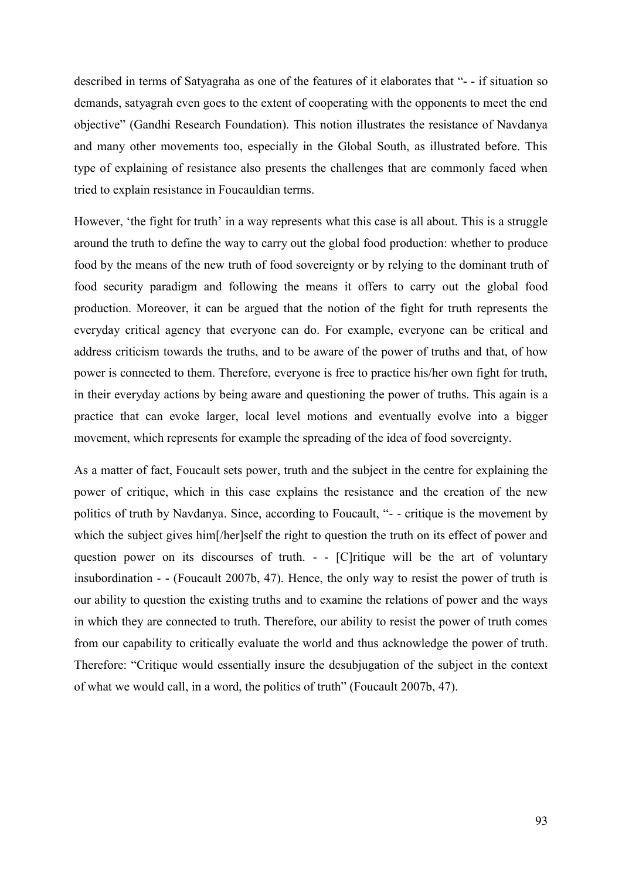described in terms of Satyagraha as one of the features of it elaborates that "- - if situation so demands, satyagrah even goes to the extent of cooperating with the opponents to meet the end objective" (Gandhi Research Foundation). This notion illustrates the resistance of Navdanya and many other movements too, especially in the Global South, as illustrated before. This type of explaining of resistance also presents the challenges that are commonly faced when tried to explain resistance in Foucauldian terms.

However, 'the fight for truth' in a way represents what this case is all about. This is a struggle around the truth to define the way to carry out the global food production: whether to produce food by the means of the new truth of food sovereignty or by relying to the dominant truth of food security paradigm and following the means it offers to carry out the global food production. Moreover, it can be argued that the notion of the fight for truth represents the everyday critical agency that everyone can do. For example, everyone can be critical and address criticism towards the truths, and to be aware of the power of truths and that, of how power is connected to them. Therefore, everyone is free to practice his/her own fight for truth, in their everyday actions by being aware and questioning the power of truths. This again is a practice that can evoke larger, local level motions and eventually evolve into a bigger movement, which represents for example the spreading of the idea of food sovereignty.

As a matter of fact, Foucault sets power, truth and the subject in the centre for explaining the power of critique, which in this case explains the resistance and the creation of the new politics of truth by Navdanya. Since, according to Foucault, "- - critique is the movement by which the subject gives him[/her]self the right to question the truth on its effect of power and question power on its discourses of truth. - - [C]ritique will be the art of voluntary insubordination - - (Foucault 2007b, 47). Hence, the only way to resist the power of truth is our ability to question the existing truths and to examine the relations of power and the ways in which they are connected to truth. Therefore, our ability to resist the power of truth comes from our capability to critically evaluate the world and thus acknowledge the power of truth. Therefore: "Critique would essentially insure the desubjugation of the subject in the context of what we would call, in a word, the politics of truth" (Foucault 2007b, 47).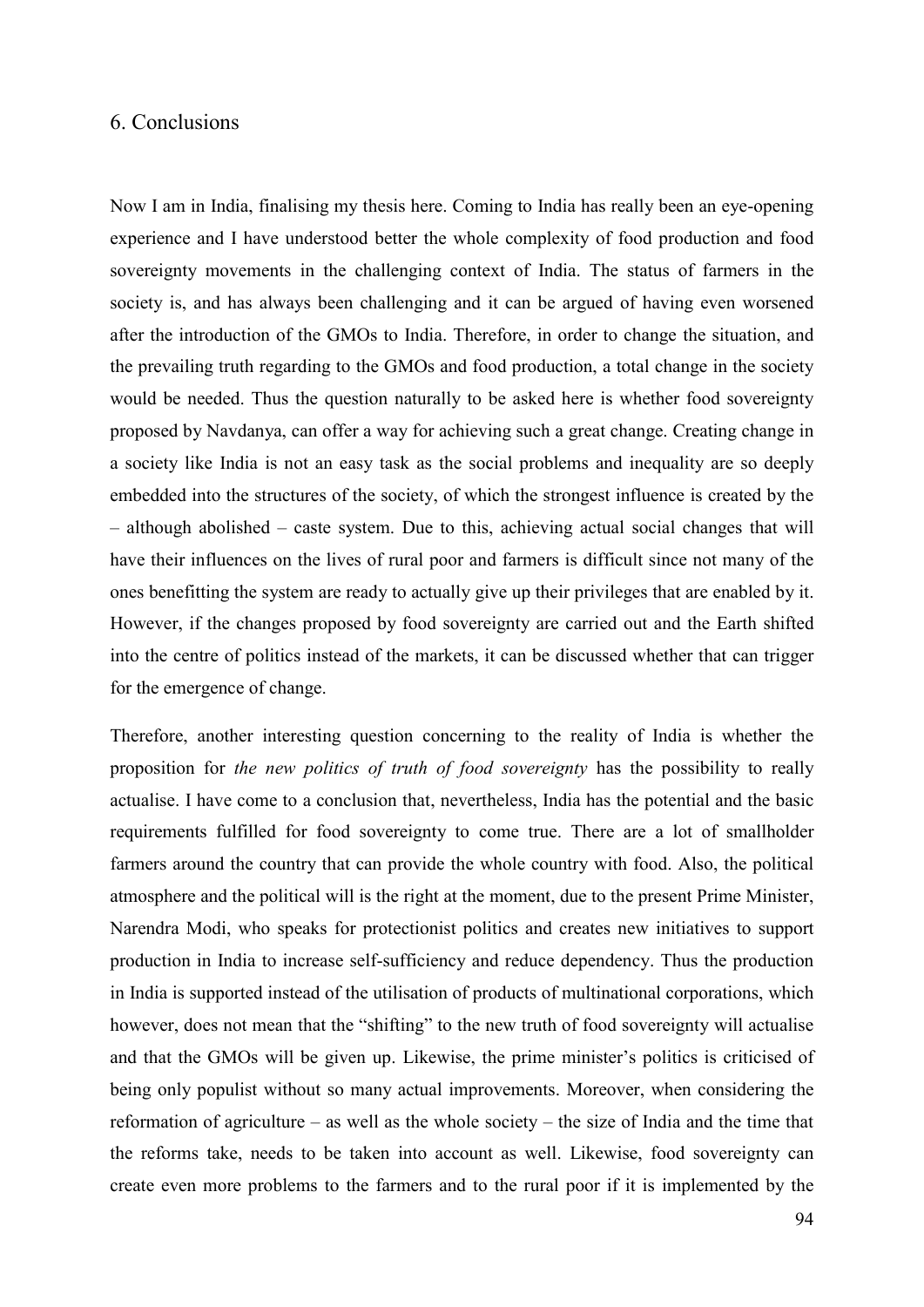## 6. Conclusions

Now I am in India, finalising my thesis here. Coming to India has really been an eye-opening experience and I have understood better the whole complexity of food production and food sovereignty movements in the challenging context of India. The status of farmers in the society is, and has always been challenging and it can be argued of having even worsened after the introduction of the GMOs to India. Therefore, in order to change the situation, and the prevailing truth regarding to the GMOs and food production, a total change in the society would be needed. Thus the question naturally to be asked here is whether food sovereignty proposed by Navdanya, can offer a way for achieving such a great change. Creating change in a society like India is not an easy task as the social problems and inequality are so deeply embedded into the structures of the society, of which the strongest influence is created by the – although abolished – caste system. Due to this, achieving actual social changes that will have their influences on the lives of rural poor and farmers is difficult since not many of the ones benefitting the system are ready to actually give up their privileges that are enabled by it. However, if the changes proposed by food sovereignty are carried out and the Earth shifted into the centre of politics instead of the markets, it can be discussed whether that can trigger for the emergence of change.

Therefore, another interesting question concerning to the reality of India is whether the proposition for *the new politics of truth of food sovereignty* has the possibility to really actualise. I have come to a conclusion that, nevertheless, India has the potential and the basic requirements fulfilled for food sovereignty to come true. There are a lot of smallholder farmers around the country that can provide the whole country with food. Also, the political atmosphere and the political will is the right at the moment, due to the present Prime Minister, Narendra Modi, who speaks for protectionist politics and creates new initiatives to support production in India to increase self-sufficiency and reduce dependency. Thus the production in India is supported instead of the utilisation of products of multinational corporations, which however, does not mean that the "shifting" to the new truth of food sovereignty will actualise and that the GMOs will be given up. Likewise, the prime minister's politics is criticised of being only populist without so many actual improvements. Moreover, when considering the reformation of agriculture – as well as the whole society – the size of India and the time that the reforms take, needs to be taken into account as well. Likewise, food sovereignty can create even more problems to the farmers and to the rural poor if it is implemented by the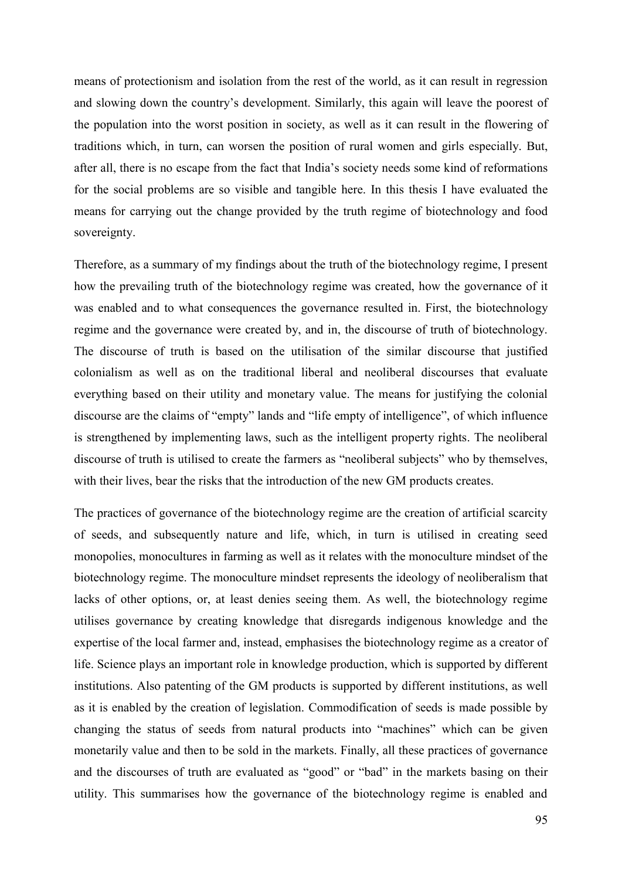means of protectionism and isolation from the rest of the world, as it can result in regression and slowing down the country's development. Similarly, this again will leave the poorest of the population into the worst position in society, as well as it can result in the flowering of traditions which, in turn, can worsen the position of rural women and girls especially. But, after all, there is no escape from the fact that India's society needs some kind of reformations for the social problems are so visible and tangible here. In this thesis I have evaluated the means for carrying out the change provided by the truth regime of biotechnology and food sovereignty.

Therefore, as a summary of my findings about the truth of the biotechnology regime, I present how the prevailing truth of the biotechnology regime was created, how the governance of it was enabled and to what consequences the governance resulted in. First, the biotechnology regime and the governance were created by, and in, the discourse of truth of biotechnology. The discourse of truth is based on the utilisation of the similar discourse that justified colonialism as well as on the traditional liberal and neoliberal discourses that evaluate everything based on their utility and monetary value. The means for justifying the colonial discourse are the claims of "empty" lands and "life empty of intelligence", of which influence is strengthened by implementing laws, such as the intelligent property rights. The neoliberal discourse of truth is utilised to create the farmers as "neoliberal subjects" who by themselves, with their lives, bear the risks that the introduction of the new GM products creates.

The practices of governance of the biotechnology regime are the creation of artificial scarcity of seeds, and subsequently nature and life, which, in turn is utilised in creating seed monopolies, monocultures in farming as well as it relates with the monoculture mindset of the biotechnology regime. The monoculture mindset represents the ideology of neoliberalism that lacks of other options, or, at least denies seeing them. As well, the biotechnology regime utilises governance by creating knowledge that disregards indigenous knowledge and the expertise of the local farmer and, instead, emphasises the biotechnology regime as a creator of life. Science plays an important role in knowledge production, which is supported by different institutions. Also patenting of the GM products is supported by different institutions, as well as it is enabled by the creation of legislation. Commodification of seeds is made possible by changing the status of seeds from natural products into "machines" which can be given monetarily value and then to be sold in the markets. Finally, all these practices of governance and the discourses of truth are evaluated as "good" or "bad" in the markets basing on their utility. This summarises how the governance of the biotechnology regime is enabled and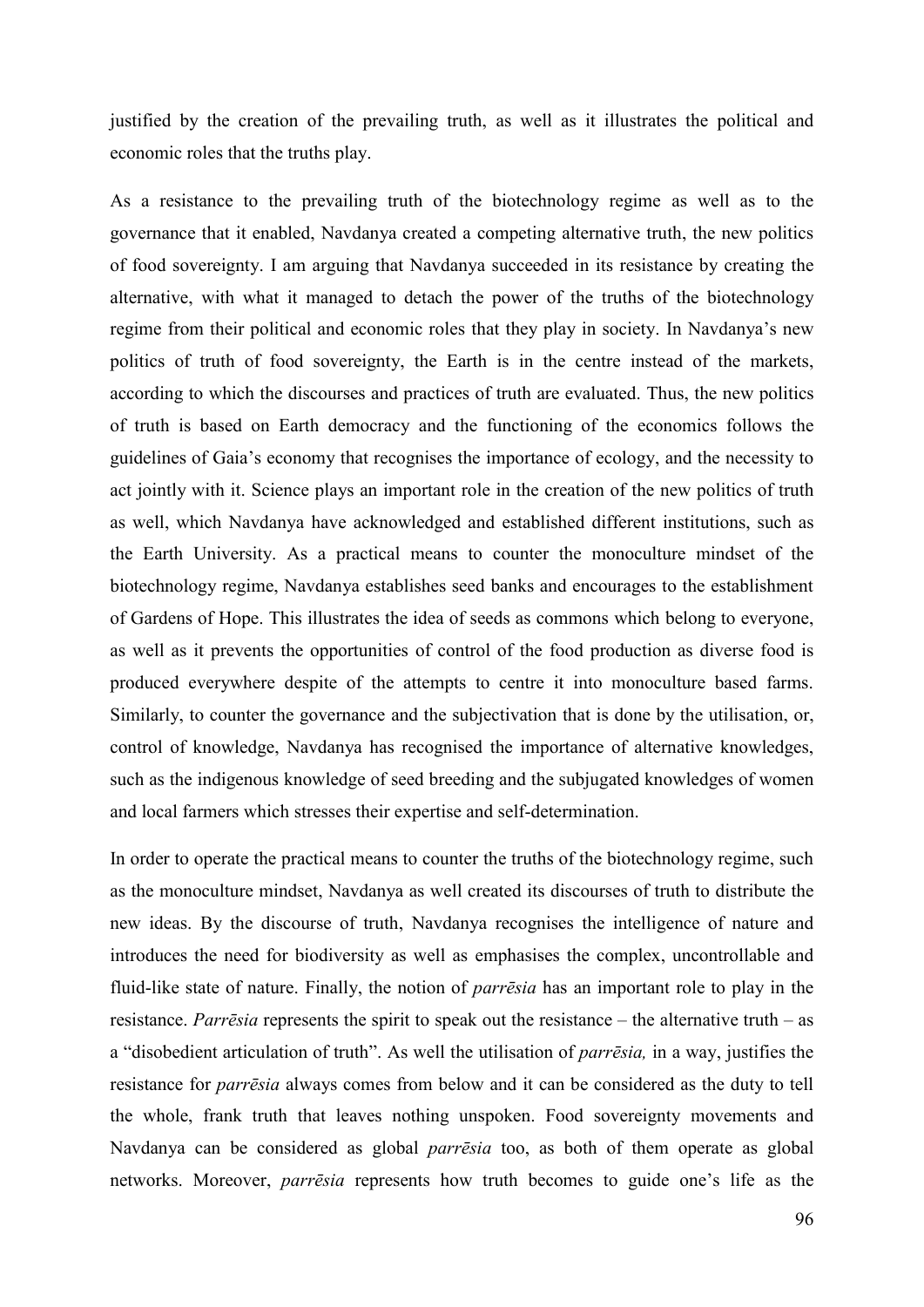justified by the creation of the prevailing truth, as well as it illustrates the political and economic roles that the truths play.

As a resistance to the prevailing truth of the biotechnology regime as well as to the governance that it enabled, Navdanya created a competing alternative truth, the new politics of food sovereignty. I am arguing that Navdanya succeeded in its resistance by creating the alternative, with what it managed to detach the power of the truths of the biotechnology regime from their political and economic roles that they play in society. In Navdanya's new politics of truth of food sovereignty, the Earth is in the centre instead of the markets, according to which the discourses and practices of truth are evaluated. Thus, the new politics of truth is based on Earth democracy and the functioning of the economics follows the guidelines of Gaia's economy that recognises the importance of ecology, and the necessity to act jointly with it. Science plays an important role in the creation of the new politics of truth as well, which Navdanya have acknowledged and established different institutions, such as the Earth University. As a practical means to counter the monoculture mindset of the biotechnology regime, Navdanya establishes seed banks and encourages to the establishment of Gardens of Hope. This illustrates the idea of seeds as commons which belong to everyone, as well as it prevents the opportunities of control of the food production as diverse food is produced everywhere despite of the attempts to centre it into monoculture based farms. Similarly, to counter the governance and the subjectivation that is done by the utilisation, or, control of knowledge, Navdanya has recognised the importance of alternative knowledges, such as the indigenous knowledge of seed breeding and the subjugated knowledges of women and local farmers which stresses their expertise and self-determination.

In order to operate the practical means to counter the truths of the biotechnology regime, such as the monoculture mindset, Navdanya as well created its discourses of truth to distribute the new ideas. By the discourse of truth, Navdanya recognises the intelligence of nature and introduces the need for biodiversity as well as emphasises the complex, uncontrollable and fluid-like state of nature. Finally, the notion of *parrēsia* has an important role to play in the resistance. *Parrēsia* represents the spirit to speak out the resistance – the alternative truth – as a "disobedient articulation of truth". As well the utilisation of *parrēsia,* in a way, justifies the resistance for *parrēsia* always comes from below and it can be considered as the duty to tell the whole, frank truth that leaves nothing unspoken. Food sovereignty movements and Navdanya can be considered as global *parrēsia* too, as both of them operate as global networks. Moreover, *parrēsia* represents how truth becomes to guide one's life as the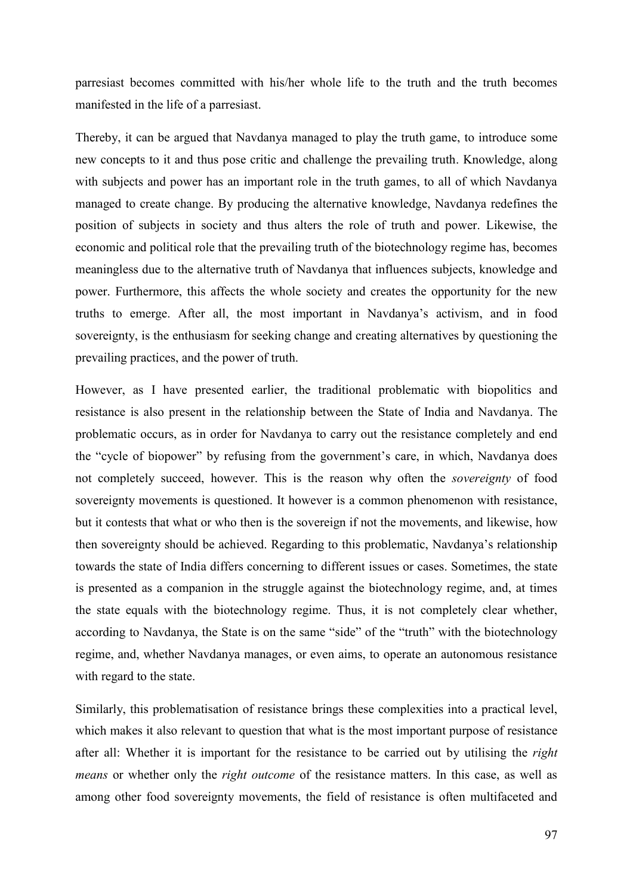parresiast becomes committed with his/her whole life to the truth and the truth becomes manifested in the life of a parresiast.

Thereby, it can be argued that Navdanya managed to play the truth game, to introduce some new concepts to it and thus pose critic and challenge the prevailing truth. Knowledge, along with subjects and power has an important role in the truth games, to all of which Navdanya managed to create change. By producing the alternative knowledge, Navdanya redefines the position of subjects in society and thus alters the role of truth and power. Likewise, the economic and political role that the prevailing truth of the biotechnology regime has, becomes meaningless due to the alternative truth of Navdanya that influences subjects, knowledge and power. Furthermore, this affects the whole society and creates the opportunity for the new truths to emerge. After all, the most important in Navdanya's activism, and in food sovereignty, is the enthusiasm for seeking change and creating alternatives by questioning the prevailing practices, and the power of truth.

However, as I have presented earlier, the traditional problematic with biopolitics and resistance is also present in the relationship between the State of India and Navdanya. The problematic occurs, as in order for Navdanya to carry out the resistance completely and end the "cycle of biopower" by refusing from the government's care, in which, Navdanya does not completely succeed, however. This is the reason why often the *sovereignty* of food sovereignty movements is questioned. It however is a common phenomenon with resistance, but it contests that what or who then is the sovereign if not the movements, and likewise, how then sovereignty should be achieved. Regarding to this problematic, Navdanya's relationship towards the state of India differs concerning to different issues or cases. Sometimes, the state is presented as a companion in the struggle against the biotechnology regime, and, at times the state equals with the biotechnology regime. Thus, it is not completely clear whether, according to Navdanya, the State is on the same "side" of the "truth" with the biotechnology regime, and, whether Navdanya manages, or even aims, to operate an autonomous resistance with regard to the state.

Similarly, this problematisation of resistance brings these complexities into a practical level, which makes it also relevant to question that what is the most important purpose of resistance after all: Whether it is important for the resistance to be carried out by utilising the *right means* or whether only the *right outcome* of the resistance matters. In this case, as well as among other food sovereignty movements, the field of resistance is often multifaceted and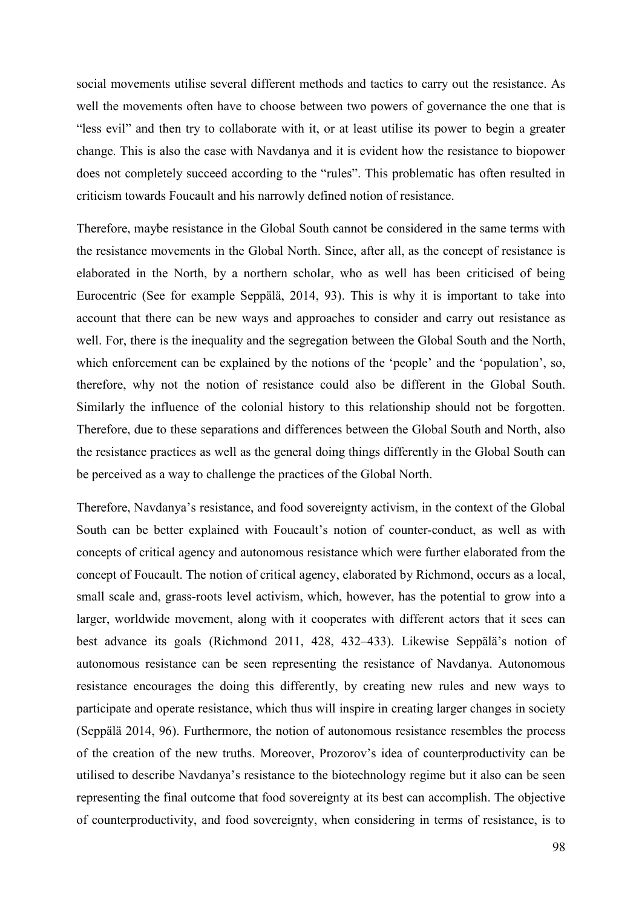social movements utilise several different methods and tactics to carry out the resistance. As well the movements often have to choose between two powers of governance the one that is "less evil" and then try to collaborate with it, or at least utilise its power to begin a greater change. This is also the case with Navdanya and it is evident how the resistance to biopower does not completely succeed according to the "rules". This problematic has often resulted in criticism towards Foucault and his narrowly defined notion of resistance.

Therefore, maybe resistance in the Global South cannot be considered in the same terms with the resistance movements in the Global North. Since, after all, as the concept of resistance is elaborated in the North, by a northern scholar, who as well has been criticised of being Eurocentric (See for example Seppälä, 2014, 93). This is why it is important to take into account that there can be new ways and approaches to consider and carry out resistance as well. For, there is the inequality and the segregation between the Global South and the North, which enforcement can be explained by the notions of the 'people' and the 'population', so, therefore, why not the notion of resistance could also be different in the Global South. Similarly the influence of the colonial history to this relationship should not be forgotten. Therefore, due to these separations and differences between the Global South and North, also the resistance practices as well as the general doing things differently in the Global South can be perceived as a way to challenge the practices of the Global North.

Therefore, Navdanya's resistance, and food sovereignty activism, in the context of the Global South can be better explained with Foucault's notion of counter-conduct, as well as with concepts of critical agency and autonomous resistance which were further elaborated from the concept of Foucault. The notion of critical agency, elaborated by Richmond, occurs as a local, small scale and, grass-roots level activism, which, however, has the potential to grow into a larger, worldwide movement, along with it cooperates with different actors that it sees can best advance its goals (Richmond 2011, 428, 432–433). Likewise Seppälä's notion of autonomous resistance can be seen representing the resistance of Navdanya. Autonomous resistance encourages the doing this differently, by creating new rules and new ways to participate and operate resistance, which thus will inspire in creating larger changes in society (Seppälä 2014, 96). Furthermore, the notion of autonomous resistance resembles the process of the creation of the new truths. Moreover, Prozorov's idea of counterproductivity can be utilised to describe Navdanya's resistance to the biotechnology regime but it also can be seen representing the final outcome that food sovereignty at its best can accomplish. The objective of counterproductivity, and food sovereignty, when considering in terms of resistance, is to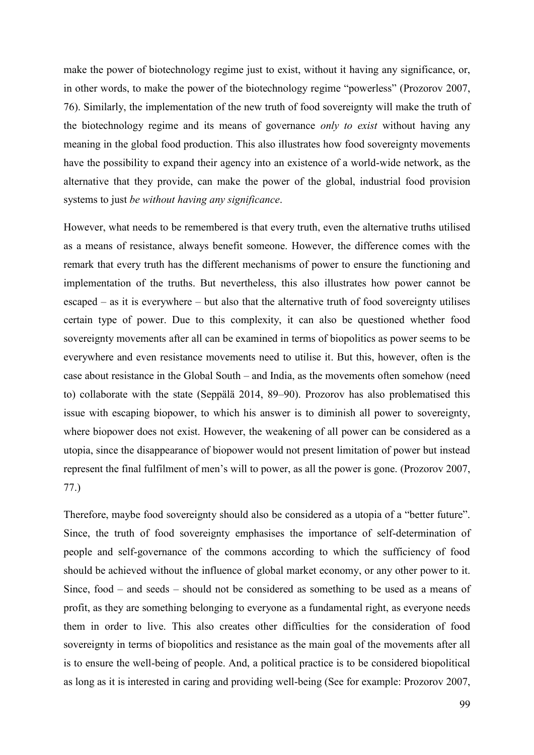make the power of biotechnology regime just to exist, without it having any significance, or, in other words, to make the power of the biotechnology regime "powerless" (Prozorov 2007, 76). Similarly, the implementation of the new truth of food sovereignty will make the truth of the biotechnology regime and its means of governance *only to exist* without having any meaning in the global food production. This also illustrates how food sovereignty movements have the possibility to expand their agency into an existence of a world-wide network, as the alternative that they provide, can make the power of the global, industrial food provision systems to just *be without having any significance*.

However, what needs to be remembered is that every truth, even the alternative truths utilised as a means of resistance, always benefit someone. However, the difference comes with the remark that every truth has the different mechanisms of power to ensure the functioning and implementation of the truths. But nevertheless, this also illustrates how power cannot be escaped – as it is everywhere – but also that the alternative truth of food sovereignty utilises certain type of power. Due to this complexity, it can also be questioned whether food sovereignty movements after all can be examined in terms of biopolitics as power seems to be everywhere and even resistance movements need to utilise it. But this, however, often is the case about resistance in the Global South – and India, as the movements often somehow (need to) collaborate with the state (Seppälä 2014, 89–90). Prozorov has also problematised this issue with escaping biopower, to which his answer is to diminish all power to sovereignty, where biopower does not exist. However, the weakening of all power can be considered as a utopia, since the disappearance of biopower would not present limitation of power but instead represent the final fulfilment of men's will to power, as all the power is gone. (Prozorov 2007, 77.)

Therefore, maybe food sovereignty should also be considered as a utopia of a "better future". Since, the truth of food sovereignty emphasises the importance of self-determination of people and self-governance of the commons according to which the sufficiency of food should be achieved without the influence of global market economy, or any other power to it. Since, food – and seeds – should not be considered as something to be used as a means of profit, as they are something belonging to everyone as a fundamental right, as everyone needs them in order to live. This also creates other difficulties for the consideration of food sovereignty in terms of biopolitics and resistance as the main goal of the movements after all is to ensure the well-being of people. And, a political practice is to be considered biopolitical as long as it is interested in caring and providing well-being (See for example: Prozorov 2007,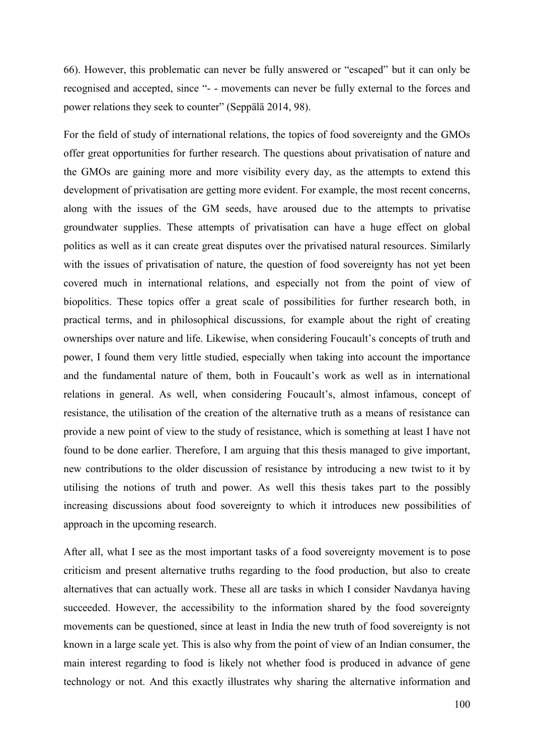66). However, this problematic can never be fully answered or "escaped" but it can only be recognised and accepted, since "- - movements can never be fully external to the forces and power relations they seek to counter" (Seppälä 2014, 98).

For the field of study of international relations, the topics of food sovereignty and the GMOs offer great opportunities for further research. The questions about privatisation of nature and the GMOs are gaining more and more visibility every day, as the attempts to extend this development of privatisation are getting more evident. For example, the most recent concerns, along with the issues of the GM seeds, have aroused due to the attempts to privatise groundwater supplies. These attempts of privatisation can have a huge effect on global politics as well as it can create great disputes over the privatised natural resources. Similarly with the issues of privatisation of nature, the question of food sovereignty has not yet been covered much in international relations, and especially not from the point of view of biopolitics. These topics offer a great scale of possibilities for further research both, in practical terms, and in philosophical discussions, for example about the right of creating ownerships over nature and life. Likewise, when considering Foucault's concepts of truth and power, I found them very little studied, especially when taking into account the importance and the fundamental nature of them, both in Foucault's work as well as in international relations in general. As well, when considering Foucault's, almost infamous, concept of resistance, the utilisation of the creation of the alternative truth as a means of resistance can provide a new point of view to the study of resistance, which is something at least I have not found to be done earlier. Therefore, I am arguing that this thesis managed to give important, new contributions to the older discussion of resistance by introducing a new twist to it by utilising the notions of truth and power. As well this thesis takes part to the possibly increasing discussions about food sovereignty to which it introduces new possibilities of approach in the upcoming research.

After all, what I see as the most important tasks of a food sovereignty movement is to pose criticism and present alternative truths regarding to the food production, but also to create alternatives that can actually work. These all are tasks in which I consider Navdanya having succeeded. However, the accessibility to the information shared by the food sovereignty movements can be questioned, since at least in India the new truth of food sovereignty is not known in a large scale yet. This is also why from the point of view of an Indian consumer, the main interest regarding to food is likely not whether food is produced in advance of gene technology or not. And this exactly illustrates why sharing the alternative information and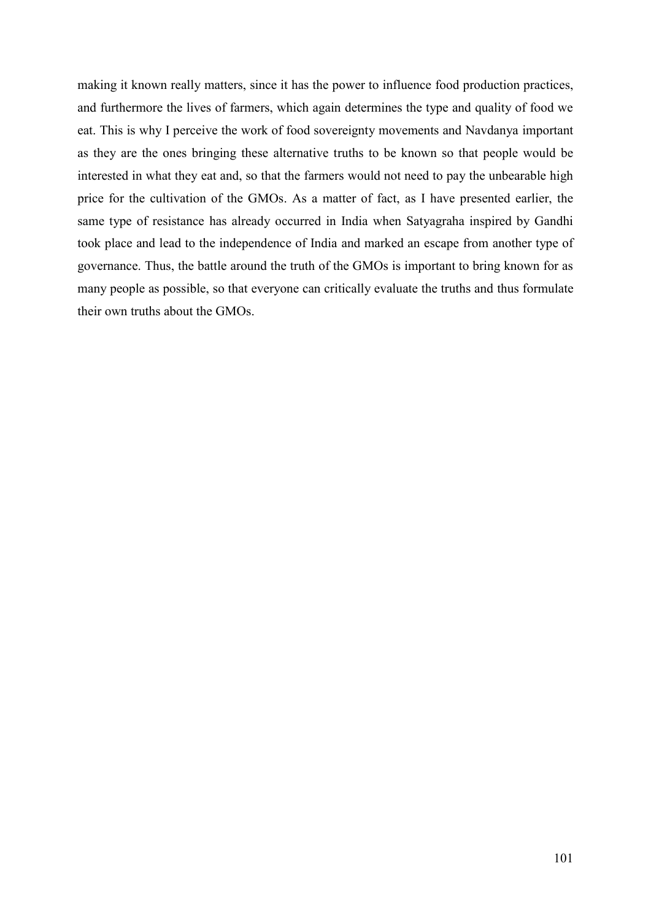making it known really matters, since it has the power to influence food production practices, and furthermore the lives of farmers, which again determines the type and quality of food we eat. This is why I perceive the work of food sovereignty movements and Navdanya important as they are the ones bringing these alternative truths to be known so that people would be interested in what they eat and, so that the farmers would not need to pay the unbearable high price for the cultivation of the GMOs. As a matter of fact, as I have presented earlier, the same type of resistance has already occurred in India when Satyagraha inspired by Gandhi took place and lead to the independence of India and marked an escape from another type of governance. Thus, the battle around the truth of the GMOs is important to bring known for as many people as possible, so that everyone can critically evaluate the truths and thus formulate their own truths about the GMOs.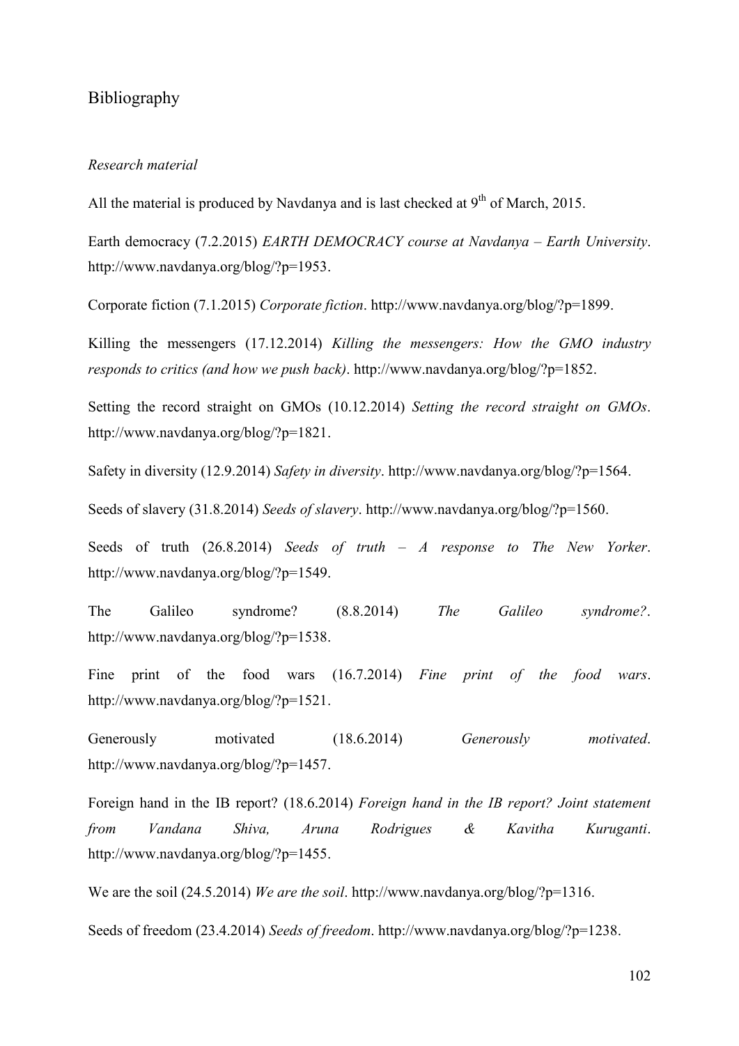# Bibliography

*Research material*

All the material is produced by Navdanya and is last checked at 9th of March, 2015.

Earth democracy (7.2.2015) *EARTH DEMOCRACY course at Navdanya – Earth University*. http://www.navdanya.org/blog/?p=1953.

Corporate fiction (7.1.2015) *Corporate fiction*. http://www.navdanya.org/blog/?p=1899.

Killing the messengers (17.12.2014) *Killing the messengers: How the GMO industry responds to critics (and how we push back)*. http://www.navdanya.org/blog/?p=1852.

Setting the record straight on GMOs (10.12.2014) *Setting the record straight on GMOs*. http://www.navdanya.org/blog/?p=1821.

Safety in diversity (12.9.2014) *Safety in diversity*. http://www.navdanya.org/blog/?p=1564.

Seeds of slavery (31.8.2014) *Seeds of slavery*. http://www.navdanya.org/blog/?p=1560.

Seeds of truth (26.8.2014) *Seeds of truth – A response to The New Yorker*. http://www.navdanya.org/blog/?p=1549.

The Galileo syndrome? (8.8.2014) *The Galileo syndrome?*. http://www.navdanya.org/blog/?p=1538.

Fine print of the food wars (16.7.2014) *Fine print of the food wars*. http://www.navdanya.org/blog/?p=1521.

Generously motivated (18.6.2014) *Generously motivated*. http://www.navdanya.org/blog/?p=1457.

Foreign hand in the IB report? (18.6.2014) *Foreign hand in the IB report? Joint statement from Vandana Shiva, Aruna Rodrigues & Kavitha Kuruganti*. http://www.navdanya.org/blog/?p=1455.

We are the soil (24.5.2014) *We are the soil*. http://www.navdanya.org/blog/?p=1316.

Seeds of freedom (23.4.2014) *Seeds of freedom*. http://www.navdanya.org/blog/?p=1238.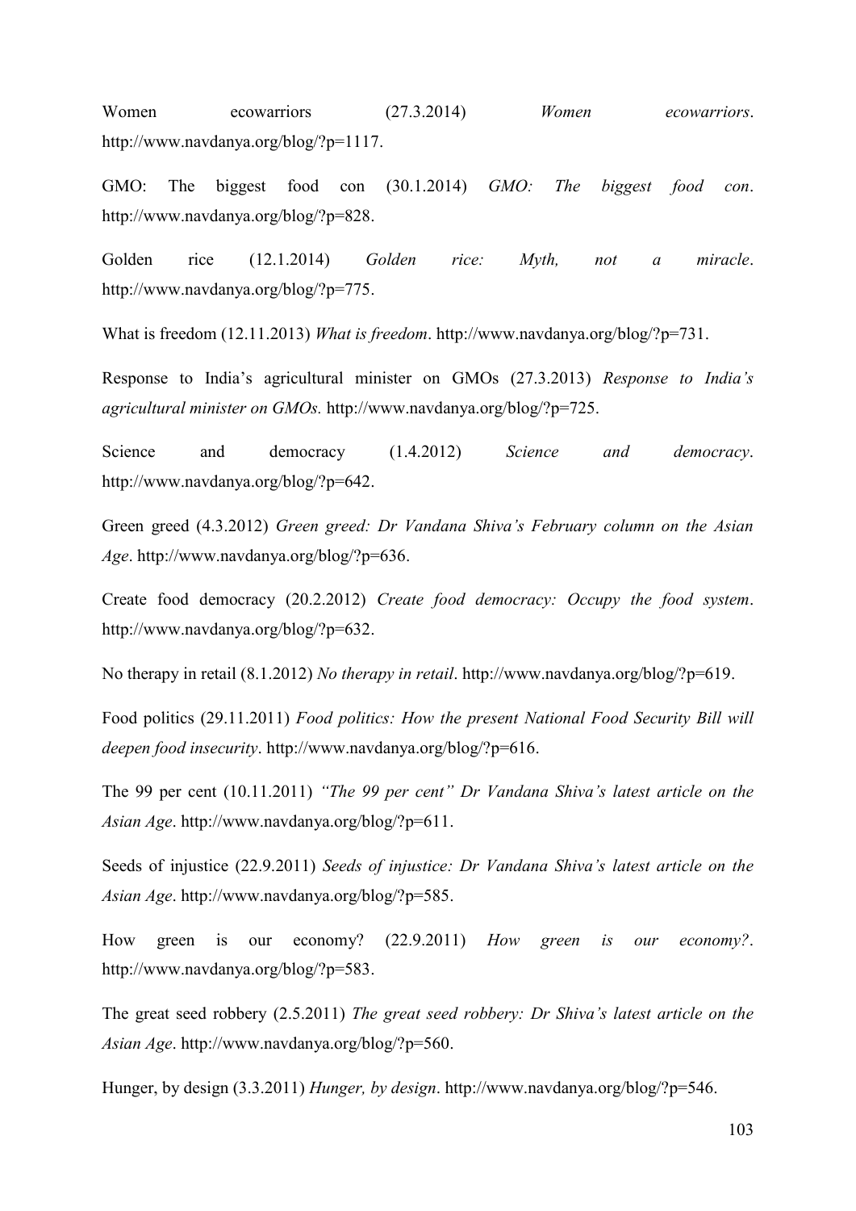Women ecowarriors (27.3.2014) *Women ecowarriors*. http://www.navdanya.org/blog/?p=1117.

GMO: The biggest food con (30.1.2014) *GMO: The biggest food con*. http://www.navdanya.org/blog/?p=828.

Golden rice (12.1.2014) *Golden rice: Myth, not a miracle*. http://www.navdanya.org/blog/?p=775.

What is freedom (12.11.2013) *What is freedom*. http://www.navdanya.org/blog/?p=731.

Response to India's agricultural minister on GMOs (27.3.2013) *Response to India's agricultural minister on GMOs.* http://www.navdanya.org/blog/?p=725.

Science and democracy (1.4.2012) *Science and democracy*. http://www.navdanya.org/blog/?p=642.

Green greed (4.3.2012) *Green greed: Dr Vandana Shiva's February column on the Asian Age*. http://www.navdanya.org/blog/?p=636.

Create food democracy (20.2.2012) *Create food democracy: Occupy the food system*. http://www.navdanya.org/blog/?p=632.

No therapy in retail (8.1.2012) *No therapy in retail*. http://www.navdanya.org/blog/?p=619.

Food politics (29.11.2011) *Food politics: How the present National Food Security Bill will deepen food insecurity*. http://www.navdanya.org/blog/?p=616.

The 99 per cent (10.11.2011) *"The 99 per cent" Dr Vandana Shiva's latest article on the Asian Age*. http://www.navdanya.org/blog/?p=611.

Seeds of injustice (22.9.2011) *Seeds of injustice: Dr Vandana Shiva's latest article on the Asian Age*. http://www.navdanya.org/blog/?p=585.

How green is our economy? (22.9.2011) *How green is our economy?*. http://www.navdanya.org/blog/?p=583.

The great seed robbery (2.5.2011) *The great seed robbery: Dr Shiva's latest article on the Asian Age*. http://www.navdanya.org/blog/?p=560.

Hunger, by design (3.3.2011) *Hunger, by design*. http://www.navdanya.org/blog/?p=546.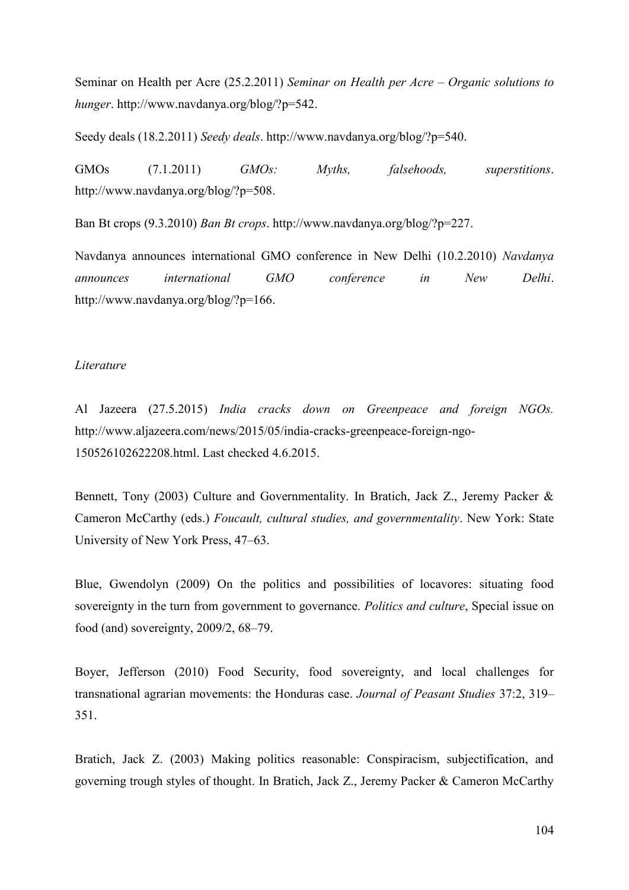Seminar on Health per Acre (25.2.2011) *Seminar on Health per Acre – Organic solutions to hunger*. http://www.navdanya.org/blog/?p=542.

Seedy deals (18.2.2011) *Seedy deals*. http://www.navdanya.org/blog/?p=540.

GMOs (7.1.2011) *GMOs: Myths, falsehoods, superstitions*. http://www.navdanya.org/blog/?p=508.

Ban Bt crops (9.3.2010) *Ban Bt crops*. http://www.navdanya.org/blog/?p=227.

Navdanya announces international GMO conference in New Delhi (10.2.2010) *Navdanya announces international GMO conference in New Delhi*. http://www.navdanya.org/blog/?p=166.

*Literature*

Al Jazeera (27.5.2015) *India cracks down on Greenpeace and foreign NGOs.* http://www.aljazeera.com/news/2015/05/india-cracks-greenpeace-foreign-ngo-150526102622208.html. Last checked 4.6.2015.

Bennett, Tony (2003) Culture and Governmentality. In Bratich, Jack Z., Jeremy Packer & Cameron McCarthy (eds.) *Foucault, cultural studies, and governmentality*. New York: State University of New York Press, 47–63.

Blue, Gwendolyn (2009) On the politics and possibilities of locavores: situating food sovereignty in the turn from government to governance. *Politics and culture*, Special issue on food (and) sovereignty, 2009/2, 68–79.

Boyer, Jefferson (2010) Food Security, food sovereignty, and local challenges for transnational agrarian movements: the Honduras case. *Journal of Peasant Studies* 37:2, 319–351.

Bratich, Jack Z. (2003) Making politics reasonable: Conspiracism, subjectification, and governing trough styles of thought. In Bratich, Jack Z., Jeremy Packer & Cameron McCarthy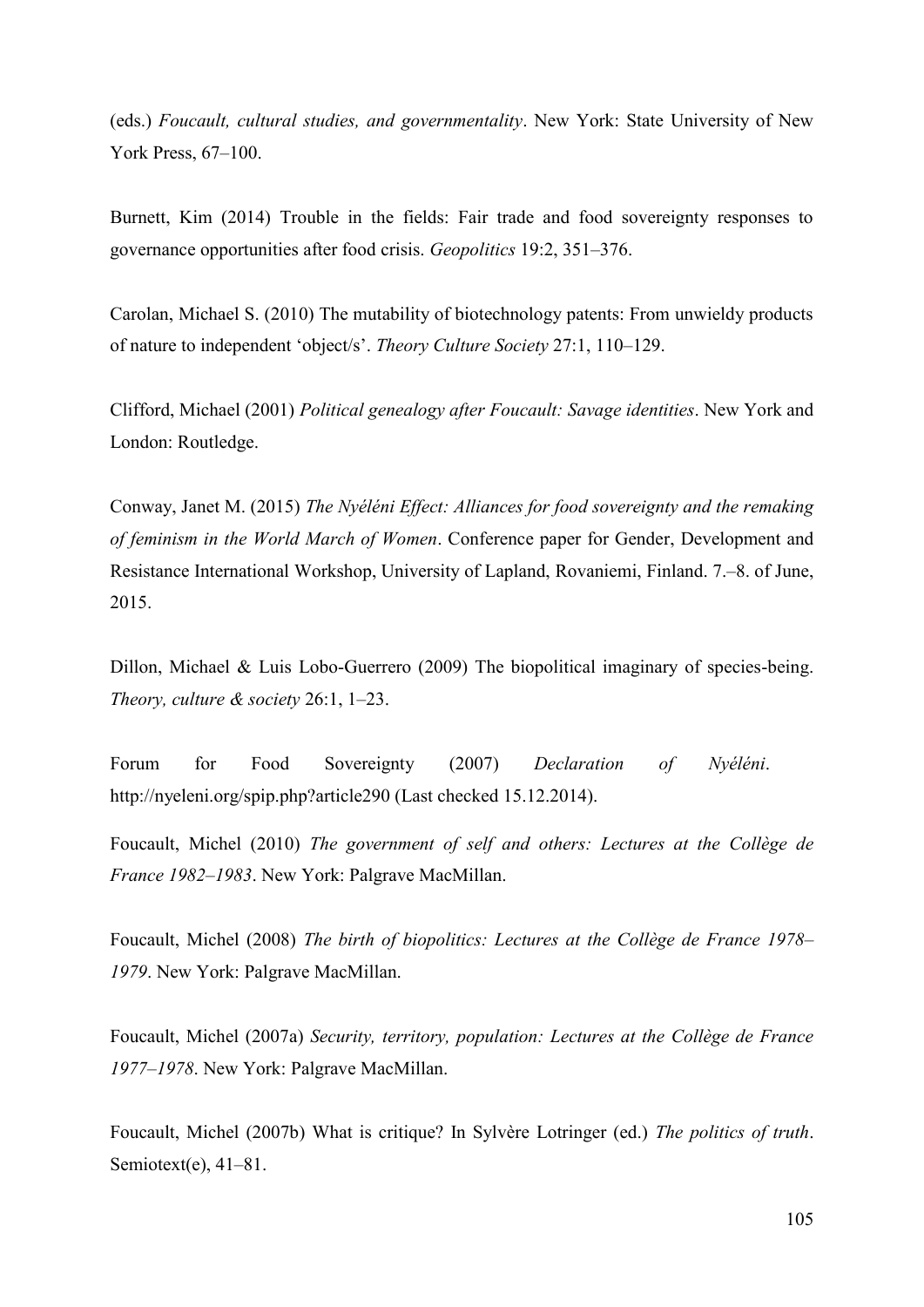(eds.) *Foucault, cultural studies, and governmentality*. New York: State University of New York Press, 67–100.

Burnett, Kim (2014) Trouble in the fields: Fair trade and food sovereignty responses to governance opportunities after food crisis. *Geopolitics* 19:2, 351–376.

Carolan, Michael S. (2010) The mutability of biotechnology patents: From unwieldy products of nature to independent 'object/s'. *Theory Culture Society* 27:1, 110–129.

Clifford, Michael (2001) *Political genealogy after Foucault: Savage identities*. New York and London: Routledge.

Conway, Janet M. (2015) *The Nyéléni Effect: Alliances for food sovereignty and the remaking of feminism in the World March of Women*. Conference paper for Gender, Development and Resistance International Workshop, University of Lapland, Rovaniemi, Finland. 7.–8. of June, 2015.

Dillon, Michael & Luis Lobo-Guerrero (2009) The biopolitical imaginary of species-being. *Theory, culture & society* 26:1, 1–23.

Forum for Food Sovereignty (2007) *Declaration of Nyéléni*. http://nyeleni.org/spip.php?article290 (Last checked 15.12.2014).

Foucault, Michel (2010) *The government of self and others: Lectures at the Collège de France 1982–1983*. New York: Palgrave MacMillan.

Foucault, Michel (2008) *The birth of biopolitics: Lectures at the Collège de France 1978–1979*. New York: Palgrave MacMillan.

Foucault, Michel (2007a) *Security, territory, population: Lectures at the Collège de France 1977–1978*. New York: Palgrave MacMillan.

Foucault, Michel (2007b) What is critique? In Sylvère Lotringer (ed.) *The politics of truth*. Semiotext(e), 41–81.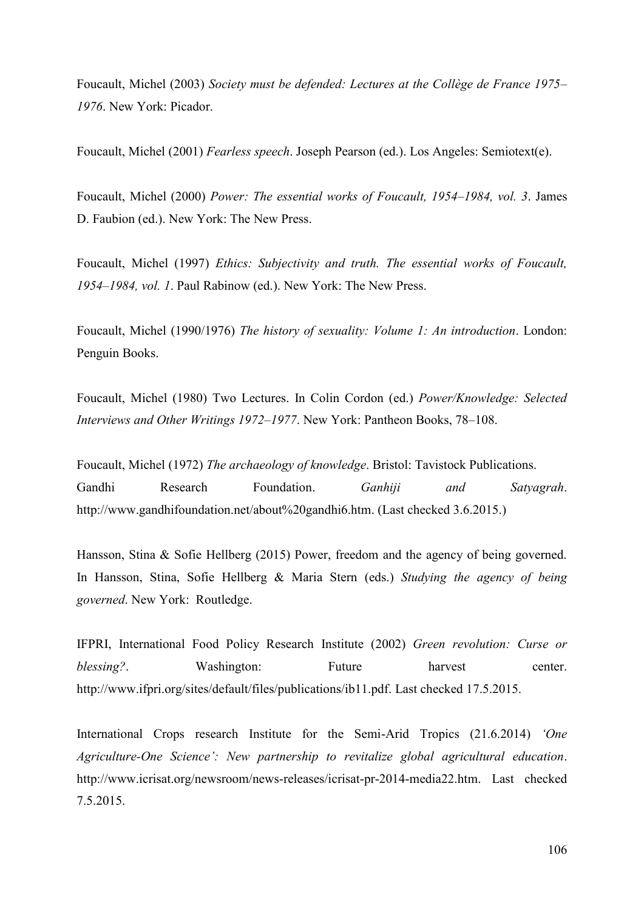Foucault, Michel (2003) *Society must be defended: Lectures at the Collège de France 1975–1976*. New York: Picador.

Foucault, Michel (2001) *Fearless speech*. Joseph Pearson (ed.). Los Angeles: Semiotext(e).

Foucault, Michel (2000) *Power: The essential works of Foucault, 1954–1984, vol. 3*. James D. Faubion (ed.). New York: The New Press.

Foucault, Michel (1997) *Ethics: Subjectivity and truth. The essential works of Foucault, 1954–1984, vol. 1*. Paul Rabinow (ed.). New York: The New Press.

Foucault, Michel (1990/1976) *The history of sexuality: Volume 1: An introduction*. London: Penguin Books.

Foucault, Michel (1980) Two Lectures. In Colin Cordon (ed.) *Power/Knowledge: Selected Interviews and Other Writings 1972–1977*. New York: Pantheon Books, 78–108.

Foucault, Michel (1972) *The archaeology of knowledge*. Bristol: Tavistock Publications.

Gandhi Research Foundation. *Ganhiji and Satyagrah*. http://www.gandhifoundation.net/about%20gandhi6.htm. (Last checked 3.6.2015.)

Hansson, Stina & Sofie Hellberg (2015) Power, freedom and the agency of being governed. In Hansson, Stina, Sofie Hellberg & Maria Stern (eds.) *Studying the agency of being governed*. New York: Routledge.

IFPRI, International Food Policy Research Institute (2002) *Green revolution: Curse or blessing?*. Washington: Future harvest center. http://www.ifpri.org/sites/default/files/publications/ib11.pdf. Last checked 17.5.2015.

International Crops research Institute for the Semi-Arid Tropics (21.6.2014) *'One Agriculture-One Science': New partnership to revitalize global agricultural education*. http://www.icrisat.org/newsroom/news-releases/icrisat-pr-2014-media22.htm. Last checked 7.5.2015.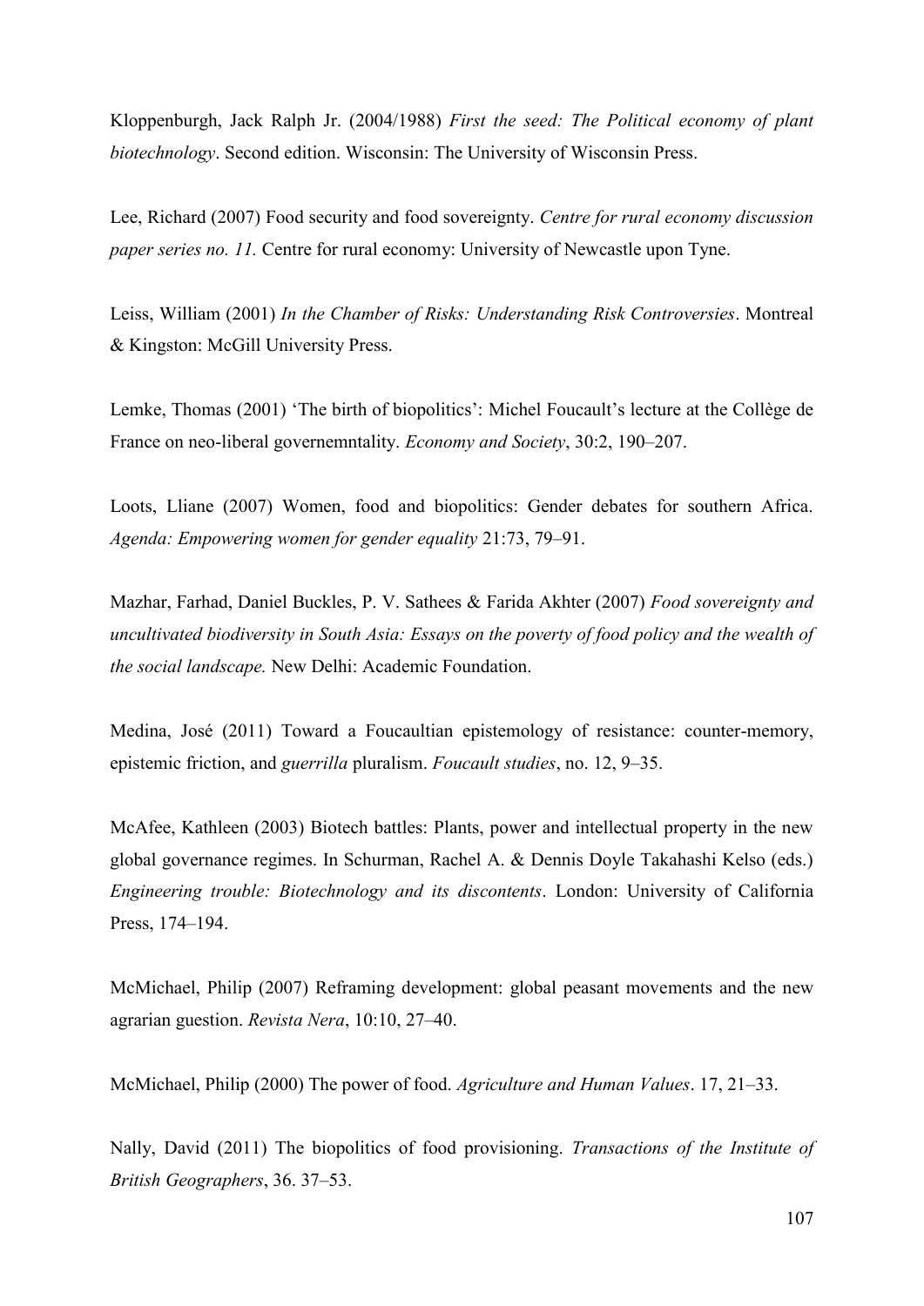Kloppenburgh, Jack Ralph Jr. (2004/1988) *First the seed: The Political economy of plant biotechnology*. Second edition. Wisconsin: The University of Wisconsin Press.

Lee, Richard (2007) Food security and food sovereignty. *Centre for rural economy discussion paper series no. 11.* Centre for rural economy: University of Newcastle upon Tyne.

Leiss, William (2001) *In the Chamber of Risks: Understanding Risk Controversies*. Montreal & Kingston: McGill University Press.

Lemke, Thomas (2001) 'The birth of biopolitics': Michel Foucault's lecture at the Collège de France on neo-liberal governemntality. *Economy and Society*, 30:2, 190–207.

Loots, Lliane (2007) Women, food and biopolitics: Gender debates for southern Africa. *Agenda: Empowering women for gender equality* 21:73, 79–91.

Mazhar, Farhad, Daniel Buckles, P. V. Sathees & Farida Akhter (2007) *Food sovereignty and uncultivated biodiversity in South Asia: Essays on the poverty of food policy and the wealth of the social landscape.* New Delhi: Academic Foundation.

Medina, José (2011) Toward a Foucaultian epistemology of resistance: counter-memory, epistemic friction, and *guerrilla* pluralism. *Foucault studies*, no. 12, 9–35.

McAfee, Kathleen (2003) Biotech battles: Plants, power and intellectual property in the new global governance regimes. In Schurman, Rachel A. & Dennis Doyle Takahashi Kelso (eds.) *Engineering trouble: Biotechnology and its discontents*. London: University of California Press, 174–194.

McMichael, Philip (2007) Reframing development: global peasant movements and the new agrarian guestion. *Revista Nera*, 10:10, 27–40.

McMichael, Philip (2000) The power of food. *Agriculture and Human Values*. 17, 21–33.

Nally, David (2011) The biopolitics of food provisioning. *Transactions of the Institute of British Geographers*, 36. 37–53.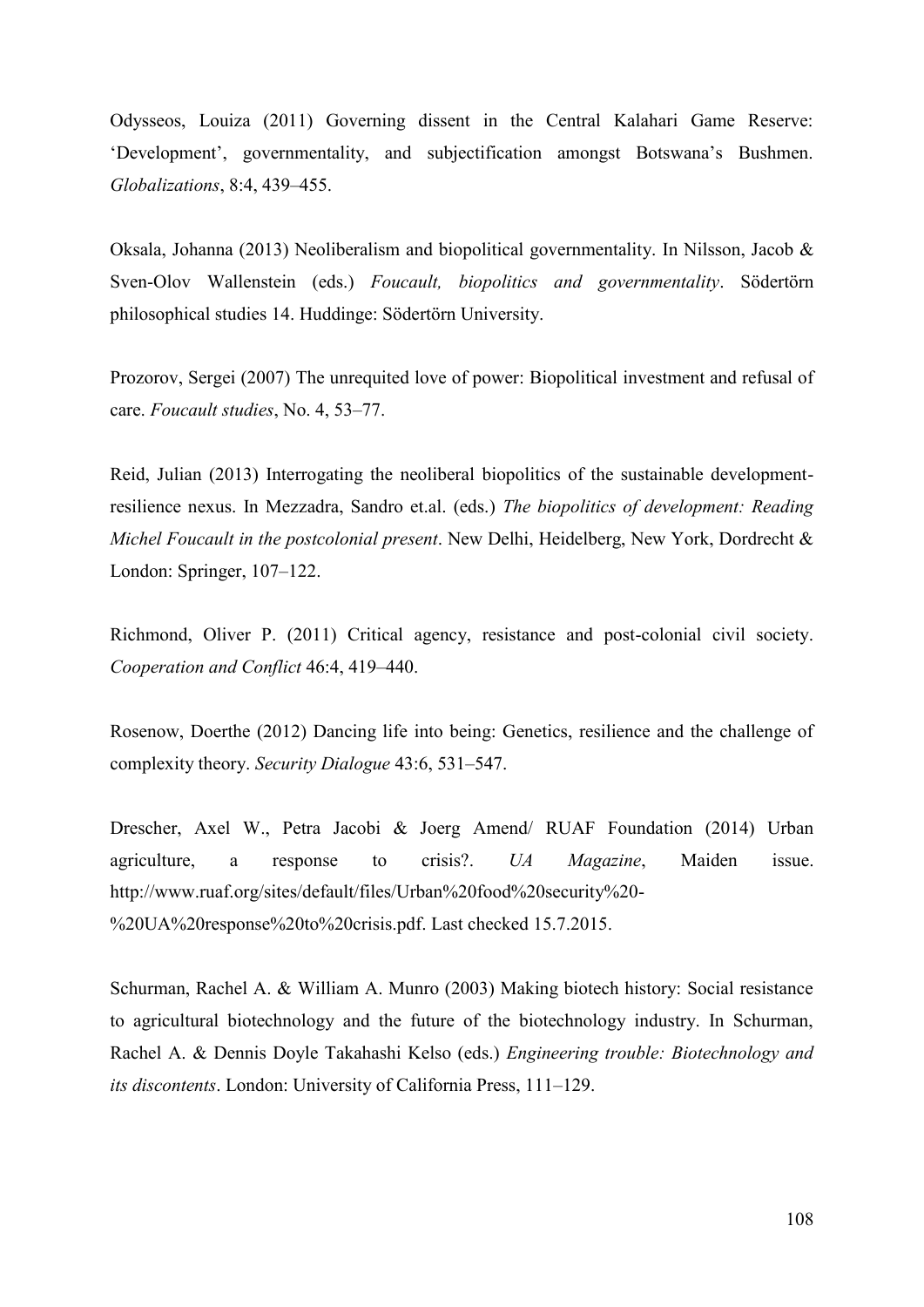Odysseos, Louiza (2011) Governing dissent in the Central Kalahari Game Reserve: 'Development', governmentality, and subjectification amongst Botswana's Bushmen. *Globalizations*, 8:4, 439–455.

Oksala, Johanna (2013) Neoliberalism and biopolitical governmentality. In Nilsson, Jacob & Sven-Olov Wallenstein (eds.) *Foucault, biopolitics and governmentality*. Södertörn philosophical studies 14. Huddinge: Södertörn University.

Prozorov, Sergei (2007) The unrequited love of power: Biopolitical investment and refusal of care. *Foucault studies*, No. 4, 53–77.

Reid, Julian (2013) Interrogating the neoliberal biopolitics of the sustainable development-resilience nexus. In Mezzadra, Sandro et.al. (eds.) *The biopolitics of development: Reading Michel Foucault in the postcolonial present*. New Delhi, Heidelberg, New York, Dordrecht & London: Springer, 107–122.

Richmond, Oliver P. (2011) Critical agency, resistance and post-colonial civil society. *Cooperation and Conflict* 46:4, 419–440.

Rosenow, Doerthe (2012) Dancing life into being: Genetics, resilience and the challenge of complexity theory. *Security Dialogue* 43:6, 531–547.

Drescher, Axel W., Petra Jacobi & Joerg Amend/ RUAF Foundation (2014) Urban agriculture, a response to crisis?. *UA Magazine*, Maiden issue. http://www.ruaf.org/sites/default/files/Urban%20food%20security%20-%20UA%20response%20to%20crisis.pdf. Last checked 15.7.2015.

Schurman, Rachel A. & William A. Munro (2003) Making biotech history: Social resistance to agricultural biotechnology and the future of the biotechnology industry. In Schurman, Rachel A. & Dennis Doyle Takahashi Kelso (eds.) *Engineering trouble: Biotechnology and its discontents*. London: University of California Press, 111–129.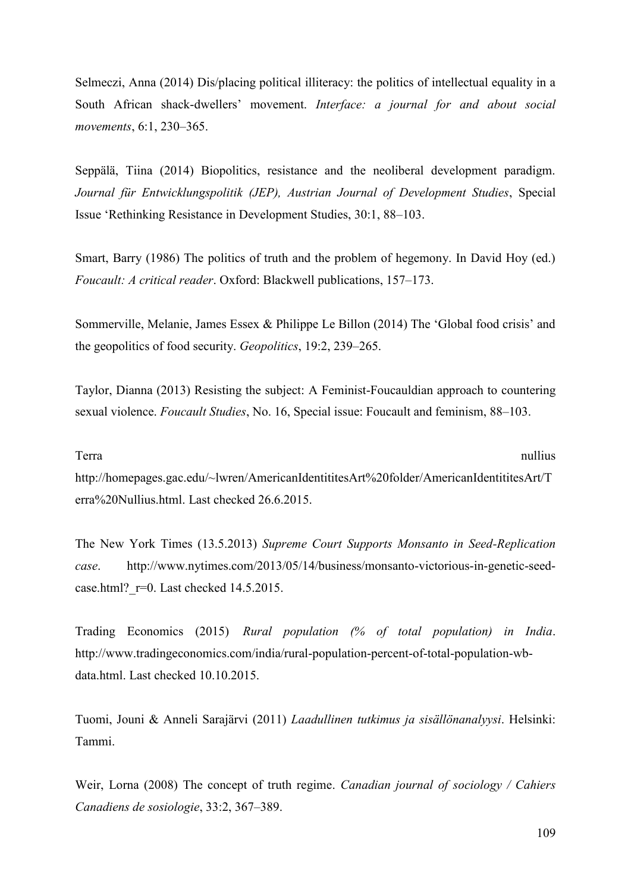Selmeczi, Anna (2014) Dis/placing political illiteracy: the politics of intellectual equality in a South African shack-dwellers' movement. *Interface: a journal for and about social movements*, 6:1, 230–365.

Seppälä, Tiina (2014) Biopolitics, resistance and the neoliberal development paradigm. *Journal für Entwicklungspolitik (JEP), Austrian Journal of Development Studies*, Special Issue 'Rethinking Resistance in Development Studies, 30:1, 88–103.

Smart, Barry (1986) The politics of truth and the problem of hegemony. In David Hoy (ed.) *Foucault: A critical reader*. Oxford: Blackwell publications, 157–173.

Sommerville, Melanie, James Essex & Philippe Le Billon (2014) The 'Global food crisis' and the geopolitics of food security. *Geopolitics*, 19:2, 239–265.

Taylor, Dianna (2013) Resisting the subject: A Feminist-Foucauldian approach to countering sexual violence. *Foucault Studies*, No. 16, Special issue: Foucault and feminism, 88–103.

Terra nullius http://homepages.gac.edu/~lwren/AmericanIdentititesArt%20folder/AmericanIdentititesArt/Terra%20Nullius.html. Last checked 26.6.2015.

The New York Times (13.5.2013) *Supreme Court Supports Monsanto in Seed-Replication case*. http://www.nytimes.com/2013/05/14/business/monsanto-victorious-in-genetic-seed-case.html?_r=0. Last checked 14.5.2015.

Trading Economics (2015) *Rural population (% of total population) in India*. http://www.tradingeconomics.com/india/rural-population-percent-of-total-population-wb-data.html. Last checked 10.10.2015.

Tuomi, Jouni & Anneli Sarajärvi (2011) *Laadullinen tutkimus ja sisällönanalyysi*. Helsinki: Tammi.

Weir, Lorna (2008) The concept of truth regime. *Canadian journal of sociology / Cahiers Canadiens de sosiologie*, 33:2, 367–389.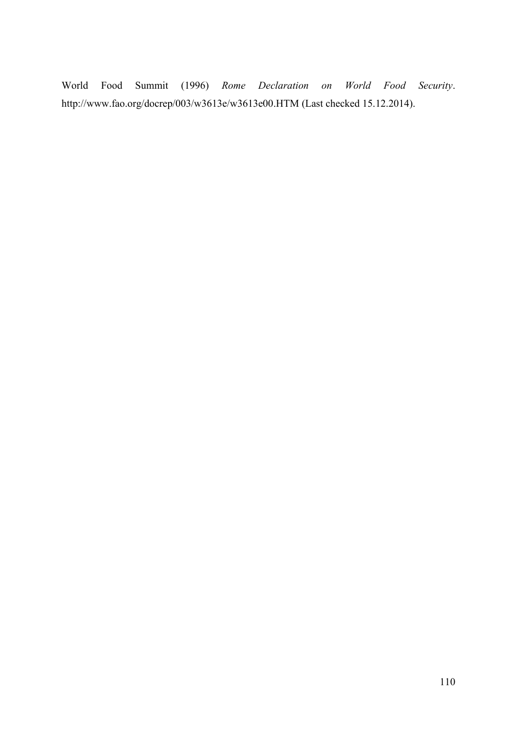World Food Summit (1996) *Rome Declaration on World Food Security*. http://www.fao.org/docrep/003/w3613e/w3613e00.HTM (Last checked 15.12.2014).